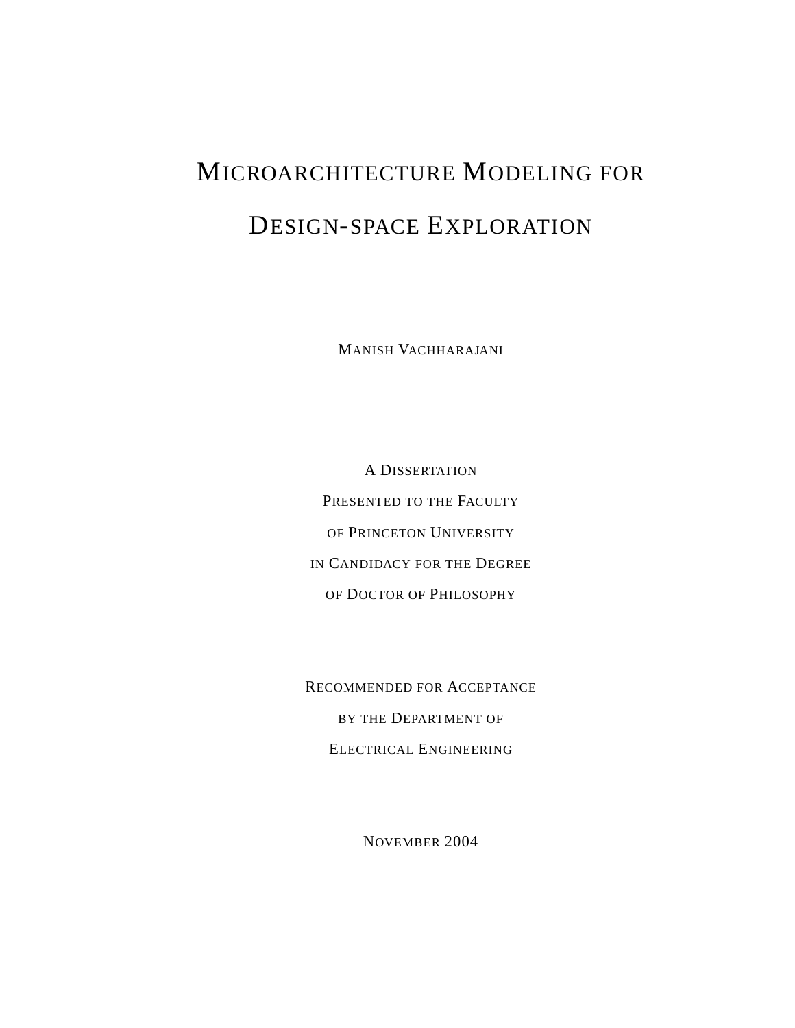# Microarchitecture Modeling for Design-space Exploration

Manish Vachharajani

A Dissertation
Presented to the Faculty
of Princeton University
in Candidacy for the Degree
of Doctor of Philosophy

Recommended for Acceptance
by the Department of
Electrical Engineering

November 2004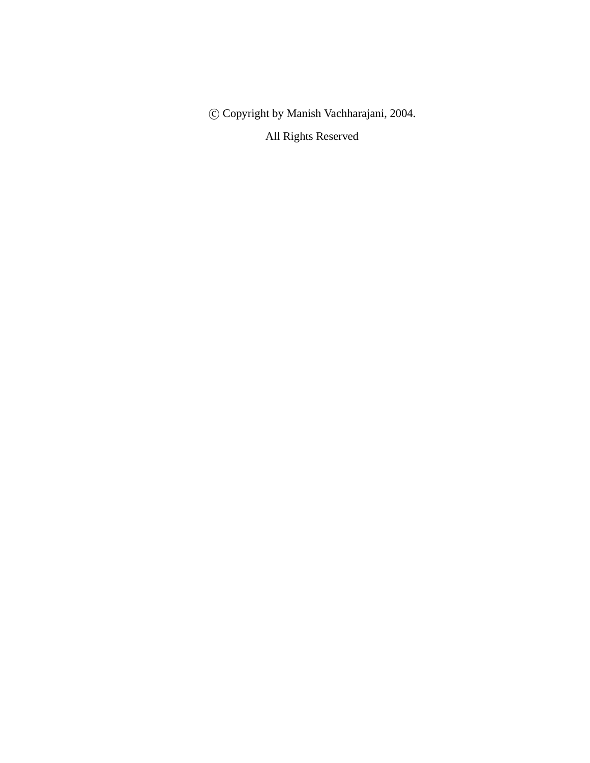© Copyright by Manish Vachharajani, 2004.

All Rights Reserved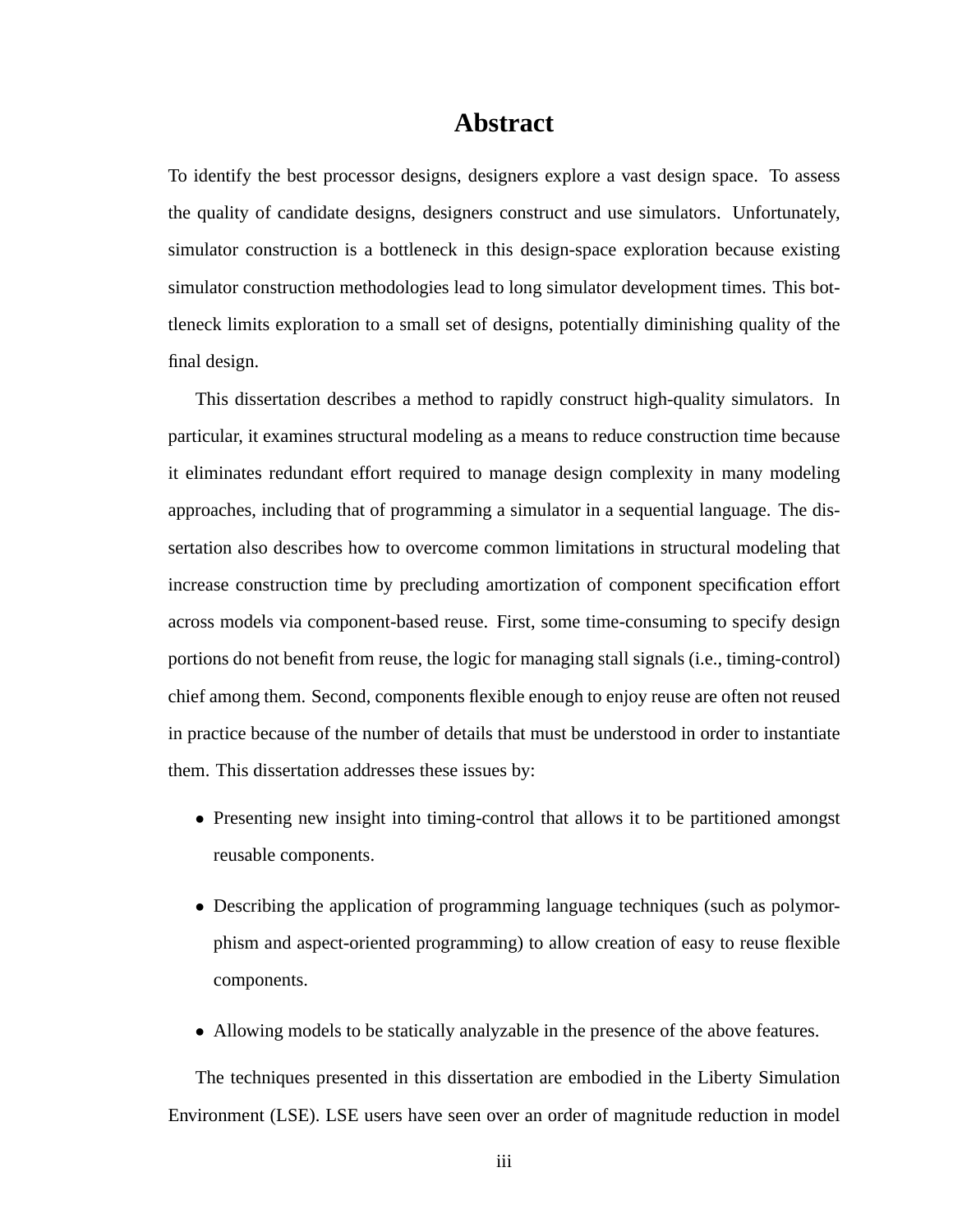# Abstract

To identify the best processor designs, designers explore a vast design space. To assess the quality of candidate designs, designers construct and use simulators. Unfortunately, simulator construction is a bottleneck in this design-space exploration because existing simulator construction methodologies lead to long simulator development times. This bottleneck limits exploration to a small set of designs, potentially diminishing quality of the final design.

This dissertation describes a method to rapidly construct high-quality simulators. In particular, it examines structural modeling as a means to reduce construction time because it eliminates redundant effort required to manage design complexity in many modeling approaches, including that of programming a simulator in a sequential language. The dissertation also describes how to overcome common limitations in structural modeling that increase construction time by precluding amortization of component specification effort across models via component-based reuse. First, some time-consuming to specify design portions do not benefit from reuse, the logic for managing stall signals (i.e., timing-control) chief among them. Second, components flexible enough to enjoy reuse are often not reused in practice because of the number of details that must be understood in order to instantiate them. This dissertation addresses these issues by:

- Presenting new insight into timing-control that allows it to be partitioned amongst reusable components.
- Describing the application of programming language techniques (such as polymorphism and aspect-oriented programming) to allow creation of easy to reuse flexible components.
- Allowing models to be statically analyzable in the presence of the above features.

The techniques presented in this dissertation are embodied in the Liberty Simulation Environment (LSE). LSE users have seen over an order of magnitude reduction in model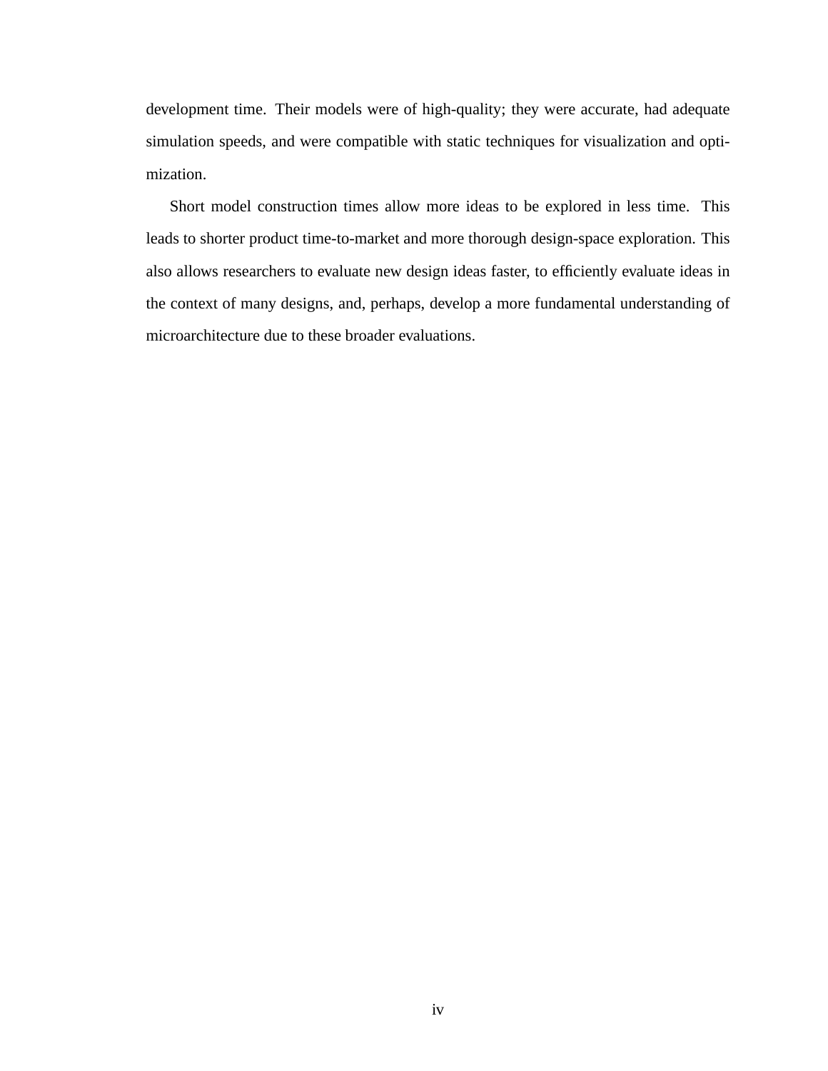development time. Their models were of high-quality; they were accurate, had adequate simulation speeds, and were compatible with static techniques for visualization and optimization.

Short model construction times allow more ideas to be explored in less time. This leads to shorter product time-to-market and more thorough design-space exploration. This also allows researchers to evaluate new design ideas faster, to efficiently evaluate ideas in the context of many designs, and, perhaps, develop a more fundamental understanding of microarchitecture due to these broader evaluations.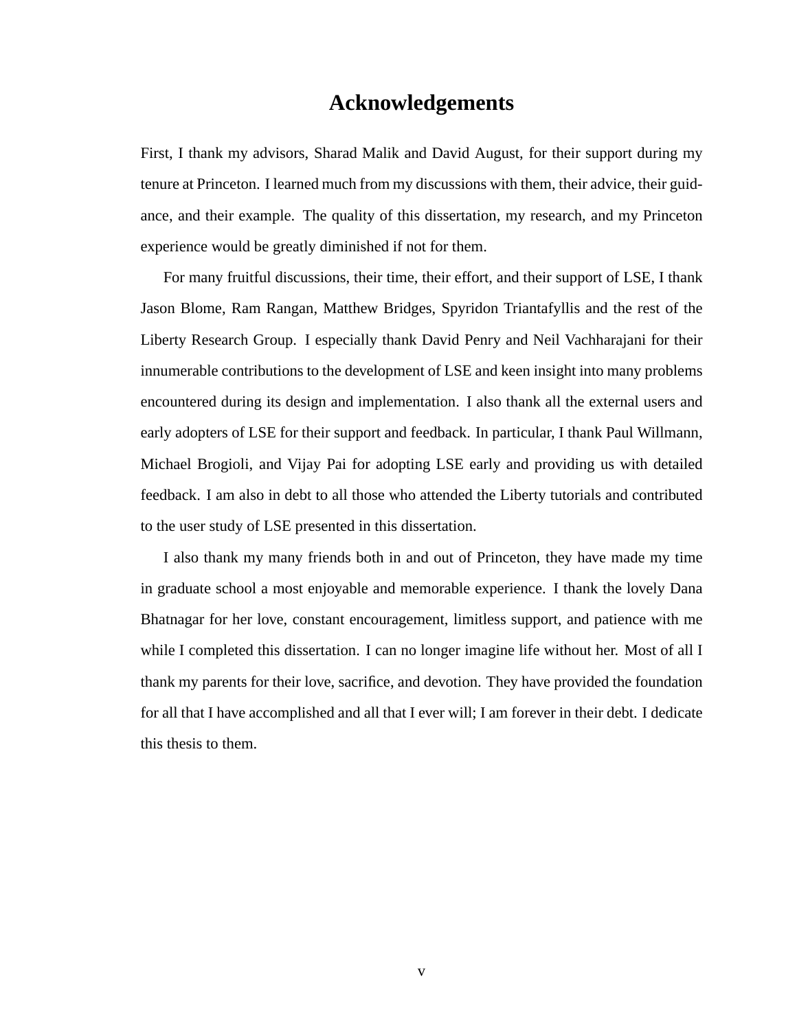# Acknowledgements

First, I thank my advisors, Sharad Malik and David August, for their support during my tenure at Princeton. I learned much from my discussions with them, their advice, their guidance, and their example. The quality of this dissertation, my research, and my Princeton experience would be greatly diminished if not for them.

For many fruitful discussions, their time, their effort, and their support of LSE, I thank Jason Blome, Ram Rangan, Matthew Bridges, Spyridon Triantafyllis and the rest of the Liberty Research Group. I especially thank David Penry and Neil Vachharajani for their innumerable contributions to the development of LSE and keen insight into many problems encountered during its design and implementation. I also thank all the external users and early adopters of LSE for their support and feedback. In particular, I thank Paul Willmann, Michael Brogioli, and Vijay Pai for adopting LSE early and providing us with detailed feedback. I am also in debt to all those who attended the Liberty tutorials and contributed to the user study of LSE presented in this dissertation.

I also thank my many friends both in and out of Princeton, they have made my time in graduate school a most enjoyable and memorable experience. I thank the lovely Dana Bhatnagar for her love, constant encouragement, limitless support, and patience with me while I completed this dissertation. I can no longer imagine life without her. Most of all I thank my parents for their love, sacrifice, and devotion. They have provided the foundation for all that I have accomplished and all that I ever will; I am forever in their debt. I dedicate this thesis to them.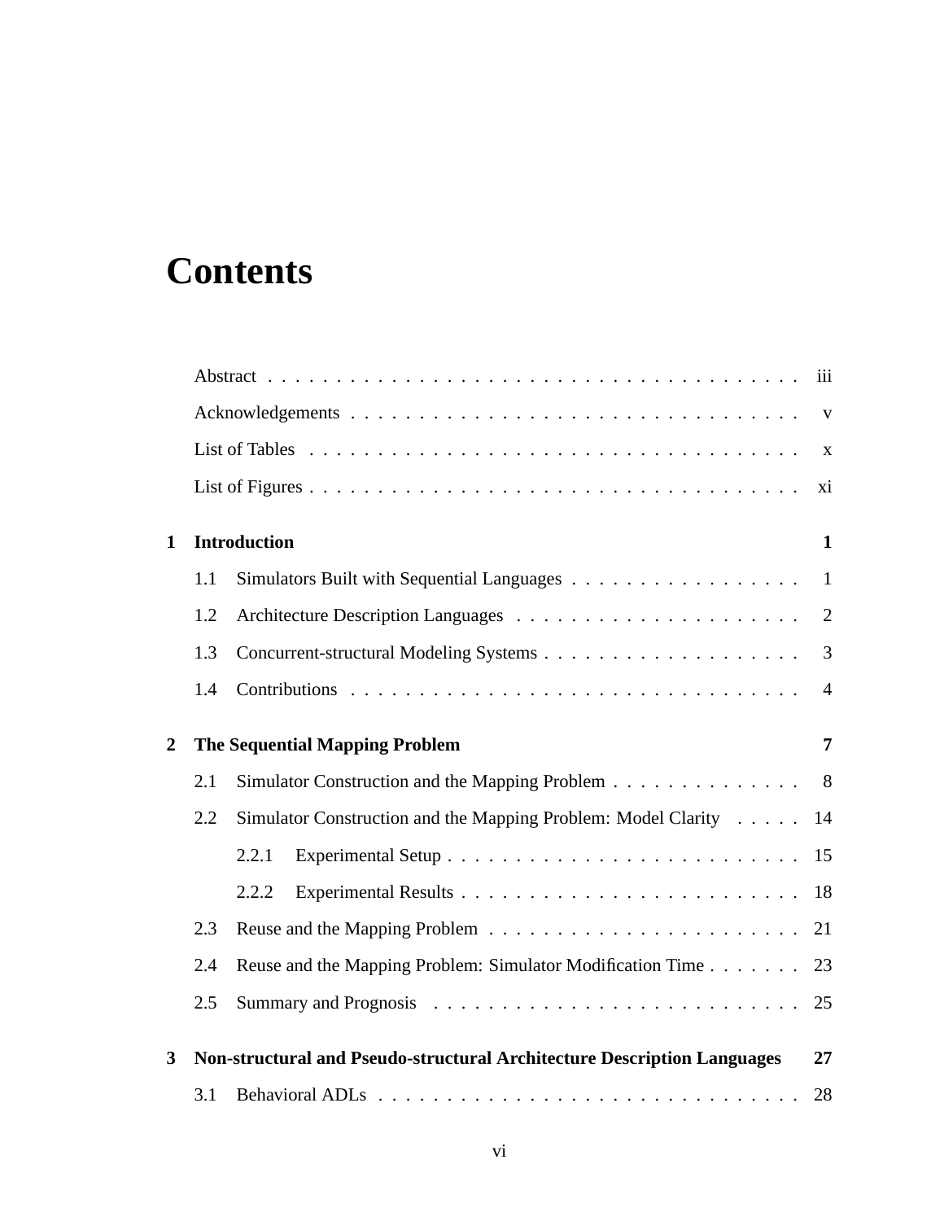# Contents

Abstract . . . . . . . . . . . . . . . . . . . . . . . . . . . . . . . . . . . . . . . iii

Acknowledgements . . . . . . . . . . . . . . . . . . . . . . . . . . . . . . . . . v

List of Tables . . . . . . . . . . . . . . . . . . . . . . . . . . . . . . . . . . . . . x

List of Figures . . . . . . . . . . . . . . . . . . . . . . . . . . . . . . . . . . . . xi

**1 Introduction** **1**

1.1 Simulators Built with Sequential Languages . . . . . . . . . . . . . . . . . 1

1.2 Architecture Description Languages . . . . . . . . . . . . . . . . . . . . 2

1.3 Concurrent-structural Modeling Systems . . . . . . . . . . . . . . . . . . . 3

1.4 Contributions . . . . . . . . . . . . . . . . . . . . . . . . . . . . . . . . . 4

**2 The Sequential Mapping Problem** **7**

2.1 Simulator Construction and the Mapping Problem . . . . . . . . . . . . . . 8

2.2 Simulator Construction and the Mapping Problem: Model Clarity . . . . . 14

2.2.1 Experimental Setup . . . . . . . . . . . . . . . . . . . . . . . . . 15

2.2.2 Experimental Results . . . . . . . . . . . . . . . . . . . . . . . . 18

2.3 Reuse and the Mapping Problem . . . . . . . . . . . . . . . . . . . . . . . 21

2.4 Reuse and the Mapping Problem: Simulator Modification Time . . . . . . . 23

2.5 Summary and Prognosis . . . . . . . . . . . . . . . . . . . . . . . . . . . 25

**3 Non-structural and Pseudo-structural Architecture Description Languages** **27**

3.1 Behavioral ADLs . . . . . . . . . . . . . . . . . . . . . . . . . . . . . . . 28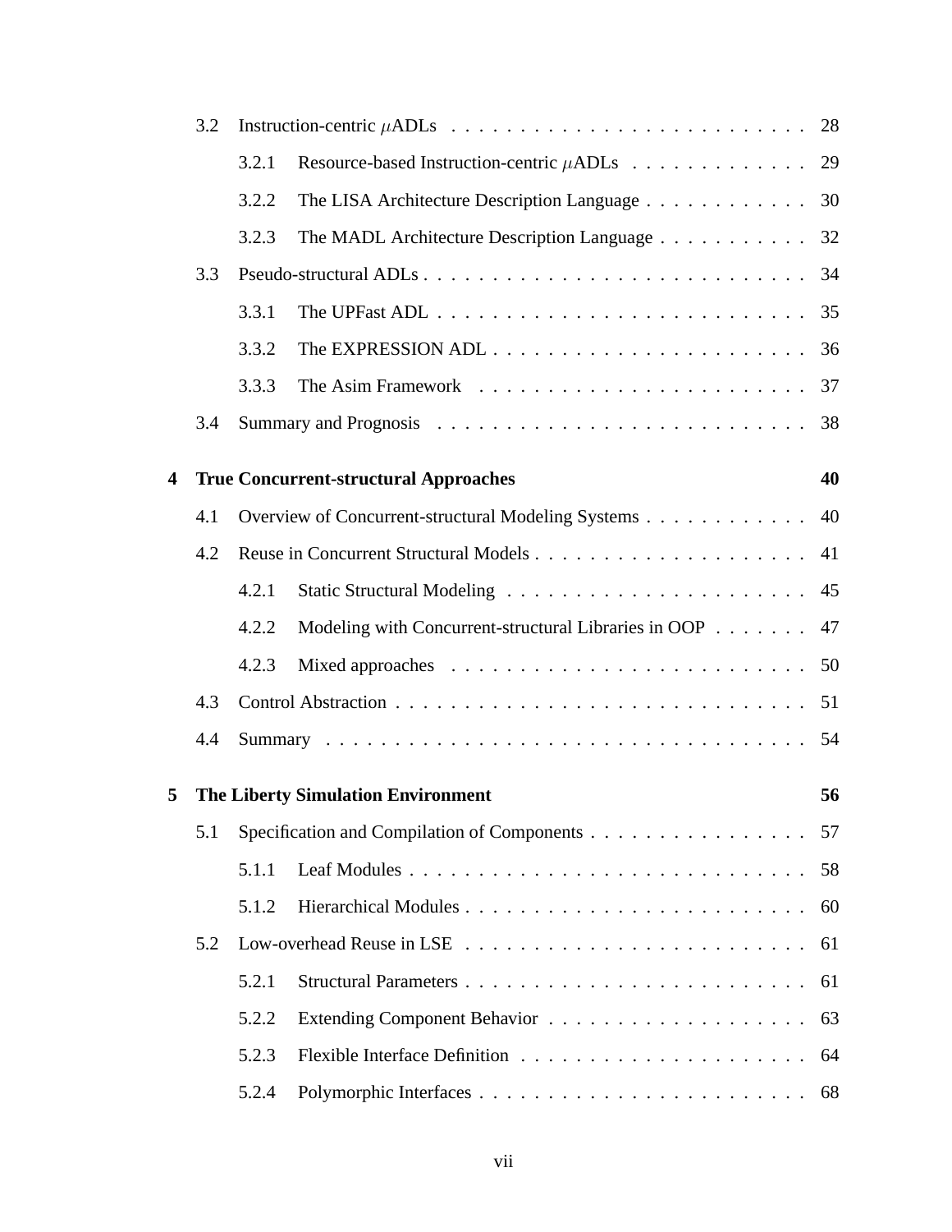3.2 Instruction-centric $\mu$ADLs . . . . . . . . . . . . . . . . . . . . . . . . . 28

3.2.1 Resource-based Instruction-centric $\mu$ADLs . . . . . . . . . . . . . 29

3.2.2 The LISA Architecture Description Language . . . . . . . . . . . . 30

3.2.3 The MADL Architecture Description Language . . . . . . . . . . . 32

3.3 Pseudo-structural ADLs . . . . . . . . . . . . . . . . . . . . . . . . . . . . 34

3.3.1 The UPFast ADL . . . . . . . . . . . . . . . . . . . . . . . . . . . 35

3.3.2 The EXPRESSION ADL . . . . . . . . . . . . . . . . . . . . . . . 36

3.3.3 The Asim Framework . . . . . . . . . . . . . . . . . . . . . . . . 37

3.4 Summary and Prognosis . . . . . . . . . . . . . . . . . . . . . . . . . . . 38

**4 True Concurrent-structural Approaches 40**

4.1 Overview of Concurrent-structural Modeling Systems . . . . . . . . . . . . 40

4.2 Reuse in Concurrent Structural Models . . . . . . . . . . . . . . . . . . . . 41

4.2.1 Static Structural Modeling . . . . . . . . . . . . . . . . . . . . . . 45

4.2.2 Modeling with Concurrent-structural Libraries in OOP . . . . . . . 47

4.2.3 Mixed approaches . . . . . . . . . . . . . . . . . . . . . . . . . . 50

4.3 Control Abstraction . . . . . . . . . . . . . . . . . . . . . . . . . . . . . . 51

4.4 Summary . . . . . . . . . . . . . . . . . . . . . . . . . . . . . . . . . . . 54

**5 The Liberty Simulation Environment 56**

5.1 Specification and Compilation of Components . . . . . . . . . . . . . . . . 57

5.1.1 Leaf Modules . . . . . . . . . . . . . . . . . . . . . . . . . . . . . 58

5.1.2 Hierarchical Modules . . . . . . . . . . . . . . . . . . . . . . . . . 60

5.2 Low-overhead Reuse in LSE . . . . . . . . . . . . . . . . . . . . . . . . . 61

5.2.1 Structural Parameters . . . . . . . . . . . . . . . . . . . . . . . . . 61

5.2.2 Extending Component Behavior . . . . . . . . . . . . . . . . . . . 63

5.2.3 Flexible Interface Definition . . . . . . . . . . . . . . . . . . . . . 64

5.2.4 Polymorphic Interfaces . . . . . . . . . . . . . . . . . . . . . . . . 68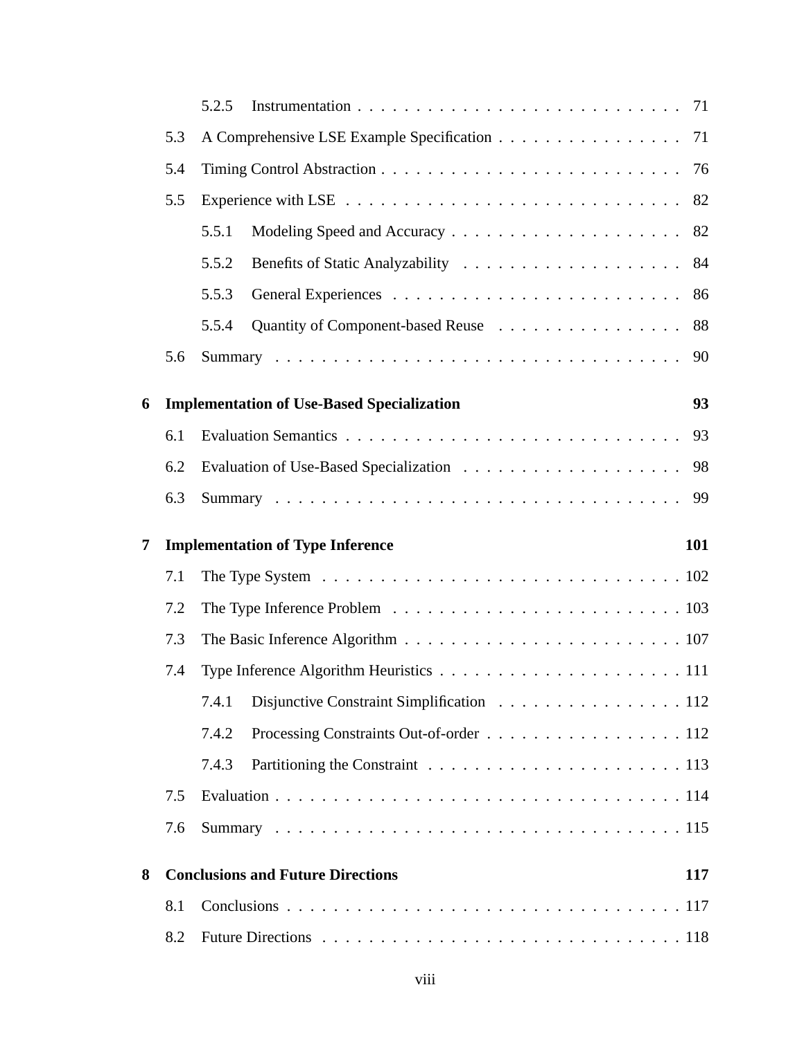5.2.5 Instrumentation . . . . . . . . . . . . . . . . . . . . . . . . . . . 71

5.3 A Comprehensive LSE Example Specification . . . . . . . . . . . . . . . . 71

5.4 Timing Control Abstraction . . . . . . . . . . . . . . . . . . . . . . . . . . . 76

5.5 Experience with LSE . . . . . . . . . . . . . . . . . . . . . . . . . . . . . 82

5.5.1 Modeling Speed and Accuracy . . . . . . . . . . . . . . . . . . . . 82

5.5.2 Benefits of Static Analyzability . . . . . . . . . . . . . . . . . . . 84

5.5.3 General Experiences . . . . . . . . . . . . . . . . . . . . . . . . . 86

5.5.4 Quantity of Component-based Reuse . . . . . . . . . . . . . . . . 88

5.6 Summary . . . . . . . . . . . . . . . . . . . . . . . . . . . . . . . . . . . 90

**6 Implementation of Use-Based Specialization** **93**

6.1 Evaluation Semantics . . . . . . . . . . . . . . . . . . . . . . . . . . . . 93

6.2 Evaluation of Use-Based Specialization . . . . . . . . . . . . . . . . . . . 98

6.3 Summary . . . . . . . . . . . . . . . . . . . . . . . . . . . . . . . . . . . 99

**7 Implementation of Type Inference** **101**

7.1 The Type System . . . . . . . . . . . . . . . . . . . . . . . . . . . . . . . 102

7.2 The Type Inference Problem . . . . . . . . . . . . . . . . . . . . . . . . . 103

7.3 The Basic Inference Algorithm . . . . . . . . . . . . . . . . . . . . . . . . 107

7.4 Type Inference Algorithm Heuristics . . . . . . . . . . . . . . . . . . . . . 111

7.4.1 Disjunctive Constraint Simplification . . . . . . . . . . . . . . . . 112

7.4.2 Processing Constraints Out-of-order . . . . . . . . . . . . . . . . . 112

7.4.3 Partitioning the Constraint . . . . . . . . . . . . . . . . . . . . . . 113

7.5 Evaluation . . . . . . . . . . . . . . . . . . . . . . . . . . . . . . . . . . . 114

7.6 Summary . . . . . . . . . . . . . . . . . . . . . . . . . . . . . . . . . . . 115

**8 Conclusions and Future Directions** **117**

8.1 Conclusions . . . . . . . . . . . . . . . . . . . . . . . . . . . . . . . . . . 117

8.2 Future Directions . . . . . . . . . . . . . . . . . . . . . . . . . . . . . . . 118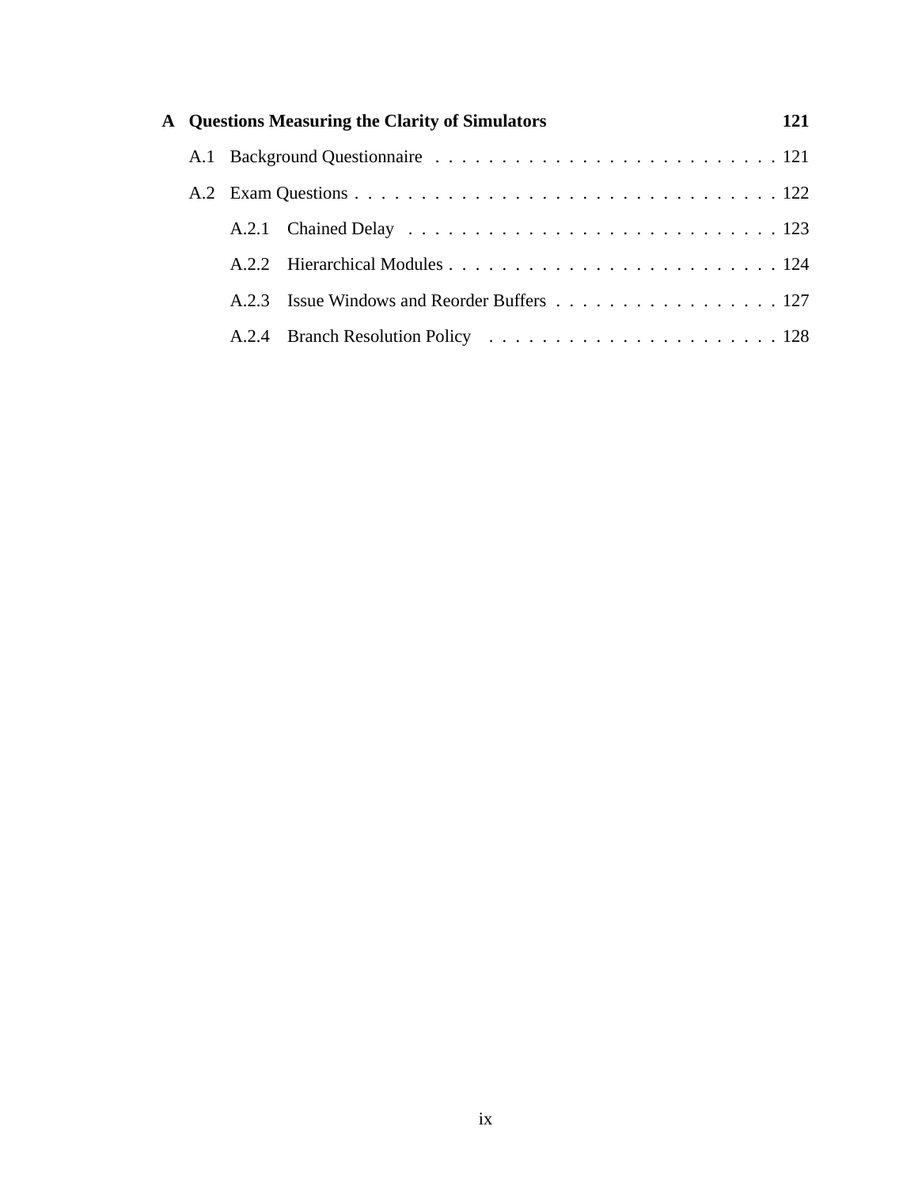**A Questions Measuring the Clarity of Simulators** 121

- A.1 Background Questionnaire . . . . . . . . . . . . . . . . . . . . . . . . . . 121
- A.2 Exam Questions . . . . . . . . . . . . . . . . . . . . . . . . . . . . . . . . . 122
  - A.2.1 Chained Delay . . . . . . . . . . . . . . . . . . . . . . . . . . . . 123
  - A.2.2 Hierarchical Modules . . . . . . . . . . . . . . . . . . . . . . . . . 124
  - A.2.3 Issue Windows and Reorder Buffers . . . . . . . . . . . . . . . . . 127
  - A.2.4 Branch Resolution Policy . . . . . . . . . . . . . . . . . . . . . . 128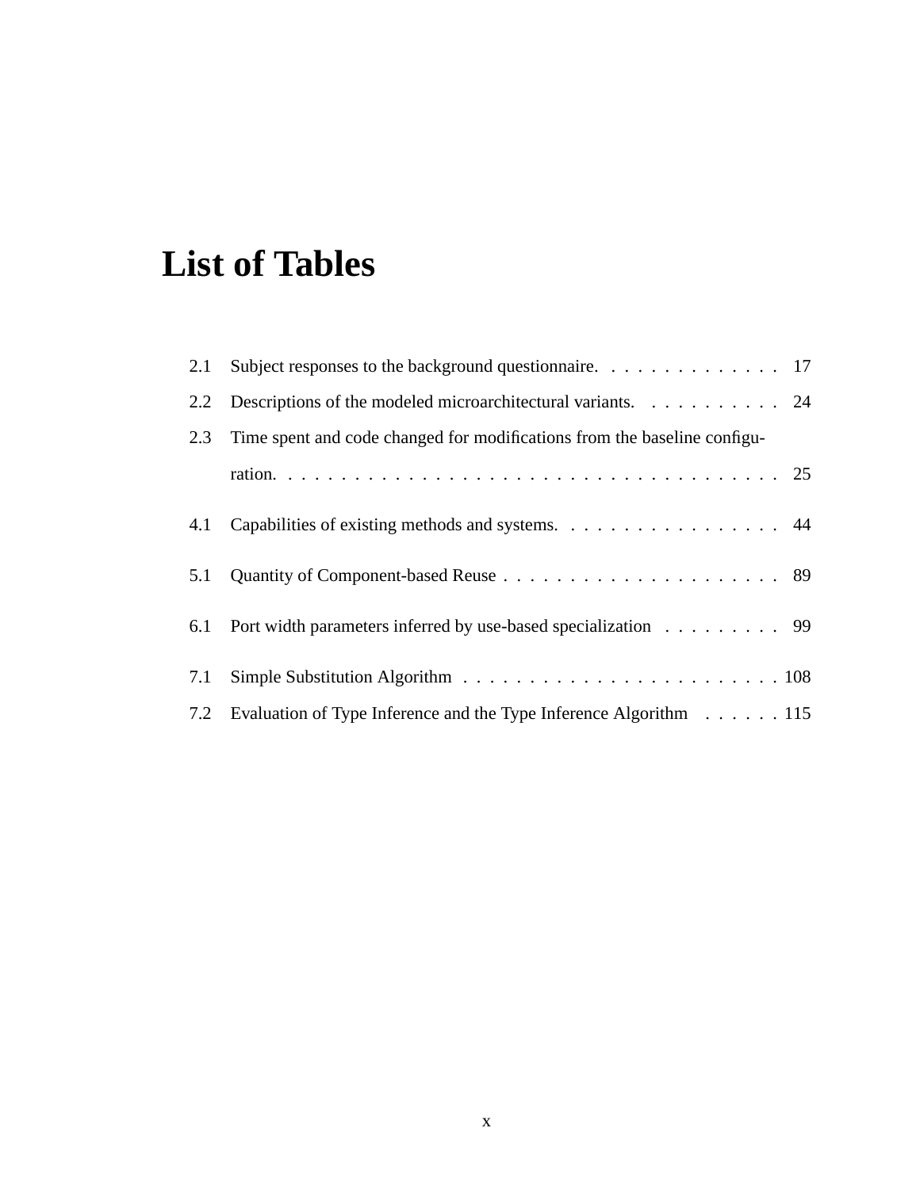# List of Tables

2.1 Subject responses to the background questionnaire. . . . . . . . . . . . . . 17

2.2 Descriptions of the modeled microarchitectural variants. . . . . . . . . . . 24

2.3 Time spent and code changed for modifications from the baseline configuration. . . . . . . . . . . . . . . . . . . . . . . . . . . . . . . . . . . . . 25

4.1 Capabilities of existing methods and systems. . . . . . . . . . . . . . . . . 44

5.1 Quantity of Component-based Reuse . . . . . . . . . . . . . . . . . . . . . 89

6.1 Port width parameters inferred by use-based specialization . . . . . . . . . 99

7.1 Simple Substitution Algorithm . . . . . . . . . . . . . . . . . . . . . . . . 108

7.2 Evaluation of Type Inference and the Type Inference Algorithm . . . . . . 115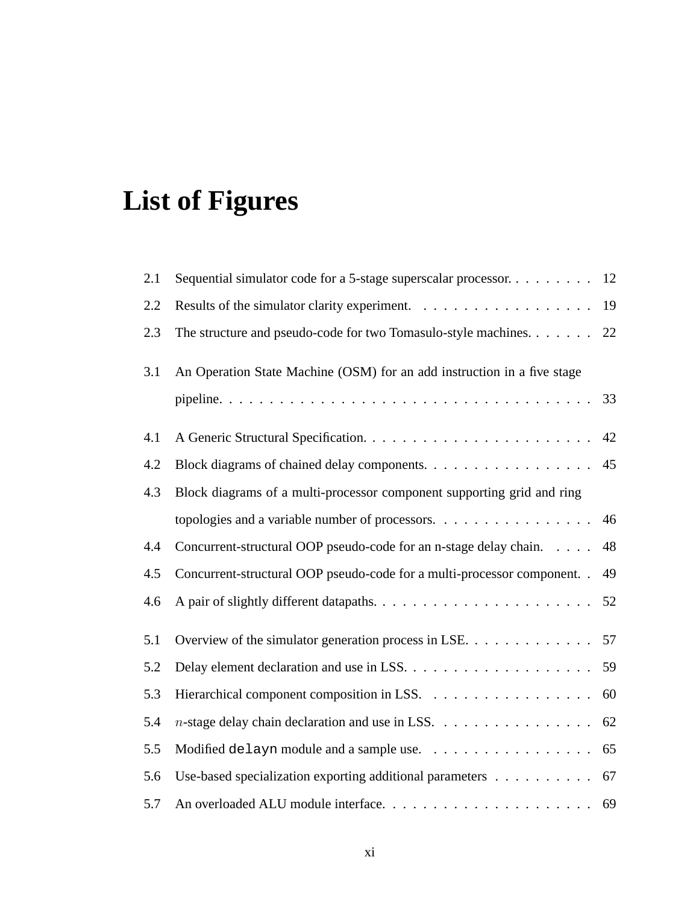# List of Figures

2.1 Sequential simulator code for a 5-stage superscalar processor. . . . . . . . . 12

2.2 Results of the simulator clarity experiment. . . . . . . . . . . . . . . . . . 19

2.3 The structure and pseudo-code for two Tomasulo-style machines. . . . . . . 22

3.1 An Operation State Machine (OSM) for an add instruction in a five stage pipeline. . . . . . . . . . . . . . . . . . . . . . . . . . . . . . . . . . . . . 33

4.1 A Generic Structural Specification. . . . . . . . . . . . . . . . . . . . . . . 42

4.2 Block diagrams of chained delay components. . . . . . . . . . . . . . . . . 45

4.3 Block diagrams of a multi-processor component supporting grid and ring topologies and a variable number of processors. . . . . . . . . . . . . . . . 46

4.4 Concurrent-structural OOP pseudo-code for an n-stage delay chain. . . . . 48

4.5 Concurrent-structural OOP pseudo-code for a multi-processor component. . 49

4.6 A pair of slightly different datapaths. . . . . . . . . . . . . . . . . . . . . . 52

5.1 Overview of the simulator generation process in LSE. . . . . . . . . . . . . 57

5.2 Delay element declaration and use in LSS. . . . . . . . . . . . . . . . . . . 59

5.3 Hierarchical component composition in LSS. . . . . . . . . . . . . . . . . 60

5.4 $n$-stage delay chain declaration and use in LSS. . . . . . . . . . . . . . . . 62

5.5 Modified `delayn` module and a sample use. . . . . . . . . . . . . . . . . 65

5.6 Use-based specialization exporting additional parameters . . . . . . . . . . 67

5.7 An overloaded ALU module interface. . . . . . . . . . . . . . . . . . . . . 69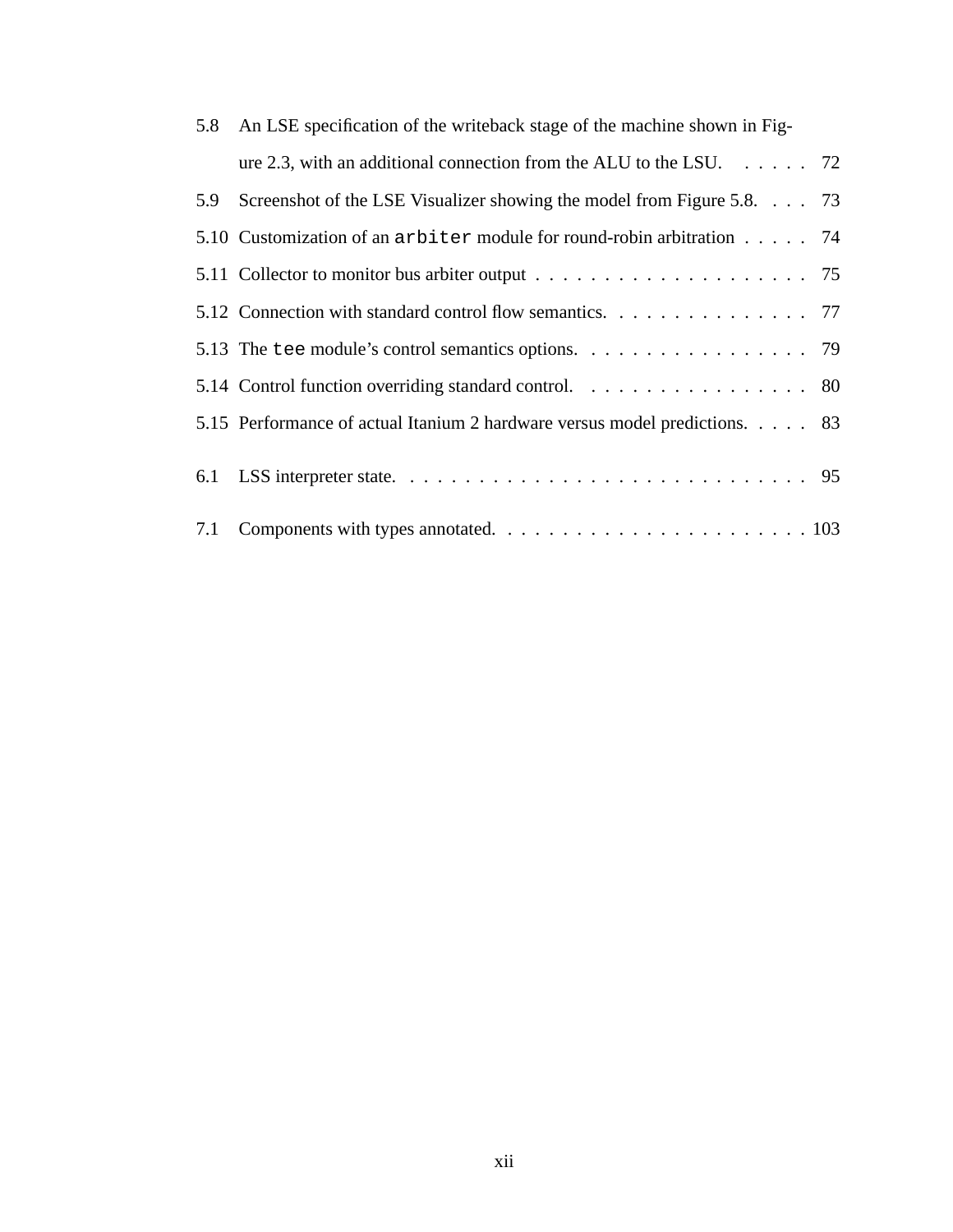5.8 An LSE specification of the writeback stage of the machine shown in Figure 2.3, with an additional connection from the ALU to the LSU. . . . . . 72

5.9 Screenshot of the LSE Visualizer showing the model from Figure 5.8. . . . 73

5.10 Customization of an `arbiter` module for round-robin arbitration . . . . . 74

5.11 Collector to monitor bus arbiter output . . . . . . . . . . . . . . . . . . . . 75

5.12 Connection with standard control flow semantics. . . . . . . . . . . . . . . 77

5.13 The `tee` module's control semantics options. . . . . . . . . . . . . . . . . 79

5.14 Control function overriding standard control. . . . . . . . . . . . . . . . . 80

5.15 Performance of actual Itanium 2 hardware versus model predictions. . . . . 83

6.1 LSS interpreter state. . . . . . . . . . . . . . . . . . . . . . . . . . . . . . 95

7.1 Components with types annotated. . . . . . . . . . . . . . . . . . . . . . . 103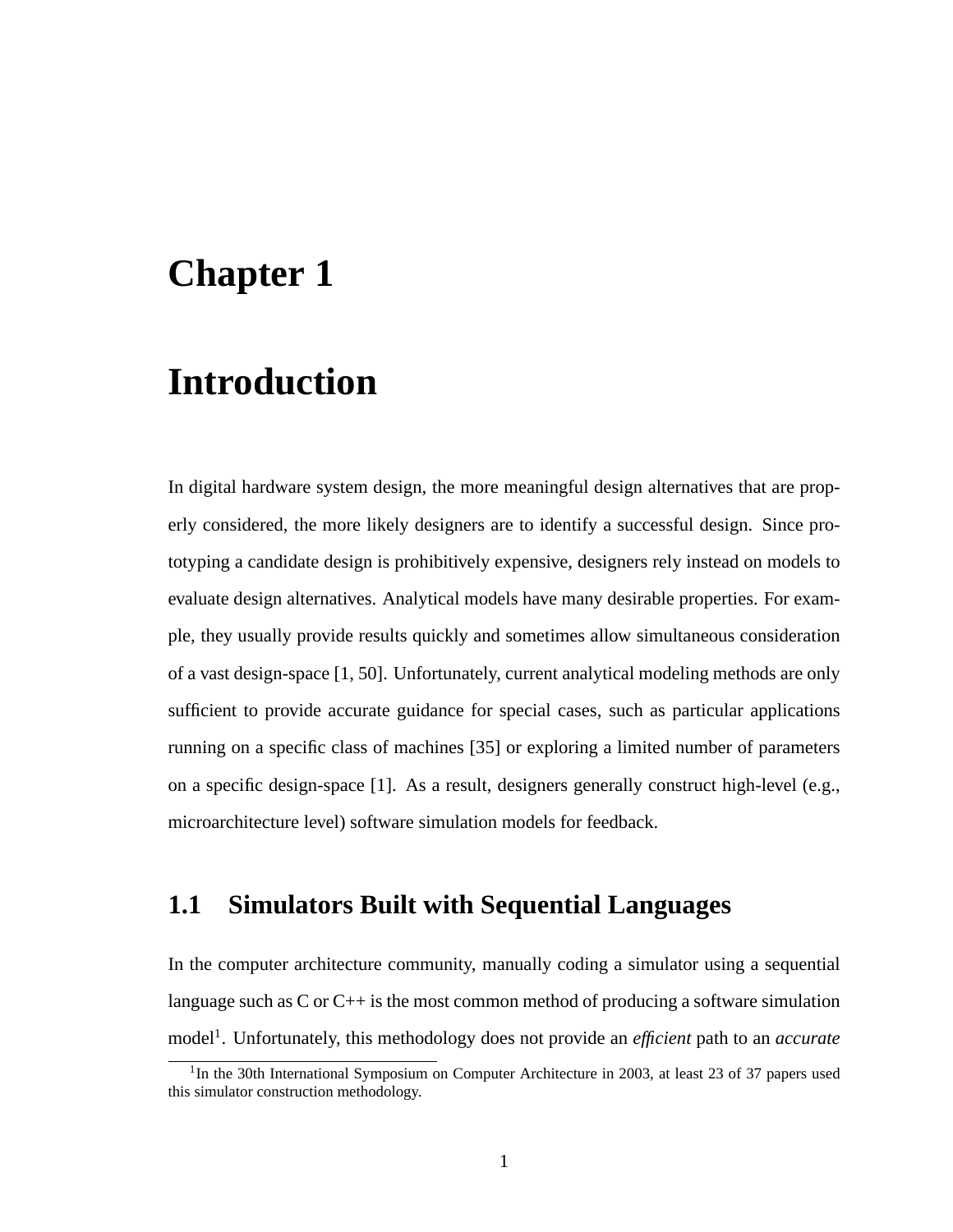# Chapter 1

# Introduction

In digital hardware system design, the more meaningful design alternatives that are properly considered, the more likely designers are to identify a successful design. Since prototyping a candidate design is prohibitively expensive, designers rely instead on models to evaluate design alternatives. Analytical models have many desirable properties. For example, they usually provide results quickly and sometimes allow simultaneous consideration of a vast design-space [1, 50]. Unfortunately, current analytical modeling methods are only sufficient to provide accurate guidance for special cases, such as particular applications running on a specific class of machines [35] or exploring a limited number of parameters on a specific design-space [1]. As a result, designers generally construct high-level (e.g., microarchitecture level) software simulation models for feedback.

## 1.1 Simulators Built with Sequential Languages

In the computer architecture community, manually coding a simulator using a sequential language such as C or C++ is the most common method of producing a software simulation model[1]. Unfortunately, this methodology does not provide an *efficient* path to an *accurate*

[1]In the 30th International Symposium on Computer Architecture in 2003, at least 23 of 37 papers used this simulator construction methodology.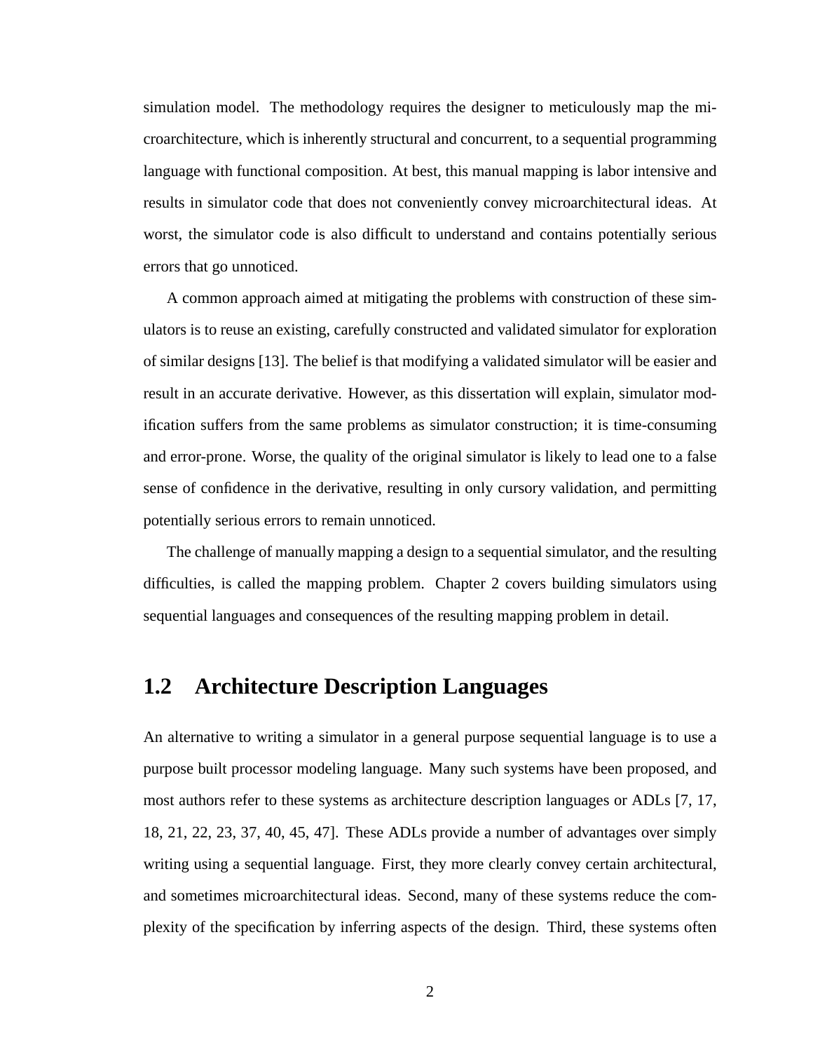simulation model. The methodology requires the designer to meticulously map the microarchitecture, which is inherently structural and concurrent, to a sequential programming language with functional composition. At best, this manual mapping is labor intensive and results in simulator code that does not conveniently convey microarchitectural ideas. At worst, the simulator code is also difficult to understand and contains potentially serious errors that go unnoticed.

A common approach aimed at mitigating the problems with construction of these simulators is to reuse an existing, carefully constructed and validated simulator for exploration of similar designs [13]. The belief is that modifying a validated simulator will be easier and result in an accurate derivative. However, as this dissertation will explain, simulator modification suffers from the same problems as simulator construction; it is time-consuming and error-prone. Worse, the quality of the original simulator is likely to lead one to a false sense of confidence in the derivative, resulting in only cursory validation, and permitting potentially serious errors to remain unnoticed.

The challenge of manually mapping a design to a sequential simulator, and the resulting difficulties, is called the mapping problem. Chapter 2 covers building simulators using sequential languages and consequences of the resulting mapping problem in detail.

## 1.2 Architecture Description Languages

An alternative to writing a simulator in a general purpose sequential language is to use a purpose built processor modeling language. Many such systems have been proposed, and most authors refer to these systems as architecture description languages or ADLs [7, 17, 18, 21, 22, 23, 37, 40, 45, 47]. These ADLs provide a number of advantages over simply writing using a sequential language. First, they more clearly convey certain architectural, and sometimes microarchitectural ideas. Second, many of these systems reduce the complexity of the specification by inferring aspects of the design. Third, these systems often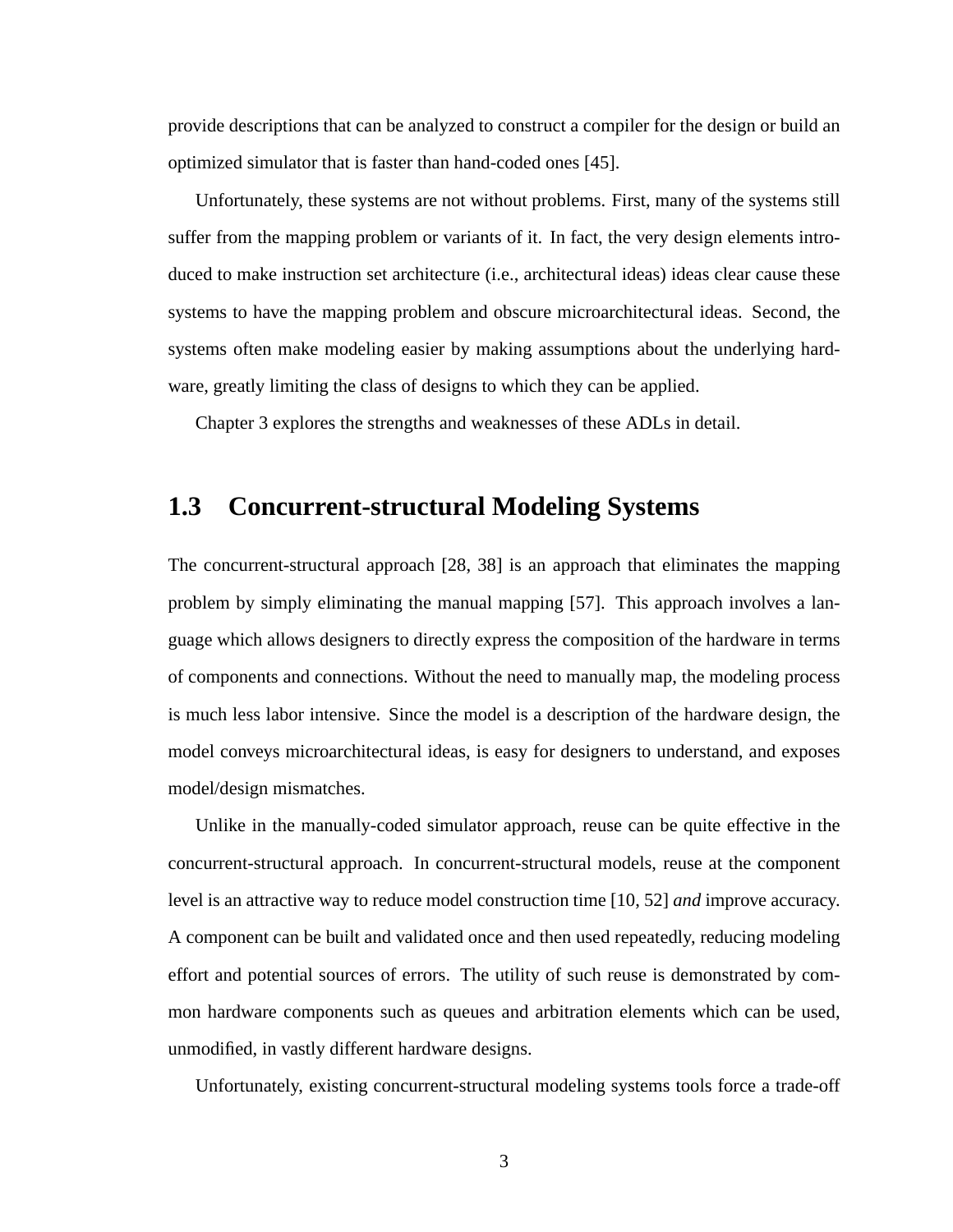provide descriptions that can be analyzed to construct a compiler for the design or build an optimized simulator that is faster than hand-coded ones [45].

Unfortunately, these systems are not without problems. First, many of the systems still suffer from the mapping problem or variants of it. In fact, the very design elements introduced to make instruction set architecture (i.e., architectural ideas) ideas clear cause these systems to have the mapping problem and obscure microarchitectural ideas. Second, the systems often make modeling easier by making assumptions about the underlying hardware, greatly limiting the class of designs to which they can be applied.

Chapter 3 explores the strengths and weaknesses of these ADLs in detail.

## 1.3 Concurrent-structural Modeling Systems

The concurrent-structural approach [28, 38] is an approach that eliminates the mapping problem by simply eliminating the manual mapping [57]. This approach involves a language which allows designers to directly express the composition of the hardware in terms of components and connections. Without the need to manually map, the modeling process is much less labor intensive. Since the model is a description of the hardware design, the model conveys microarchitectural ideas, is easy for designers to understand, and exposes model/design mismatches.

Unlike in the manually-coded simulator approach, reuse can be quite effective in the concurrent-structural approach. In concurrent-structural models, reuse at the component level is an attractive way to reduce model construction time [10, 52] *and* improve accuracy. A component can be built and validated once and then used repeatedly, reducing modeling effort and potential sources of errors. The utility of such reuse is demonstrated by common hardware components such as queues and arbitration elements which can be used, unmodified, in vastly different hardware designs.

Unfortunately, existing concurrent-structural modeling systems tools force a trade-off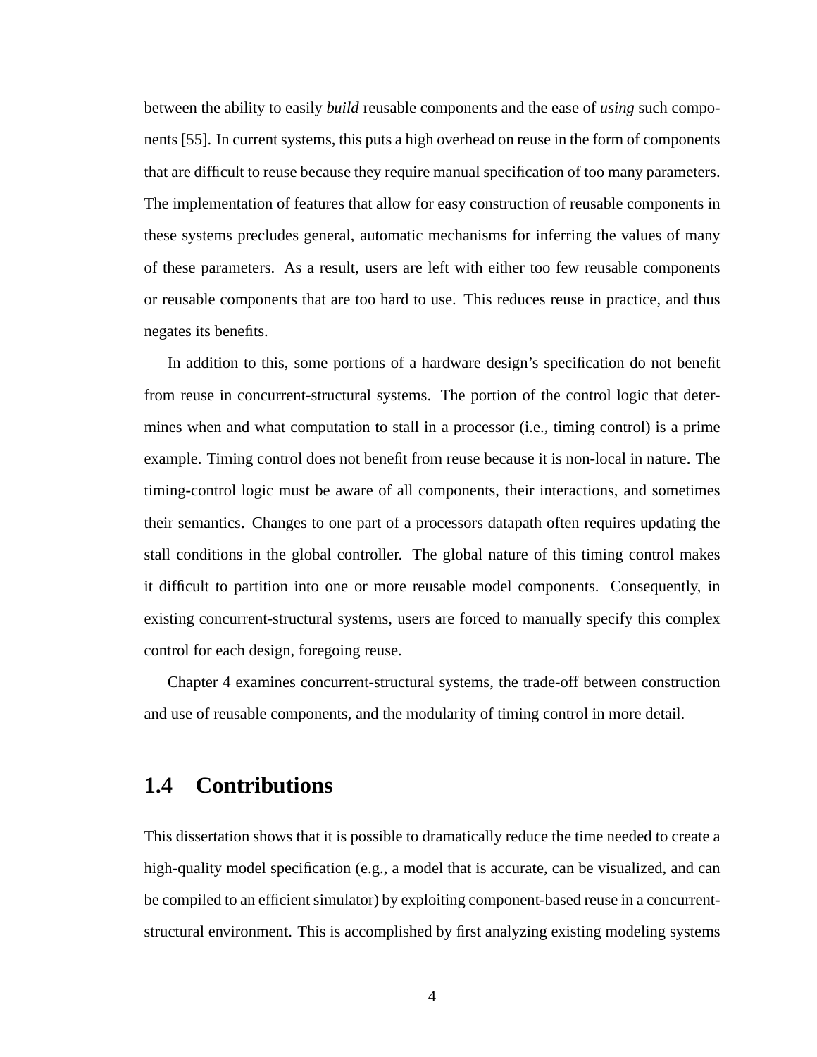between the ability to easily *build* reusable components and the ease of *using* such components [55]. In current systems, this puts a high overhead on reuse in the form of components that are difficult to reuse because they require manual specification of too many parameters. The implementation of features that allow for easy construction of reusable components in these systems precludes general, automatic mechanisms for inferring the values of many of these parameters. As a result, users are left with either too few reusable components or reusable components that are too hard to use. This reduces reuse in practice, and thus negates its benefits.

In addition to this, some portions of a hardware design's specification do not benefit from reuse in concurrent-structural systems. The portion of the control logic that determines when and what computation to stall in a processor (i.e., timing control) is a prime example. Timing control does not benefit from reuse because it is non-local in nature. The timing-control logic must be aware of all components, their interactions, and sometimes their semantics. Changes to one part of a processors datapath often requires updating the stall conditions in the global controller. The global nature of this timing control makes it difficult to partition into one or more reusable model components. Consequently, in existing concurrent-structural systems, users are forced to manually specify this complex control for each design, foregoing reuse.

Chapter 4 examines concurrent-structural systems, the trade-off between construction and use of reusable components, and the modularity of timing control in more detail.

## 1.4 Contributions

This dissertation shows that it is possible to dramatically reduce the time needed to create a high-quality model specification (e.g., a model that is accurate, can be visualized, and can be compiled to an efficient simulator) by exploiting component-based reuse in a concurrent-structural environment. This is accomplished by first analyzing existing modeling systems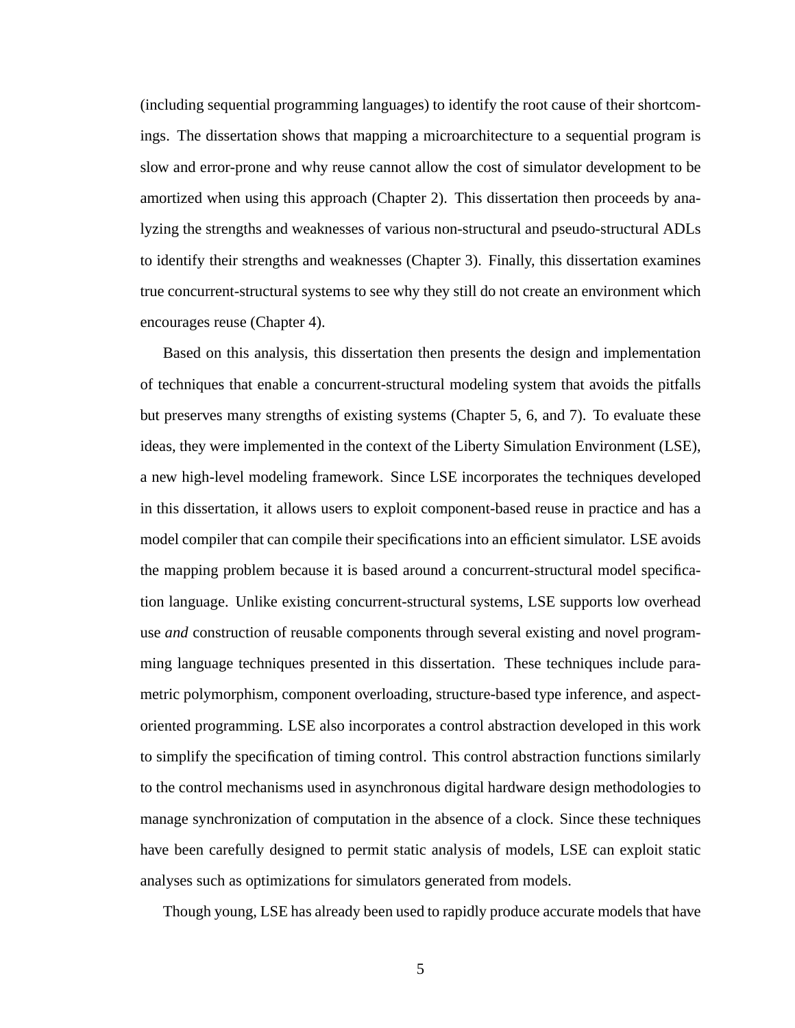(including sequential programming languages) to identify the root cause of their shortcomings. The dissertation shows that mapping a microarchitecture to a sequential program is slow and error-prone and why reuse cannot allow the cost of simulator development to be amortized when using this approach (Chapter 2). This dissertation then proceeds by analyzing the strengths and weaknesses of various non-structural and pseudo-structural ADLs to identify their strengths and weaknesses (Chapter 3). Finally, this dissertation examines true concurrent-structural systems to see why they still do not create an environment which encourages reuse (Chapter 4).

Based on this analysis, this dissertation then presents the design and implementation of techniques that enable a concurrent-structural modeling system that avoids the pitfalls but preserves many strengths of existing systems (Chapter 5, 6, and 7). To evaluate these ideas, they were implemented in the context of the Liberty Simulation Environment (LSE), a new high-level modeling framework. Since LSE incorporates the techniques developed in this dissertation, it allows users to exploit component-based reuse in practice and has a model compiler that can compile their specifications into an efficient simulator. LSE avoids the mapping problem because it is based around a concurrent-structural model specification language. Unlike existing concurrent-structural systems, LSE supports low overhead use *and* construction of reusable components through several existing and novel programming language techniques presented in this dissertation. These techniques include parametric polymorphism, component overloading, structure-based type inference, and aspect-oriented programming. LSE also incorporates a control abstraction developed in this work to simplify the specification of timing control. This control abstraction functions similarly to the control mechanisms used in asynchronous digital hardware design methodologies to manage synchronization of computation in the absence of a clock. Since these techniques have been carefully designed to permit static analysis of models, LSE can exploit static analyses such as optimizations for simulators generated from models.

Though young, LSE has already been used to rapidly produce accurate models that have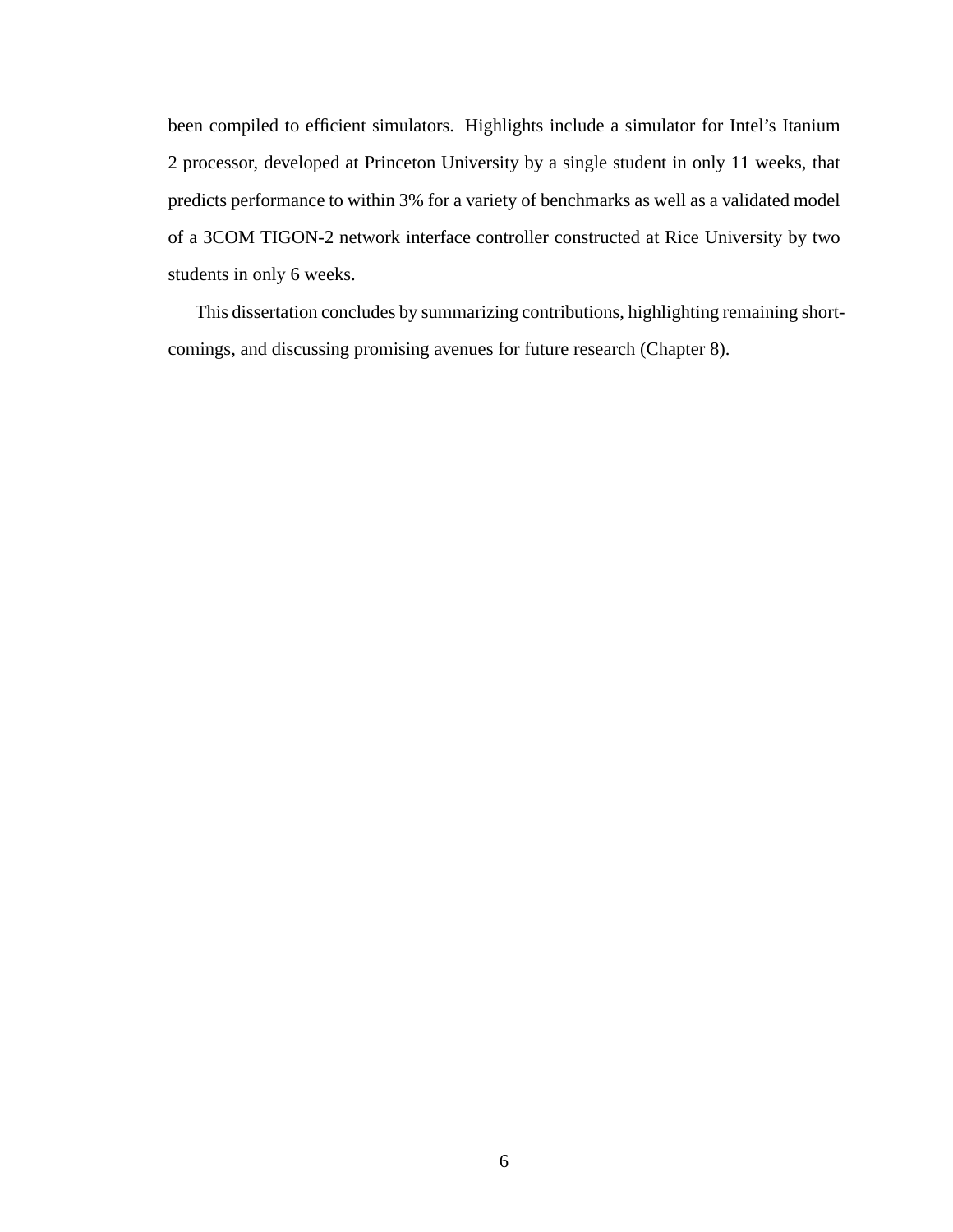been compiled to efficient simulators. Highlights include a simulator for Intel's Itanium 2 processor, developed at Princeton University by a single student in only 11 weeks, that predicts performance to within 3% for a variety of benchmarks as well as a validated model of a 3COM TIGON-2 network interface controller constructed at Rice University by two students in only 6 weeks.

This dissertation concludes by summarizing contributions, highlighting remaining shortcomings, and discussing promising avenues for future research (Chapter 8).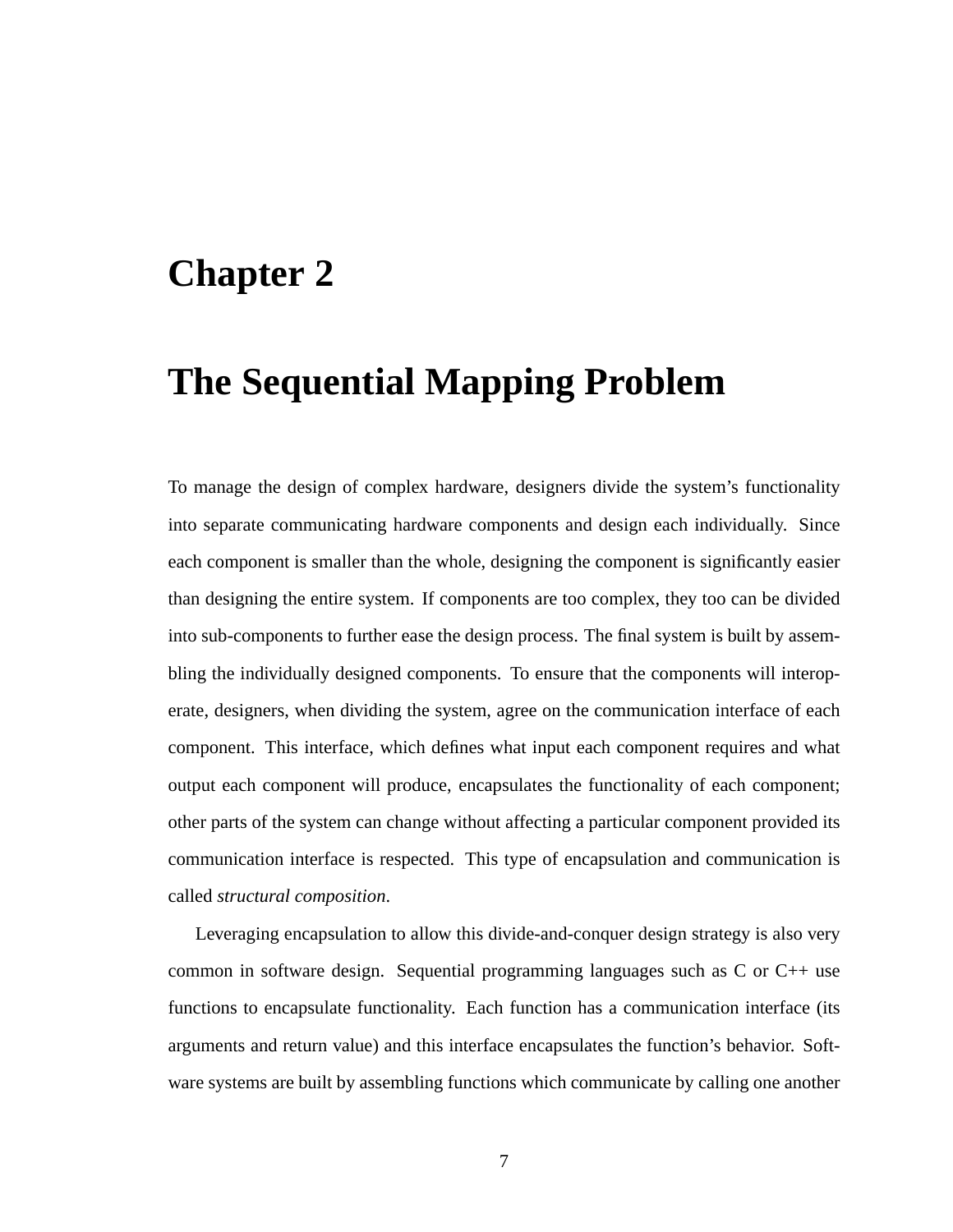# Chapter 2

# The Sequential Mapping Problem

To manage the design of complex hardware, designers divide the system's functionality into separate communicating hardware components and design each individually. Since each component is smaller than the whole, designing the component is significantly easier than designing the entire system. If components are too complex, they too can be divided into sub-components to further ease the design process. The final system is built by assembling the individually designed components. To ensure that the components will interoperate, designers, when dividing the system, agree on the communication interface of each component. This interface, which defines what input each component requires and what output each component will produce, encapsulates the functionality of each component; other parts of the system can change without affecting a particular component provided its communication interface is respected. This type of encapsulation and communication is called *structural composition*.

Leveraging encapsulation to allow this divide-and-conquer design strategy is also very common in software design. Sequential programming languages such as C or C++ use functions to encapsulate functionality. Each function has a communication interface (its arguments and return value) and this interface encapsulates the function's behavior. Software systems are built by assembling functions which communicate by calling one another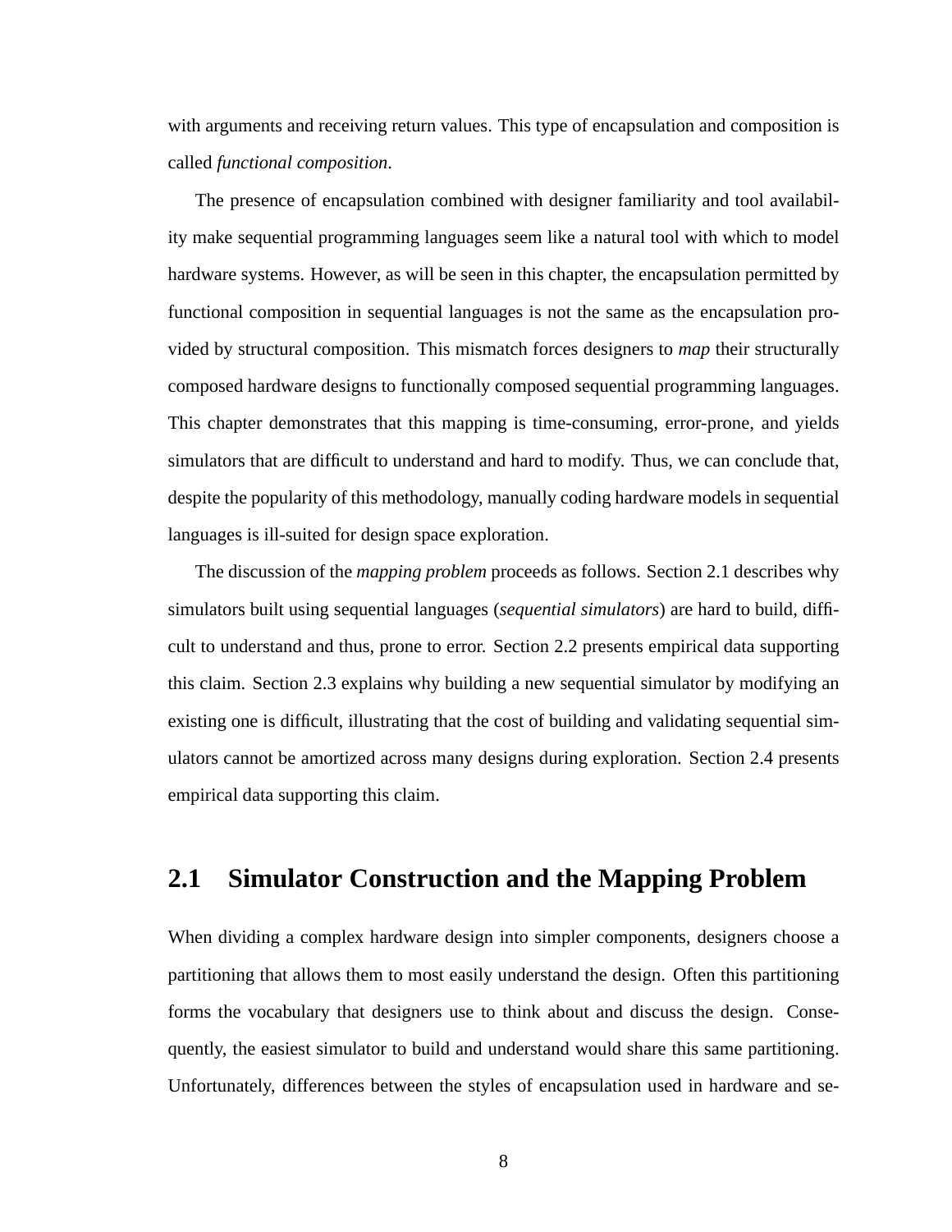with arguments and receiving return values. This type of encapsulation and composition is called *functional composition*.

The presence of encapsulation combined with designer familiarity and tool availability make sequential programming languages seem like a natural tool with which to model hardware systems. However, as will be seen in this chapter, the encapsulation permitted by functional composition in sequential languages is not the same as the encapsulation provided by structural composition. This mismatch forces designers to *map* their structurally composed hardware designs to functionally composed sequential programming languages. This chapter demonstrates that this mapping is time-consuming, error-prone, and yields simulators that are difficult to understand and hard to modify. Thus, we can conclude that, despite the popularity of this methodology, manually coding hardware models in sequential languages is ill-suited for design space exploration.

The discussion of the *mapping problem* proceeds as follows. Section 2.1 describes why simulators built using sequential languages (*sequential simulators*) are hard to build, difficult to understand and thus, prone to error. Section 2.2 presents empirical data supporting this claim. Section 2.3 explains why building a new sequential simulator by modifying an existing one is difficult, illustrating that the cost of building and validating sequential simulators cannot be amortized across many designs during exploration. Section 2.4 presents empirical data supporting this claim.

## 2.1 Simulator Construction and the Mapping Problem

When dividing a complex hardware design into simpler components, designers choose a partitioning that allows them to most easily understand the design. Often this partitioning forms the vocabulary that designers use to think about and discuss the design. Consequently, the easiest simulator to build and understand would share this same partitioning. Unfortunately, differences between the styles of encapsulation used in hardware and se-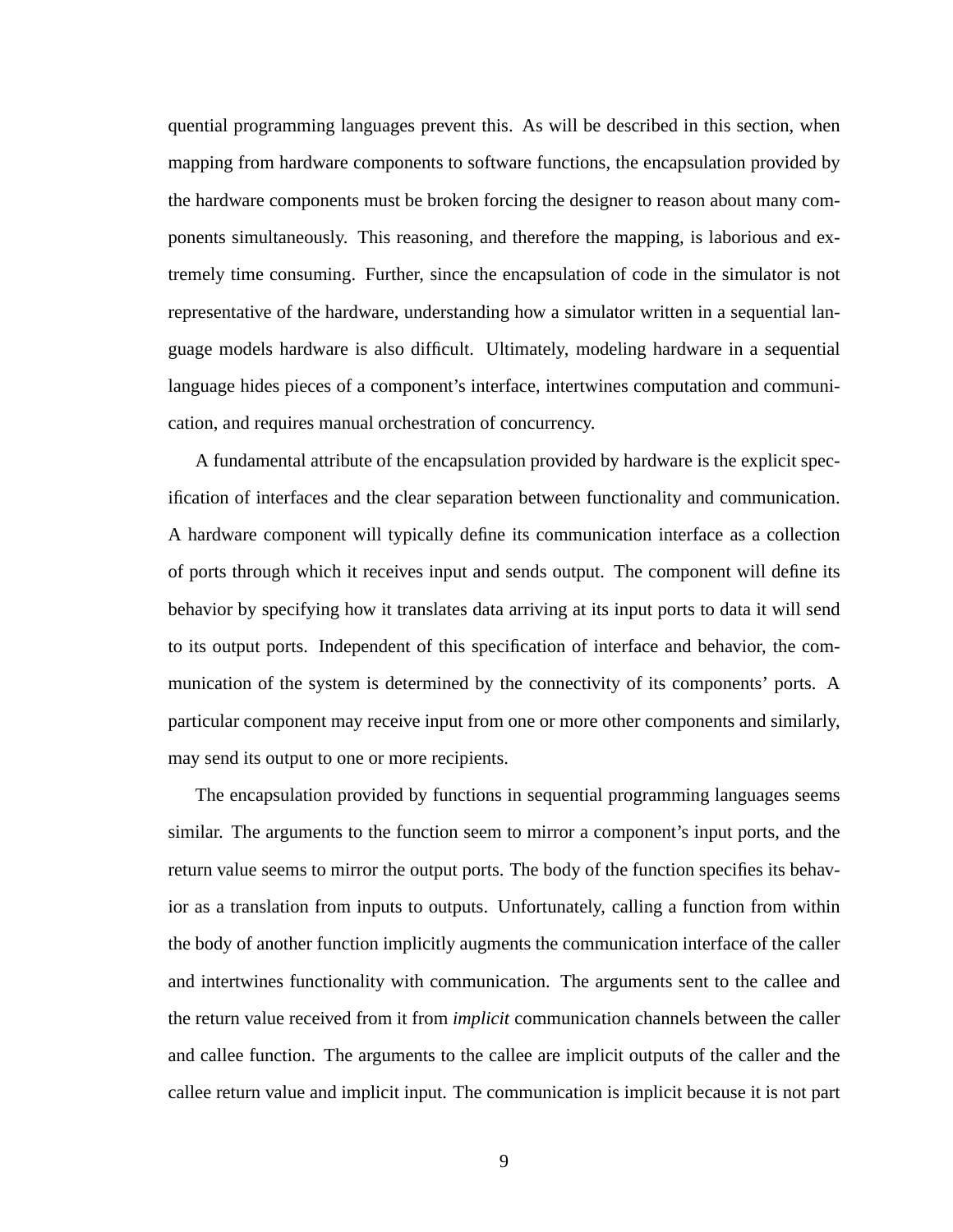quential programming languages prevent this. As will be described in this section, when mapping from hardware components to software functions, the encapsulation provided by the hardware components must be broken forcing the designer to reason about many components simultaneously. This reasoning, and therefore the mapping, is laborious and extremely time consuming. Further, since the encapsulation of code in the simulator is not representative of the hardware, understanding how a simulator written in a sequential language models hardware is also difficult. Ultimately, modeling hardware in a sequential language hides pieces of a component's interface, intertwines computation and communication, and requires manual orchestration of concurrency.

A fundamental attribute of the encapsulation provided by hardware is the explicit specification of interfaces and the clear separation between functionality and communication. A hardware component will typically define its communication interface as a collection of ports through which it receives input and sends output. The component will define its behavior by specifying how it translates data arriving at its input ports to data it will send to its output ports. Independent of this specification of interface and behavior, the communication of the system is determined by the connectivity of its components' ports. A particular component may receive input from one or more other components and similarly, may send its output to one or more recipients.

The encapsulation provided by functions in sequential programming languages seems similar. The arguments to the function seem to mirror a component's input ports, and the return value seems to mirror the output ports. The body of the function specifies its behavior as a translation from inputs to outputs. Unfortunately, calling a function from within the body of another function implicitly augments the communication interface of the caller and intertwines functionality with communication. The arguments sent to the callee and the return value received from it from *implicit* communication channels between the caller and callee function. The arguments to the callee are implicit outputs of the caller and the callee return value and implicit input. The communication is implicit because it is not part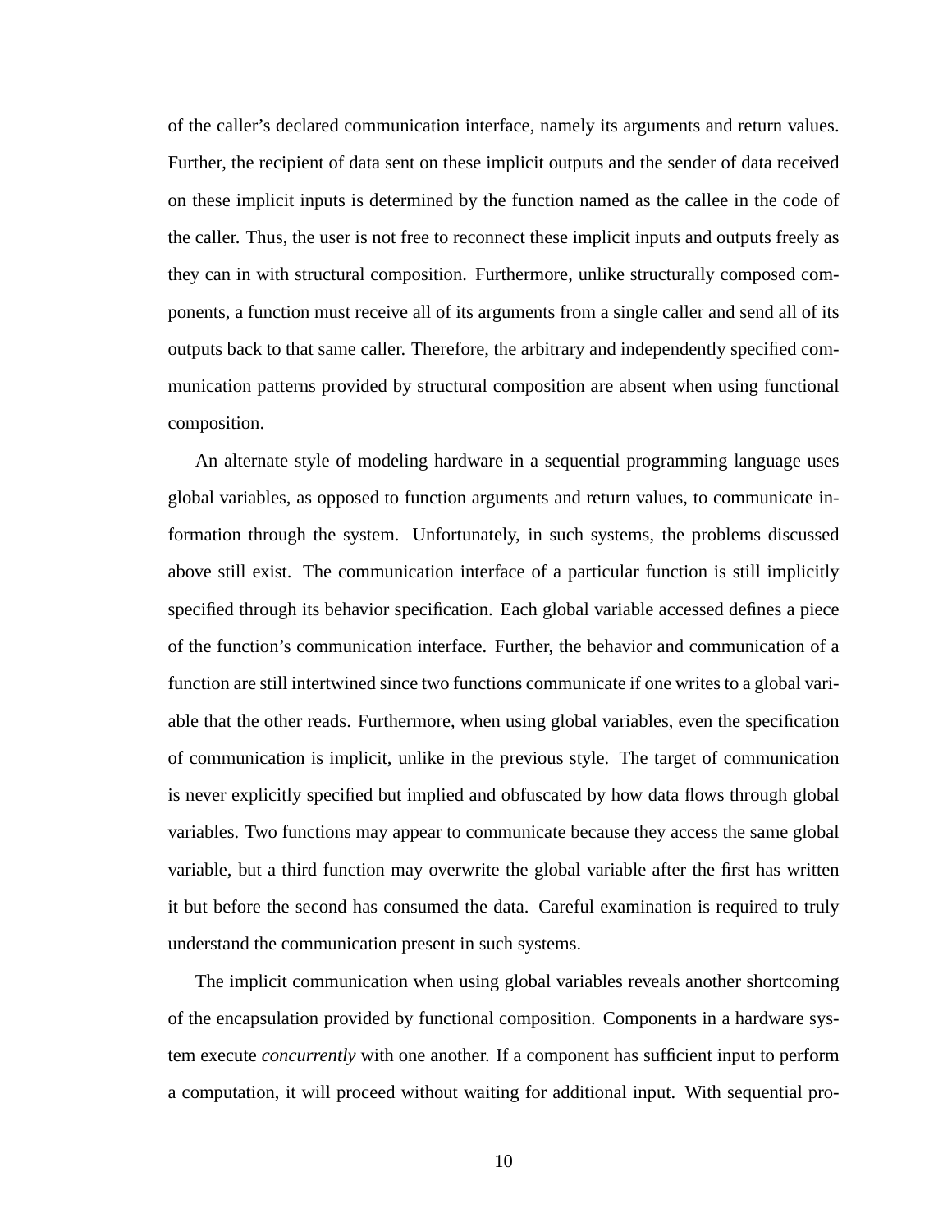of the caller's declared communication interface, namely its arguments and return values. Further, the recipient of data sent on these implicit outputs and the sender of data received on these implicit inputs is determined by the function named as the callee in the code of the caller. Thus, the user is not free to reconnect these implicit inputs and outputs freely as they can in with structural composition. Furthermore, unlike structurally composed components, a function must receive all of its arguments from a single caller and send all of its outputs back to that same caller. Therefore, the arbitrary and independently specified communication patterns provided by structural composition are absent when using functional composition.

An alternate style of modeling hardware in a sequential programming language uses global variables, as opposed to function arguments and return values, to communicate information through the system. Unfortunately, in such systems, the problems discussed above still exist. The communication interface of a particular function is still implicitly specified through its behavior specification. Each global variable accessed defines a piece of the function's communication interface. Further, the behavior and communication of a function are still intertwined since two functions communicate if one writes to a global variable that the other reads. Furthermore, when using global variables, even the specification of communication is implicit, unlike in the previous style. The target of communication is never explicitly specified but implied and obfuscated by how data flows through global variables. Two functions may appear to communicate because they access the same global variable, but a third function may overwrite the global variable after the first has written it but before the second has consumed the data. Careful examination is required to truly understand the communication present in such systems.

The implicit communication when using global variables reveals another shortcoming of the encapsulation provided by functional composition. Components in a hardware system execute *concurrently* with one another. If a component has sufficient input to perform a computation, it will proceed without waiting for additional input. With sequential pro-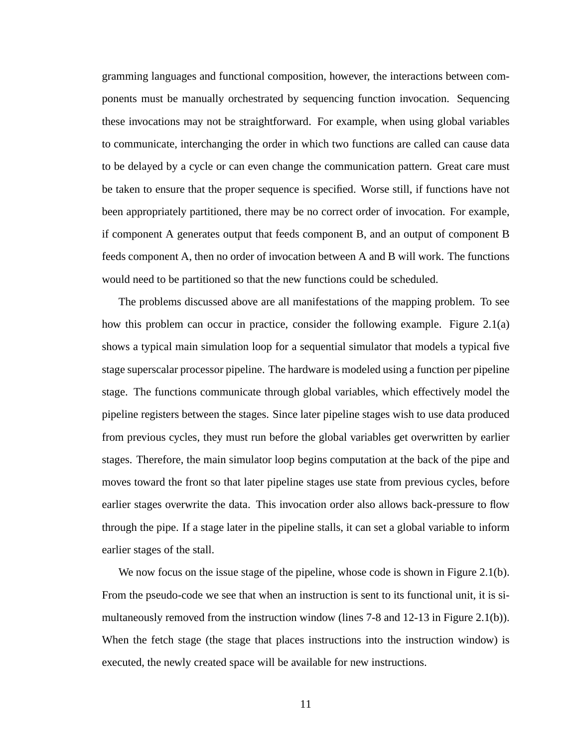gramming languages and functional composition, however, the interactions between components must be manually orchestrated by sequencing function invocation. Sequencing these invocations may not be straightforward. For example, when using global variables to communicate, interchanging the order in which two functions are called can cause data to be delayed by a cycle or can even change the communication pattern. Great care must be taken to ensure that the proper sequence is specified. Worse still, if functions have not been appropriately partitioned, there may be no correct order of invocation. For example, if component A generates output that feeds component B, and an output of component B feeds component A, then no order of invocation between A and B will work. The functions would need to be partitioned so that the new functions could be scheduled.

The problems discussed above are all manifestations of the mapping problem. To see how this problem can occur in practice, consider the following example. Figure 2.1(a) shows a typical main simulation loop for a sequential simulator that models a typical five stage superscalar processor pipeline. The hardware is modeled using a function per pipeline stage. The functions communicate through global variables, which effectively model the pipeline registers between the stages. Since later pipeline stages wish to use data produced from previous cycles, they must run before the global variables get overwritten by earlier stages. Therefore, the main simulator loop begins computation at the back of the pipe and moves toward the front so that later pipeline stages use state from previous cycles, before earlier stages overwrite the data. This invocation order also allows back-pressure to flow through the pipe. If a stage later in the pipeline stalls, it can set a global variable to inform earlier stages of the stall.

We now focus on the issue stage of the pipeline, whose code is shown in Figure 2.1(b). From the pseudo-code we see that when an instruction is sent to its functional unit, it is simultaneously removed from the instruction window (lines 7-8 and 12-13 in Figure 2.1(b)). When the fetch stage (the stage that places instructions into the instruction window) is executed, the newly created space will be available for new instructions.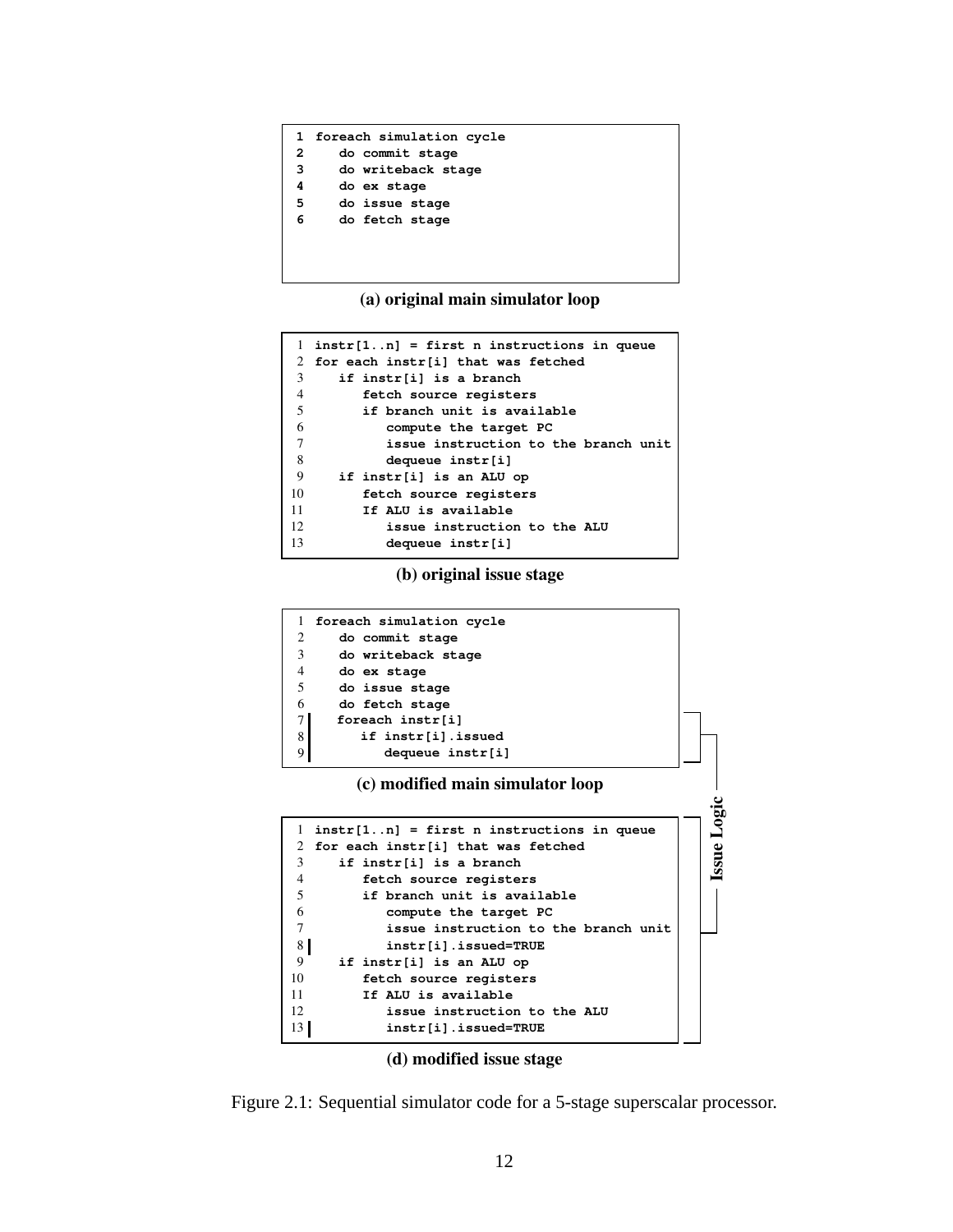```
1  foreach simulation cycle
2     do commit stage
3     do writeback stage
4     do ex stage
5     do issue stage
6     do fetch stage
```

**(a) original main simulator loop**

```
 1  instr[1..n] = first n instructions in queue
 2  for each instr[i] that was fetched
 3     if instr[i] is a branch
 4        fetch source registers
 5        if branch unit is available
 6           compute the target PC
 7           issue instruction to the branch unit
 8           dequeue instr[i]
 9     if instr[i] is an ALU op
10        fetch source registers
11        If ALU is available
12           issue instruction to the ALU
13           dequeue instr[i]
```

**(b) original issue stage**

```
1  foreach simulation cycle
2     do commit stage
3     do writeback stage
4     do ex stage
5     do issue stage
6     do fetch stage
7     foreach instr[i]
8        if instr[i].issued
9           dequeue instr[i]
```

**(c) modified main simulator loop**

Issue Logic

```
 1  instr[1..n] = first n instructions in queue
 2  for each instr[i] that was fetched
 3     if instr[i] is a branch
 4        fetch source registers
 5        if branch unit is available
 6           compute the target PC
 7           issue instruction to the branch unit
 8           instr[i].issued=TRUE
 9     if instr[i] is an ALU op
10        fetch source registers
11        If ALU is available
12           issue instruction to the ALU
13           instr[i].issued=TRUE
```

**(d) modified issue stage**

Figure 2.1: Sequential simulator code for a 5-stage superscalar processor.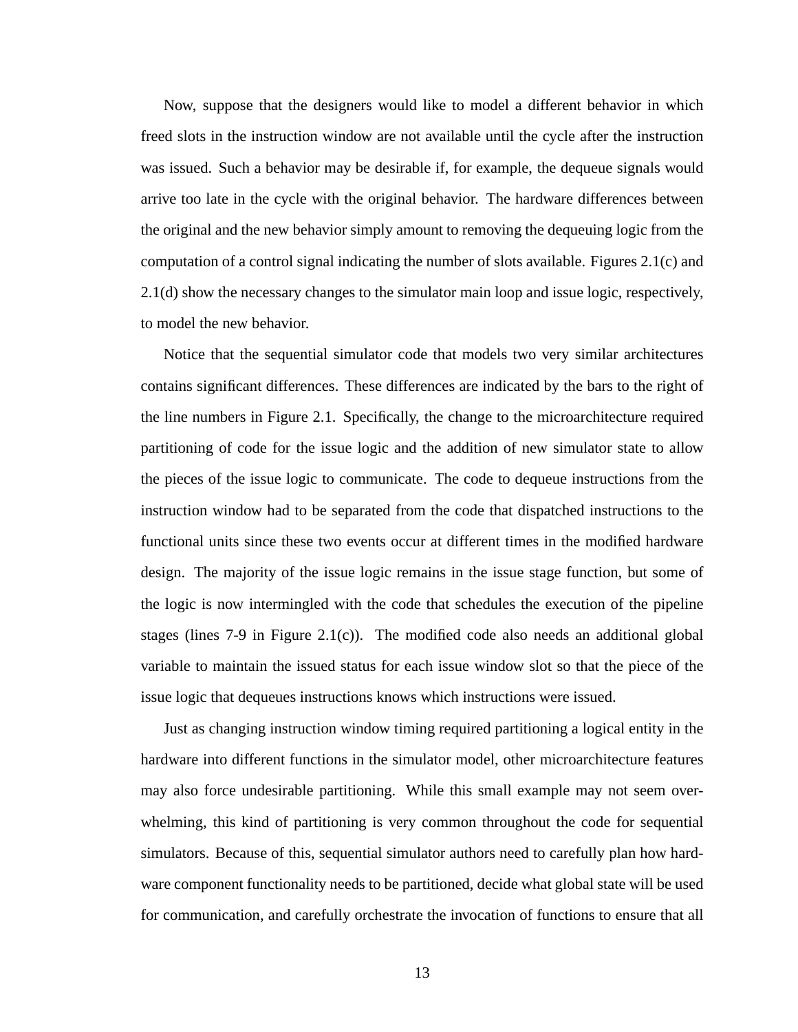Now, suppose that the designers would like to model a different behavior in which freed slots in the instruction window are not available until the cycle after the instruction was issued. Such a behavior may be desirable if, for example, the dequeue signals would arrive too late in the cycle with the original behavior. The hardware differences between the original and the new behavior simply amount to removing the dequeuing logic from the computation of a control signal indicating the number of slots available. Figures 2.1(c) and 2.1(d) show the necessary changes to the simulator main loop and issue logic, respectively, to model the new behavior.

Notice that the sequential simulator code that models two very similar architectures contains significant differences. These differences are indicated by the bars to the right of the line numbers in Figure 2.1. Specifically, the change to the microarchitecture required partitioning of code for the issue logic and the addition of new simulator state to allow the pieces of the issue logic to communicate. The code to dequeue instructions from the instruction window had to be separated from the code that dispatched instructions to the functional units since these two events occur at different times in the modified hardware design. The majority of the issue logic remains in the issue stage function, but some of the logic is now intermingled with the code that schedules the execution of the pipeline stages (lines 7-9 in Figure 2.1(c)). The modified code also needs an additional global variable to maintain the issued status for each issue window slot so that the piece of the issue logic that dequeues instructions knows which instructions were issued.

Just as changing instruction window timing required partitioning a logical entity in the hardware into different functions in the simulator model, other microarchitecture features may also force undesirable partitioning. While this small example may not seem overwhelming, this kind of partitioning is very common throughout the code for sequential simulators. Because of this, sequential simulator authors need to carefully plan how hardware component functionality needs to be partitioned, decide what global state will be used for communication, and carefully orchestrate the invocation of functions to ensure that all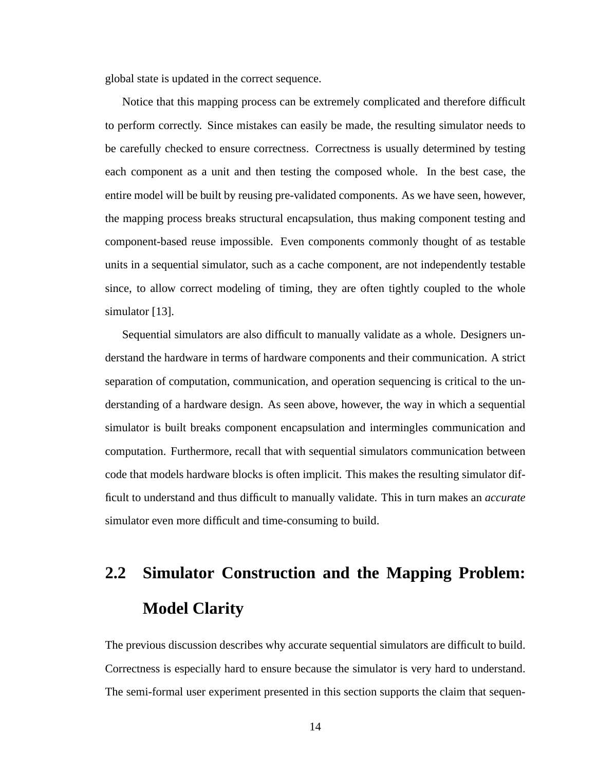global state is updated in the correct sequence.

Notice that this mapping process can be extremely complicated and therefore difficult to perform correctly. Since mistakes can easily be made, the resulting simulator needs to be carefully checked to ensure correctness. Correctness is usually determined by testing each component as a unit and then testing the composed whole. In the best case, the entire model will be built by reusing pre-validated components. As we have seen, however, the mapping process breaks structural encapsulation, thus making component testing and component-based reuse impossible. Even components commonly thought of as testable units in a sequential simulator, such as a cache component, are not independently testable since, to allow correct modeling of timing, they are often tightly coupled to the whole simulator [13].

Sequential simulators are also difficult to manually validate as a whole. Designers understand the hardware in terms of hardware components and their communication. A strict separation of computation, communication, and operation sequencing is critical to the understanding of a hardware design. As seen above, however, the way in which a sequential simulator is built breaks component encapsulation and intermingles communication and computation. Furthermore, recall that with sequential simulators communication between code that models hardware blocks is often implicit. This makes the resulting simulator difficult to understand and thus difficult to manually validate. This in turn makes an *accurate* simulator even more difficult and time-consuming to build.

## 2.2 Simulator Construction and the Mapping Problem: Model Clarity

The previous discussion describes why accurate sequential simulators are difficult to build. Correctness is especially hard to ensure because the simulator is very hard to understand. The semi-formal user experiment presented in this section supports the claim that sequen-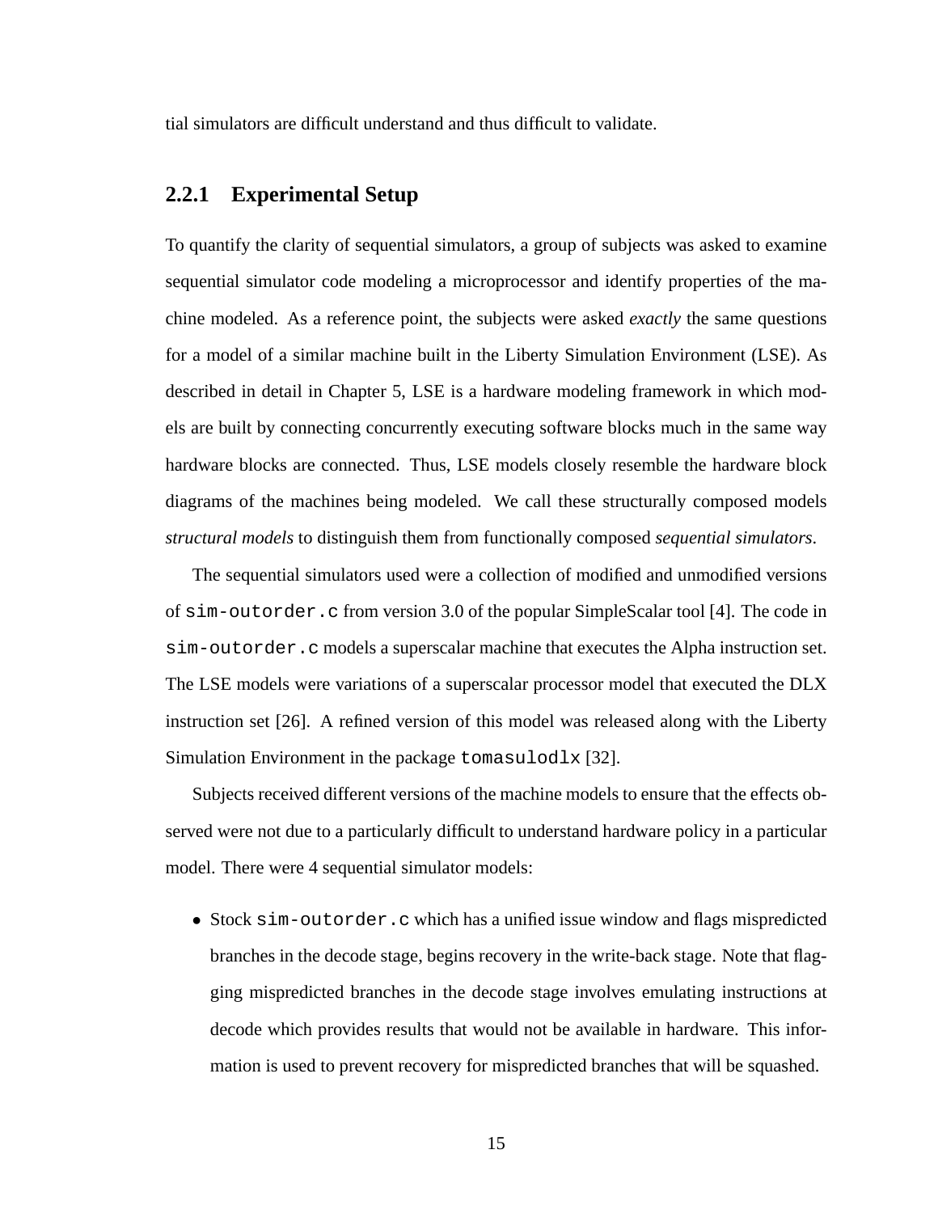tial simulators are difficult understand and thus difficult to validate.

### 2.2.1 Experimental Setup

To quantify the clarity of sequential simulators, a group of subjects was asked to examine sequential simulator code modeling a microprocessor and identify properties of the machine modeled. As a reference point, the subjects were asked *exactly* the same questions for a model of a similar machine built in the Liberty Simulation Environment (LSE). As described in detail in Chapter 5, LSE is a hardware modeling framework in which models are built by connecting concurrently executing software blocks much in the same way hardware blocks are connected. Thus, LSE models closely resemble the hardware block diagrams of the machines being modeled. We call these structurally composed models *structural models* to distinguish them from functionally composed *sequential simulators*.

The sequential simulators used were a collection of modified and unmodified versions of `sim-outorder.c` from version 3.0 of the popular SimpleScalar tool [4]. The code in `sim-outorder.c` models a superscalar machine that executes the Alpha instruction set. The LSE models were variations of a superscalar processor model that executed the DLX instruction set [26]. A refined version of this model was released along with the Liberty Simulation Environment in the package `tomasulodlx` [32].

Subjects received different versions of the machine models to ensure that the effects observed were not due to a particularly difficult to understand hardware policy in a particular model. There were 4 sequential simulator models:

- Stock `sim-outorder.c` which has a unified issue window and flags mispredicted branches in the decode stage, begins recovery in the write-back stage. Note that flagging mispredicted branches in the decode stage involves emulating instructions at decode which provides results that would not be available in hardware. This information is used to prevent recovery for mispredicted branches that will be squashed.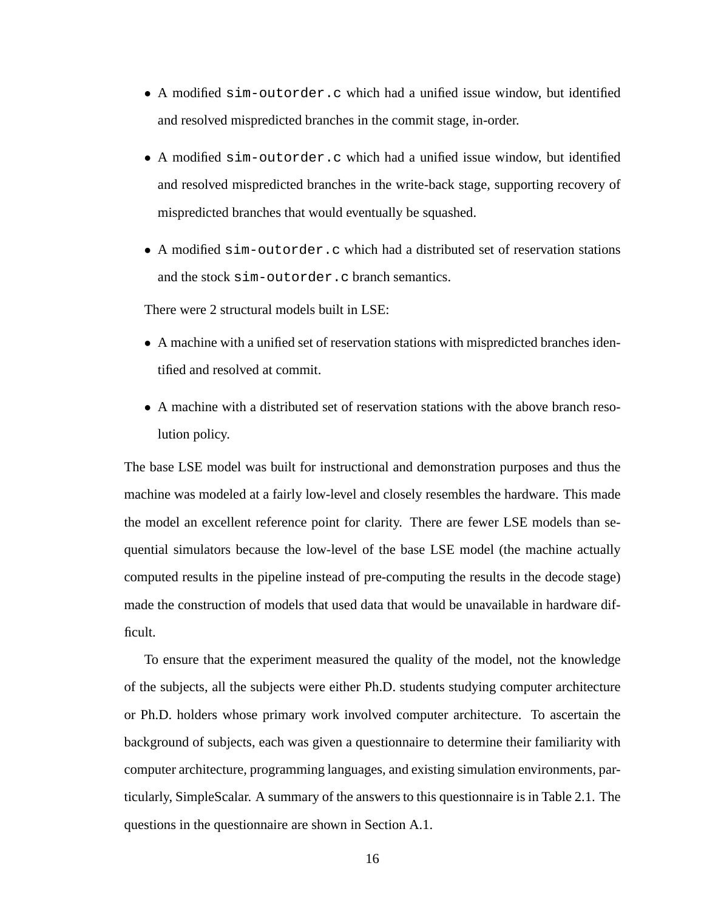- A modified `sim-outorder.c` which had a unified issue window, but identified and resolved mispredicted branches in the commit stage, in-order.
- A modified `sim-outorder.c` which had a unified issue window, but identified and resolved mispredicted branches in the write-back stage, supporting recovery of mispredicted branches that would eventually be squashed.
- A modified `sim-outorder.c` which had a distributed set of reservation stations and the stock `sim-outorder.c` branch semantics.

There were 2 structural models built in LSE:

- A machine with a unified set of reservation stations with mispredicted branches identified and resolved at commit.
- A machine with a distributed set of reservation stations with the above branch resolution policy.

The base LSE model was built for instructional and demonstration purposes and thus the machine was modeled at a fairly low-level and closely resembles the hardware. This made the model an excellent reference point for clarity. There are fewer LSE models than sequential simulators because the low-level of the base LSE model (the machine actually computed results in the pipeline instead of pre-computing the results in the decode stage) made the construction of models that used data that would be unavailable in hardware difficult.

To ensure that the experiment measured the quality of the model, not the knowledge of the subjects, all the subjects were either Ph.D. students studying computer architecture or Ph.D. holders whose primary work involved computer architecture. To ascertain the background of subjects, each was given a questionnaire to determine their familiarity with computer architecture, programming languages, and existing simulation environments, particularly, SimpleScalar. A summary of the answers to this questionnaire is in Table 2.1. The questions in the questionnaire are shown in Section A.1.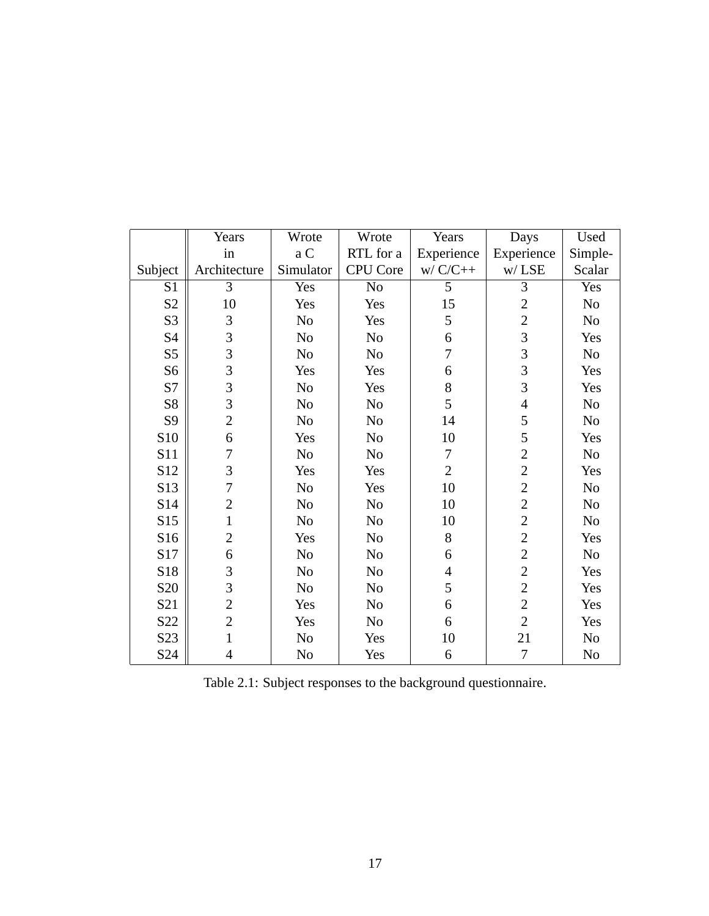| Subject | Years in Architecture | Wrote a C Simulator | Wrote RTL for a CPU Core | Years Experience w/ C/C++ | Days Experience w/ LSE | Used Simple-Scalar |
|---|---|---|---|---|---|---|
| S1 | 3 | Yes | No | 5 | 3 | Yes |
| S2 | 10 | Yes | Yes | 15 | 2 | No |
| S3 | 3 | No | Yes | 5 | 2 | No |
| S4 | 3 | No | No | 6 | 3 | Yes |
| S5 | 3 | No | No | 7 | 3 | No |
| S6 | 3 | Yes | Yes | 6 | 3 | Yes |
| S7 | 3 | No | Yes | 8 | 3 | Yes |
| S8 | 3 | No | No | 5 | 4 | No |
| S9 | 2 | No | No | 14 | 5 | No |
| S10 | 6 | Yes | No | 10 | 5 | Yes |
| S11 | 7 | No | No | 7 | 2 | No |
| S12 | 3 | Yes | Yes | 2 | 2 | Yes |
| S13 | 7 | No | Yes | 10 | 2 | No |
| S14 | 2 | No | No | 10 | 2 | No |
| S15 | 1 | No | No | 10 | 2 | No |
| S16 | 2 | Yes | No | 8 | 2 | Yes |
| S17 | 6 | No | No | 6 | 2 | No |
| S18 | 3 | No | No | 4 | 2 | Yes |
| S20 | 3 | No | No | 5 | 2 | Yes |
| S21 | 2 | Yes | No | 6 | 2 | Yes |
| S22 | 2 | Yes | No | 6 | 2 | Yes |
| S23 | 1 | No | Yes | 10 | 21 | No |
| S24 | 4 | No | Yes | 6 | 7 | No |

Table 2.1: Subject responses to the background questionnaire.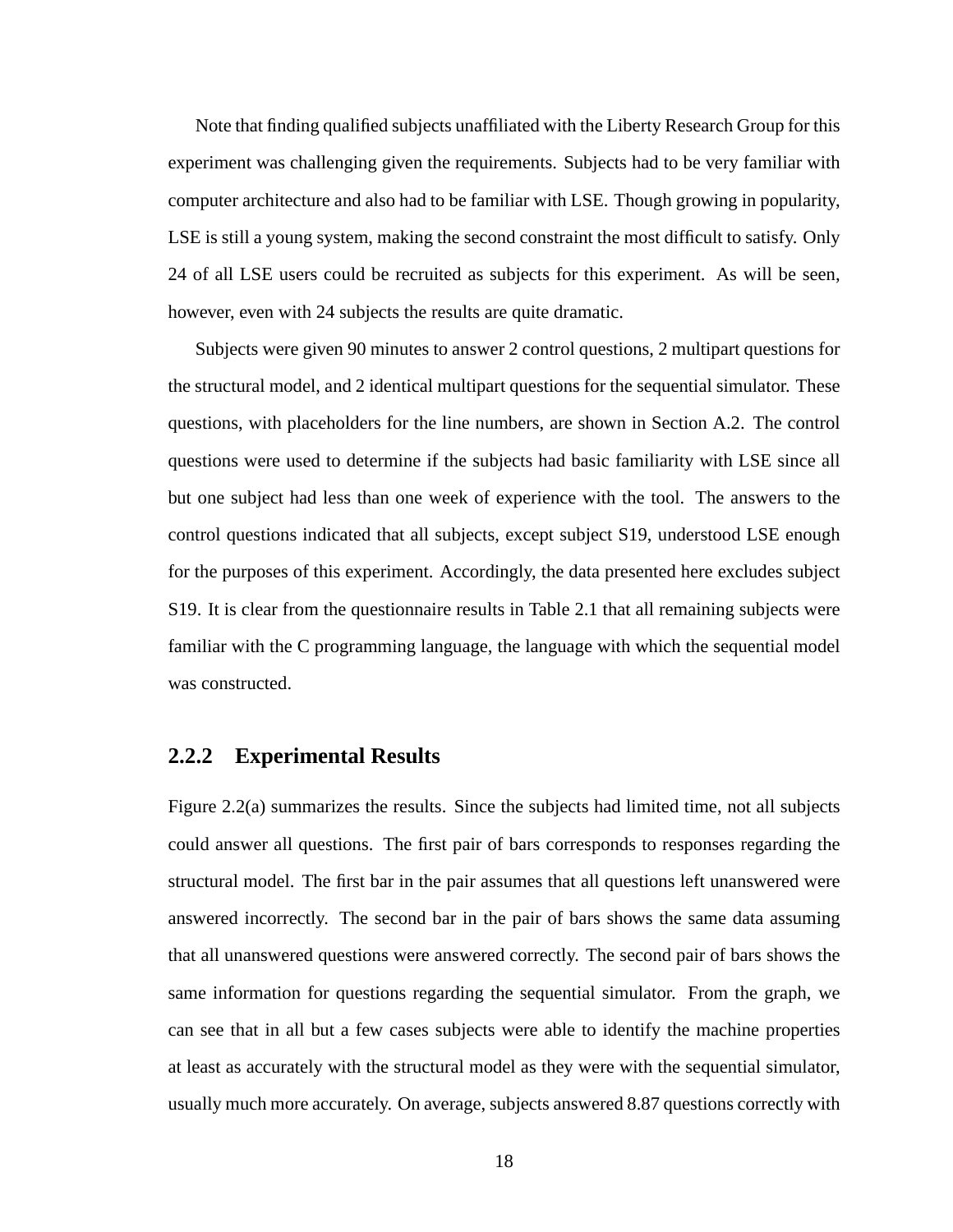Note that finding qualified subjects unaffiliated with the Liberty Research Group for this experiment was challenging given the requirements. Subjects had to be very familiar with computer architecture and also had to be familiar with LSE. Though growing in popularity, LSE is still a young system, making the second constraint the most difficult to satisfy. Only 24 of all LSE users could be recruited as subjects for this experiment. As will be seen, however, even with 24 subjects the results are quite dramatic.

Subjects were given 90 minutes to answer 2 control questions, 2 multipart questions for the structural model, and 2 identical multipart questions for the sequential simulator. These questions, with placeholders for the line numbers, are shown in Section A.2. The control questions were used to determine if the subjects had basic familiarity with LSE since all but one subject had less than one week of experience with the tool. The answers to the control questions indicated that all subjects, except subject S19, understood LSE enough for the purposes of this experiment. Accordingly, the data presented here excludes subject S19. It is clear from the questionnaire results in Table 2.1 that all remaining subjects were familiar with the C programming language, the language with which the sequential model was constructed.

### 2.2.2 Experimental Results

Figure 2.2(a) summarizes the results. Since the subjects had limited time, not all subjects could answer all questions. The first pair of bars corresponds to responses regarding the structural model. The first bar in the pair assumes that all questions left unanswered were answered incorrectly. The second bar in the pair of bars shows the same data assuming that all unanswered questions were answered correctly. The second pair of bars shows the same information for questions regarding the sequential simulator. From the graph, we can see that in all but a few cases subjects were able to identify the machine properties at least as accurately with the structural model as they were with the sequential simulator, usually much more accurately. On average, subjects answered 8.87 questions correctly with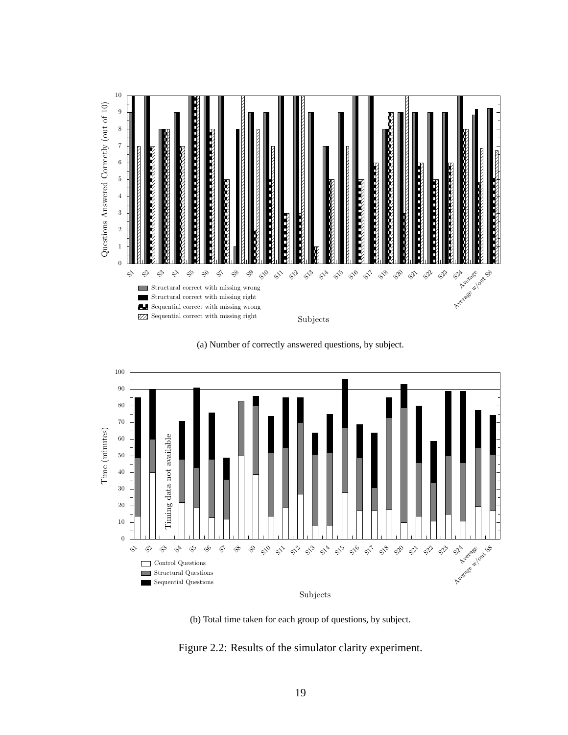(a) Number of correctly answered questions, by subject.

(b) Total time taken for each group of questions, by subject.

Figure 2.2: Results of the simulator clarity experiment.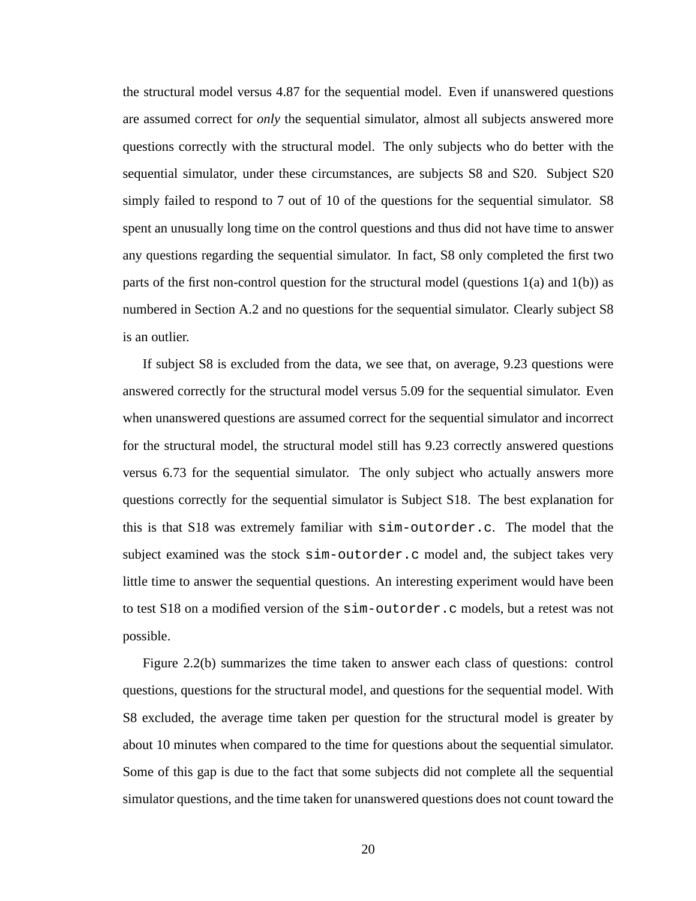the structural model versus 4.87 for the sequential model. Even if unanswered questions are assumed correct for *only* the sequential simulator, almost all subjects answered more questions correctly with the structural model. The only subjects who do better with the sequential simulator, under these circumstances, are subjects S8 and S20. Subject S20 simply failed to respond to 7 out of 10 of the questions for the sequential simulator. S8 spent an unusually long time on the control questions and thus did not have time to answer any questions regarding the sequential simulator. In fact, S8 only completed the first two parts of the first non-control question for the structural model (questions 1(a) and 1(b)) as numbered in Section A.2 and no questions for the sequential simulator. Clearly subject S8 is an outlier.

If subject S8 is excluded from the data, we see that, on average, 9.23 questions were answered correctly for the structural model versus 5.09 for the sequential simulator. Even when unanswered questions are assumed correct for the sequential simulator and incorrect for the structural model, the structural model still has 9.23 correctly answered questions versus 6.73 for the sequential simulator. The only subject who actually answers more questions correctly for the sequential simulator is Subject S18. The best explanation for this is that S18 was extremely familiar with `sim-outorder.c`. The model that the subject examined was the stock `sim-outorder.c` model and, the subject takes very little time to answer the sequential questions. An interesting experiment would have been to test S18 on a modified version of the `sim-outorder.c` models, but a retest was not possible.

Figure 2.2(b) summarizes the time taken to answer each class of questions: control questions, questions for the structural model, and questions for the sequential model. With S8 excluded, the average time taken per question for the structural model is greater by about 10 minutes when compared to the time for questions about the sequential simulator. Some of this gap is due to the fact that some subjects did not complete all the sequential simulator questions, and the time taken for unanswered questions does not count toward the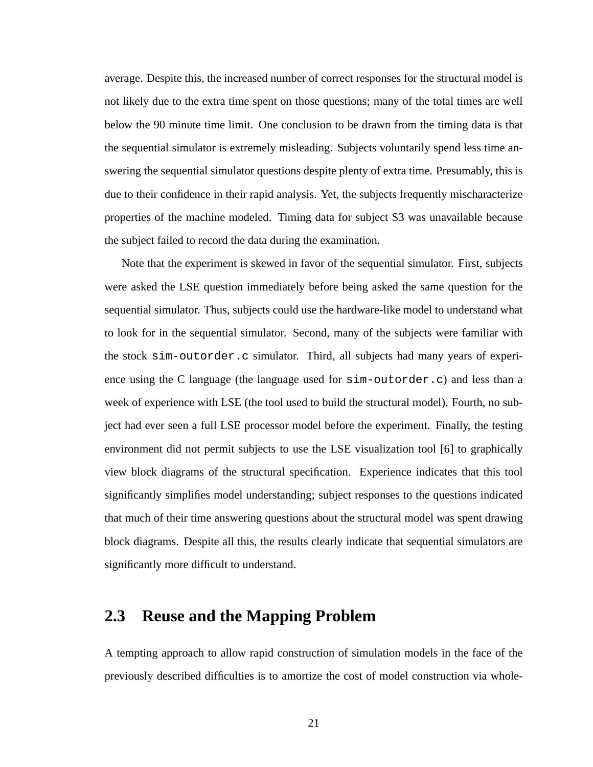average. Despite this, the increased number of correct responses for the structural model is not likely due to the extra time spent on those questions; many of the total times are well below the 90 minute time limit. One conclusion to be drawn from the timing data is that the sequential simulator is extremely misleading. Subjects voluntarily spend less time answering the sequential simulator questions despite plenty of extra time. Presumably, this is due to their confidence in their rapid analysis. Yet, the subjects frequently mischaracterize properties of the machine modeled. Timing data for subject S3 was unavailable because the subject failed to record the data during the examination.

Note that the experiment is skewed in favor of the sequential simulator. First, subjects were asked the LSE question immediately before being asked the same question for the sequential simulator. Thus, subjects could use the hardware-like model to understand what to look for in the sequential simulator. Second, many of the subjects were familiar with the stock `sim-outorder.c` simulator. Third, all subjects had many years of experience using the C language (the language used for `sim-outorder.c`) and less than a week of experience with LSE (the tool used to build the structural model). Fourth, no subject had ever seen a full LSE processor model before the experiment. Finally, the testing environment did not permit subjects to use the LSE visualization tool [6] to graphically view block diagrams of the structural specification. Experience indicates that this tool significantly simplifies model understanding; subject responses to the questions indicated that much of their time answering questions about the structural model was spent drawing block diagrams. Despite all this, the results clearly indicate that sequential simulators are significantly more difficult to understand.

## 2.3 Reuse and the Mapping Problem

A tempting approach to allow rapid construction of simulation models in the face of the previously described difficulties is to amortize the cost of model construction via whole-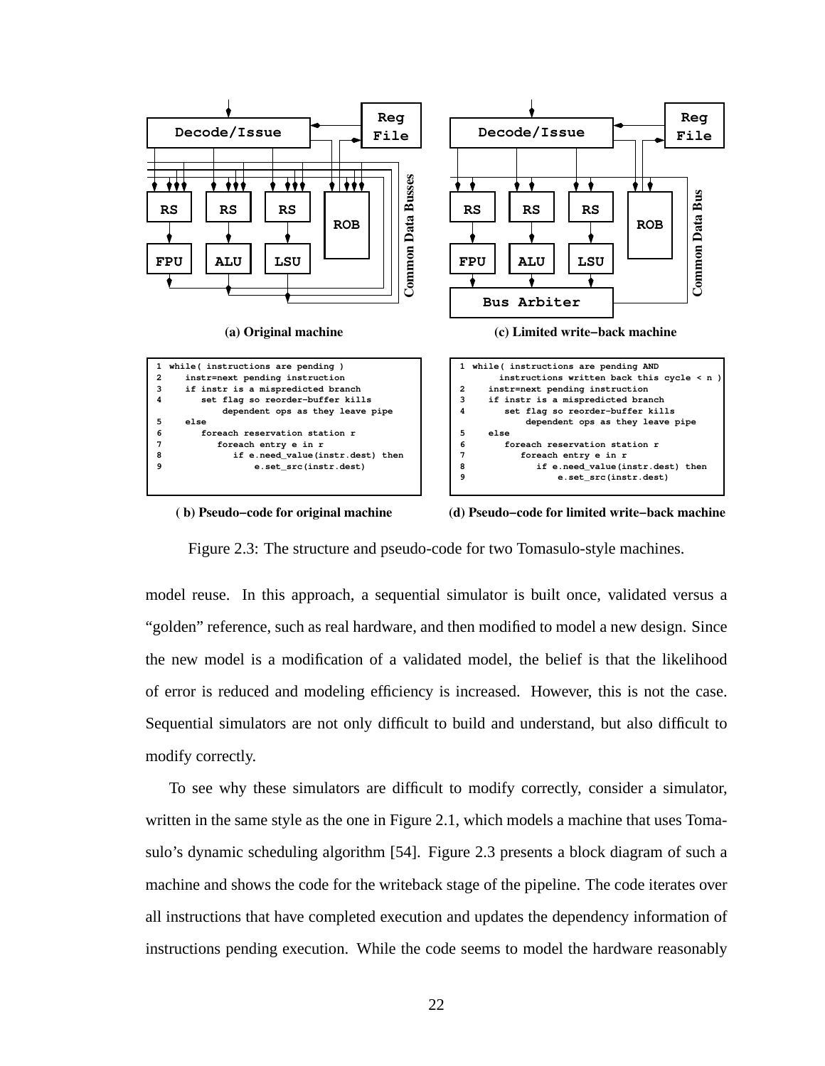(a) Original machine

(c) Limited write−back machine

```
1  while( instructions are pending )
2     instr=next pending instruction
3     if instr is a mispredicted branch
4        set flag so reorder−buffer kills
             dependent ops as they leave pipe
5     else
6        foreach reservation station r
7           foreach entry e in r
8              if e.need_value(instr.dest) then
9                  e.set_src(instr.dest)
```

( b) Pseudo−code for original machine

```
1  while( instructions are pending AND
        instructions written back this cycle < n )
2     instr=next pending instruction
3     if instr is a mispredicted branch
4        set flag so reorder−buffer kills
             dependent ops as they leave pipe
5     else
6        foreach reservation station r
7           foreach entry e in r
8              if e.need_value(instr.dest) then
9                  e.set_src(instr.dest)
```

(d) Pseudo−code for limited write−back machine

Figure 2.3: The structure and pseudo-code for two Tomasulo-style machines.

model reuse. In this approach, a sequential simulator is built once, validated versus a "golden" reference, such as real hardware, and then modified to model a new design. Since the new model is a modification of a validated model, the belief is that the likelihood of error is reduced and modeling efficiency is increased. However, this is not the case. Sequential simulators are not only difficult to build and understand, but also difficult to modify correctly.

To see why these simulators are difficult to modify correctly, consider a simulator, written in the same style as the one in Figure 2.1, which models a machine that uses Tomasulo's dynamic scheduling algorithm [54]. Figure 2.3 presents a block diagram of such a machine and shows the code for the writeback stage of the pipeline. The code iterates over all instructions that have completed execution and updates the dependency information of instructions pending execution. While the code seems to model the hardware reasonably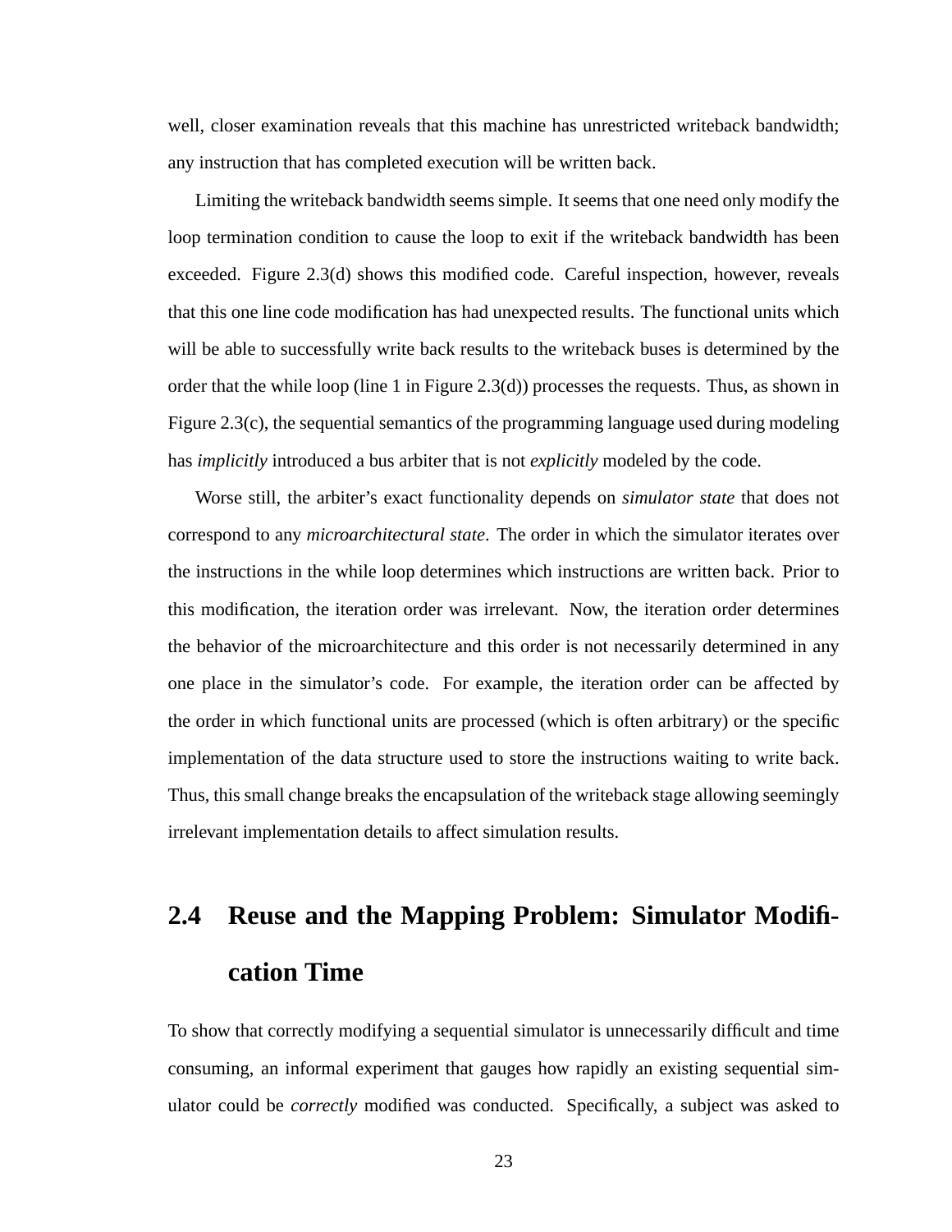well, closer examination reveals that this machine has unrestricted writeback bandwidth; any instruction that has completed execution will be written back.

Limiting the writeback bandwidth seems simple. It seems that one need only modify the loop termination condition to cause the loop to exit if the writeback bandwidth has been exceeded. Figure 2.3(d) shows this modified code. Careful inspection, however, reveals that this one line code modification has had unexpected results. The functional units which will be able to successfully write back results to the writeback buses is determined by the order that the while loop (line 1 in Figure 2.3(d)) processes the requests. Thus, as shown in Figure 2.3(c), the sequential semantics of the programming language used during modeling has *implicitly* introduced a bus arbiter that is not *explicitly* modeled by the code.

Worse still, the arbiter's exact functionality depends on *simulator state* that does not correspond to any *microarchitectural state*. The order in which the simulator iterates over the instructions in the while loop determines which instructions are written back. Prior to this modification, the iteration order was irrelevant. Now, the iteration order determines the behavior of the microarchitecture and this order is not necessarily determined in any one place in the simulator's code. For example, the iteration order can be affected by the order in which functional units are processed (which is often arbitrary) or the specific implementation of the data structure used to store the instructions waiting to write back. Thus, this small change breaks the encapsulation of the writeback stage allowing seemingly irrelevant implementation details to affect simulation results.

## 2.4 Reuse and the Mapping Problem: Simulator Modification Time

To show that correctly modifying a sequential simulator is unnecessarily difficult and time consuming, an informal experiment that gauges how rapidly an existing sequential simulator could be *correctly* modified was conducted. Specifically, a subject was asked to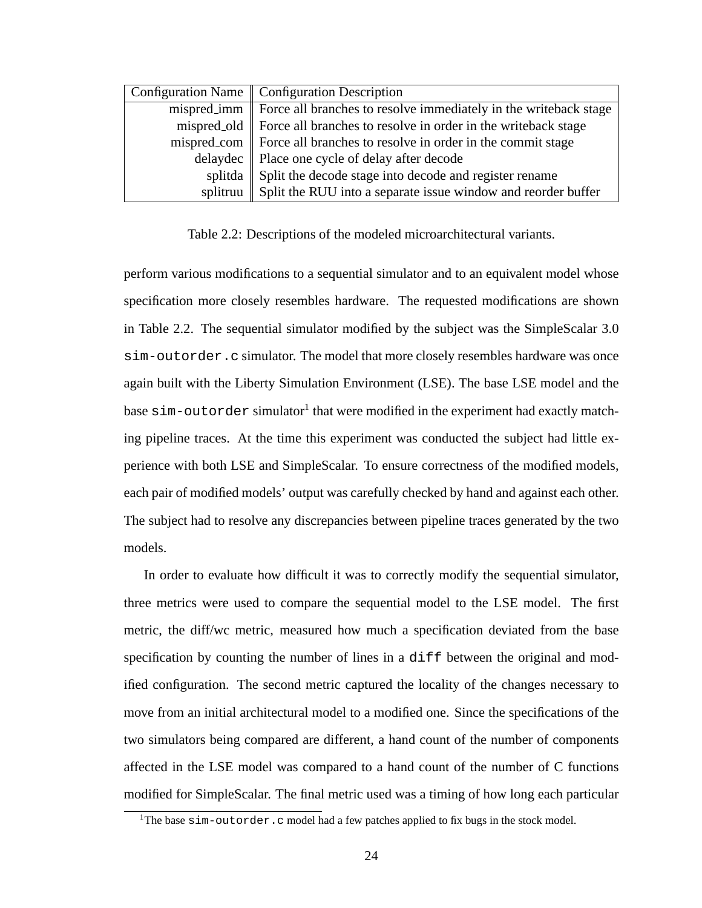| Configuration Name | Configuration Description |
|---|---|
| mispred_imm | Force all branches to resolve immediately in the writeback stage |
| mispred_old | Force all branches to resolve in order in the writeback stage |
| mispred_com | Force all branches to resolve in order in the commit stage |
| delaydec | Place one cycle of delay after decode |
| splitda | Split the decode stage into decode and register rename |
| splitruu | Split the RUU into a separate issue window and reorder buffer |

Table 2.2: Descriptions of the modeled microarchitectural variants.

perform various modifications to a sequential simulator and to an equivalent model whose specification more closely resembles hardware. The requested modifications are shown in Table 2.2. The sequential simulator modified by the subject was the SimpleScalar 3.0 `sim-outorder.c` simulator. The model that more closely resembles hardware was once again built with the Liberty Simulation Environment (LSE). The base LSE model and the base `sim-outorder` simulator[1] that were modified in the experiment had exactly matching pipeline traces. At the time this experiment was conducted the subject had little experience with both LSE and SimpleScalar. To ensure correctness of the modified models, each pair of modified models' output was carefully checked by hand and against each other. The subject had to resolve any discrepancies between pipeline traces generated by the two models.

In order to evaluate how difficult it was to correctly modify the sequential simulator, three metrics were used to compare the sequential model to the LSE model. The first metric, the diff/wc metric, measured how much a specification deviated from the base specification by counting the number of lines in a `diff` between the original and modified configuration. The second metric captured the locality of the changes necessary to move from an initial architectural model to a modified one. Since the specifications of the two simulators being compared are different, a hand count of the number of components affected in the LSE model was compared to a hand count of the number of C functions modified for SimpleScalar. The final metric used was a timing of how long each particular

[1]The base `sim-outorder.c` model had a few patches applied to fix bugs in the stock model.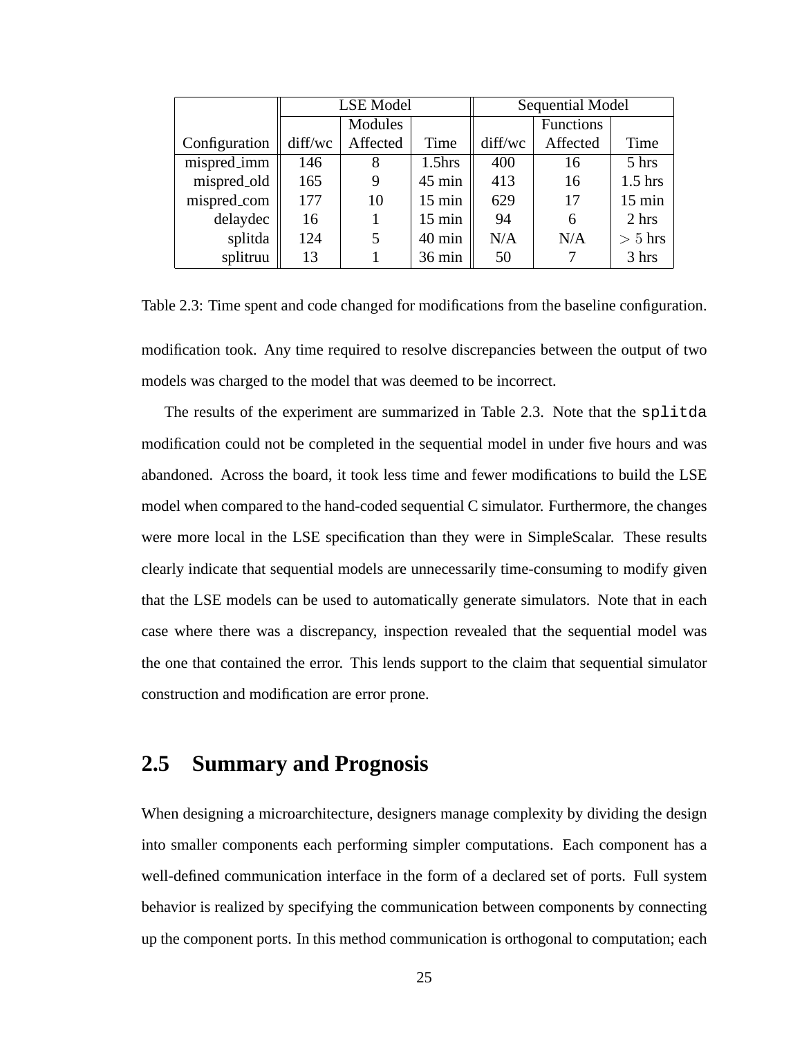| | LSE Model | | | Sequential Model | | |
|---|---|---|---|---|---|---|
| | | Modules | | | Functions | |
| Configuration | diff/wc | Affected | Time | diff/wc | Affected | Time |
| mispred_imm | 146 | 8 | 1.5hrs | 400 | 16 | 5 hrs |
| mispred_old | 165 | 9 | 45 min | 413 | 16 | 1.5 hrs |
| mispred_com | 177 | 10 | 15 min | 629 | 17 | 15 min |
| delaydec | 16 | 1 | 15 min | 94 | 6 | 2 hrs |
| splitda | 124 | 5 | 40 min | N/A | N/A | $> 5$ hrs |
| splitruu | 13 | 1 | 36 min | 50 | 7 | 3 hrs |

Table 2.3: Time spent and code changed for modifications from the baseline configuration.

modification took. Any time required to resolve discrepancies between the output of two models was charged to the model that was deemed to be incorrect.

The results of the experiment are summarized in Table 2.3. Note that the `splitda` modification could not be completed in the sequential model in under five hours and was abandoned. Across the board, it took less time and fewer modifications to build the LSE model when compared to the hand-coded sequential C simulator. Furthermore, the changes were more local in the LSE specification than they were in SimpleScalar. These results clearly indicate that sequential models are unnecessarily time-consuming to modify given that the LSE models can be used to automatically generate simulators. Note that in each case where there was a discrepancy, inspection revealed that the sequential model was the one that contained the error. This lends support to the claim that sequential simulator construction and modification are error prone.

## 2.5 Summary and Prognosis

When designing a microarchitecture, designers manage complexity by dividing the design into smaller components each performing simpler computations. Each component has a well-defined communication interface in the form of a declared set of ports. Full system behavior is realized by specifying the communication between components by connecting up the component ports. In this method communication is orthogonal to computation; each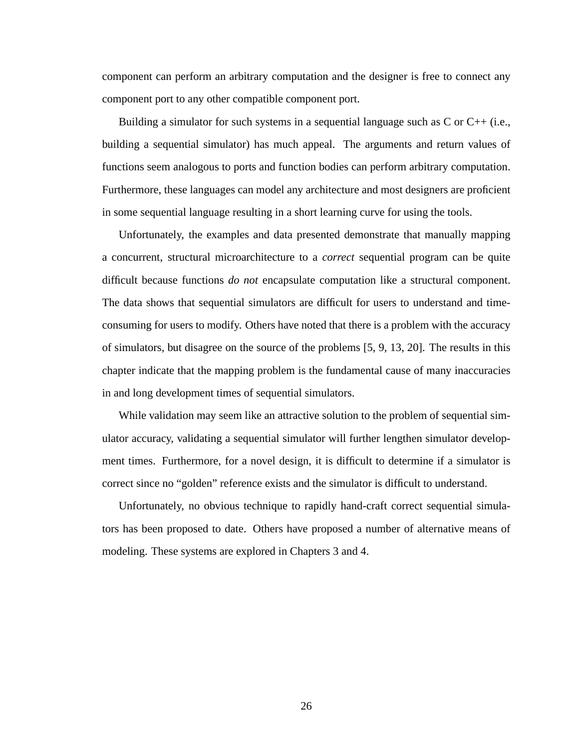component can perform an arbitrary computation and the designer is free to connect any component port to any other compatible component port.

Building a simulator for such systems in a sequential language such as C or C++ (i.e., building a sequential simulator) has much appeal. The arguments and return values of functions seem analogous to ports and function bodies can perform arbitrary computation. Furthermore, these languages can model any architecture and most designers are proficient in some sequential language resulting in a short learning curve for using the tools.

Unfortunately, the examples and data presented demonstrate that manually mapping a concurrent, structural microarchitecture to a *correct* sequential program can be quite difficult because functions *do not* encapsulate computation like a structural component. The data shows that sequential simulators are difficult for users to understand and time-consuming for users to modify. Others have noted that there is a problem with the accuracy of simulators, but disagree on the source of the problems [5, 9, 13, 20]. The results in this chapter indicate that the mapping problem is the fundamental cause of many inaccuracies in and long development times of sequential simulators.

While validation may seem like an attractive solution to the problem of sequential simulator accuracy, validating a sequential simulator will further lengthen simulator development times. Furthermore, for a novel design, it is difficult to determine if a simulator is correct since no "golden" reference exists and the simulator is difficult to understand.

Unfortunately, no obvious technique to rapidly hand-craft correct sequential simulators has been proposed to date. Others have proposed a number of alternative means of modeling. These systems are explored in Chapters 3 and 4.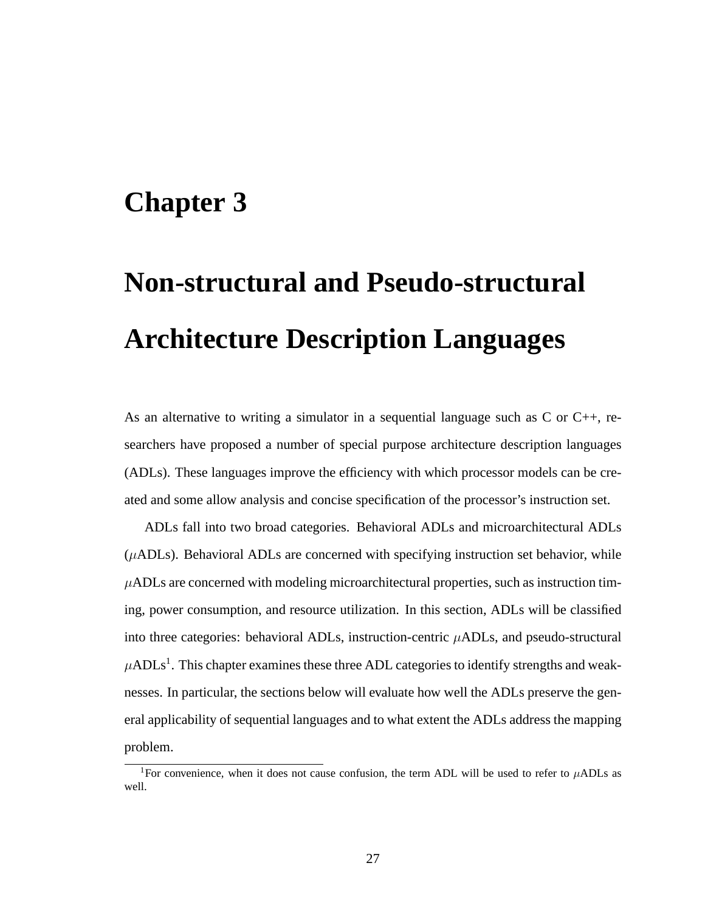# Chapter 3

# Non-structural and Pseudo-structural Architecture Description Languages

As an alternative to writing a simulator in a sequential language such as C or C++, researchers have proposed a number of special purpose architecture description languages (ADLs). These languages improve the efficiency with which processor models can be created and some allow analysis and concise specification of the processor's instruction set.

ADLs fall into two broad categories. Behavioral ADLs and microarchitectural ADLs ($\mu$ADLs). Behavioral ADLs are concerned with specifying instruction set behavior, while $\mu$ADLs are concerned with modeling microarchitectural properties, such as instruction timing, power consumption, and resource utilization. In this section, ADLs will be classified into three categories: behavioral ADLs, instruction-centric $\mu$ADLs, and pseudo-structural $\mu$ADLs[1]. This chapter examines these three ADL categories to identify strengths and weaknesses. In particular, the sections below will evaluate how well the ADLs preserve the general applicability of sequential languages and to what extent the ADLs address the mapping problem.

[1]For convenience, when it does not cause confusion, the term ADL will be used to refer to $\mu$ADLs as well.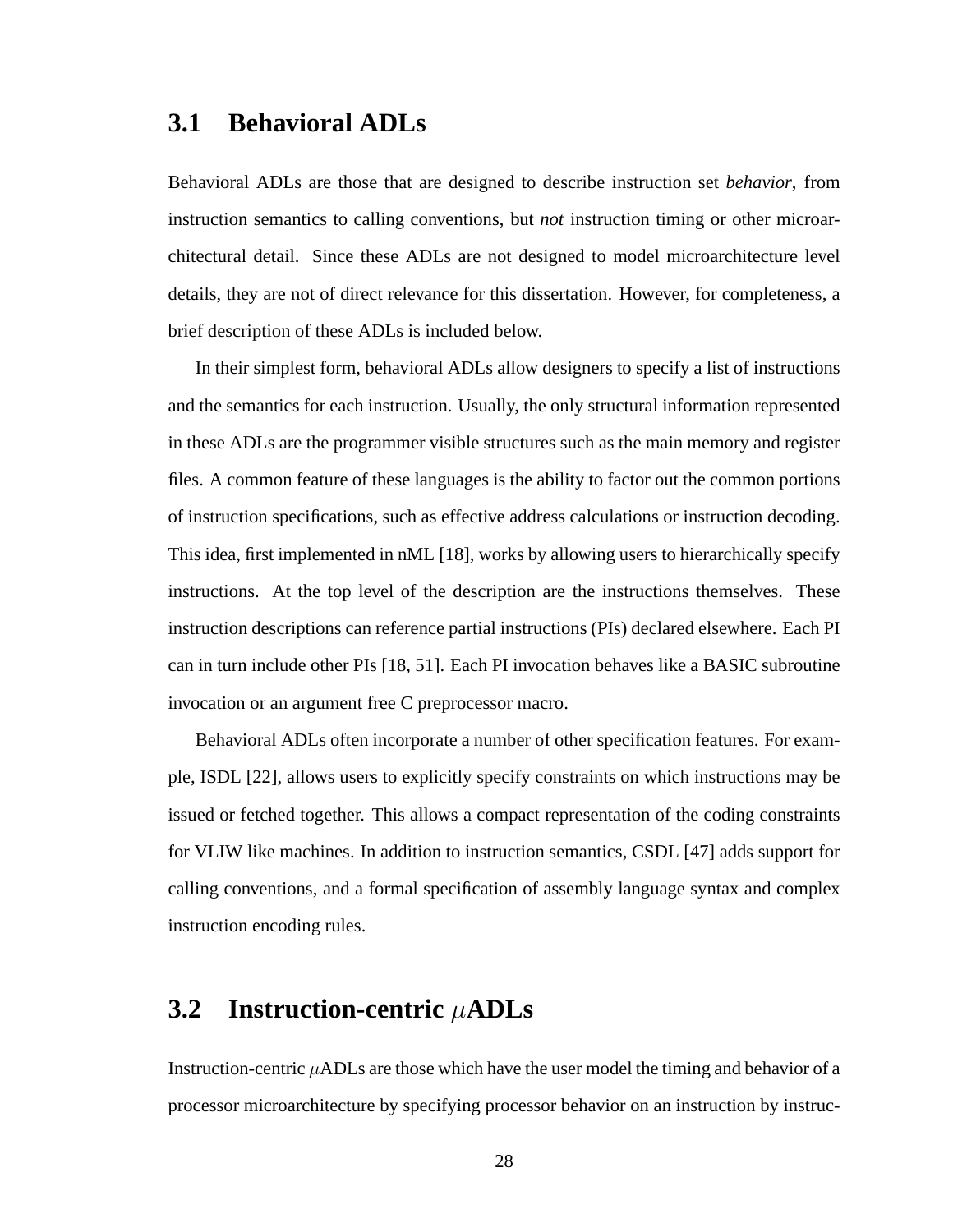## 3.1 Behavioral ADLs

Behavioral ADLs are those that are designed to describe instruction set *behavior*, from instruction semantics to calling conventions, but *not* instruction timing or other microarchitectural detail. Since these ADLs are not designed to model microarchitecture level details, they are not of direct relevance for this dissertation. However, for completeness, a brief description of these ADLs is included below.

In their simplest form, behavioral ADLs allow designers to specify a list of instructions and the semantics for each instruction. Usually, the only structural information represented in these ADLs are the programmer visible structures such as the main memory and register files. A common feature of these languages is the ability to factor out the common portions of instruction specifications, such as effective address calculations or instruction decoding. This idea, first implemented in nML [18], works by allowing users to hierarchically specify instructions. At the top level of the description are the instructions themselves. These instruction descriptions can reference partial instructions (PIs) declared elsewhere. Each PI can in turn include other PIs [18, 51]. Each PI invocation behaves like a BASIC subroutine invocation or an argument free C preprocessor macro.

Behavioral ADLs often incorporate a number of other specification features. For example, ISDL [22], allows users to explicitly specify constraints on which instructions may be issued or fetched together. This allows a compact representation of the coding constraints for VLIW like machines. In addition to instruction semantics, CSDL [47] adds support for calling conventions, and a formal specification of assembly language syntax and complex instruction encoding rules.

## 3.2 Instruction-centric $\mu$ADLs

Instruction-centric $\mu$ADLs are those which have the user model the timing and behavior of a processor microarchitecture by specifying processor behavior on an instruction by instruc-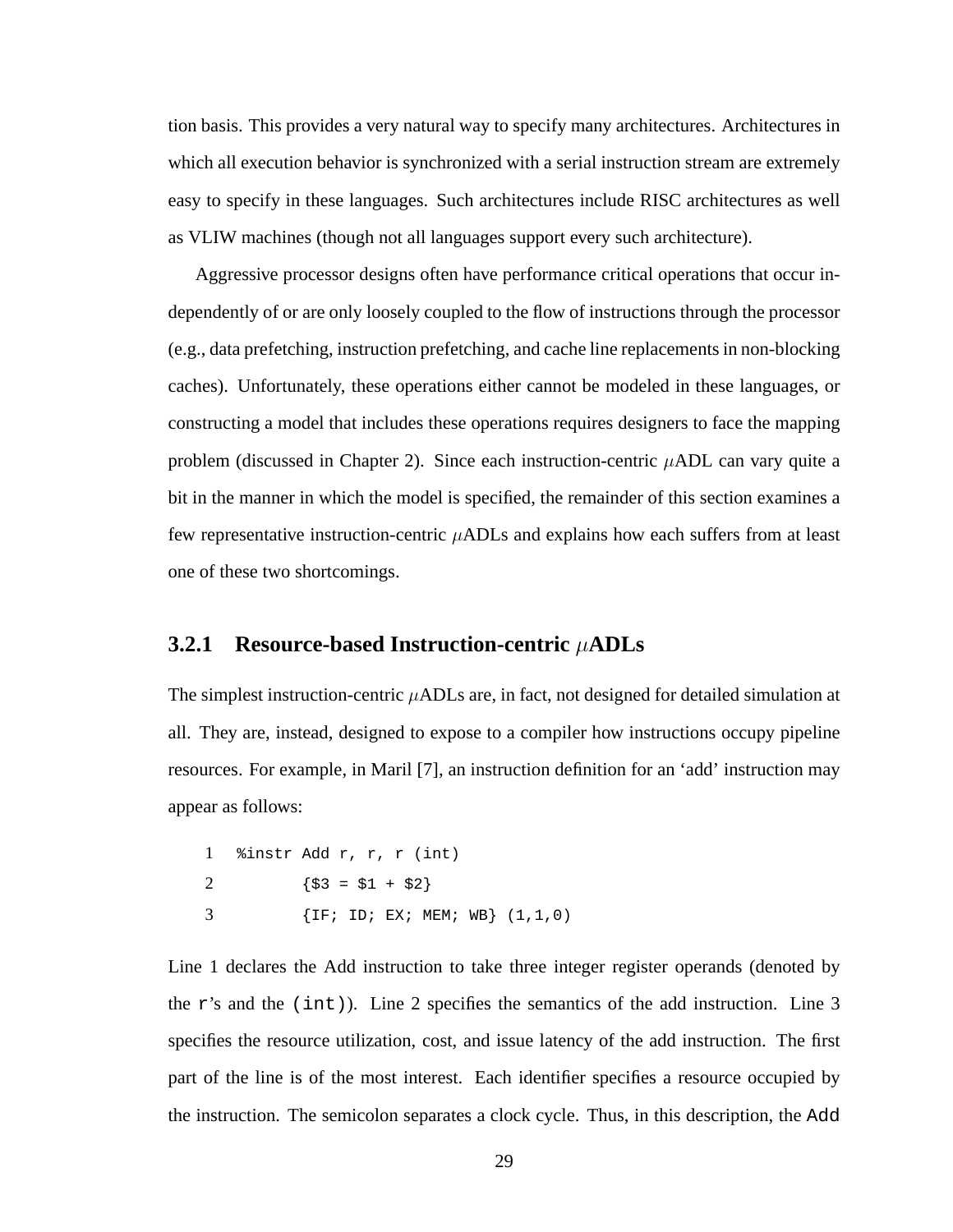tion basis. This provides a very natural way to specify many architectures. Architectures in which all execution behavior is synchronized with a serial instruction stream are extremely easy to specify in these languages. Such architectures include RISC architectures as well as VLIW machines (though not all languages support every such architecture).

Aggressive processor designs often have performance critical operations that occur independently of or are only loosely coupled to the flow of instructions through the processor (e.g., data prefetching, instruction prefetching, and cache line replacements in non-blocking caches). Unfortunately, these operations either cannot be modeled in these languages, or constructing a model that includes these operations requires designers to face the mapping problem (discussed in Chapter 2). Since each instruction-centric $\mu$ADL can vary quite a bit in the manner in which the model is specified, the remainder of this section examines a few representative instruction-centric $\mu$ADLs and explains how each suffers from at least one of these two shortcomings.

### 3.2.1 Resource-based Instruction-centric $\mu$ADLs

The simplest instruction-centric $\mu$ADLs are, in fact, not designed for detailed simulation at all. They are, instead, designed to expose to a compiler how instructions occupy pipeline resources. For example, in Maril [7], an instruction definition for an 'add' instruction may appear as follows:

```
1  %instr Add r, r, r (int)
2         {$3 = $1 + $2}
3         {IF; ID; EX; MEM; WB} (1,1,0)
```

Line 1 declares the Add instruction to take three integer register operands (denoted by the `r`'s and the `(int)`). Line 2 specifies the semantics of the add instruction. Line 3 specifies the resource utilization, cost, and issue latency of the add instruction. The first part of the line is of the most interest. Each identifier specifies a resource occupied by the instruction. The semicolon separates a clock cycle. Thus, in this description, the `Add`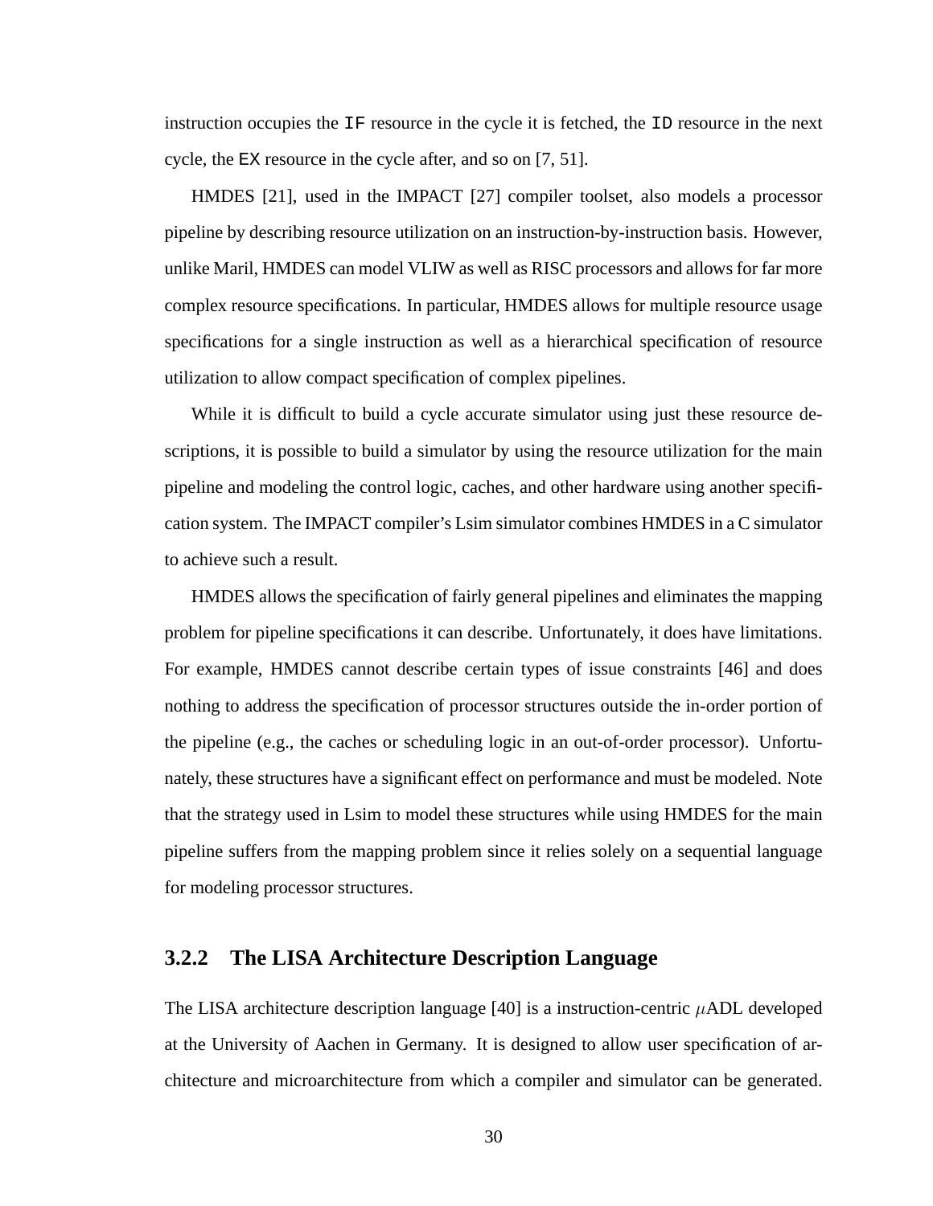instruction occupies the `IF` resource in the cycle it is fetched, the `ID` resource in the next cycle, the `EX` resource in the cycle after, and so on [7, 51].

HMDES [21], used in the IMPACT [27] compiler toolset, also models a processor pipeline by describing resource utilization on an instruction-by-instruction basis. However, unlike Maril, HMDES can model VLIW as well as RISC processors and allows for far more complex resource specifications. In particular, HMDES allows for multiple resource usage specifications for a single instruction as well as a hierarchical specification of resource utilization to allow compact specification of complex pipelines.

While it is difficult to build a cycle accurate simulator using just these resource descriptions, it is possible to build a simulator by using the resource utilization for the main pipeline and modeling the control logic, caches, and other hardware using another specification system. The IMPACT compiler's Lsim simulator combines HMDES in a C simulator to achieve such a result.

HMDES allows the specification of fairly general pipelines and eliminates the mapping problem for pipeline specifications it can describe. Unfortunately, it does have limitations. For example, HMDES cannot describe certain types of issue constraints [46] and does nothing to address the specification of processor structures outside the in-order portion of the pipeline (e.g., the caches or scheduling logic in an out-of-order processor). Unfortunately, these structures have a significant effect on performance and must be modeled. Note that the strategy used in Lsim to model these structures while using HMDES for the main pipeline suffers from the mapping problem since it relies solely on a sequential language for modeling processor structures.

### 3.2.2 The LISA Architecture Description Language

The LISA architecture description language [40] is a instruction-centric $\mu$ADL developed at the University of Aachen in Germany. It is designed to allow user specification of architecture and microarchitecture from which a compiler and simulator can be generated.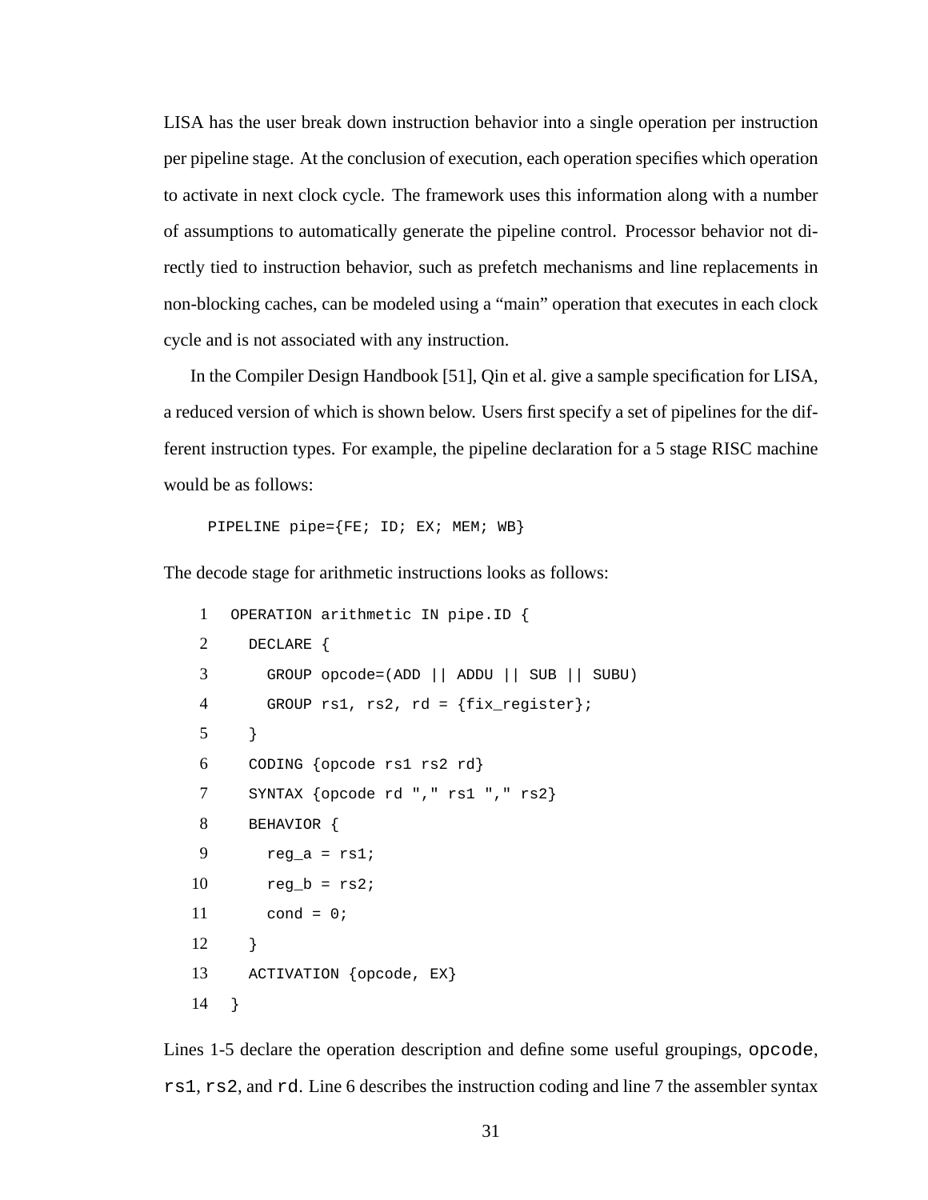LISA has the user break down instruction behavior into a single operation per instruction per pipeline stage. At the conclusion of execution, each operation specifies which operation to activate in next clock cycle. The framework uses this information along with a number of assumptions to automatically generate the pipeline control. Processor behavior not directly tied to instruction behavior, such as prefetch mechanisms and line replacements in non-blocking caches, can be modeled using a "main" operation that executes in each clock cycle and is not associated with any instruction.

In the Compiler Design Handbook [51], Qin et al. give a sample specification for LISA, a reduced version of which is shown below. Users first specify a set of pipelines for the different instruction types. For example, the pipeline declaration for a 5 stage RISC machine would be as follows:

```
PIPELINE pipe={FE; ID; EX; MEM; WB}
```

The decode stage for arithmetic instructions looks as follows:

```
 1  OPERATION arithmetic IN pipe.ID {
 2    DECLARE {
 3      GROUP opcode=(ADD || ADDU || SUB || SUBU)
 4      GROUP rs1, rs2, rd = {fix_register};
 5    }
 6    CODING {opcode rs1 rs2 rd}
 7    SYNTAX {opcode rd "," rs1 "," rs2}
 8    BEHAVIOR {
 9      reg_a = rs1;
10      reg_b = rs2;
11      cond = 0;
12    }
13    ACTIVATION {opcode, EX}
14  }
```

Lines 1-5 declare the operation description and define some useful groupings, `opcode`, `rs1`, `rs2`, and `rd`. Line 6 describes the instruction coding and line 7 the assembler syntax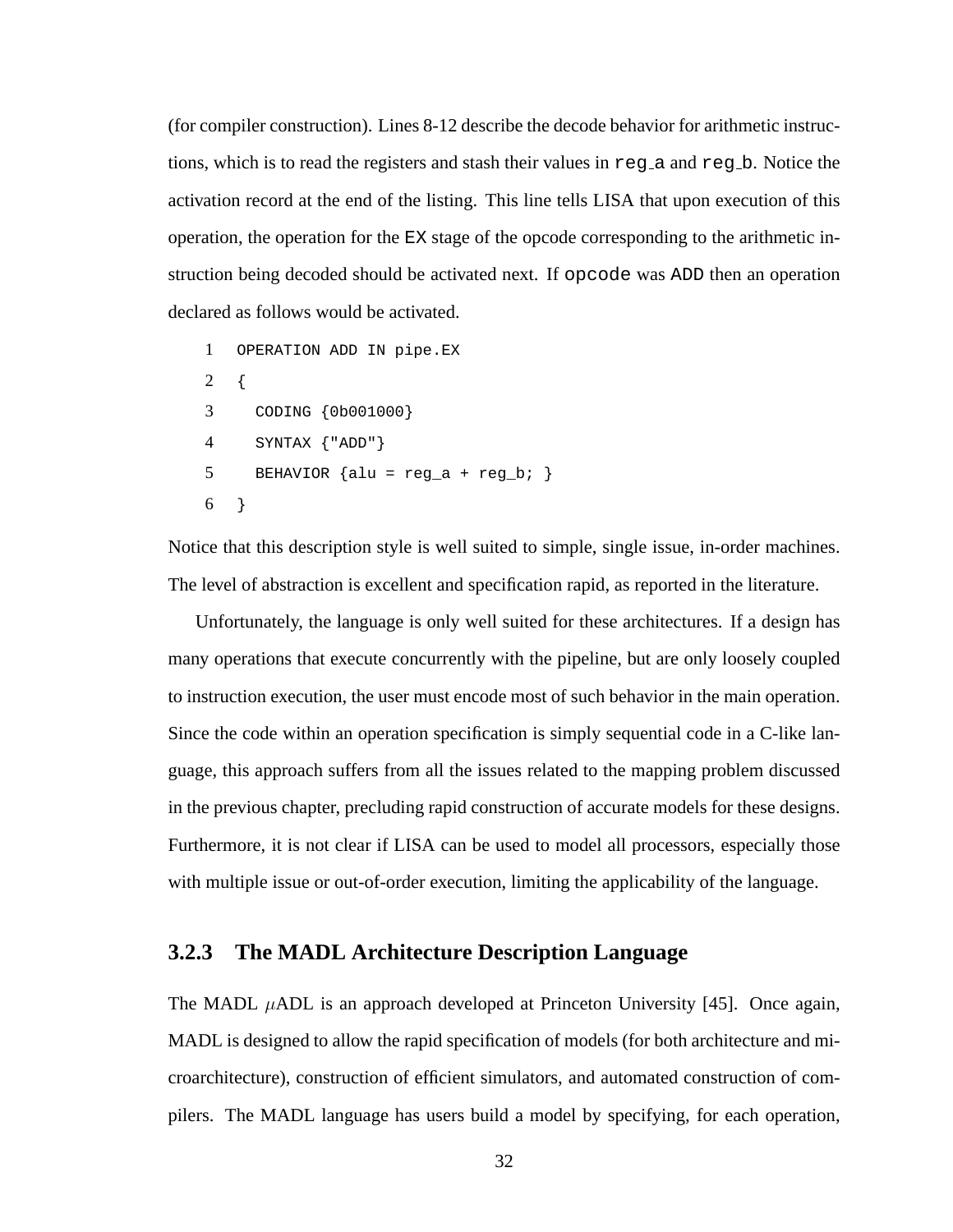(for compiler construction). Lines 8-12 describe the decode behavior for arithmetic instructions, which is to read the registers and stash their values in `reg_a` and `reg_b`. Notice the activation record at the end of the listing. This line tells LISA that upon execution of this operation, the operation for the `EX` stage of the opcode corresponding to the arithmetic instruction being decoded should be activated next. If `opcode` was `ADD` then an operation declared as follows would be activated.

```
1  OPERATION ADD IN pipe.EX
2  {
3    CODING {0b001000}
4    SYNTAX {"ADD"}
5    BEHAVIOR {alu = reg_a + reg_b; }
6  }
```

Notice that this description style is well suited to simple, single issue, in-order machines. The level of abstraction is excellent and specification rapid, as reported in the literature.

Unfortunately, the language is only well suited for these architectures. If a design has many operations that execute concurrently with the pipeline, but are only loosely coupled to instruction execution, the user must encode most of such behavior in the main operation. Since the code within an operation specification is simply sequential code in a C-like language, this approach suffers from all the issues related to the mapping problem discussed in the previous chapter, precluding rapid construction of accurate models for these designs. Furthermore, it is not clear if LISA can be used to model all processors, especially those with multiple issue or out-of-order execution, limiting the applicability of the language.

### 3.2.3 The MADL Architecture Description Language

The MADL $\mu$ADL is an approach developed at Princeton University [45]. Once again, MADL is designed to allow the rapid specification of models (for both architecture and microarchitecture), construction of efficient simulators, and automated construction of compilers. The MADL language has users build a model by specifying, for each operation,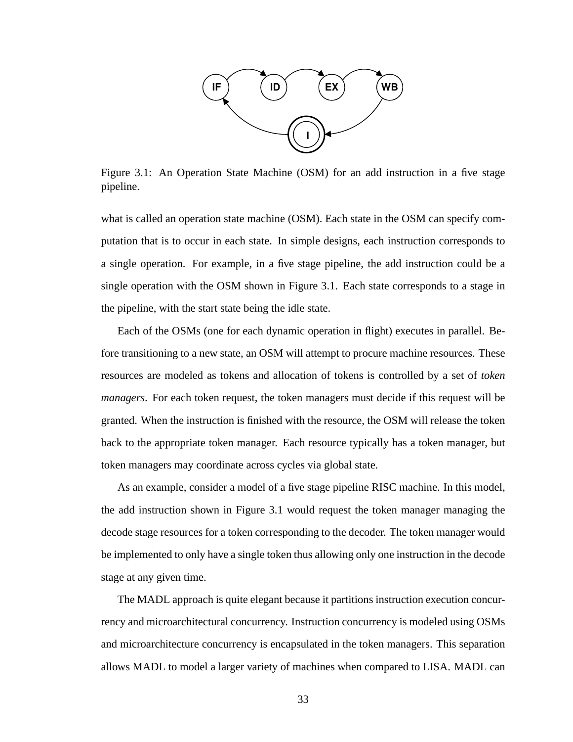Figure 3.1: An Operation State Machine (OSM) for an add instruction in a five stage pipeline.

what is called an operation state machine (OSM). Each state in the OSM can specify computation that is to occur in each state. In simple designs, each instruction corresponds to a single operation. For example, in a five stage pipeline, the add instruction could be a single operation with the OSM shown in Figure 3.1. Each state corresponds to a stage in the pipeline, with the start state being the idle state.

Each of the OSMs (one for each dynamic operation in flight) executes in parallel. Before transitioning to a new state, an OSM will attempt to procure machine resources. These resources are modeled as tokens and allocation of tokens is controlled by a set of *token managers*. For each token request, the token managers must decide if this request will be granted. When the instruction is finished with the resource, the OSM will release the token back to the appropriate token manager. Each resource typically has a token manager, but token managers may coordinate across cycles via global state.

As an example, consider a model of a five stage pipeline RISC machine. In this model, the add instruction shown in Figure 3.1 would request the token manager managing the decode stage resources for a token corresponding to the decoder. The token manager would be implemented to only have a single token thus allowing only one instruction in the decode stage at any given time.

The MADL approach is quite elegant because it partitions instruction execution concurrency and microarchitectural concurrency. Instruction concurrency is modeled using OSMs and microarchitecture concurrency is encapsulated in the token managers. This separation allows MADL to model a larger variety of machines when compared to LISA. MADL can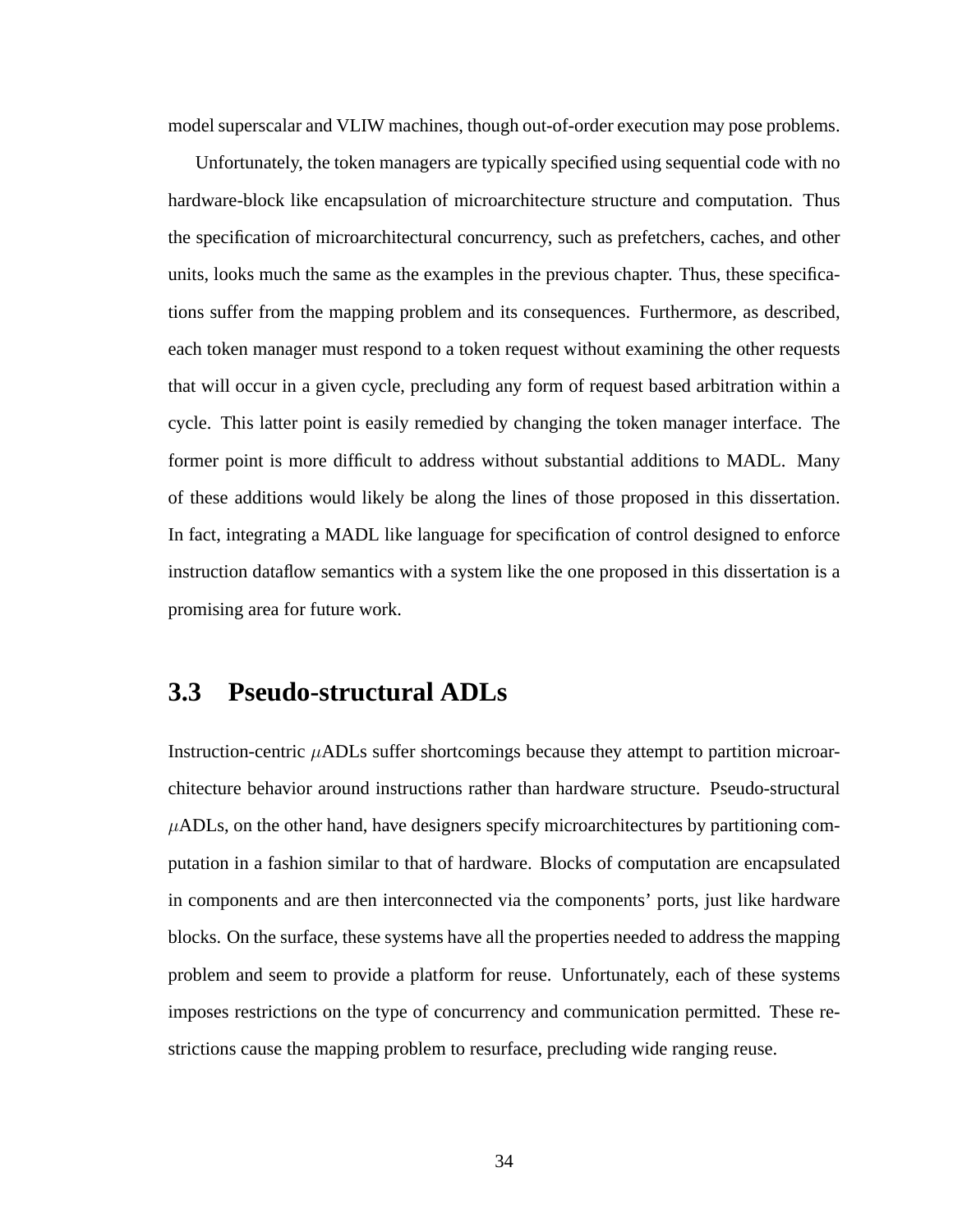model superscalar and VLIW machines, though out-of-order execution may pose problems.

Unfortunately, the token managers are typically specified using sequential code with no hardware-block like encapsulation of microarchitecture structure and computation. Thus the specification of microarchitectural concurrency, such as prefetchers, caches, and other units, looks much the same as the examples in the previous chapter. Thus, these specifications suffer from the mapping problem and its consequences. Furthermore, as described, each token manager must respond to a token request without examining the other requests that will occur in a given cycle, precluding any form of request based arbitration within a cycle. This latter point is easily remedied by changing the token manager interface. The former point is more difficult to address without substantial additions to MADL. Many of these additions would likely be along the lines of those proposed in this dissertation. In fact, integrating a MADL like language for specification of control designed to enforce instruction dataflow semantics with a system like the one proposed in this dissertation is a promising area for future work.

## 3.3 Pseudo-structural ADLs

Instruction-centric $\mu$ADLs suffer shortcomings because they attempt to partition microarchitecture behavior around instructions rather than hardware structure. Pseudo-structural $\mu$ADLs, on the other hand, have designers specify microarchitectures by partitioning computation in a fashion similar to that of hardware. Blocks of computation are encapsulated in components and are then interconnected via the components' ports, just like hardware blocks. On the surface, these systems have all the properties needed to address the mapping problem and seem to provide a platform for reuse. Unfortunately, each of these systems imposes restrictions on the type of concurrency and communication permitted. These restrictions cause the mapping problem to resurface, precluding wide ranging reuse.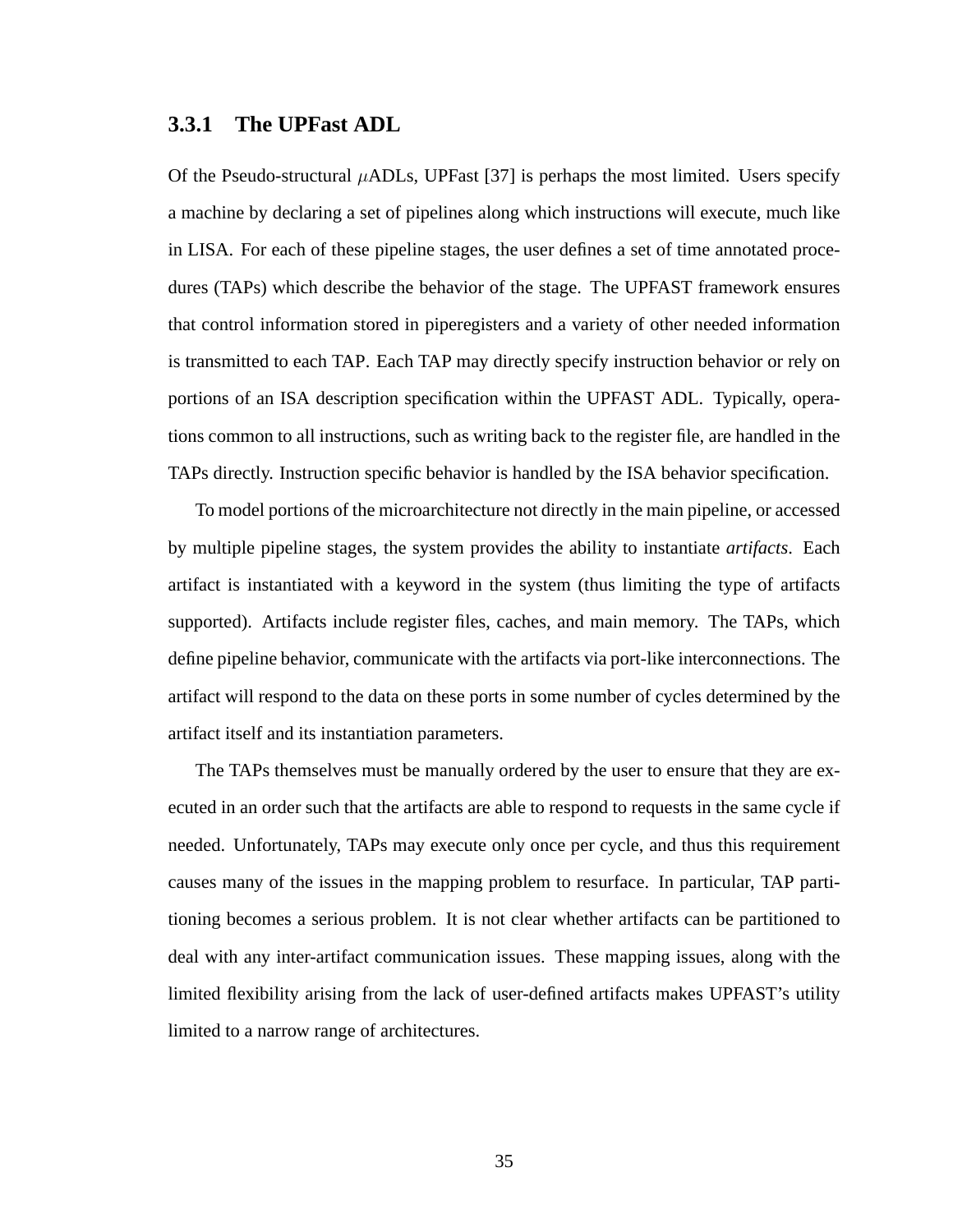### 3.3.1 The UPFast ADL

Of the Pseudo-structural $\mu$ADLs, UPFast [37] is perhaps the most limited. Users specify a machine by declaring a set of pipelines along which instructions will execute, much like in LISA. For each of these pipeline stages, the user defines a set of time annotated procedures (TAPs) which describe the behavior of the stage. The UPFAST framework ensures that control information stored in piperegisters and a variety of other needed information is transmitted to each TAP. Each TAP may directly specify instruction behavior or rely on portions of an ISA description specification within the UPFAST ADL. Typically, operations common to all instructions, such as writing back to the register file, are handled in the TAPs directly. Instruction specific behavior is handled by the ISA behavior specification.

To model portions of the microarchitecture not directly in the main pipeline, or accessed by multiple pipeline stages, the system provides the ability to instantiate *artifacts*. Each artifact is instantiated with a keyword in the system (thus limiting the type of artifacts supported). Artifacts include register files, caches, and main memory. The TAPs, which define pipeline behavior, communicate with the artifacts via port-like interconnections. The artifact will respond to the data on these ports in some number of cycles determined by the artifact itself and its instantiation parameters.

The TAPs themselves must be manually ordered by the user to ensure that they are executed in an order such that the artifacts are able to respond to requests in the same cycle if needed. Unfortunately, TAPs may execute only once per cycle, and thus this requirement causes many of the issues in the mapping problem to resurface. In particular, TAP partitioning becomes a serious problem. It is not clear whether artifacts can be partitioned to deal with any inter-artifact communication issues. These mapping issues, along with the limited flexibility arising from the lack of user-defined artifacts makes UPFAST's utility limited to a narrow range of architectures.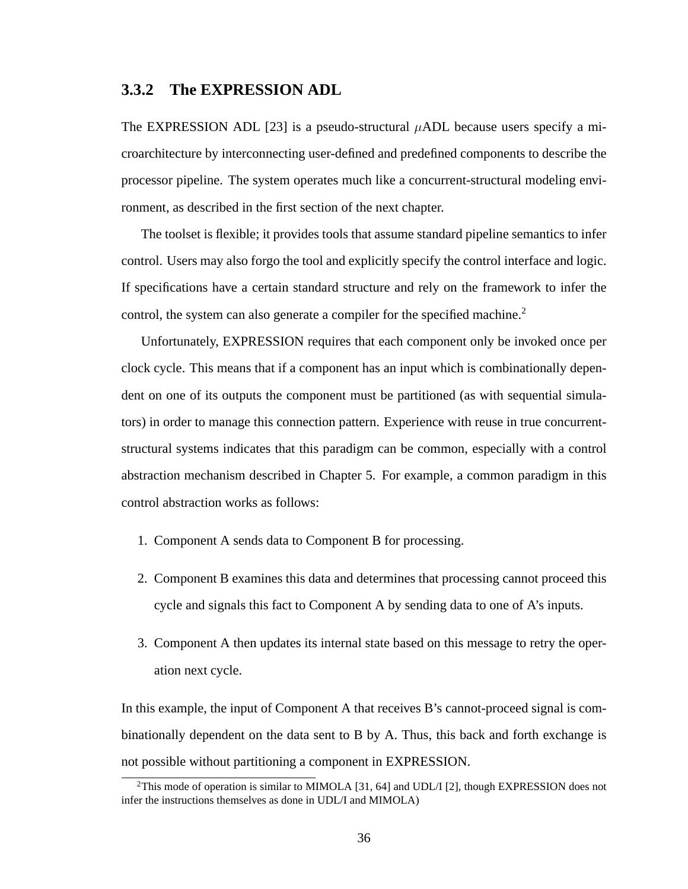### 3.3.2 The EXPRESSION ADL

The EXPRESSION ADL [23] is a pseudo-structural $\mu$ADL because users specify a microarchitecture by interconnecting user-defined and predefined components to describe the processor pipeline. The system operates much like a concurrent-structural modeling environment, as described in the first section of the next chapter.

The toolset is flexible; it provides tools that assume standard pipeline semantics to infer control. Users may also forgo the tool and explicitly specify the control interface and logic. If specifications have a certain standard structure and rely on the framework to infer the control, the system can also generate a compiler for the specified machine.[2]

Unfortunately, EXPRESSION requires that each component only be invoked once per clock cycle. This means that if a component has an input which is combinationally dependent on one of its outputs the component must be partitioned (as with sequential simulators) in order to manage this connection pattern. Experience with reuse in true concurrent-structural systems indicates that this paradigm can be common, especially with a control abstraction mechanism described in Chapter 5. For example, a common paradigm in this control abstraction works as follows:

1. Component A sends data to Component B for processing.
2. Component B examines this data and determines that processing cannot proceed this cycle and signals this fact to Component A by sending data to one of A's inputs.
3. Component A then updates its internal state based on this message to retry the operation next cycle.

In this example, the input of Component A that receives B's cannot-proceed signal is combinationally dependent on the data sent to B by A. Thus, this back and forth exchange is not possible without partitioning a component in EXPRESSION.

[2] This mode of operation is similar to MIMOLA [31, 64] and UDL/I [2], though EXPRESSION does not infer the instructions themselves as done in UDL/I and MIMOLA)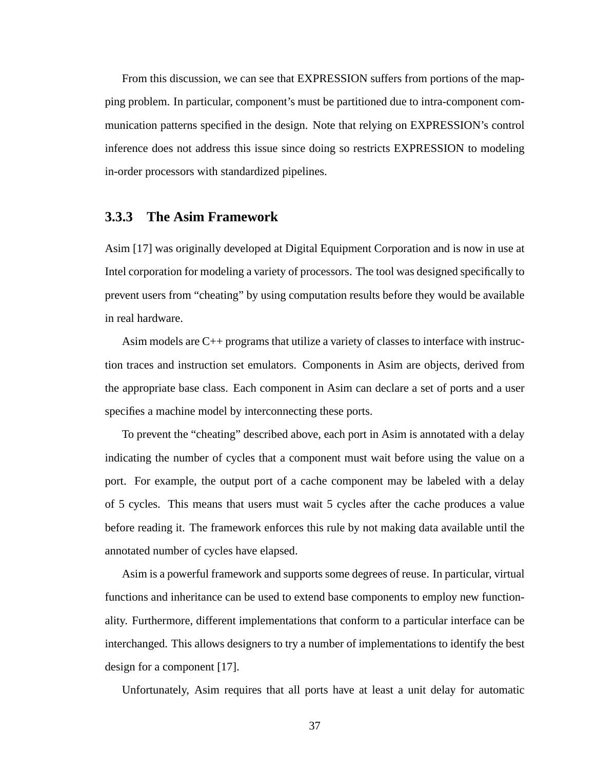From this discussion, we can see that EXPRESSION suffers from portions of the mapping problem. In particular, component's must be partitioned due to intra-component communication patterns specified in the design. Note that relying on EXPRESSION's control inference does not address this issue since doing so restricts EXPRESSION to modeling in-order processors with standardized pipelines.

### 3.3.3 The Asim Framework

Asim [17] was originally developed at Digital Equipment Corporation and is now in use at Intel corporation for modeling a variety of processors. The tool was designed specifically to prevent users from "cheating" by using computation results before they would be available in real hardware.

Asim models are C++ programs that utilize a variety of classes to interface with instruction traces and instruction set emulators. Components in Asim are objects, derived from the appropriate base class. Each component in Asim can declare a set of ports and a user specifies a machine model by interconnecting these ports.

To prevent the "cheating" described above, each port in Asim is annotated with a delay indicating the number of cycles that a component must wait before using the value on a port. For example, the output port of a cache component may be labeled with a delay of 5 cycles. This means that users must wait 5 cycles after the cache produces a value before reading it. The framework enforces this rule by not making data available until the annotated number of cycles have elapsed.

Asim is a powerful framework and supports some degrees of reuse. In particular, virtual functions and inheritance can be used to extend base components to employ new functionality. Furthermore, different implementations that conform to a particular interface can be interchanged. This allows designers to try a number of implementations to identify the best design for a component [17].

Unfortunately, Asim requires that all ports have at least a unit delay for automatic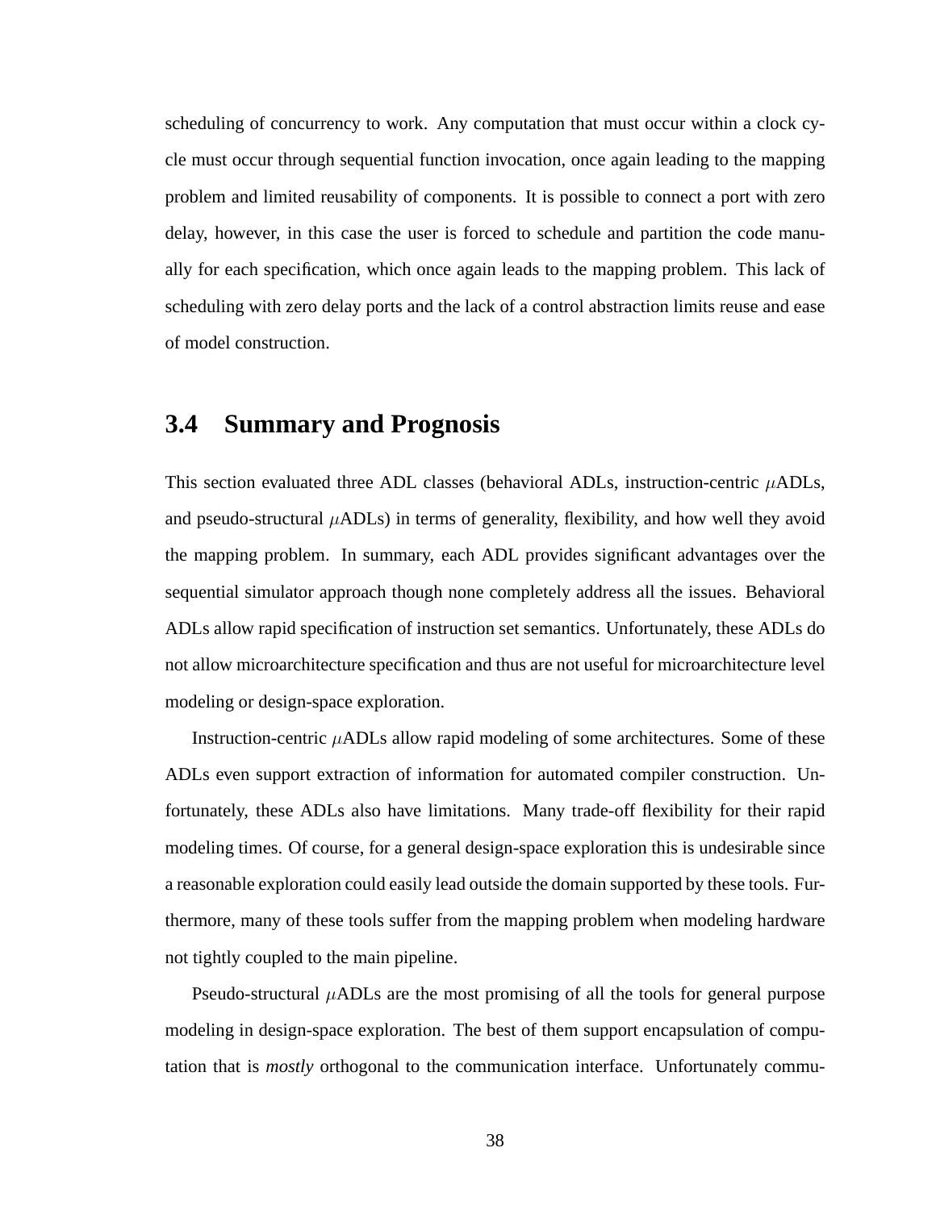scheduling of concurrency to work. Any computation that must occur within a clock cycle must occur through sequential function invocation, once again leading to the mapping problem and limited reusability of components. It is possible to connect a port with zero delay, however, in this case the user is forced to schedule and partition the code manually for each specification, which once again leads to the mapping problem. This lack of scheduling with zero delay ports and the lack of a control abstraction limits reuse and ease of model construction.

## 3.4 Summary and Prognosis

This section evaluated three ADL classes (behavioral ADLs, instruction-centric $\mu$ADLs, and pseudo-structural $\mu$ADLs) in terms of generality, flexibility, and how well they avoid the mapping problem. In summary, each ADL provides significant advantages over the sequential simulator approach though none completely address all the issues. Behavioral ADLs allow rapid specification of instruction set semantics. Unfortunately, these ADLs do not allow microarchitecture specification and thus are not useful for microarchitecture level modeling or design-space exploration.

Instruction-centric $\mu$ADLs allow rapid modeling of some architectures. Some of these ADLs even support extraction of information for automated compiler construction. Unfortunately, these ADLs also have limitations. Many trade-off flexibility for their rapid modeling times. Of course, for a general design-space exploration this is undesirable since a reasonable exploration could easily lead outside the domain supported by these tools. Furthermore, many of these tools suffer from the mapping problem when modeling hardware not tightly coupled to the main pipeline.

Pseudo-structural $\mu$ADLs are the most promising of all the tools for general purpose modeling in design-space exploration. The best of them support encapsulation of computation that is *mostly* orthogonal to the communication interface. Unfortunately commu-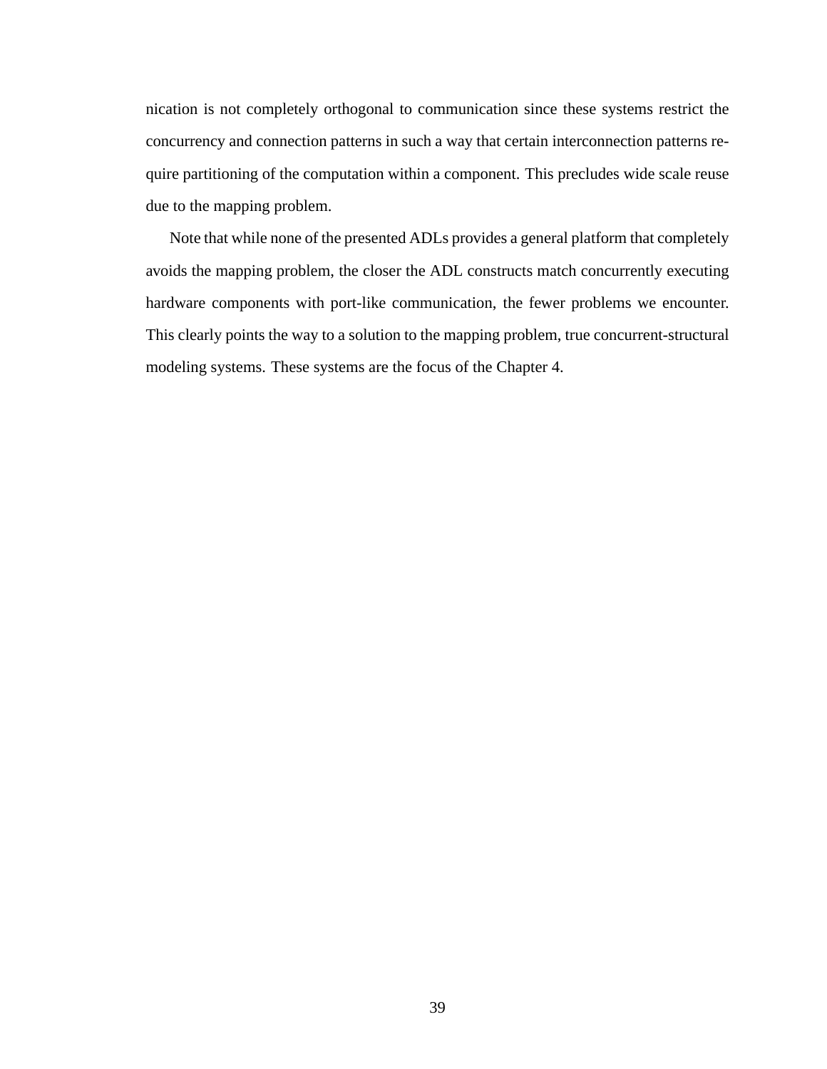nication is not completely orthogonal to communication since these systems restrict the concurrency and connection patterns in such a way that certain interconnection patterns require partitioning of the computation within a component. This precludes wide scale reuse due to the mapping problem.

Note that while none of the presented ADLs provides a general platform that completely avoids the mapping problem, the closer the ADL constructs match concurrently executing hardware components with port-like communication, the fewer problems we encounter. This clearly points the way to a solution to the mapping problem, true concurrent-structural modeling systems. These systems are the focus of the Chapter 4.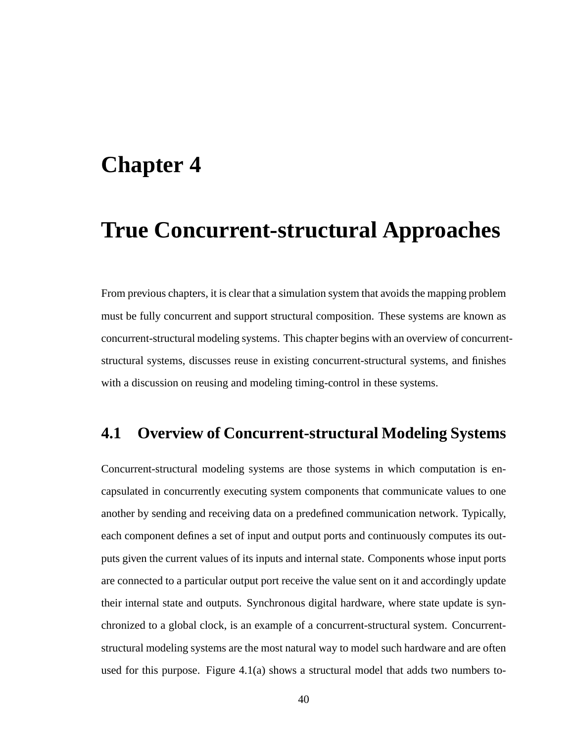# Chapter 4

# True Concurrent-structural Approaches

From previous chapters, it is clear that a simulation system that avoids the mapping problem must be fully concurrent and support structural composition. These systems are known as concurrent-structural modeling systems. This chapter begins with an overview of concurrent-structural systems, discusses reuse in existing concurrent-structural systems, and finishes with a discussion on reusing and modeling timing-control in these systems.

## 4.1 Overview of Concurrent-structural Modeling Systems

Concurrent-structural modeling systems are those systems in which computation is encapsulated in concurrently executing system components that communicate values to one another by sending and receiving data on a predefined communication network. Typically, each component defines a set of input and output ports and continuously computes its outputs given the current values of its inputs and internal state. Components whose input ports are connected to a particular output port receive the value sent on it and accordingly update their internal state and outputs. Synchronous digital hardware, where state update is synchronized to a global clock, is an example of a concurrent-structural system. Concurrent-structural modeling systems are the most natural way to model such hardware and are often used for this purpose. Figure 4.1(a) shows a structural model that adds two numbers to-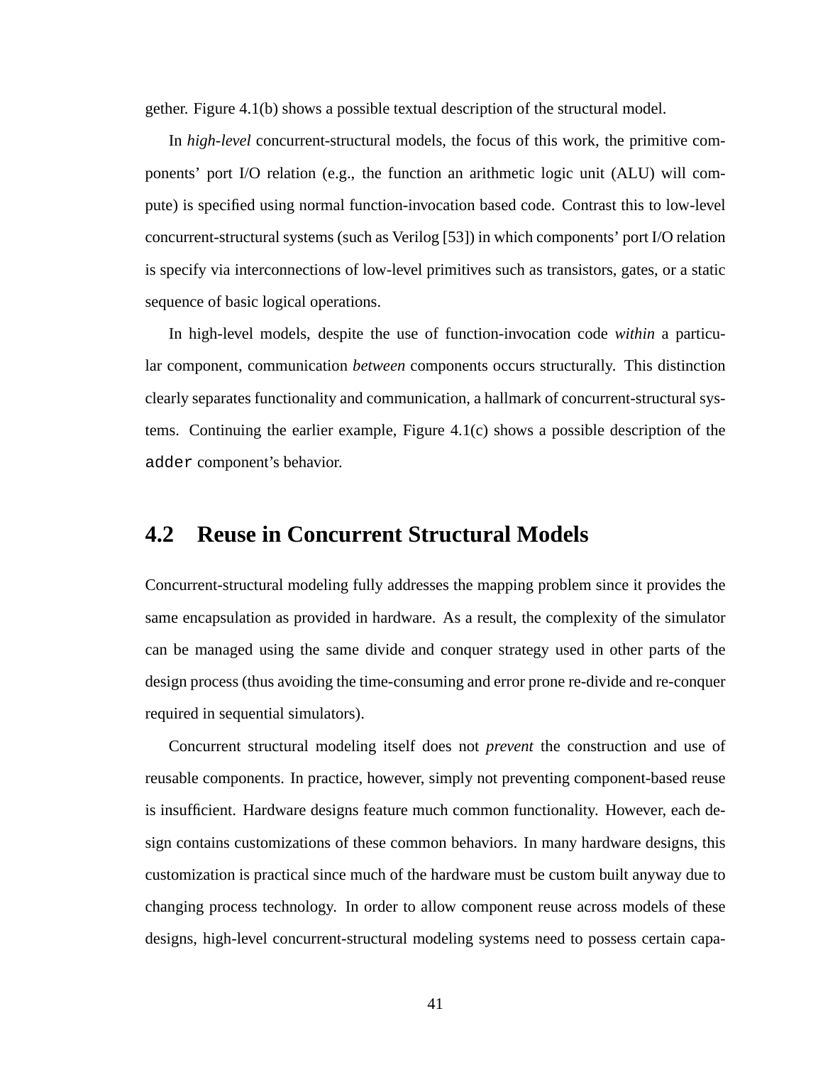gether. Figure 4.1(b) shows a possible textual description of the structural model.

In *high-level* concurrent-structural models, the focus of this work, the primitive components' port I/O relation (e.g., the function an arithmetic logic unit (ALU) will compute) is specified using normal function-invocation based code. Contrast this to low-level concurrent-structural systems (such as Verilog [53]) in which components' port I/O relation is specify via interconnections of low-level primitives such as transistors, gates, or a static sequence of basic logical operations.

In high-level models, despite the use of function-invocation code *within* a particular component, communication *between* components occurs structurally. This distinction clearly separates functionality and communication, a hallmark of concurrent-structural systems. Continuing the earlier example, Figure 4.1(c) shows a possible description of the `adder` component's behavior.

## 4.2 Reuse in Concurrent Structural Models

Concurrent-structural modeling fully addresses the mapping problem since it provides the same encapsulation as provided in hardware. As a result, the complexity of the simulator can be managed using the same divide and conquer strategy used in other parts of the design process (thus avoiding the time-consuming and error prone re-divide and re-conquer required in sequential simulators).

Concurrent structural modeling itself does not *prevent* the construction and use of reusable components. In practice, however, simply not preventing component-based reuse is insufficient. Hardware designs feature much common functionality. However, each design contains customizations of these common behaviors. In many hardware designs, this customization is practical since much of the hardware must be custom built anyway due to changing process technology. In order to allow component reuse across models of these designs, high-level concurrent-structural modeling systems need to possess certain capa-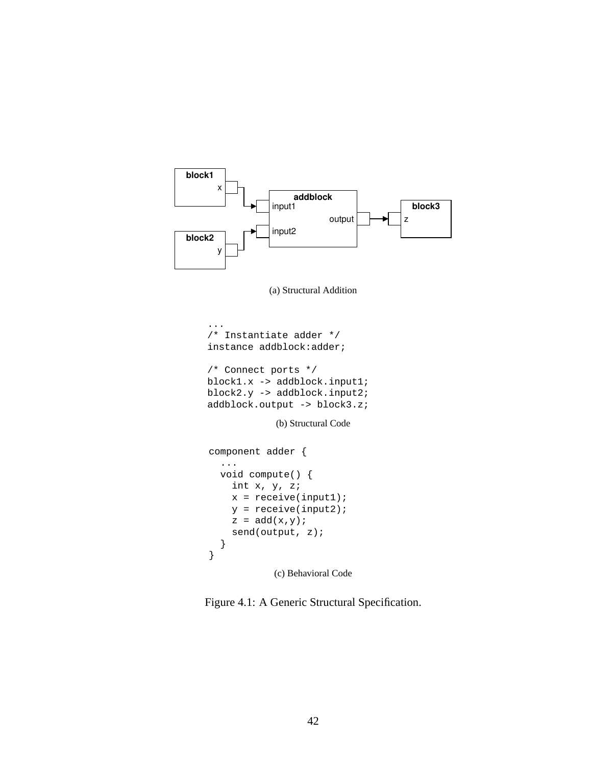(a) Structural Addition

```
...
/* Instantiate adder */
instance addblock:adder;

/* Connect ports */
block1.x -> addblock.input1;
block2.y -> addblock.input2;
addblock.output -> block3.z;
```

(b) Structural Code

```
component adder {
  ...
  void compute() {
    int x, y, z;
    x = receive(input1);
    y = receive(input2);
    z = add(x,y);
    send(output, z);
  }
}
```

(c) Behavioral Code

Figure 4.1: A Generic Structural Specification.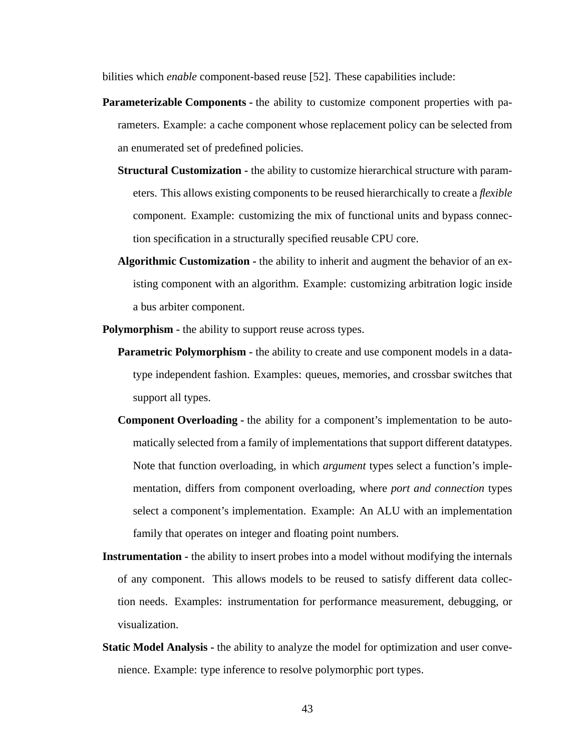bilities which *enable* component-based reuse [52]. These capabilities include:

- **Parameterizable Components -** the ability to customize component properties with parameters. Example: a cache component whose replacement policy can be selected from an enumerated set of predefined policies.
  - **Structural Customization -** the ability to customize hierarchical structure with parameters. This allows existing components to be reused hierarchically to create a *flexible* component. Example: customizing the mix of functional units and bypass connection specification in a structurally specified reusable CPU core.
  - **Algorithmic Customization -** the ability to inherit and augment the behavior of an existing component with an algorithm. Example: customizing arbitration logic inside a bus arbiter component.
- **Polymorphism -** the ability to support reuse across types.
  - **Parametric Polymorphism -** the ability to create and use component models in a datatype independent fashion. Examples: queues, memories, and crossbar switches that support all types.
  - **Component Overloading -** the ability for a component's implementation to be automatically selected from a family of implementations that support different datatypes. Note that function overloading, in which *argument* types select a function's implementation, differs from component overloading, where *port and connection* types select a component's implementation. Example: An ALU with an implementation family that operates on integer and floating point numbers.
- **Instrumentation -** the ability to insert probes into a model without modifying the internals of any component. This allows models to be reused to satisfy different data collection needs. Examples: instrumentation for performance measurement, debugging, or visualization.
- **Static Model Analysis -** the ability to analyze the model for optimization and user convenience. Example: type inference to resolve polymorphic port types.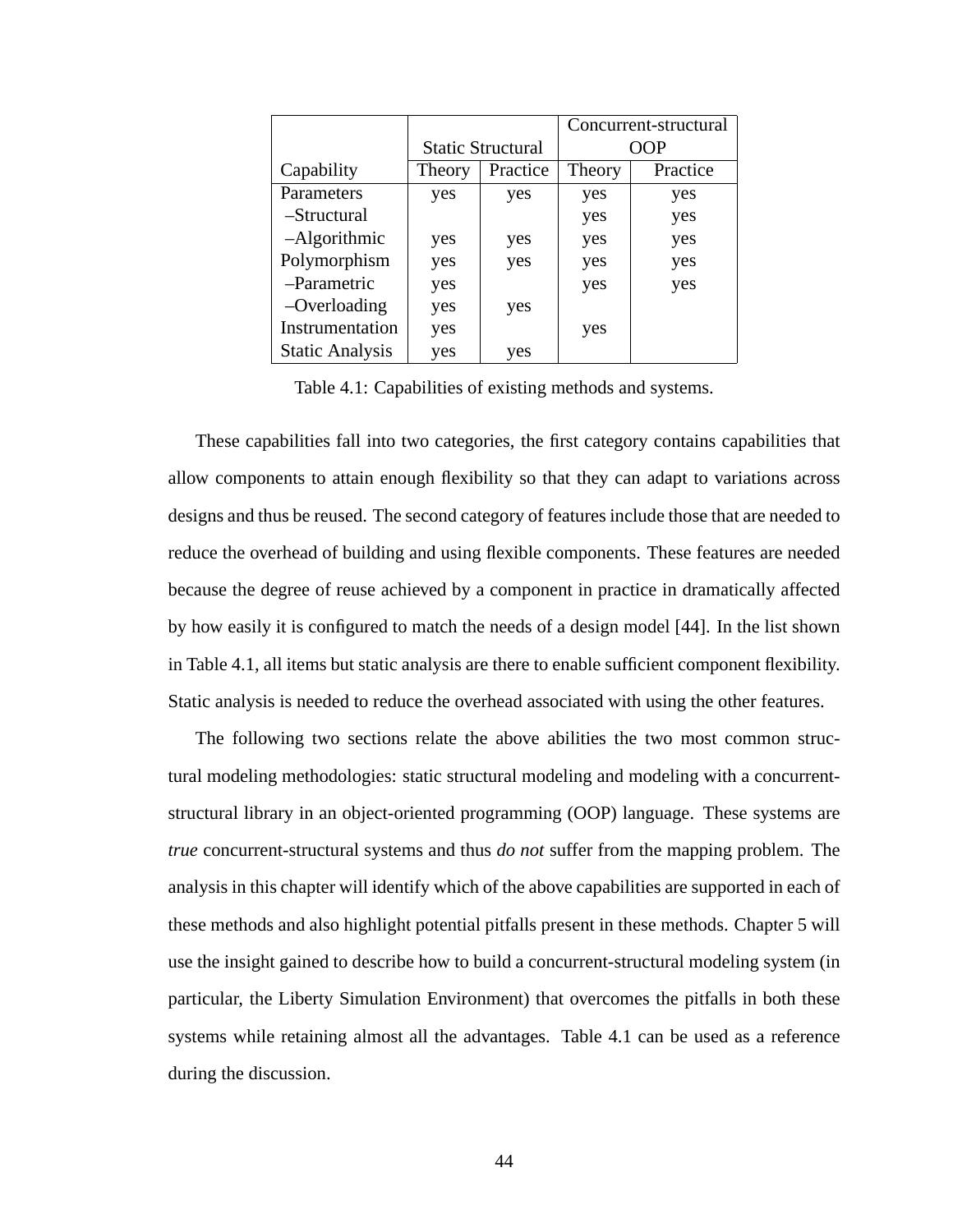| Capability | Static Structural | | Concurrent-structural OOP | |
|---|---|---|---|---|
| | Theory | Practice | Theory | Practice |
| Parameters | yes | yes | yes | yes |
| –Structural | | | yes | yes |
| –Algorithmic | yes | yes | yes | yes |
| Polymorphism | yes | yes | yes | yes |
| –Parametric | yes | | yes | yes |
| –Overloading | yes | yes | | |
| Instrumentation | yes | | yes | |
| Static Analysis | yes | yes | | |

Table 4.1: Capabilities of existing methods and systems.

These capabilities fall into two categories, the first category contains capabilities that allow components to attain enough flexibility so that they can adapt to variations across designs and thus be reused. The second category of features include those that are needed to reduce the overhead of building and using flexible components. These features are needed because the degree of reuse achieved by a component in practice in dramatically affected by how easily it is configured to match the needs of a design model [44]. In the list shown in Table 4.1, all items but static analysis are there to enable sufficient component flexibility. Static analysis is needed to reduce the overhead associated with using the other features.

The following two sections relate the above abilities the two most common structural modeling methodologies: static structural modeling and modeling with a concurrent-structural library in an object-oriented programming (OOP) language. These systems are *true* concurrent-structural systems and thus *do not* suffer from the mapping problem. The analysis in this chapter will identify which of the above capabilities are supported in each of these methods and also highlight potential pitfalls present in these methods. Chapter 5 will use the insight gained to describe how to build a concurrent-structural modeling system (in particular, the Liberty Simulation Environment) that overcomes the pitfalls in both these systems while retaining almost all the advantages. Table 4.1 can be used as a reference during the discussion.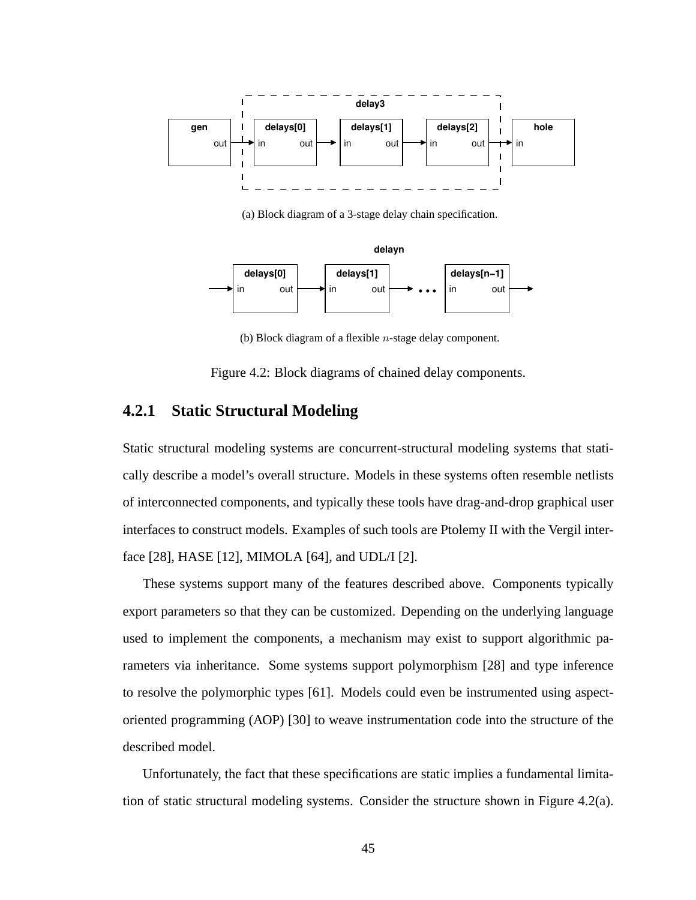(a) Block diagram of a 3-stage delay chain specification.

(b) Block diagram of a flexible $n$-stage delay component.

Figure 4.2: Block diagrams of chained delay components.

### 4.2.1 Static Structural Modeling

Static structural modeling systems are concurrent-structural modeling systems that statically describe a model's overall structure. Models in these systems often resemble netlists of interconnected components, and typically these tools have drag-and-drop graphical user interfaces to construct models. Examples of such tools are Ptolemy II with the Vergil interface [28], HASE [12], MIMOLA [64], and UDL/I [2].

These systems support many of the features described above. Components typically export parameters so that they can be customized. Depending on the underlying language used to implement the components, a mechanism may exist to support algorithmic parameters via inheritance. Some systems support polymorphism [28] and type inference to resolve the polymorphic types [61]. Models could even be instrumented using aspect-oriented programming (AOP) [30] to weave instrumentation code into the structure of the described model.

Unfortunately, the fact that these specifications are static implies a fundamental limitation of static structural modeling systems. Consider the structure shown in Figure 4.2(a).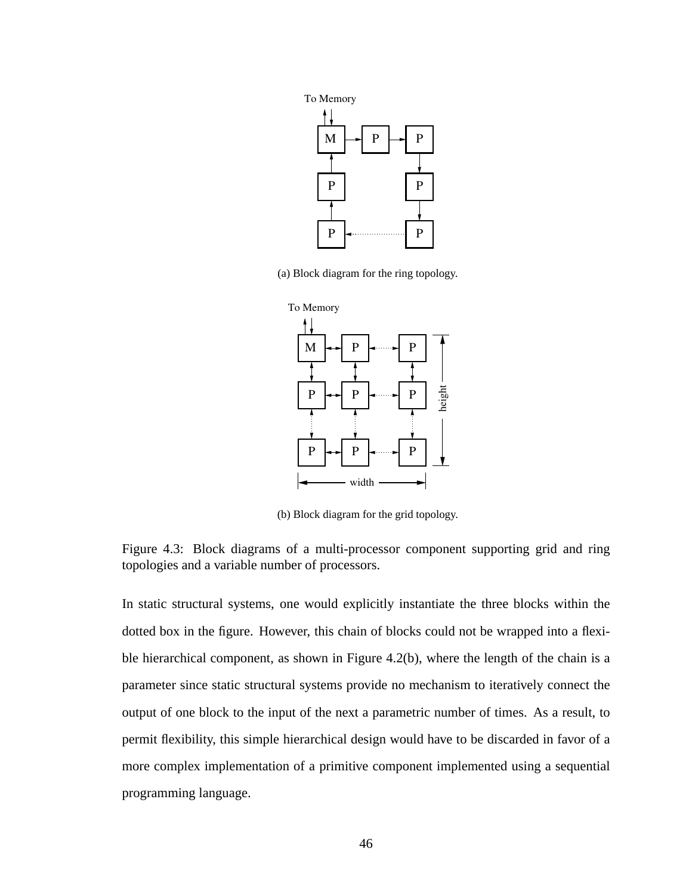(a) Block diagram for the ring topology.

(b) Block diagram for the grid topology.

Figure 4.3: Block diagrams of a multi-processor component supporting grid and ring topologies and a variable number of processors.

In static structural systems, one would explicitly instantiate the three blocks within the dotted box in the figure. However, this chain of blocks could not be wrapped into a flexible hierarchical component, as shown in Figure 4.2(b), where the length of the chain is a parameter since static structural systems provide no mechanism to iteratively connect the output of one block to the input of the next a parametric number of times. As a result, to permit flexibility, this simple hierarchical design would have to be discarded in favor of a more complex implementation of a primitive component implemented using a sequential programming language.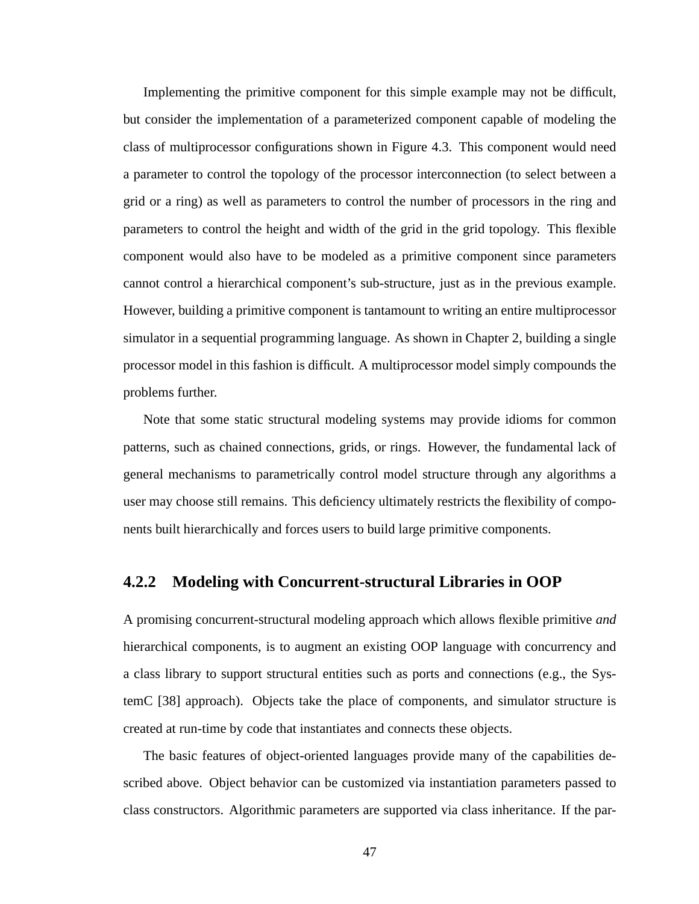Implementing the primitive component for this simple example may not be difficult, but consider the implementation of a parameterized component capable of modeling the class of multiprocessor configurations shown in Figure 4.3. This component would need a parameter to control the topology of the processor interconnection (to select between a grid or a ring) as well as parameters to control the number of processors in the ring and parameters to control the height and width of the grid in the grid topology. This flexible component would also have to be modeled as a primitive component since parameters cannot control a hierarchical component's sub-structure, just as in the previous example. However, building a primitive component is tantamount to writing an entire multiprocessor simulator in a sequential programming language. As shown in Chapter 2, building a single processor model in this fashion is difficult. A multiprocessor model simply compounds the problems further.

Note that some static structural modeling systems may provide idioms for common patterns, such as chained connections, grids, or rings. However, the fundamental lack of general mechanisms to parametrically control model structure through any algorithms a user may choose still remains. This deficiency ultimately restricts the flexibility of components built hierarchically and forces users to build large primitive components.

### 4.2.2 Modeling with Concurrent-structural Libraries in OOP

A promising concurrent-structural modeling approach which allows flexible primitive *and* hierarchical components, is to augment an existing OOP language with concurrency and a class library to support structural entities such as ports and connections (e.g., the SystemC [38] approach). Objects take the place of components, and simulator structure is created at run-time by code that instantiates and connects these objects.

The basic features of object-oriented languages provide many of the capabilities described above. Object behavior can be customized via instantiation parameters passed to class constructors. Algorithmic parameters are supported via class inheritance. If the par-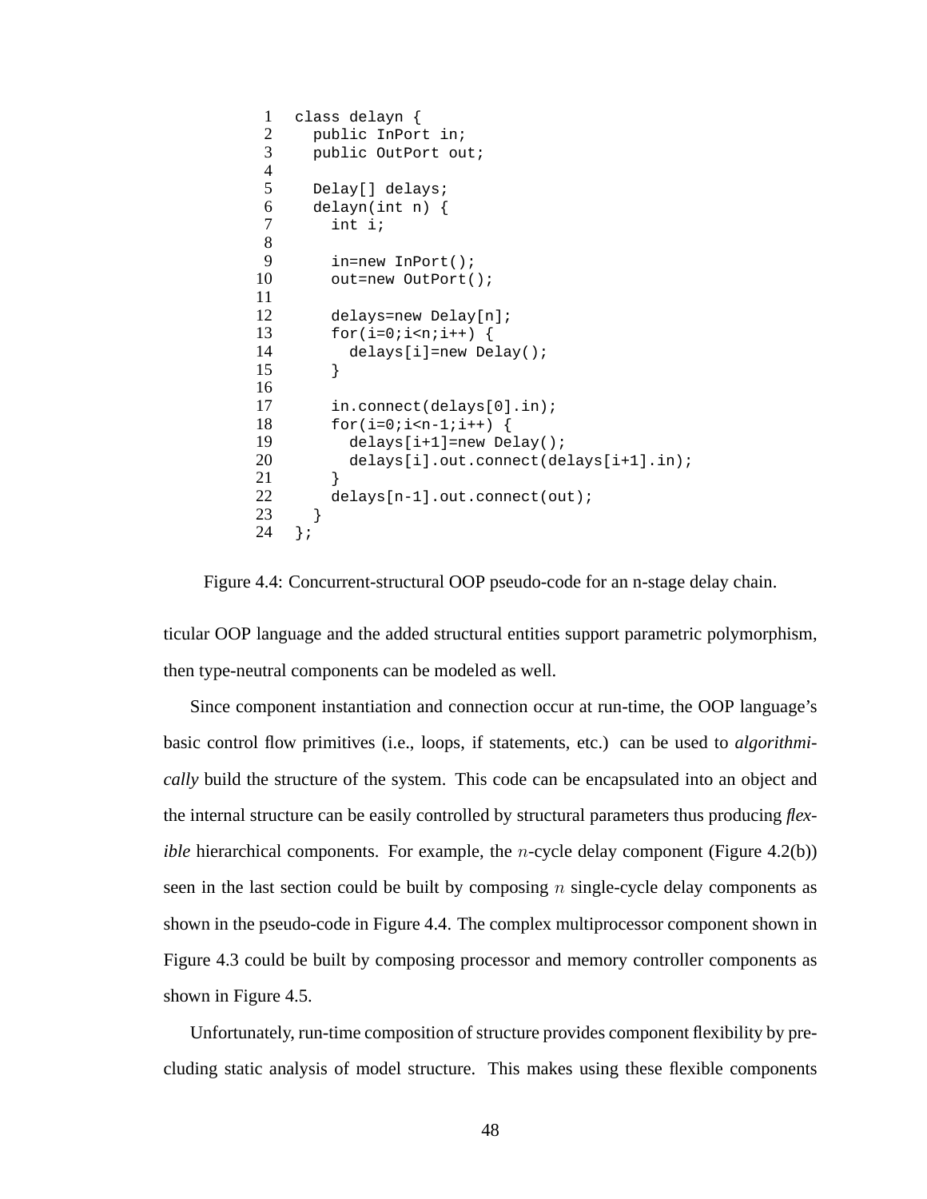```
 1  class delayn {
 2    public InPort in;
 3    public OutPort out;
 4
 5    Delay[] delays;
 6    delayn(int n) {
 7      int i;
 8
 9      in=new InPort();
10      out=new OutPort();
11
12      delays=new Delay[n];
13      for(i=0;i<n;i++) {
14        delays[i]=new Delay();
15      }
16
17      in.connect(delays[0].in);
18      for(i=0;i<n-1;i++) {
19        delays[i+1]=new Delay();
20        delays[i].out.connect(delays[i+1].in);
21      }
22      delays[n-1].out.connect(out);
23    }
24  };
```

Figure 4.4: Concurrent-structural OOP pseudo-code for an n-stage delay chain.

ticular OOP language and the added structural entities support parametric polymorphism, then type-neutral components can be modeled as well.

Since component instantiation and connection occur at run-time, the OOP language's basic control flow primitives (i.e., loops, if statements, etc.) can be used to *algorithmically* build the structure of the system. This code can be encapsulated into an object and the internal structure can be easily controlled by structural parameters thus producing *flexible* hierarchical components. For example, the $n$-cycle delay component (Figure 4.2(b)) seen in the last section could be built by composing $n$ single-cycle delay components as shown in the pseudo-code in Figure 4.4. The complex multiprocessor component shown in Figure 4.3 could be built by composing processor and memory controller components as shown in Figure 4.5.

Unfortunately, run-time composition of structure provides component flexibility by precluding static analysis of model structure. This makes using these flexible components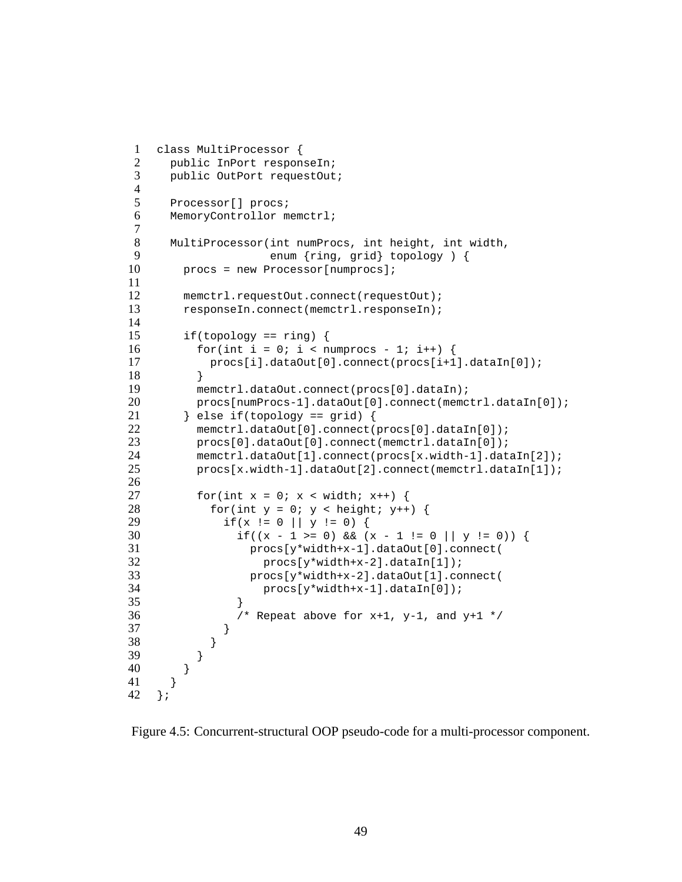```
class MultiProcessor {
  public InPort responseIn;
  public OutPort requestOut;

  Processor[] procs;
  MemoryControllor memctrl;

  MultiProcessor(int numProcs, int height, int width,
                 enum {ring, grid} topology ) {
    procs = new Processor[numprocs];

    memctrl.requestOut.connect(requestOut);
    responseIn.connect(memctrl.responseIn);

    if(topology == ring) {
      for(int i = 0; i < numprocs - 1; i++) {
        procs[i].dataOut[0].connect(procs[i+1].dataIn[0]);
      }
      memctrl.dataOut.connect(procs[0].dataIn);
      procs[numProcs-1].dataOut[0].connect(memctrl.dataIn[0]);
    } else if(topology == grid) {
      memctrl.dataOut[0].connect(procs[0].dataIn[0]);
      procs[0].dataOut[0].connect(memctrl.dataIn[0]);
      memctrl.dataOut[1].connect(procs[x.width-1].dataIn[2]);
      procs[x.width-1].dataOut[2].connect(memctrl.dataIn[1]);

      for(int x = 0; x < width; x++) {
        for(int y = 0; y < height; y++) {
          if(x != 0 || y != 0) {
            if((x - 1 >= 0) && (x - 1 != 0 || y != 0)) {
              procs[y*width+x-1].dataOut[0].connect(
                procs[y*width+x-2].dataIn[1]);
              procs[y*width+x-2].dataOut[1].connect(
                procs[y*width+x-1].dataIn[0]);
            }
            /* Repeat above for x+1, y-1, and y+1 */
          }
        }
      }
    }
  }
};
```

Figure 4.5: Concurrent-structural OOP pseudo-code for a multi-processor component.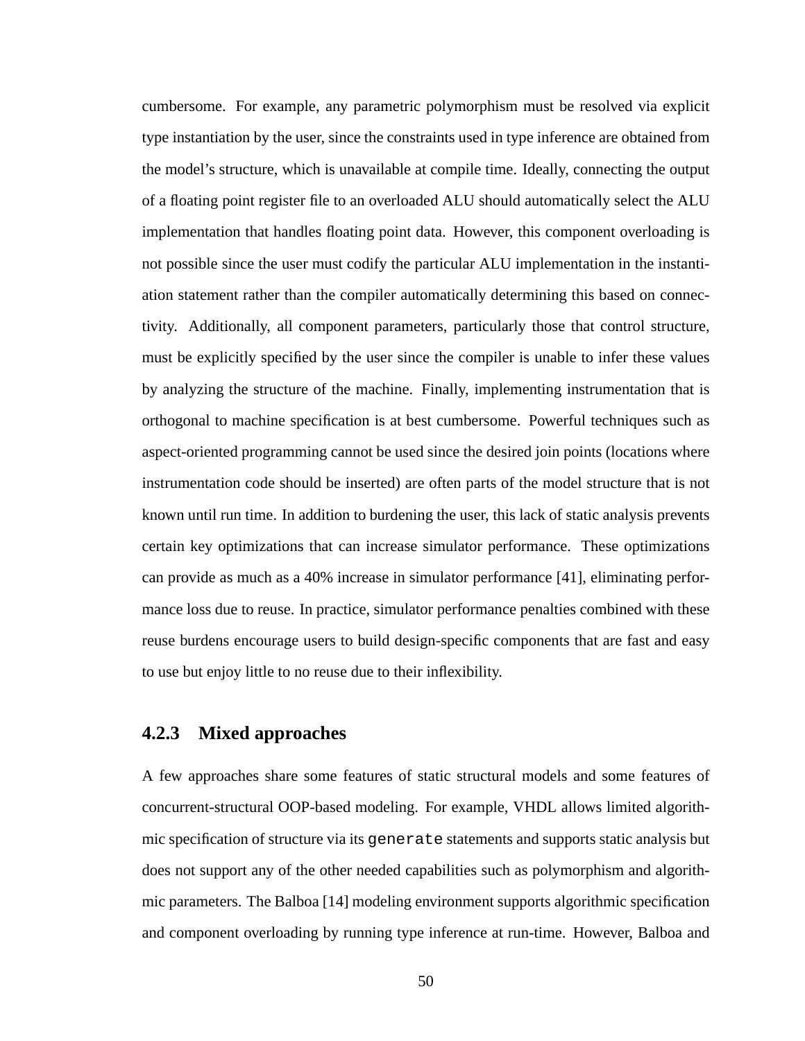cumbersome. For example, any parametric polymorphism must be resolved via explicit type instantiation by the user, since the constraints used in type inference are obtained from the model's structure, which is unavailable at compile time. Ideally, connecting the output of a floating point register file to an overloaded ALU should automatically select the ALU implementation that handles floating point data. However, this component overloading is not possible since the user must codify the particular ALU implementation in the instantiation statement rather than the compiler automatically determining this based on connectivity. Additionally, all component parameters, particularly those that control structure, must be explicitly specified by the user since the compiler is unable to infer these values by analyzing the structure of the machine. Finally, implementing instrumentation that is orthogonal to machine specification is at best cumbersome. Powerful techniques such as aspect-oriented programming cannot be used since the desired join points (locations where instrumentation code should be inserted) are often parts of the model structure that is not known until run time. In addition to burdening the user, this lack of static analysis prevents certain key optimizations that can increase simulator performance. These optimizations can provide as much as a 40% increase in simulator performance [41], eliminating performance loss due to reuse. In practice, simulator performance penalties combined with these reuse burdens encourage users to build design-specific components that are fast and easy to use but enjoy little to no reuse due to their inflexibility.

### 4.2.3 Mixed approaches

A few approaches share some features of static structural models and some features of concurrent-structural OOP-based modeling. For example, VHDL allows limited algorithmic specification of structure via its `generate` statements and supports static analysis but does not support any of the other needed capabilities such as polymorphism and algorithmic parameters. The Balboa [14] modeling environment supports algorithmic specification and component overloading by running type inference at run-time. However, Balboa and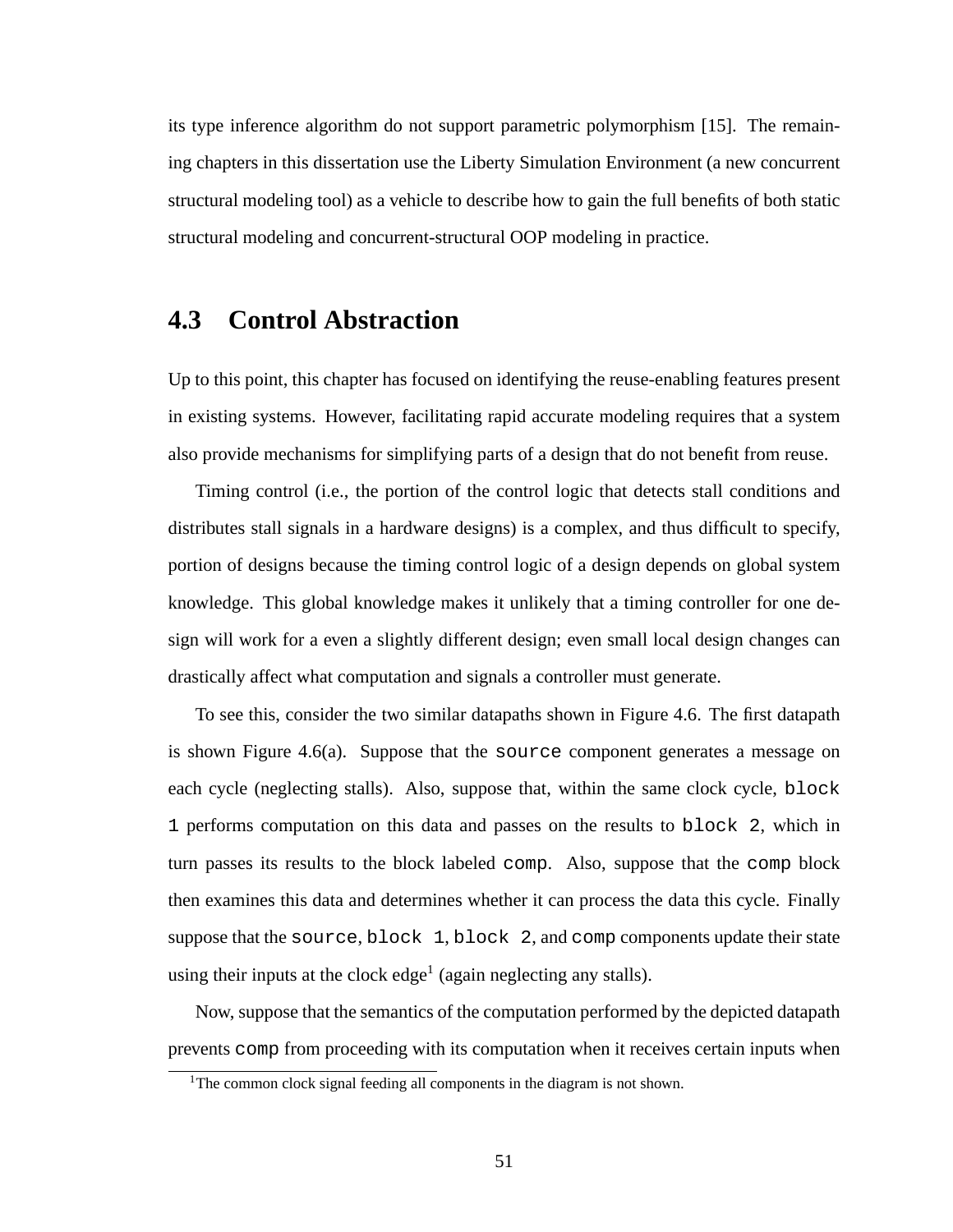its type inference algorithm do not support parametric polymorphism [15]. The remaining chapters in this dissertation use the Liberty Simulation Environment (a new concurrent structural modeling tool) as a vehicle to describe how to gain the full benefits of both static structural modeling and concurrent-structural OOP modeling in practice.

## 4.3 Control Abstraction

Up to this point, this chapter has focused on identifying the reuse-enabling features present in existing systems. However, facilitating rapid accurate modeling requires that a system also provide mechanisms for simplifying parts of a design that do not benefit from reuse.

Timing control (i.e., the portion of the control logic that detects stall conditions and distributes stall signals in a hardware designs) is a complex, and thus difficult to specify, portion of designs because the timing control logic of a design depends on global system knowledge. This global knowledge makes it unlikely that a timing controller for one design will work for a even a slightly different design; even small local design changes can drastically affect what computation and signals a controller must generate.

To see this, consider the two similar datapaths shown in Figure 4.6. The first datapath is shown Figure 4.6(a). Suppose that the `source` component generates a message on each cycle (neglecting stalls). Also, suppose that, within the same clock cycle, `block 1` performs computation on this data and passes on the results to `block 2`, which in turn passes its results to the block labeled `comp`. Also, suppose that the `comp` block then examines this data and determines whether it can process the data this cycle. Finally suppose that the `source`, `block 1`, `block 2`, and `comp` components update their state using their inputs at the clock edge[1] (again neglecting any stalls).

Now, suppose that the semantics of the computation performed by the depicted datapath prevents `comp` from proceeding with its computation when it receives certain inputs when

[1]The common clock signal feeding all components in the diagram is not shown.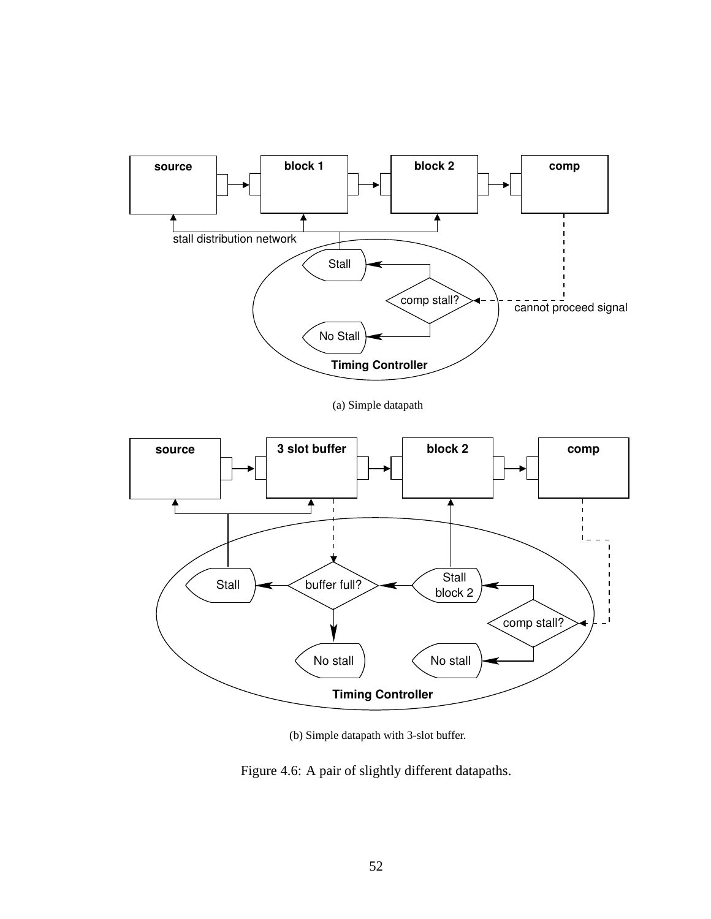(a) Simple datapath

(b) Simple datapath with 3-slot buffer.

Figure 4.6: A pair of slightly different datapaths.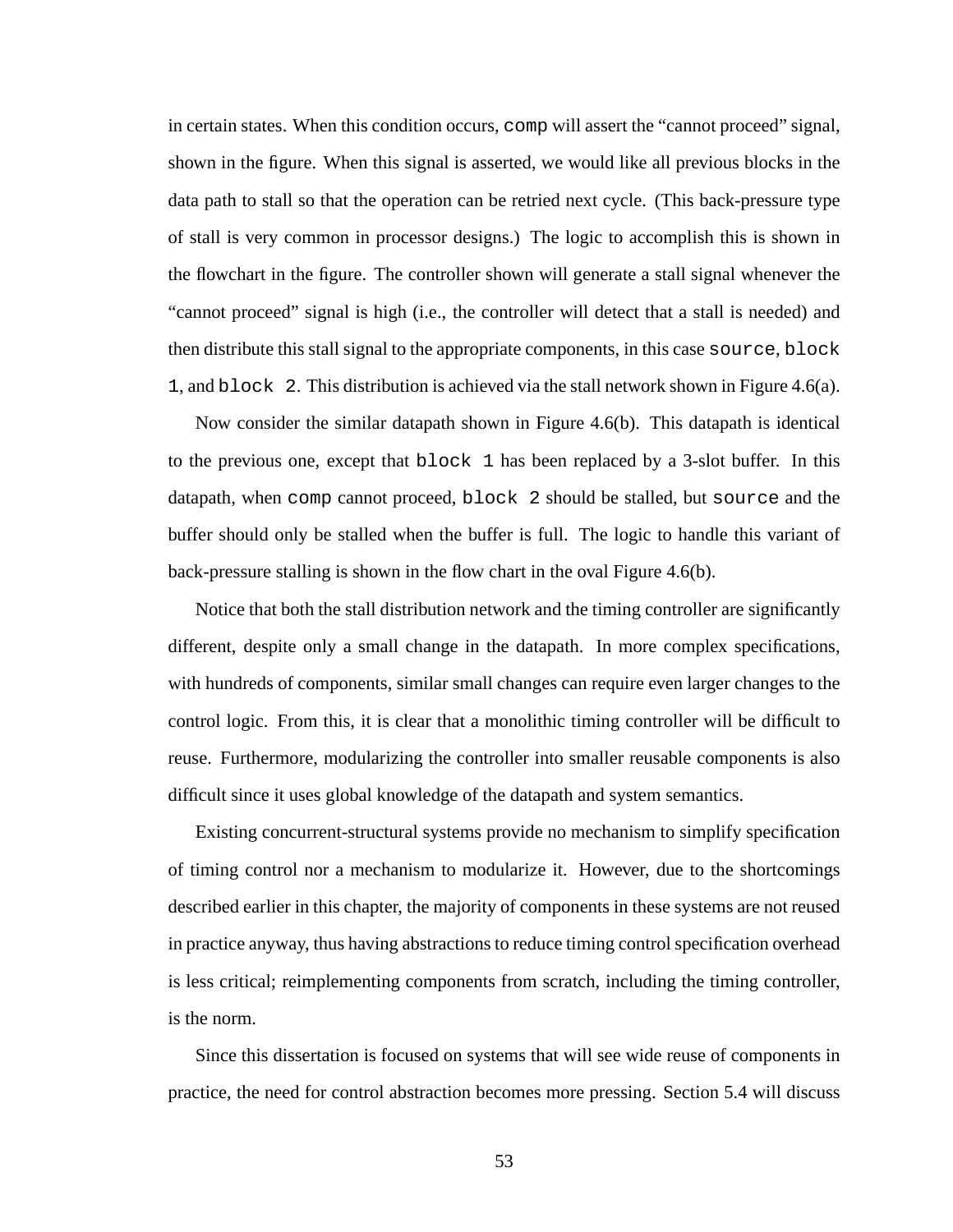in certain states. When this condition occurs, `comp` will assert the "cannot proceed" signal, shown in the figure. When this signal is asserted, we would like all previous blocks in the data path to stall so that the operation can be retried next cycle. (This back-pressure type of stall is very common in processor designs.) The logic to accomplish this is shown in the flowchart in the figure. The controller shown will generate a stall signal whenever the "cannot proceed" signal is high (i.e., the controller will detect that a stall is needed) and then distribute this stall signal to the appropriate components, in this case `source`, `block 1`, and `block 2`. This distribution is achieved via the stall network shown in Figure 4.6(a).

Now consider the similar datapath shown in Figure 4.6(b). This datapath is identical to the previous one, except that `block 1` has been replaced by a 3-slot buffer. In this datapath, when `comp` cannot proceed, `block 2` should be stalled, but `source` and the buffer should only be stalled when the buffer is full. The logic to handle this variant of back-pressure stalling is shown in the flow chart in the oval Figure 4.6(b).

Notice that both the stall distribution network and the timing controller are significantly different, despite only a small change in the datapath. In more complex specifications, with hundreds of components, similar small changes can require even larger changes to the control logic. From this, it is clear that a monolithic timing controller will be difficult to reuse. Furthermore, modularizing the controller into smaller reusable components is also difficult since it uses global knowledge of the datapath and system semantics.

Existing concurrent-structural systems provide no mechanism to simplify specification of timing control nor a mechanism to modularize it. However, due to the shortcomings described earlier in this chapter, the majority of components in these systems are not reused in practice anyway, thus having abstractions to reduce timing control specification overhead is less critical; reimplementing components from scratch, including the timing controller, is the norm.

Since this dissertation is focused on systems that will see wide reuse of components in practice, the need for control abstraction becomes more pressing. Section 5.4 will discuss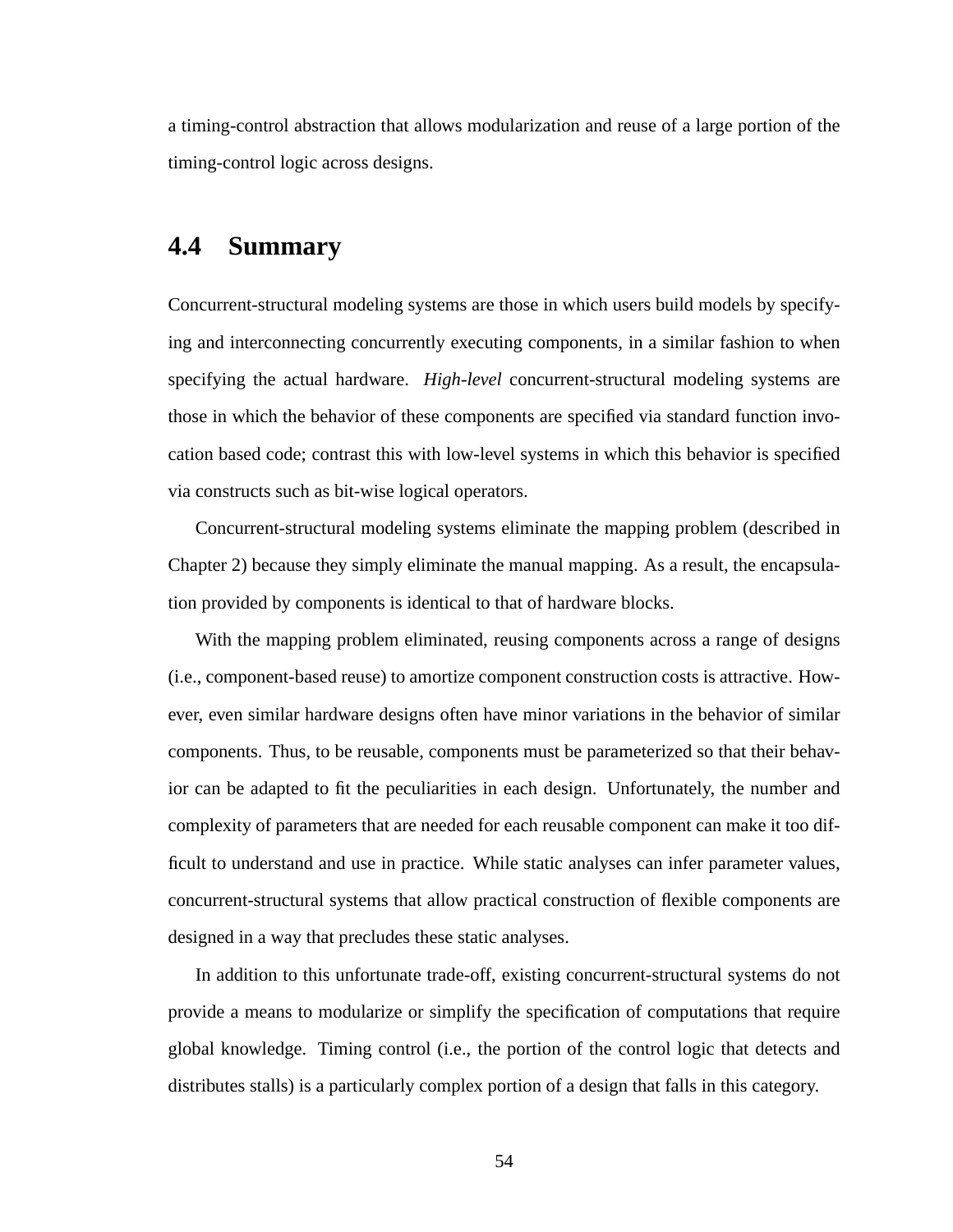a timing-control abstraction that allows modularization and reuse of a large portion of the timing-control logic across designs.

## 4.4 Summary

Concurrent-structural modeling systems are those in which users build models by specifying and interconnecting concurrently executing components, in a similar fashion to when specifying the actual hardware. *High-level* concurrent-structural modeling systems are those in which the behavior of these components are specified via standard function invocation based code; contrast this with low-level systems in which this behavior is specified via constructs such as bit-wise logical operators.

Concurrent-structural modeling systems eliminate the mapping problem (described in Chapter 2) because they simply eliminate the manual mapping. As a result, the encapsulation provided by components is identical to that of hardware blocks.

With the mapping problem eliminated, reusing components across a range of designs (i.e., component-based reuse) to amortize component construction costs is attractive. However, even similar hardware designs often have minor variations in the behavior of similar components. Thus, to be reusable, components must be parameterized so that their behavior can be adapted to fit the peculiarities in each design. Unfortunately, the number and complexity of parameters that are needed for each reusable component can make it too difficult to understand and use in practice. While static analyses can infer parameter values, concurrent-structural systems that allow practical construction of flexible components are designed in a way that precludes these static analyses.

In addition to this unfortunate trade-off, existing concurrent-structural systems do not provide a means to modularize or simplify the specification of computations that require global knowledge. Timing control (i.e., the portion of the control logic that detects and distributes stalls) is a particularly complex portion of a design that falls in this category.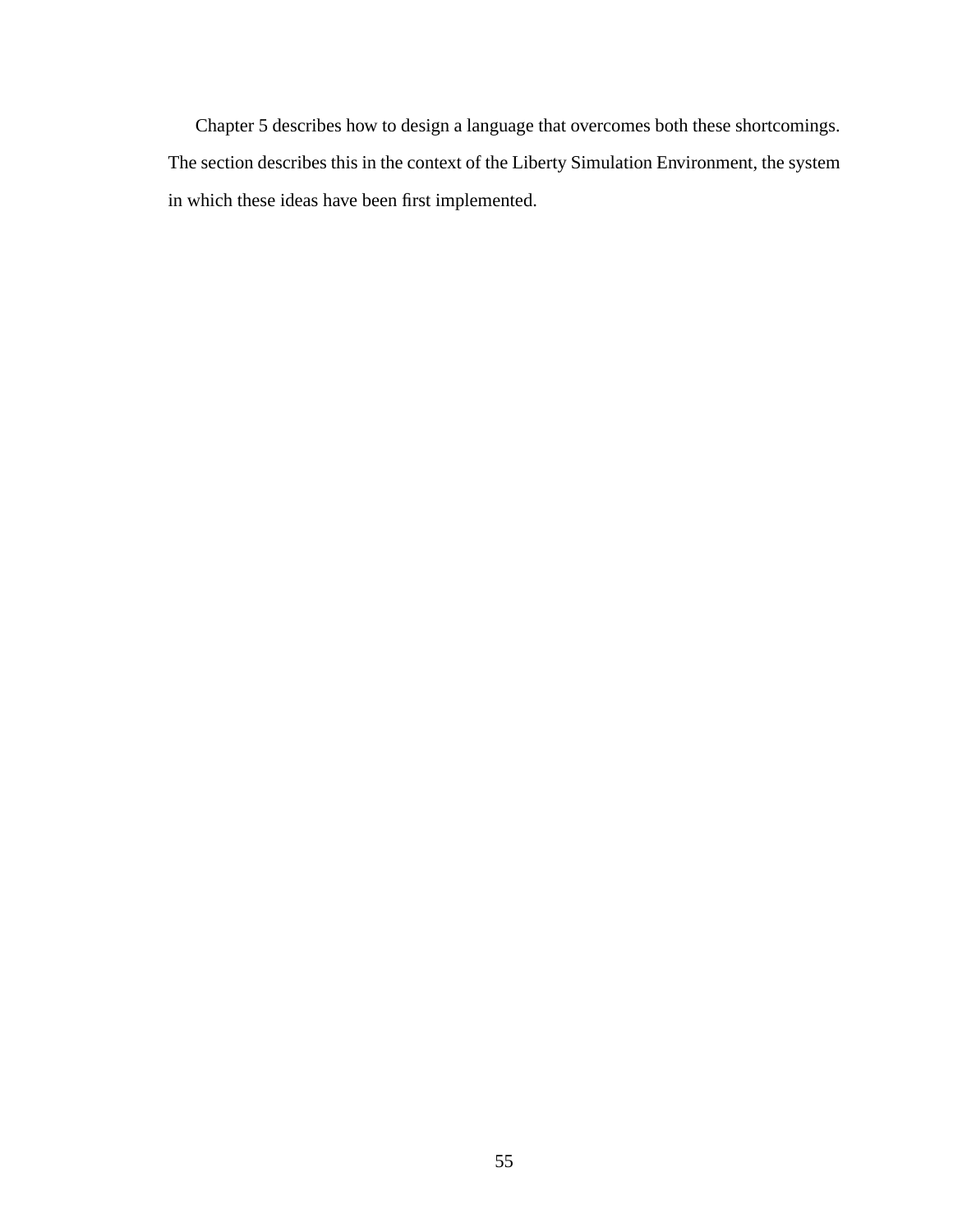Chapter 5 describes how to design a language that overcomes both these shortcomings. The section describes this in the context of the Liberty Simulation Environment, the system in which these ideas have been first implemented.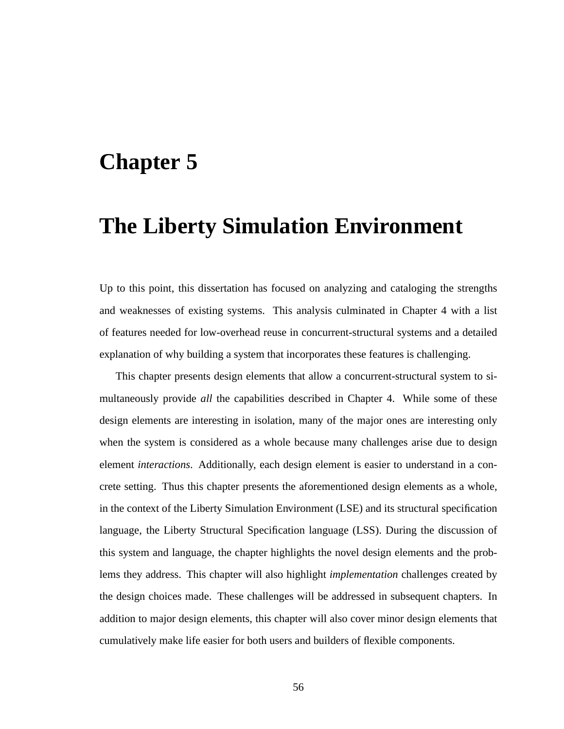# Chapter 5

# The Liberty Simulation Environment

Up to this point, this dissertation has focused on analyzing and cataloging the strengths and weaknesses of existing systems. This analysis culminated in Chapter 4 with a list of features needed for low-overhead reuse in concurrent-structural systems and a detailed explanation of why building a system that incorporates these features is challenging.

This chapter presents design elements that allow a concurrent-structural system to simultaneously provide *all* the capabilities described in Chapter 4. While some of these design elements are interesting in isolation, many of the major ones are interesting only when the system is considered as a whole because many challenges arise due to design element *interactions*. Additionally, each design element is easier to understand in a concrete setting. Thus this chapter presents the aforementioned design elements as a whole, in the context of the Liberty Simulation Environment (LSE) and its structural specification language, the Liberty Structural Specification language (LSS). During the discussion of this system and language, the chapter highlights the novel design elements and the problems they address. This chapter will also highlight *implementation* challenges created by the design choices made. These challenges will be addressed in subsequent chapters. In addition to major design elements, this chapter will also cover minor design elements that cumulatively make life easier for both users and builders of flexible components.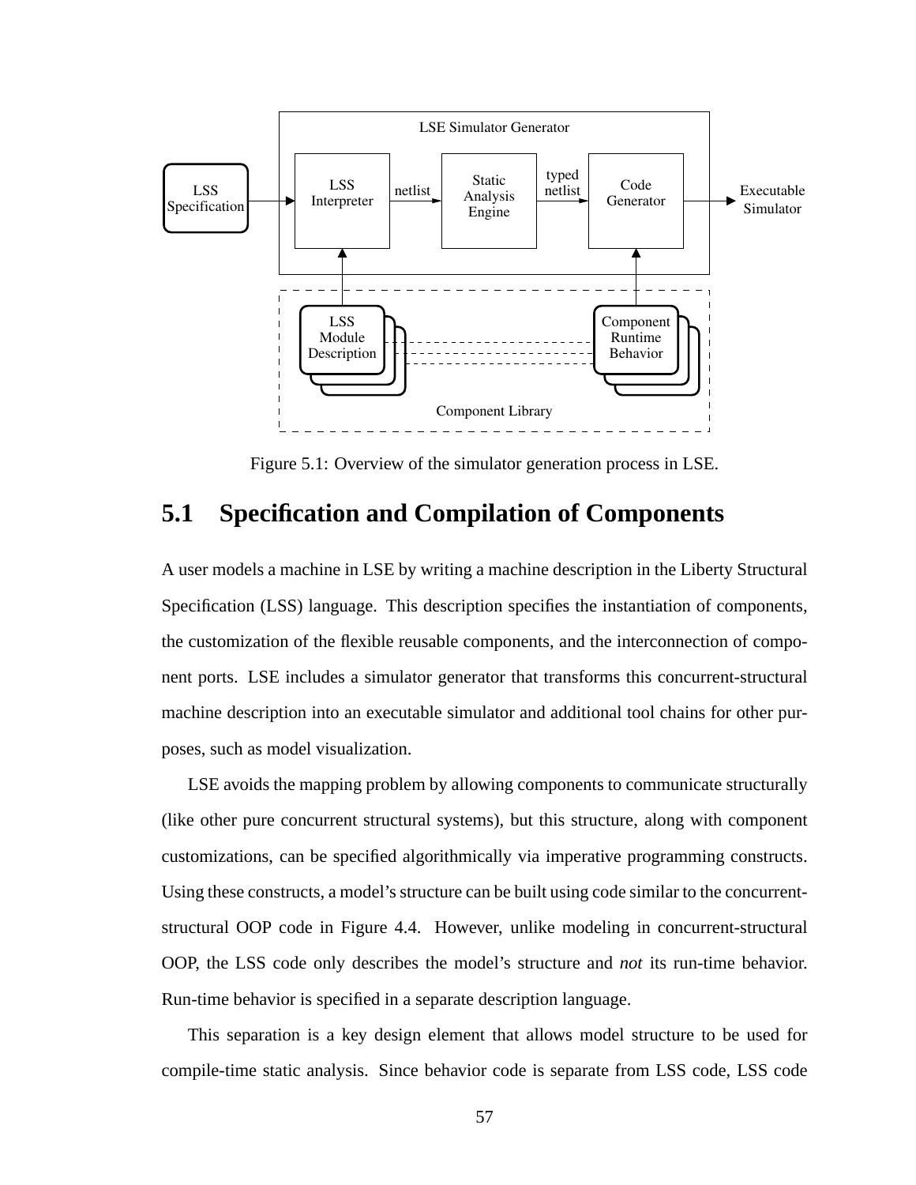Figure 5.1: Overview of the simulator generation process in LSE.

## 5.1 Specification and Compilation of Components

A user models a machine in LSE by writing a machine description in the Liberty Structural Specification (LSS) language. This description specifies the instantiation of components, the customization of the flexible reusable components, and the interconnection of component ports. LSE includes a simulator generator that transforms this concurrent-structural machine description into an executable simulator and additional tool chains for other purposes, such as model visualization.

LSE avoids the mapping problem by allowing components to communicate structurally (like other pure concurrent structural systems), but this structure, along with component customizations, can be specified algorithmically via imperative programming constructs. Using these constructs, a model's structure can be built using code similar to the concurrent-structural OOP code in Figure 4.4. However, unlike modeling in concurrent-structural OOP, the LSS code only describes the model's structure and *not* its run-time behavior. Run-time behavior is specified in a separate description language.

This separation is a key design element that allows model structure to be used for compile-time static analysis. Since behavior code is separate from LSS code, LSS code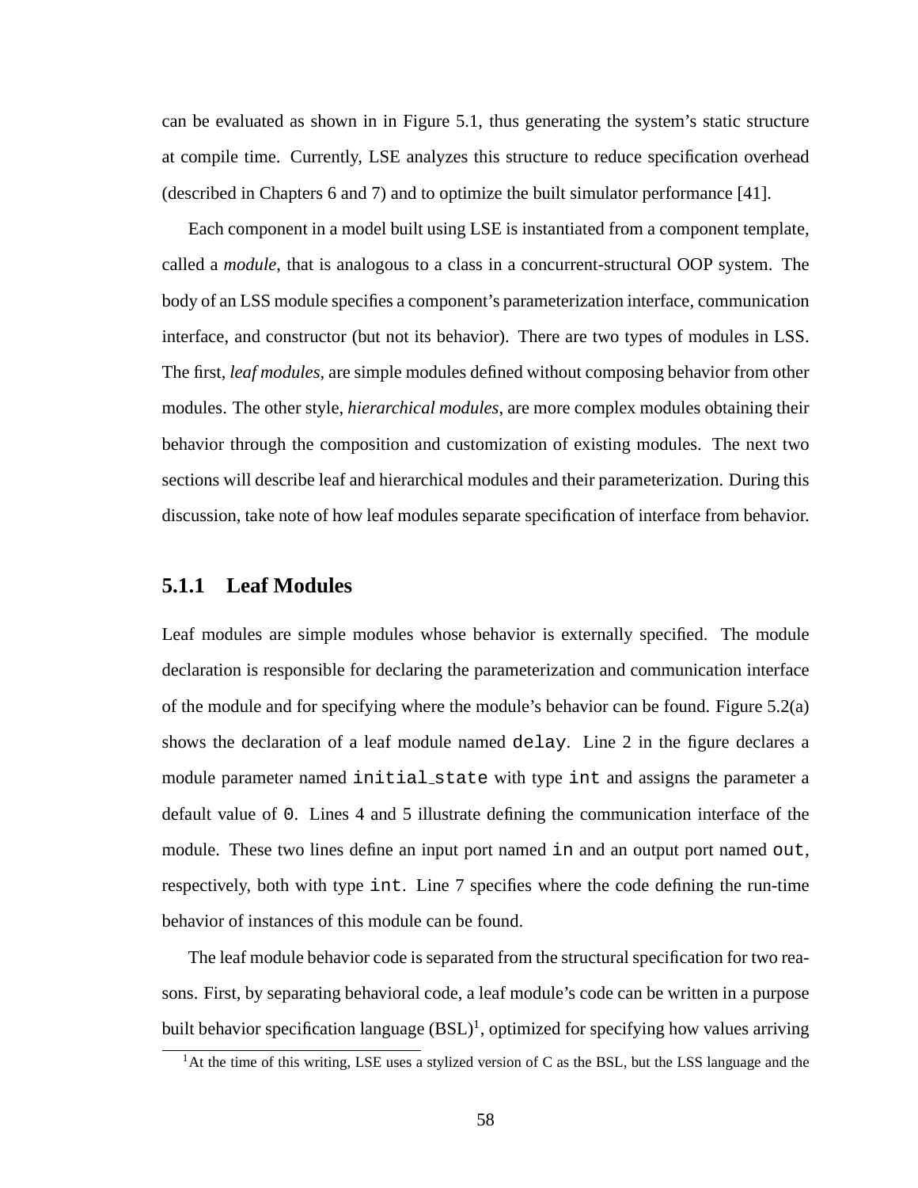can be evaluated as shown in in Figure 5.1, thus generating the system's static structure at compile time. Currently, LSE analyzes this structure to reduce specification overhead (described in Chapters 6 and 7) and to optimize the built simulator performance [41].

Each component in a model built using LSE is instantiated from a component template, called a *module*, that is analogous to a class in a concurrent-structural OOP system. The body of an LSS module specifies a component's parameterization interface, communication interface, and constructor (but not its behavior). There are two types of modules in LSS. The first, *leaf modules*, are simple modules defined without composing behavior from other modules. The other style, *hierarchical modules*, are more complex modules obtaining their behavior through the composition and customization of existing modules. The next two sections will describe leaf and hierarchical modules and their parameterization. During this discussion, take note of how leaf modules separate specification of interface from behavior.

### 5.1.1 Leaf Modules

Leaf modules are simple modules whose behavior is externally specified. The module declaration is responsible for declaring the parameterization and communication interface of the module and for specifying where the module's behavior can be found. Figure 5.2(a) shows the declaration of a leaf module named `delay`. Line 2 in the figure declares a module parameter named `initial_state` with type `int` and assigns the parameter a default value of `0`. Lines 4 and 5 illustrate defining the communication interface of the module. These two lines define an input port named `in` and an output port named `out`, respectively, both with type `int`. Line 7 specifies where the code defining the run-time behavior of instances of this module can be found.

The leaf module behavior code is separated from the structural specification for two reasons. First, by separating behavioral code, a leaf module's code can be written in a purpose built behavior specification language (BSL)[1], optimized for specifying how values arriving

[1] At the time of this writing, LSE uses a stylized version of C as the BSL, but the LSS language and the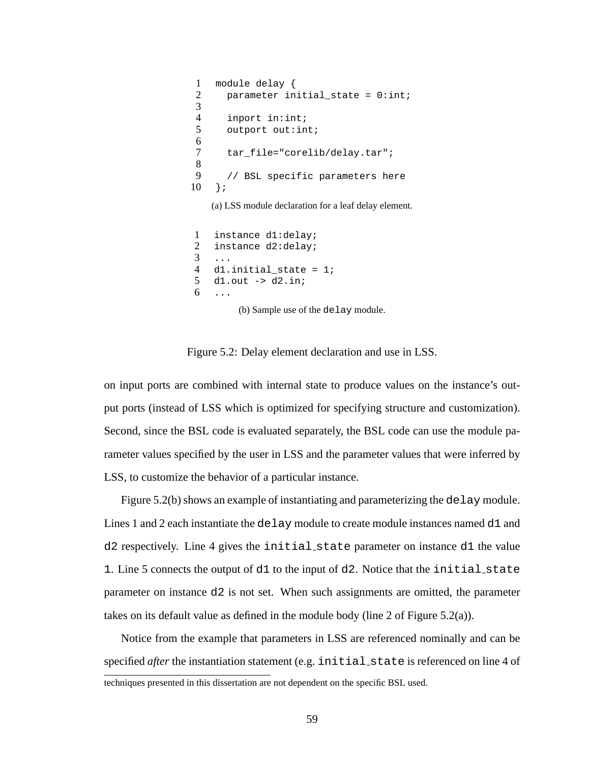```
1   module delay {
2     parameter initial_state = 0:int;
3
4     inport in:int;
5     outport out:int;
6
7     tar_file="corelib/delay.tar";
8
9     // BSL specific parameters here
10  };
```

(a) LSS module declaration for a leaf delay element.

```
1   instance d1:delay;
2   instance d2:delay;
3   ...
4   d1.initial_state = 1;
5   d1.out -> d2.in;
6   ...
```

(b) Sample use of the `delay` module.

Figure 5.2: Delay element declaration and use in LSS.

on input ports are combined with internal state to produce values on the instance's output ports (instead of LSS which is optimized for specifying structure and customization). Second, since the BSL code is evaluated separately, the BSL code can use the module parameter values specified by the user in LSS and the parameter values that were inferred by LSS, to customize the behavior of a particular instance.

Figure 5.2(b) shows an example of instantiating and parameterizing the `delay` module. Lines 1 and 2 each instantiate the `delay` module to create module instances named `d1` and `d2` respectively. Line 4 gives the `initial_state` parameter on instance `d1` the value `1`. Line 5 connects the output of `d1` to the input of `d2`. Notice that the `initial_state` parameter on instance `d2` is not set. When such assignments are omitted, the parameter takes on its default value as defined in the module body (line 2 of Figure 5.2(a)).

Notice from the example that parameters in LSS are referenced nominally and can be specified *after* the instantiation statement (e.g. `initial_state` is referenced on line 4 of

techniques presented in this dissertation are not dependent on the specific BSL used.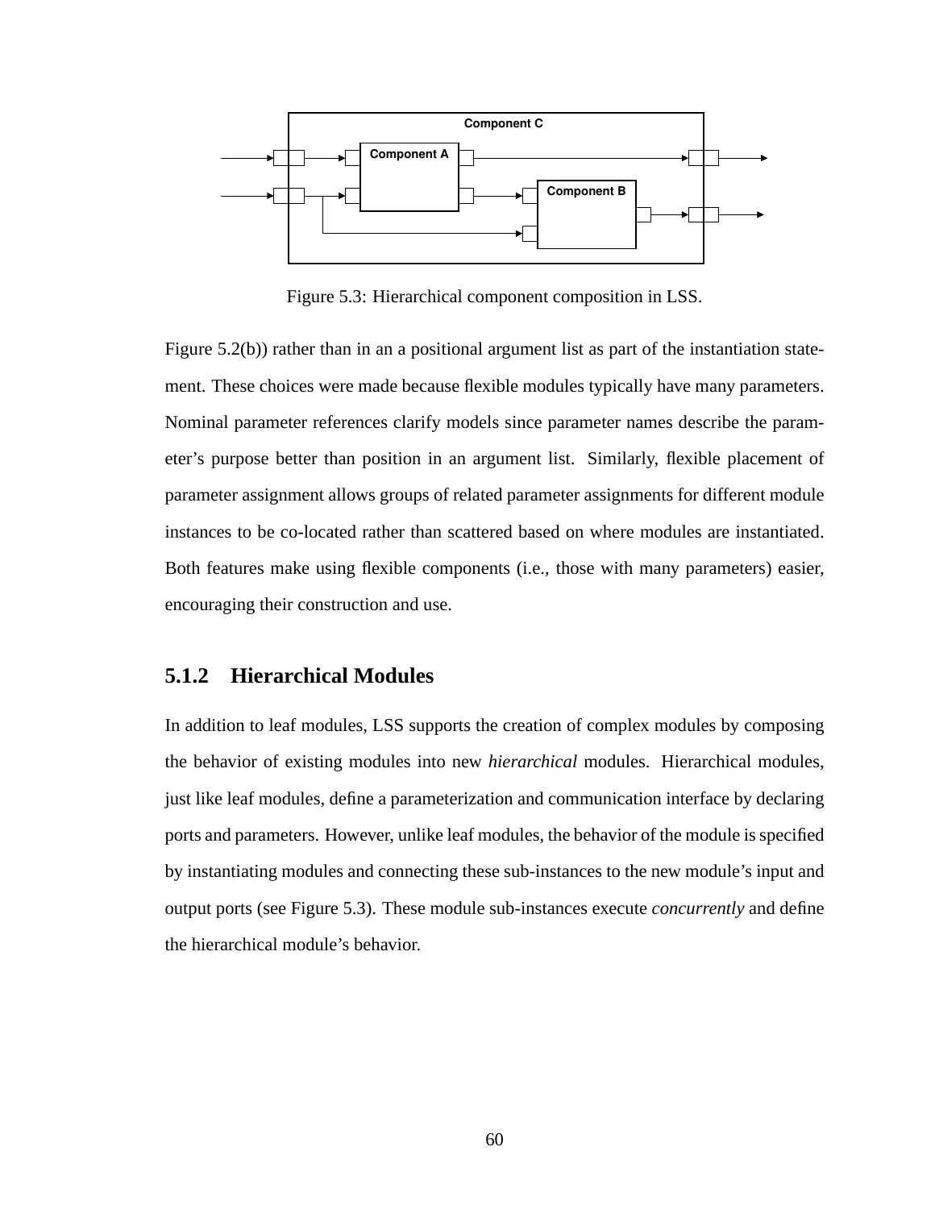Figure 5.3: Hierarchical component composition in LSS.

Figure 5.2(b)) rather than in an a positional argument list as part of the instantiation statement. These choices were made because flexible modules typically have many parameters. Nominal parameter references clarify models since parameter names describe the parameter's purpose better than position in an argument list. Similarly, flexible placement of parameter assignment allows groups of related parameter assignments for different module instances to be co-located rather than scattered based on where modules are instantiated. Both features make using flexible components (i.e., those with many parameters) easier, encouraging their construction and use.

### 5.1.2 Hierarchical Modules

In addition to leaf modules, LSS supports the creation of complex modules by composing the behavior of existing modules into new *hierarchical* modules. Hierarchical modules, just like leaf modules, define a parameterization and communication interface by declaring ports and parameters. However, unlike leaf modules, the behavior of the module is specified by instantiating modules and connecting these sub-instances to the new module's input and output ports (see Figure 5.3). These module sub-instances execute *concurrently* and define the hierarchical module's behavior.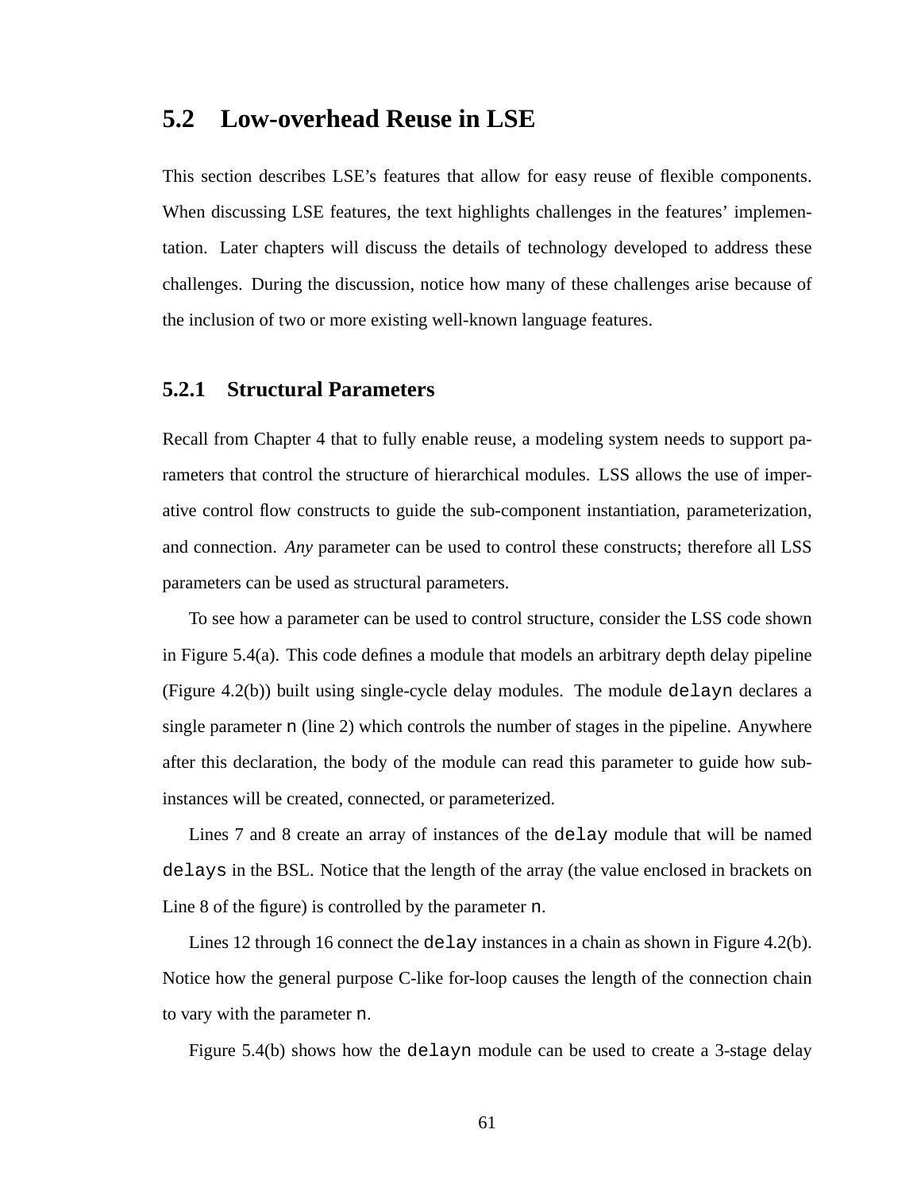## 5.2 Low-overhead Reuse in LSE

This section describes LSE's features that allow for easy reuse of flexible components. When discussing LSE features, the text highlights challenges in the features' implementation. Later chapters will discuss the details of technology developed to address these challenges. During the discussion, notice how many of these challenges arise because of the inclusion of two or more existing well-known language features.

### 5.2.1 Structural Parameters

Recall from Chapter 4 that to fully enable reuse, a modeling system needs to support parameters that control the structure of hierarchical modules. LSS allows the use of imperative control flow constructs to guide the sub-component instantiation, parameterization, and connection. *Any* parameter can be used to control these constructs; therefore all LSS parameters can be used as structural parameters.

To see how a parameter can be used to control structure, consider the LSS code shown in Figure 5.4(a). This code defines a module that models an arbitrary depth delay pipeline (Figure 4.2(b)) built using single-cycle delay modules. The module `delayn` declares a single parameter `n` (line 2) which controls the number of stages in the pipeline. Anywhere after this declaration, the body of the module can read this parameter to guide how sub-instances will be created, connected, or parameterized.

Lines 7 and 8 create an array of instances of the `delay` module that will be named `delays` in the BSL. Notice that the length of the array (the value enclosed in brackets on Line 8 of the figure) is controlled by the parameter `n`.

Lines 12 through 16 connect the `delay` instances in a chain as shown in Figure 4.2(b). Notice how the general purpose C-like for-loop causes the length of the connection chain to vary with the parameter `n`.

Figure 5.4(b) shows how the `delayn` module can be used to create a 3-stage delay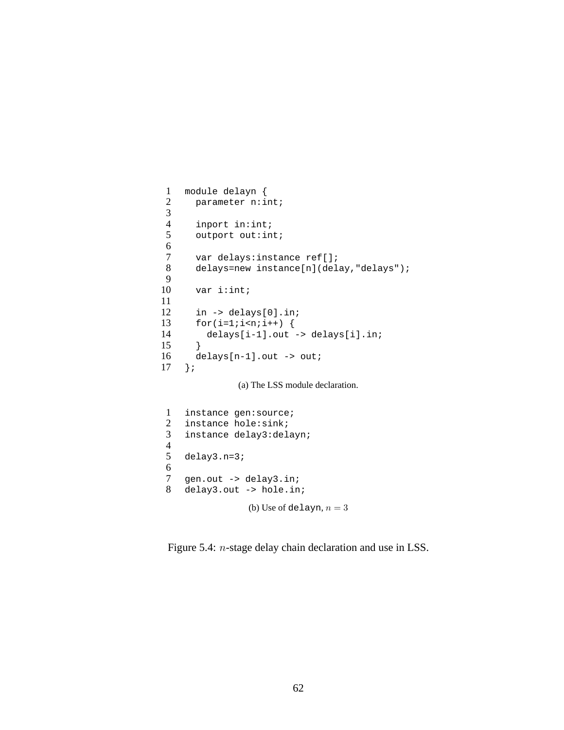```
module delayn {
  parameter n:int;

  inport in:int;
  outport out:int;

  var delays:instance ref[];
  delays=new instance[n](delay,"delays");

  var i:int;

  in -> delays[0].in;
  for(i=1;i<n;i++) {
    delays[i-1].out -> delays[i].in;
  }
  delays[n-1].out -> out;
};
```

(a) The LSS module declaration.

```
instance gen:source;
instance hole:sink;
instance delay3:delayn;

delay3.n=3;

gen.out -> delay3.in;
delay3.out -> hole.in;
```

(b) Use of `delayn`, $n = 3$

Figure 5.4: $n$-stage delay chain declaration and use in LSS.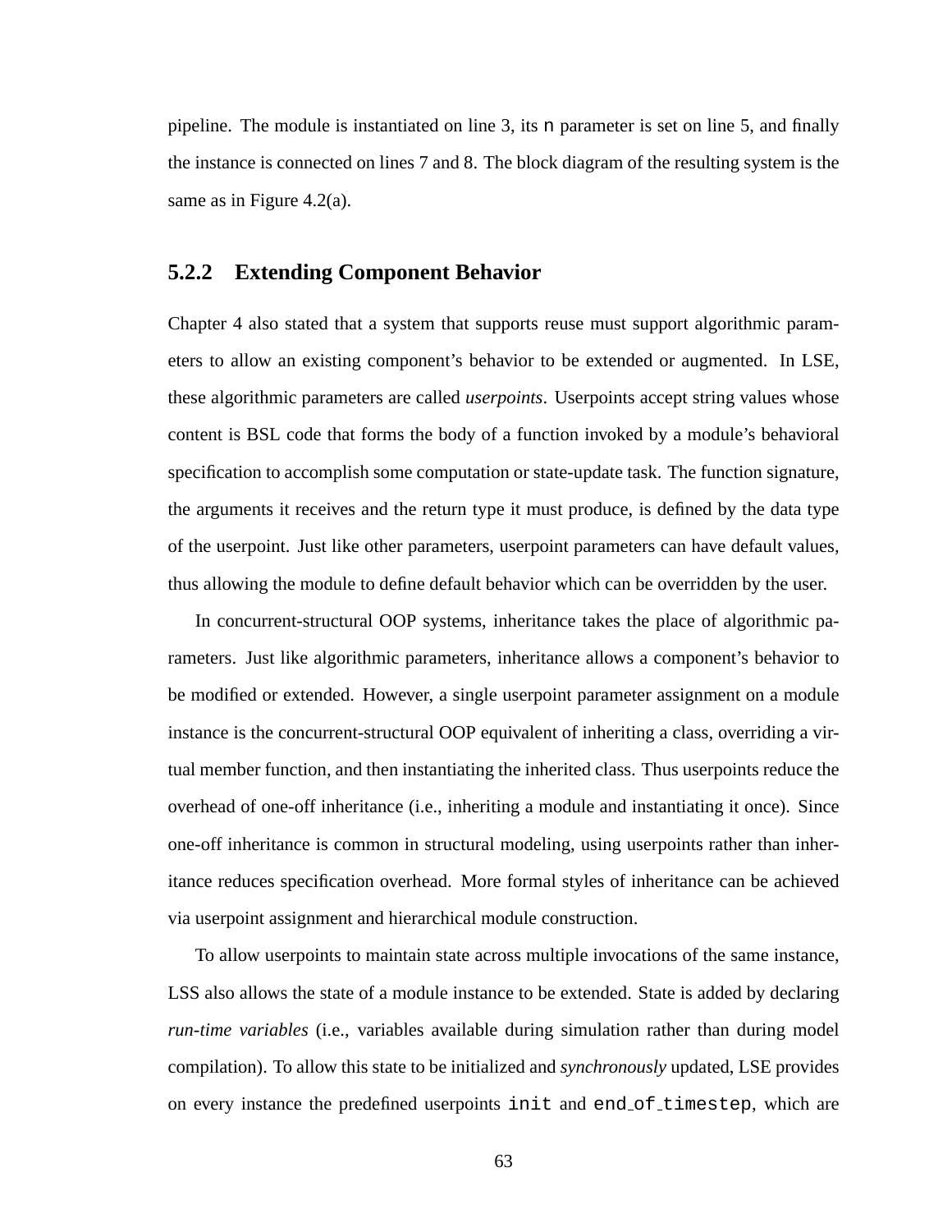pipeline. The module is instantiated on line 3, its `n` parameter is set on line 5, and finally the instance is connected on lines 7 and 8. The block diagram of the resulting system is the same as in Figure 4.2(a).

### 5.2.2 Extending Component Behavior

Chapter 4 also stated that a system that supports reuse must support algorithmic parameters to allow an existing component's behavior to be extended or augmented. In LSE, these algorithmic parameters are called *userpoints*. Userpoints accept string values whose content is BSL code that forms the body of a function invoked by a module's behavioral specification to accomplish some computation or state-update task. The function signature, the arguments it receives and the return type it must produce, is defined by the data type of the userpoint. Just like other parameters, userpoint parameters can have default values, thus allowing the module to define default behavior which can be overridden by the user.

In concurrent-structural OOP systems, inheritance takes the place of algorithmic parameters. Just like algorithmic parameters, inheritance allows a component's behavior to be modified or extended. However, a single userpoint parameter assignment on a module instance is the concurrent-structural OOP equivalent of inheriting a class, overriding a virtual member function, and then instantiating the inherited class. Thus userpoints reduce the overhead of one-off inheritance (i.e., inheriting a module and instantiating it once). Since one-off inheritance is common in structural modeling, using userpoints rather than inheritance reduces specification overhead. More formal styles of inheritance can be achieved via userpoint assignment and hierarchical module construction.

To allow userpoints to maintain state across multiple invocations of the same instance, LSS also allows the state of a module instance to be extended. State is added by declaring *run-time variables* (i.e., variables available during simulation rather than during model compilation). To allow this state to be initialized and *synchronously* updated, LSE provides on every instance the predefined userpoints `init` and `end_of_timestep`, which are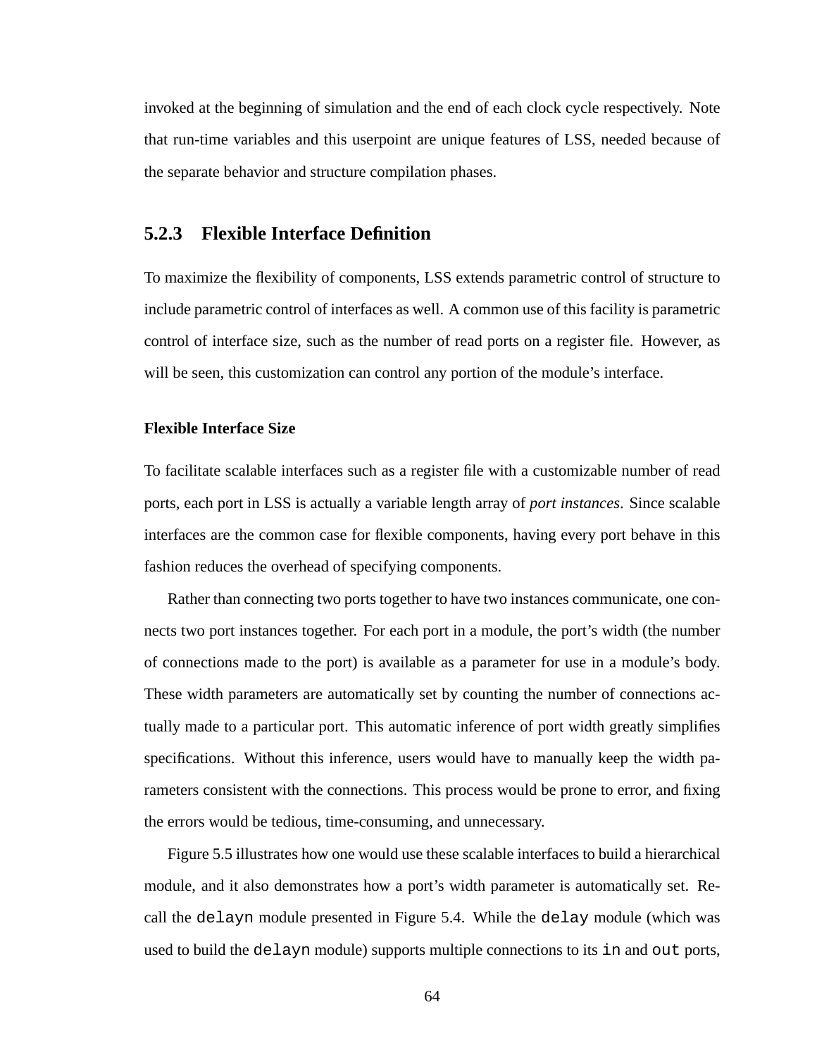invoked at the beginning of simulation and the end of each clock cycle respectively. Note that run-time variables and this userpoint are unique features of LSS, needed because of the separate behavior and structure compilation phases.

### 5.2.3 Flexible Interface Definition

To maximize the flexibility of components, LSS extends parametric control of structure to include parametric control of interfaces as well. A common use of this facility is parametric control of interface size, such as the number of read ports on a register file. However, as will be seen, this customization can control any portion of the module's interface.

#### Flexible Interface Size

To facilitate scalable interfaces such as a register file with a customizable number of read ports, each port in LSS is actually a variable length array of *port instances*. Since scalable interfaces are the common case for flexible components, having every port behave in this fashion reduces the overhead of specifying components.

Rather than connecting two ports together to have two instances communicate, one connects two port instances together. For each port in a module, the port's width (the number of connections made to the port) is available as a parameter for use in a module's body. These width parameters are automatically set by counting the number of connections actually made to a particular port. This automatic inference of port width greatly simplifies specifications. Without this inference, users would have to manually keep the width parameters consistent with the connections. This process would be prone to error, and fixing the errors would be tedious, time-consuming, and unnecessary.

Figure 5.5 illustrates how one would use these scalable interfaces to build a hierarchical module, and it also demonstrates how a port's width parameter is automatically set. Recall the `delayn` module presented in Figure 5.4. While the `delay` module (which was used to build the `delayn` module) supports multiple connections to its `in` and `out` ports,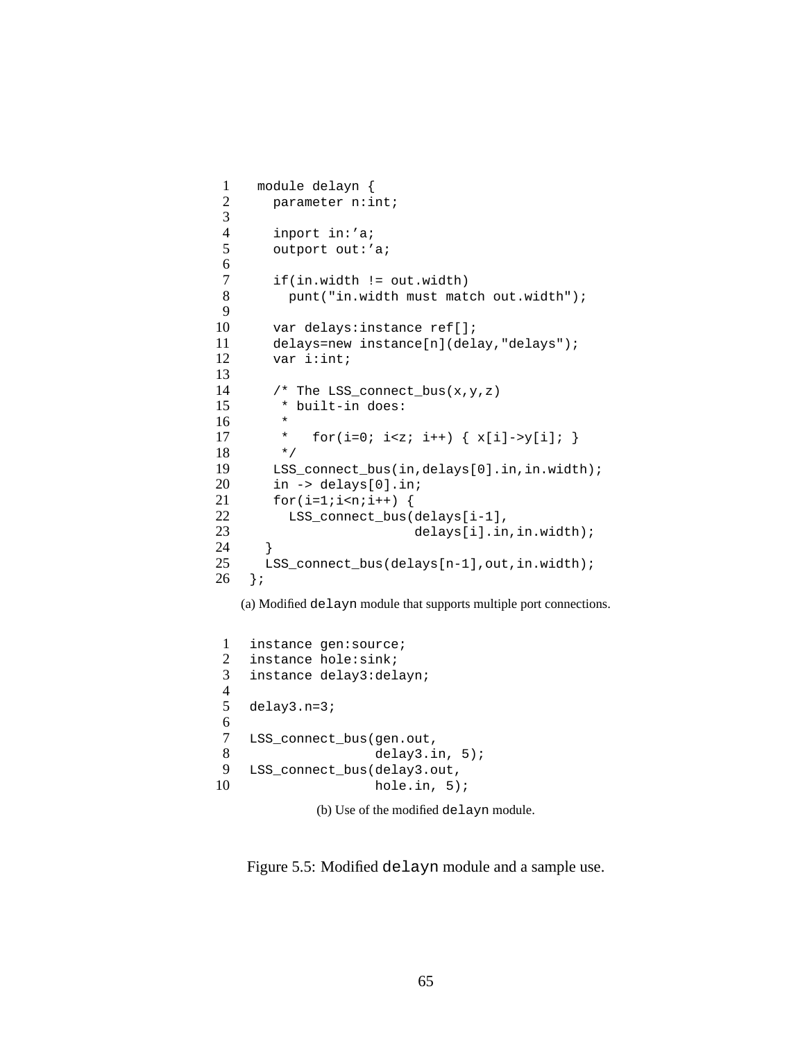```
1   module delayn {
2     parameter n:int;
3
4     inport in:'a;
5     outport out:'a;
6
7     if(in.width != out.width)
8       punt("in.width must match out.width");
9
10    var delays:instance ref[];
11    delays=new instance[n](delay,"delays");
12    var i:int;
13
14    /* The LSS_connect_bus(x,y,z)
15     * built-in does:
16     *
17     *   for(i=0; i<z; i++) { x[i]->y[i]; }
18     */
19    LSS_connect_bus(in,delays[0].in,in.width);
20    in -> delays[0].in;
21    for(i=1;i<n;i++) {
22      LSS_connect_bus(delays[i-1],
23                      delays[i].in,in.width);
24   }
25   LSS_connect_bus(delays[n-1],out,in.width);
26 };
```

(a) Modified `delayn` module that supports multiple port connections.

```
1   instance gen:source;
2   instance hole:sink;
3   instance delay3:delayn;
4
5   delay3.n=3;
6
7   LSS_connect_bus(gen.out,
8                   delay3.in, 5);
9   LSS_connect_bus(delay3.out,
10                  hole.in, 5);
```

(b) Use of the modified `delayn` module.

Figure 5.5: Modified `delayn` module and a sample use.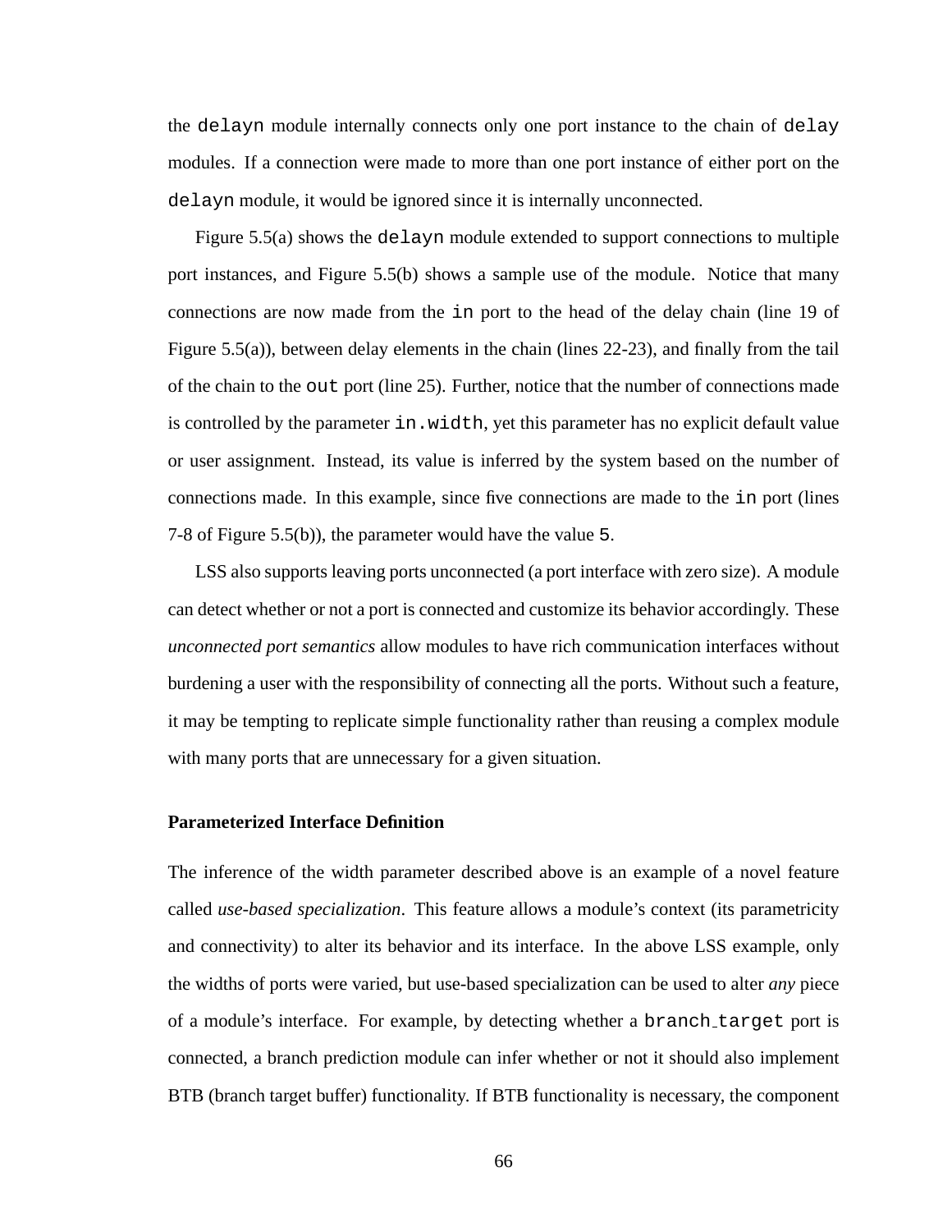the `delayn` module internally connects only one port instance to the chain of `delay` modules. If a connection were made to more than one port instance of either port on the `delayn` module, it would be ignored since it is internally unconnected.

Figure 5.5(a) shows the `delayn` module extended to support connections to multiple port instances, and Figure 5.5(b) shows a sample use of the module. Notice that many connections are now made from the `in` port to the head of the delay chain (line 19 of Figure 5.5(a)), between delay elements in the chain (lines 22-23), and finally from the tail of the chain to the `out` port (line 25). Further, notice that the number of connections made is controlled by the parameter `in.width`, yet this parameter has no explicit default value or user assignment. Instead, its value is inferred by the system based on the number of connections made. In this example, since five connections are made to the `in` port (lines 7-8 of Figure 5.5(b)), the parameter would have the value `5`.

LSS also supports leaving ports unconnected (a port interface with zero size). A module can detect whether or not a port is connected and customize its behavior accordingly. These *unconnected port semantics* allow modules to have rich communication interfaces without burdening a user with the responsibility of connecting all the ports. Without such a feature, it may be tempting to replicate simple functionality rather than reusing a complex module with many ports that are unnecessary for a given situation.

**Parameterized Interface Definition**

The inference of the width parameter described above is an example of a novel feature called *use-based specialization*. This feature allows a module's context (its parametricity and connectivity) to alter its behavior and its interface. In the above LSS example, only the widths of ports were varied, but use-based specialization can be used to alter *any* piece of a module's interface. For example, by detecting whether a `branch_target` port is connected, a branch prediction module can infer whether or not it should also implement BTB (branch target buffer) functionality. If BTB functionality is necessary, the component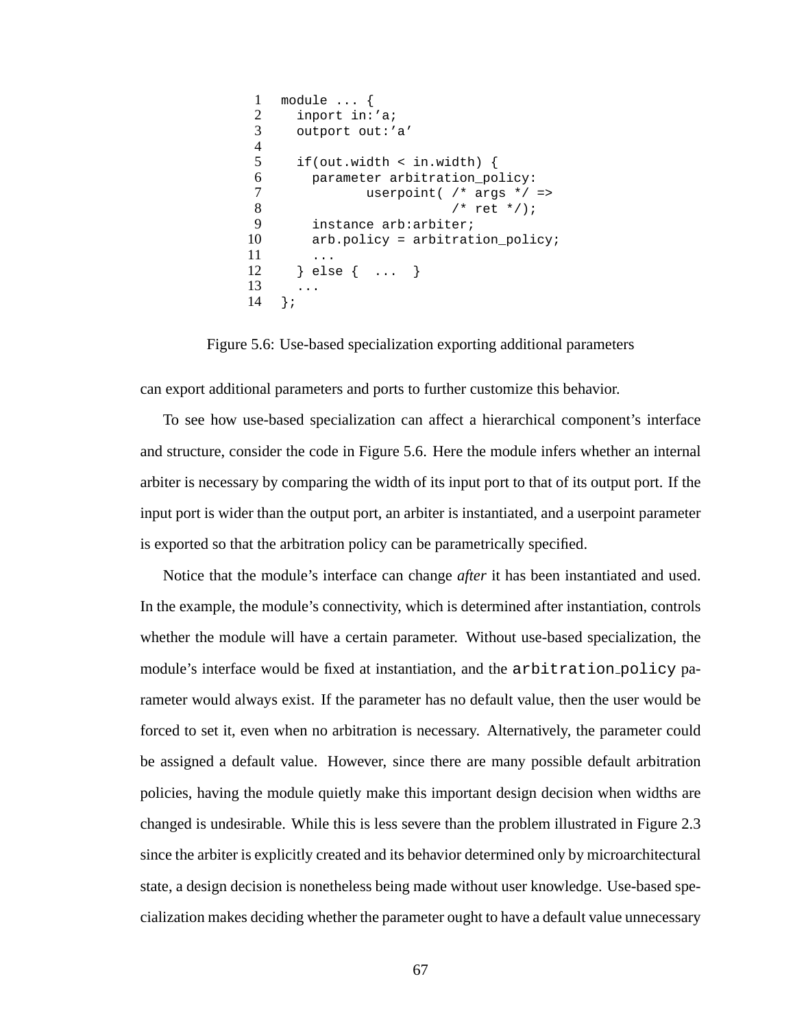```
1  module ... {
2    inport in:'a;
3    outport out:'a'
4
5    if(out.width < in.width) {
6      parameter arbitration_policy:
7             userpoint( /* args */ =>
8                        /* ret */);
9      instance arb:arbiter;
10     arb.policy = arbitration_policy;
11     ...
12   } else {  ...  }
13   ...
14 };
```

Figure 5.6: Use-based specialization exporting additional parameters

can export additional parameters and ports to further customize this behavior.

To see how use-based specialization can affect a hierarchical component's interface and structure, consider the code in Figure 5.6. Here the module infers whether an internal arbiter is necessary by comparing the width of its input port to that of its output port. If the input port is wider than the output port, an arbiter is instantiated, and a userpoint parameter is exported so that the arbitration policy can be parametrically specified.

Notice that the module's interface can change *after* it has been instantiated and used. In the example, the module's connectivity, which is determined after instantiation, controls whether the module will have a certain parameter. Without use-based specialization, the module's interface would be fixed at instantiation, and the `arbitration_policy` parameter would always exist. If the parameter has no default value, then the user would be forced to set it, even when no arbitration is necessary. Alternatively, the parameter could be assigned a default value. However, since there are many possible default arbitration policies, having the module quietly make this important design decision when widths are changed is undesirable. While this is less severe than the problem illustrated in Figure 2.3 since the arbiter is explicitly created and its behavior determined only by microarchitectural state, a design decision is nonetheless being made without user knowledge. Use-based specialization makes deciding whether the parameter ought to have a default value unnecessary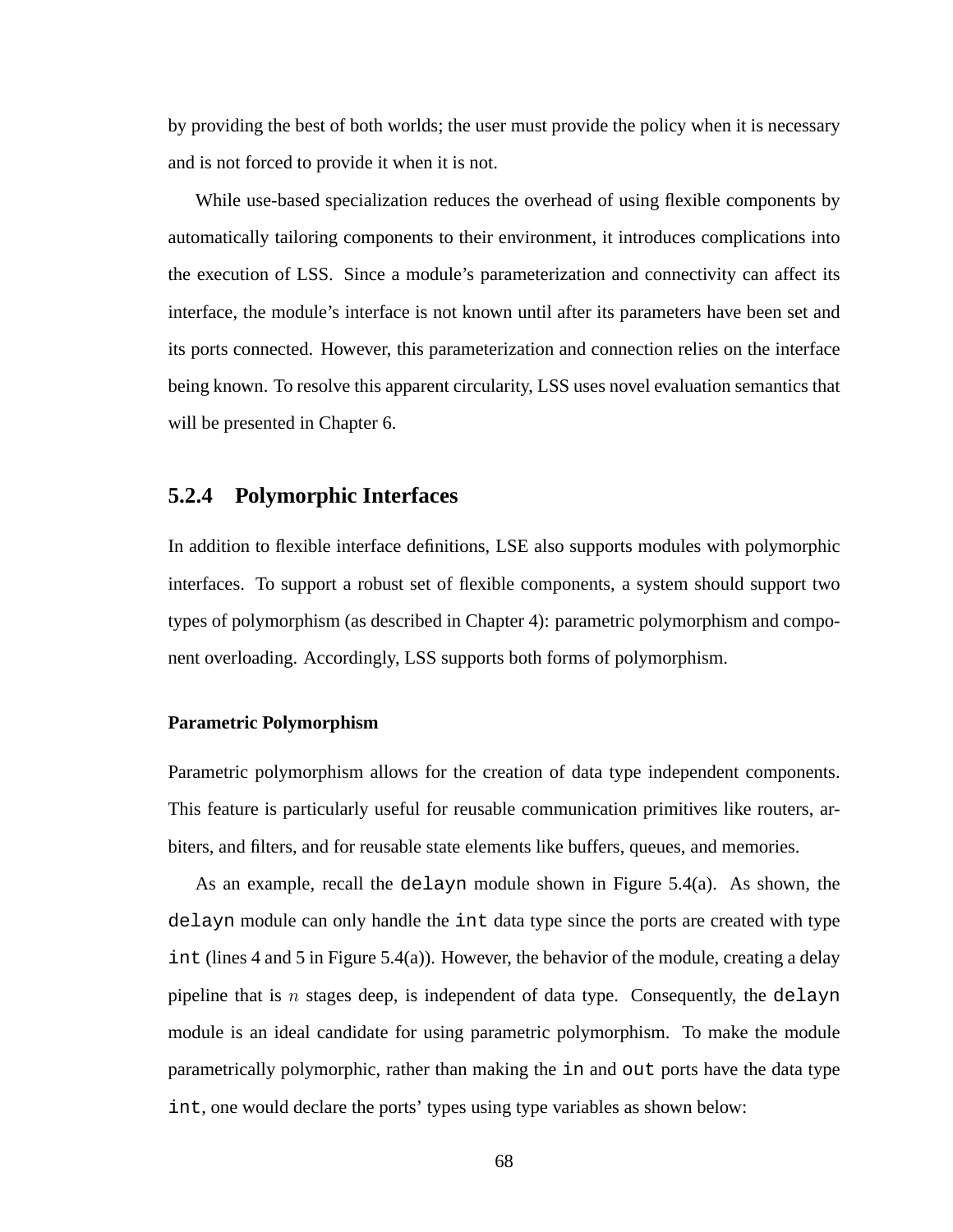by providing the best of both worlds; the user must provide the policy when it is necessary and is not forced to provide it when it is not.

While use-based specialization reduces the overhead of using flexible components by automatically tailoring components to their environment, it introduces complications into the execution of LSS. Since a module's parameterization and connectivity can affect its interface, the module's interface is not known until after its parameters have been set and its ports connected. However, this parameterization and connection relies on the interface being known. To resolve this apparent circularity, LSS uses novel evaluation semantics that will be presented in Chapter 6.

### 5.2.4 Polymorphic Interfaces

In addition to flexible interface definitions, LSE also supports modules with polymorphic interfaces. To support a robust set of flexible components, a system should support two types of polymorphism (as described in Chapter 4): parametric polymorphism and component overloading. Accordingly, LSS supports both forms of polymorphism.

#### Parametric Polymorphism

Parametric polymorphism allows for the creation of data type independent components. This feature is particularly useful for reusable communication primitives like routers, arbiters, and filters, and for reusable state elements like buffers, queues, and memories.

As an example, recall the `delayn` module shown in Figure 5.4(a). As shown, the `delayn` module can only handle the `int` data type since the ports are created with type `int` (lines 4 and 5 in Figure 5.4(a)). However, the behavior of the module, creating a delay pipeline that is $n$ stages deep, is independent of data type. Consequently, the `delayn` module is an ideal candidate for using parametric polymorphism. To make the module parametrically polymorphic, rather than making the `in` and `out` ports have the data type `int`, one would declare the ports' types using type variables as shown below: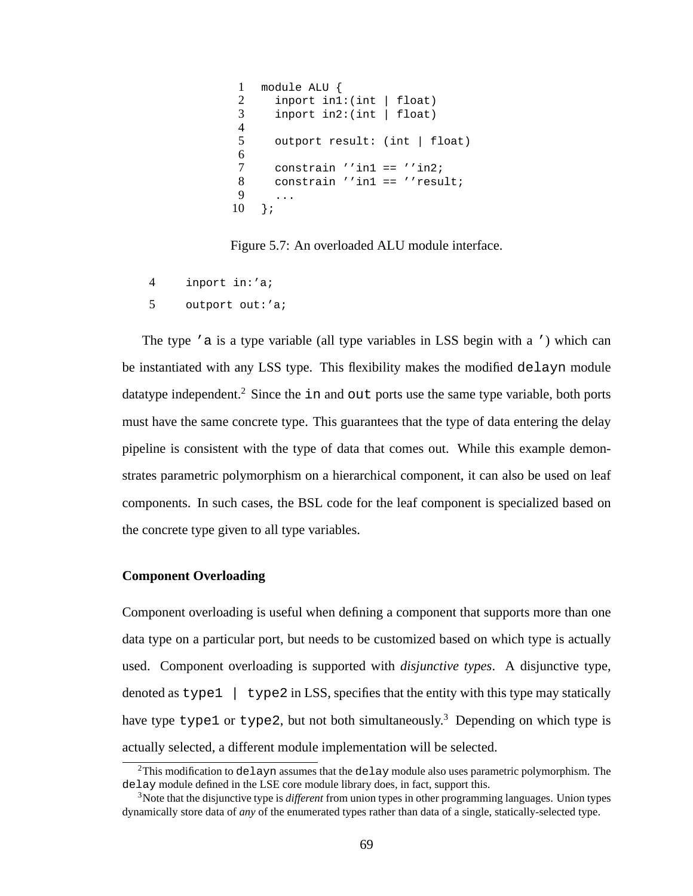```
1   module ALU {
2     inport in1:(int | float)
3     inport in2:(int | float)
4
5     outport result: (int | float)
6
7     constrain ''in1 == ''in2;
8     constrain ''in1 == ''result;
9     ...
10  };
```

Figure 5.7: An overloaded ALU module interface.

```
4     inport in:'a;
5     outport out:'a;
```

The type `'a` is a type variable (all type variables in LSS begin with a `'`) which can be instantiated with any LSS type. This flexibility makes the modified `delayn` module datatype independent.[2] Since the `in` and `out` ports use the same type variable, both ports must have the same concrete type. This guarantees that the type of data entering the delay pipeline is consistent with the type of data that comes out. While this example demonstrates parametric polymorphism on a hierarchical component, it can also be used on leaf components. In such cases, the BSL code for the leaf component is specialized based on the concrete type given to all type variables.

#### Component Overloading

Component overloading is useful when defining a component that supports more than one data type on a particular port, but needs to be customized based on which type is actually used. Component overloading is supported with *disjunctive types*. A disjunctive type, denoted as `type1 | type2` in LSS, specifies that the entity with this type may statically have type `type1` or `type2`, but not both simultaneously.[3] Depending on which type is actually selected, a different module implementation will be selected.

[2] This modification to `delayn` assumes that the `delay` module also uses parametric polymorphism. The `delay` module defined in the LSE core module library does, in fact, support this.

[3] Note that the disjunctive type is *different* from union types in other programming languages. Union types dynamically store data of *any* of the enumerated types rather than data of a single, statically-selected type.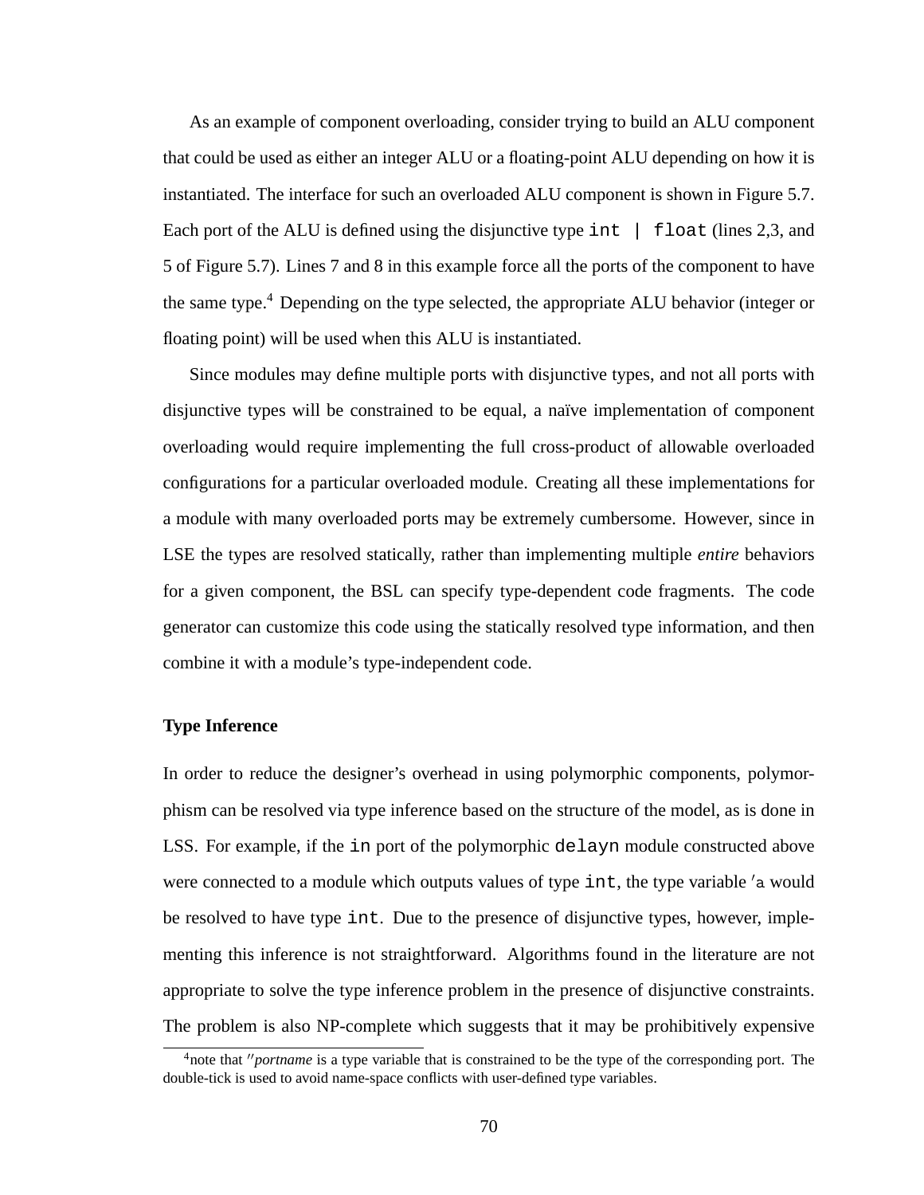As an example of component overloading, consider trying to build an ALU component that could be used as either an integer ALU or a floating-point ALU depending on how it is instantiated. The interface for such an overloaded ALU component is shown in Figure 5.7. Each port of the ALU is defined using the disjunctive type `int | float` (lines 2,3, and 5 of Figure 5.7). Lines 7 and 8 in this example force all the ports of the component to have the same type.[4] Depending on the type selected, the appropriate ALU behavior (integer or floating point) will be used when this ALU is instantiated.

Since modules may define multiple ports with disjunctive types, and not all ports with disjunctive types will be constrained to be equal, a naïve implementation of component overloading would require implementing the full cross-product of allowable overloaded configurations for a particular overloaded module. Creating all these implementations for a module with many overloaded ports may be extremely cumbersome. However, since in LSE the types are resolved statically, rather than implementing multiple *entire* behaviors for a given component, the BSL can specify type-dependent code fragments. The code generator can customize this code using the statically resolved type information, and then combine it with a module's type-independent code.

**Type Inference**

In order to reduce the designer's overhead in using polymorphic components, polymorphism can be resolved via type inference based on the structure of the model, as is done in LSS. For example, if the `in` port of the polymorphic `delayn` module constructed above were connected to a module which outputs values of type `int`, the type variable `'a` would be resolved to have type `int`. Due to the presence of disjunctive types, however, implementing this inference is not straightforward. Algorithms found in the literature are not appropriate to solve the type inference problem in the presence of disjunctive constraints. The problem is also NP-complete which suggests that it may be prohibitively expensive

[4]note that ''*portname* is a type variable that is constrained to be the type of the corresponding port. The double-tick is used to avoid name-space conflicts with user-defined type variables.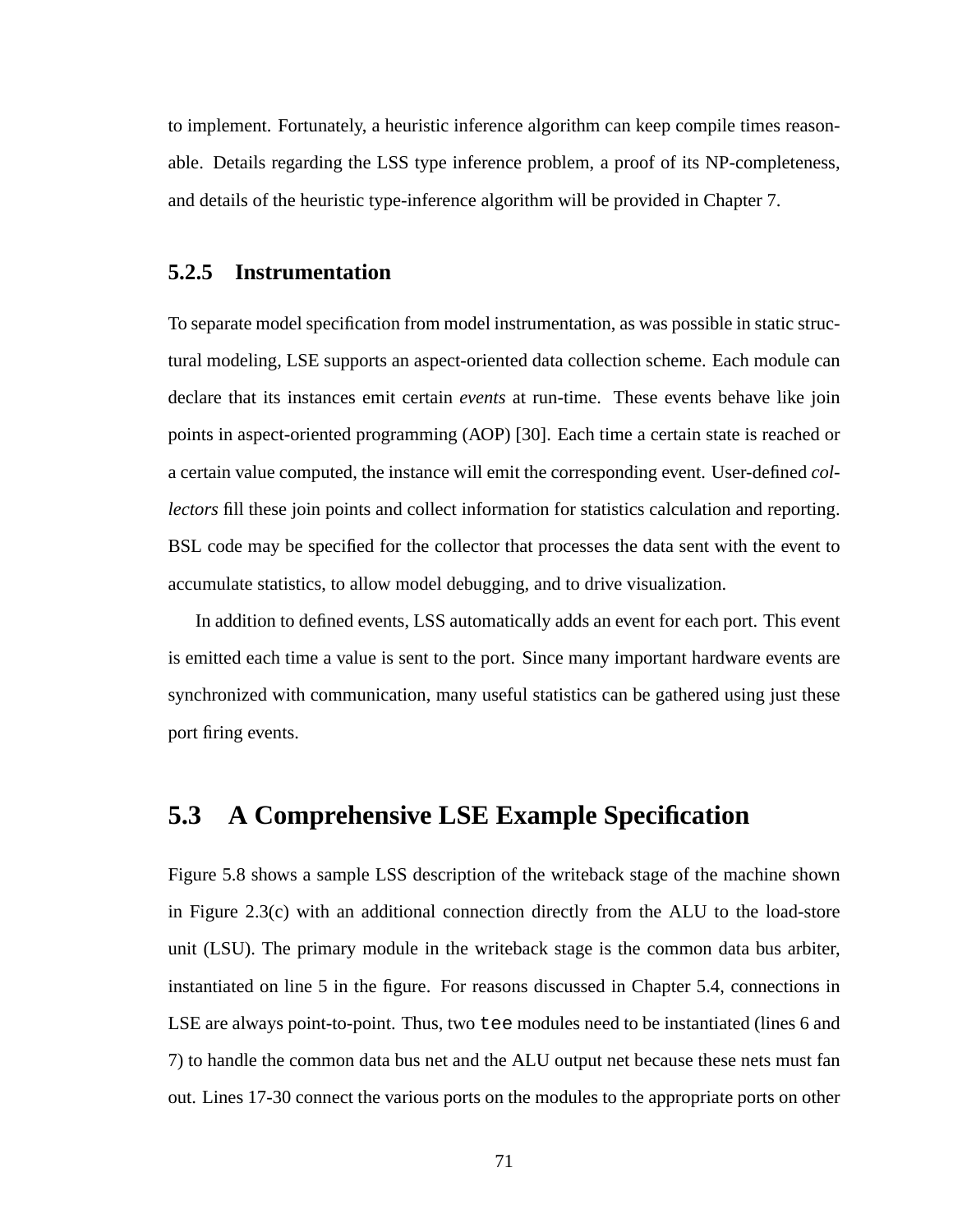to implement. Fortunately, a heuristic inference algorithm can keep compile times reasonable. Details regarding the LSS type inference problem, a proof of its NP-completeness, and details of the heuristic type-inference algorithm will be provided in Chapter 7.

### 5.2.5 Instrumentation

To separate model specification from model instrumentation, as was possible in static structural modeling, LSE supports an aspect-oriented data collection scheme. Each module can declare that its instances emit certain *events* at run-time. These events behave like join points in aspect-oriented programming (AOP) [30]. Each time a certain state is reached or a certain value computed, the instance will emit the corresponding event. User-defined *collectors* fill these join points and collect information for statistics calculation and reporting. BSL code may be specified for the collector that processes the data sent with the event to accumulate statistics, to allow model debugging, and to drive visualization.

In addition to defined events, LSS automatically adds an event for each port. This event is emitted each time a value is sent to the port. Since many important hardware events are synchronized with communication, many useful statistics can be gathered using just these port firing events.

## 5.3 A Comprehensive LSE Example Specification

Figure 5.8 shows a sample LSS description of the writeback stage of the machine shown in Figure 2.3(c) with an additional connection directly from the ALU to the load-store unit (LSU). The primary module in the writeback stage is the common data bus arbiter, instantiated on line 5 in the figure. For reasons discussed in Chapter 5.4, connections in LSE are always point-to-point. Thus, two `tee` modules need to be instantiated (lines 6 and 7) to handle the common data bus net and the ALU output net because these nets must fan out. Lines 17-30 connect the various ports on the modules to the appropriate ports on other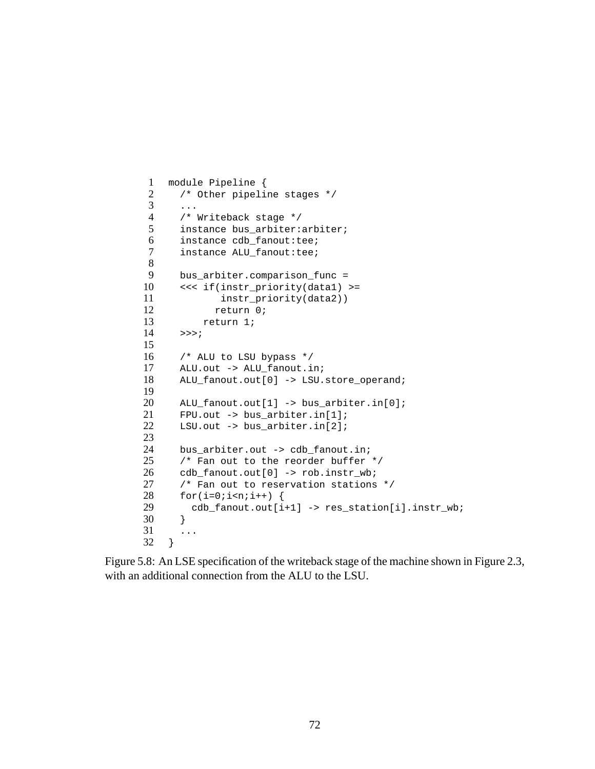```
1   module Pipeline {
2     /* Other pipeline stages */
3     ...
4     /* Writeback stage */
5     instance bus_arbiter:arbiter;
6     instance cdb_fanout:tee;
7     instance ALU_fanout:tee;
8
9     bus_arbiter.comparison_func =
10    <<< if(instr_priority(data1) >=
11           instr_priority(data2))
12          return 0;
13        return 1;
14    >>>;
15
16    /* ALU to LSU bypass */
17    ALU.out -> ALU_fanout.in;
18    ALU_fanout.out[0] -> LSU.store_operand;
19
20    ALU_fanout.out[1] -> bus_arbiter.in[0];
21    FPU.out -> bus_arbiter.in[1];
22    LSU.out -> bus_arbiter.in[2];
23
24    bus_arbiter.out -> cdb_fanout.in;
25    /* Fan out to the reorder buffer */
26    cdb_fanout.out[0] -> rob.instr_wb;
27    /* Fan out to reservation stations */
28    for(i=0;i<n;i++) {
29      cdb_fanout.out[i+1] -> res_station[i].instr_wb;
30    }
31    ...
32  }
```

Figure 5.8: An LSE specification of the writeback stage of the machine shown in Figure 2.3, with an additional connection from the ALU to the LSU.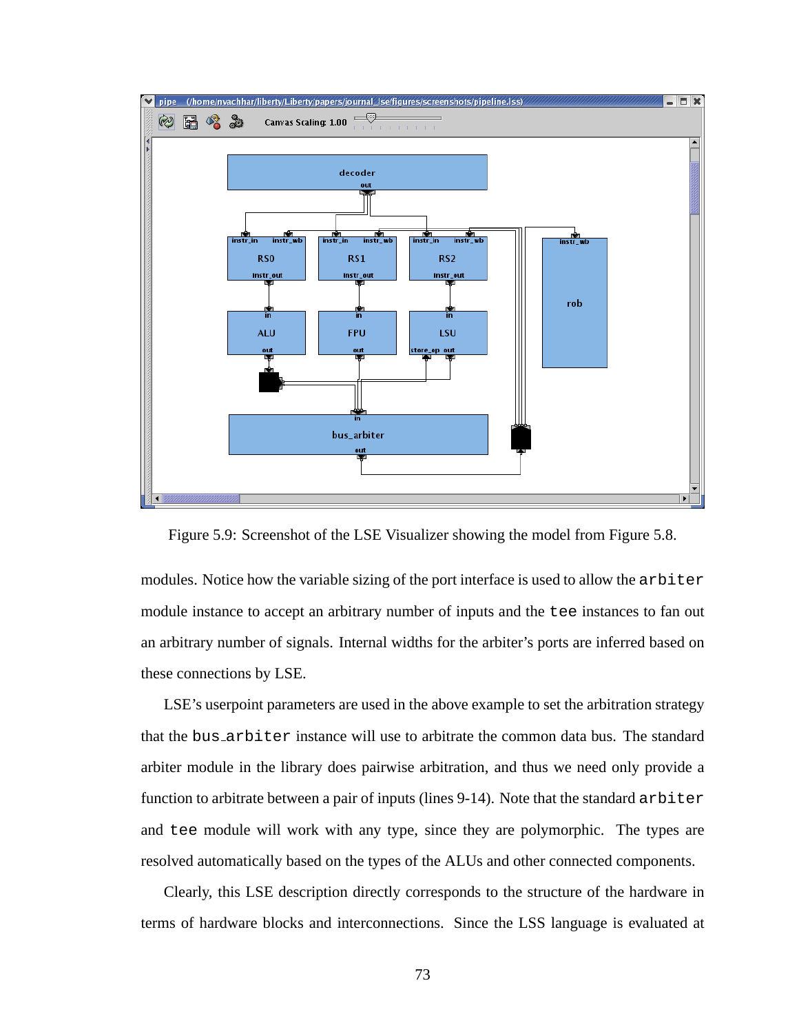Figure 5.9: Screenshot of the LSE Visualizer showing the model from Figure 5.8.

modules. Notice how the variable sizing of the port interface is used to allow the `arbiter` module instance to accept an arbitrary number of inputs and the `tee` instances to fan out an arbitrary number of signals. Internal widths for the arbiter's ports are inferred based on these connections by LSE.

LSE's userpoint parameters are used in the above example to set the arbitration strategy that the `bus_arbiter` instance will use to arbitrate the common data bus. The standard arbiter module in the library does pairwise arbitration, and thus we need only provide a function to arbitrate between a pair of inputs (lines 9-14). Note that the standard `arbiter` and `tee` module will work with any type, since they are polymorphic. The types are resolved automatically based on the types of the ALUs and other connected components.

Clearly, this LSE description directly corresponds to the structure of the hardware in terms of hardware blocks and interconnections. Since the LSS language is evaluated at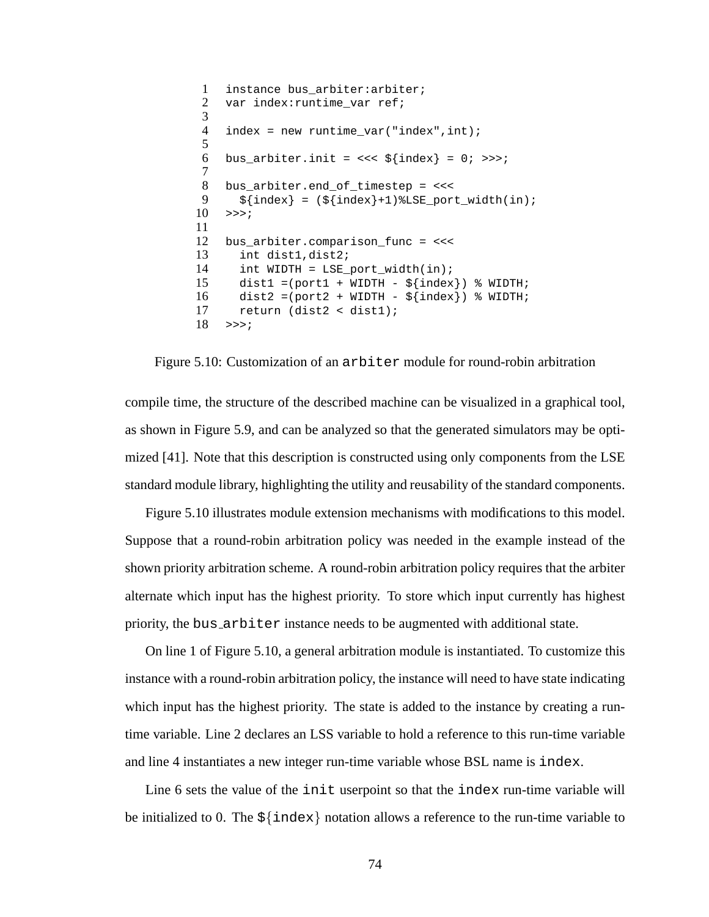```
1   instance bus_arbiter:arbiter;
2   var index:runtime_var ref;
3
4   index = new runtime_var("index",int);
5
6   bus_arbiter.init = <<< ${index} = 0; >>>;
7
8   bus_arbiter.end_of_timestep = <<<
9     ${index} = (${index}+1)%LSE_port_width(in);
10  >>>;
11
12  bus_arbiter.comparison_func = <<<
13    int dist1,dist2;
14    int WIDTH = LSE_port_width(in);
15    dist1 =(port1 + WIDTH - ${index}) % WIDTH;
16    dist2 =(port2 + WIDTH - ${index}) % WIDTH;
17    return (dist2 < dist1);
18  >>>;
```

Figure 5.10: Customization of an `arbiter` module for round-robin arbitration

compile time, the structure of the described machine can be visualized in a graphical tool, as shown in Figure 5.9, and can be analyzed so that the generated simulators may be optimized [41]. Note that this description is constructed using only components from the LSE standard module library, highlighting the utility and reusability of the standard components.

Figure 5.10 illustrates module extension mechanisms with modifications to this model. Suppose that a round-robin arbitration policy was needed in the example instead of the shown priority arbitration scheme. A round-robin arbitration policy requires that the arbiter alternate which input has the highest priority. To store which input currently has highest priority, the `bus_arbiter` instance needs to be augmented with additional state.

On line 1 of Figure 5.10, a general arbitration module is instantiated. To customize this instance with a round-robin arbitration policy, the instance will need to have state indicating which input has the highest priority. The state is added to the instance by creating a run-time variable. Line 2 declares an LSS variable to hold a reference to this run-time variable and line 4 instantiates a new integer run-time variable whose BSL name is `index`.

Line 6 sets the value of the `init` userpoint so that the `index` run-time variable will be initialized to 0. The `${index}` notation allows a reference to the run-time variable to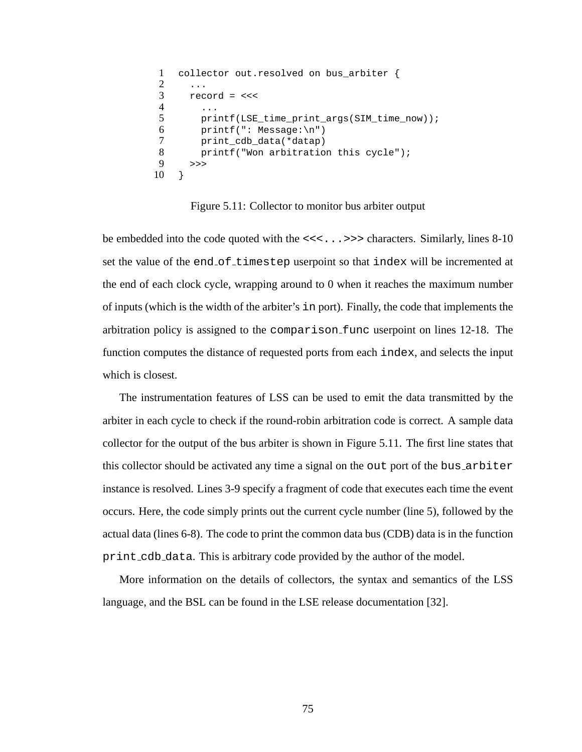```
1   collector out.resolved on bus_arbiter {
2     ...
3     record = <<<
4       ...
5       printf(LSE_time_print_args(SIM_time_now));
6       printf(": Message:\n")
7       print_cdb_data(*datap)
8       printf("Won arbitration this cycle");
9     >>>
10  }
```

Figure 5.11: Collector to monitor bus arbiter output

be embedded into the code quoted with the `<<<...>>>` characters. Similarly, lines 8-10 set the value of the `end_of_timestep` userpoint so that `index` will be incremented at the end of each clock cycle, wrapping around to 0 when it reaches the maximum number of inputs (which is the width of the arbiter's `in` port). Finally, the code that implements the arbitration policy is assigned to the `comparison_func` userpoint on lines 12-18. The function computes the distance of requested ports from each `index`, and selects the input which is closest.

The instrumentation features of LSS can be used to emit the data transmitted by the arbiter in each cycle to check if the round-robin arbitration code is correct. A sample data collector for the output of the bus arbiter is shown in Figure 5.11. The first line states that this collector should be activated any time a signal on the `out` port of the `bus_arbiter` instance is resolved. Lines 3-9 specify a fragment of code that executes each time the event occurs. Here, the code simply prints out the current cycle number (line 5), followed by the actual data (lines 6-8). The code to print the common data bus (CDB) data is in the function `print_cdb_data`. This is arbitrary code provided by the author of the model.

More information on the details of collectors, the syntax and semantics of the LSS language, and the BSL can be found in the LSE release documentation [32].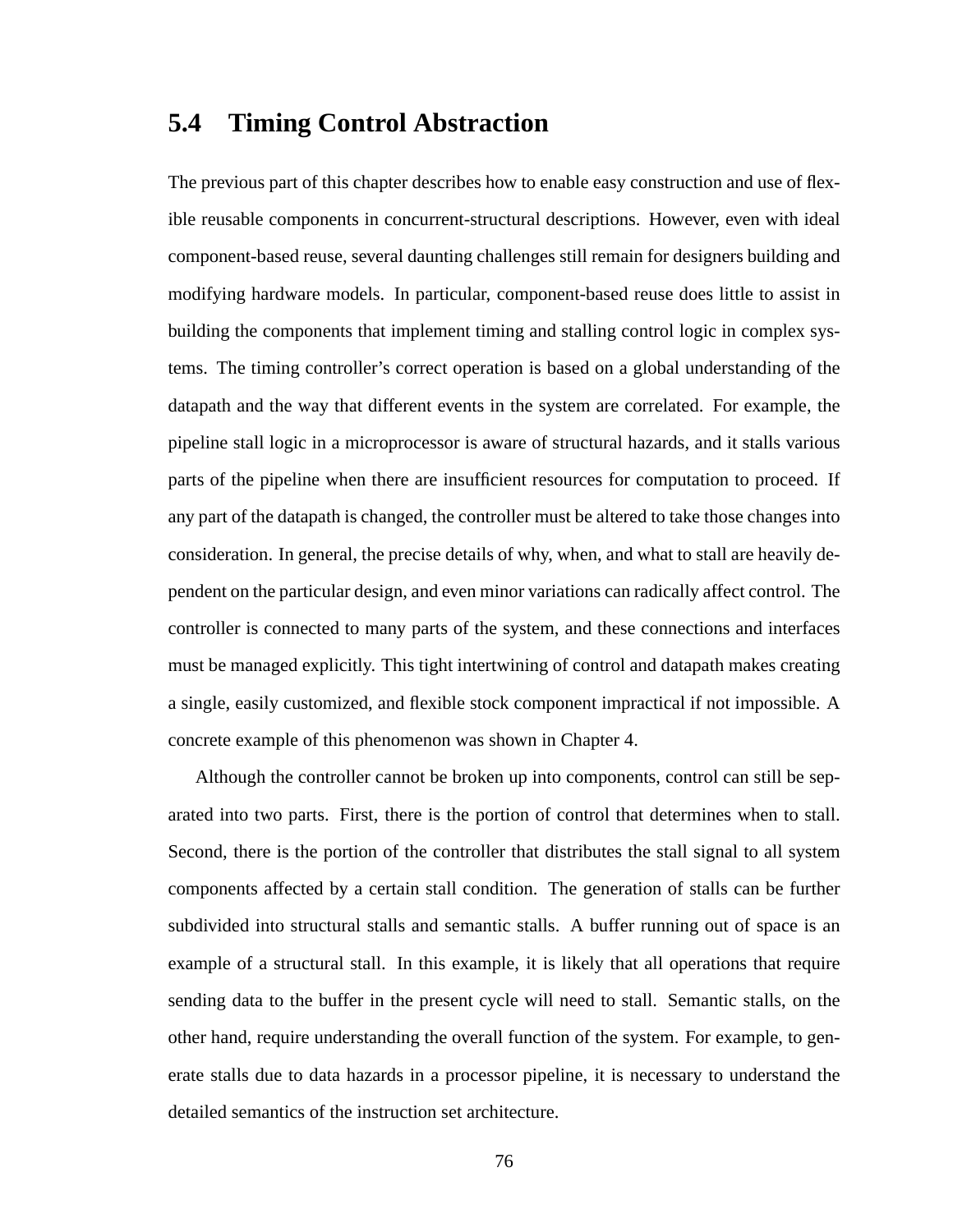## 5.4 Timing Control Abstraction

The previous part of this chapter describes how to enable easy construction and use of flexible reusable components in concurrent-structural descriptions. However, even with ideal component-based reuse, several daunting challenges still remain for designers building and modifying hardware models. In particular, component-based reuse does little to assist in building the components that implement timing and stalling control logic in complex systems. The timing controller's correct operation is based on a global understanding of the datapath and the way that different events in the system are correlated. For example, the pipeline stall logic in a microprocessor is aware of structural hazards, and it stalls various parts of the pipeline when there are insufficient resources for computation to proceed. If any part of the datapath is changed, the controller must be altered to take those changes into consideration. In general, the precise details of why, when, and what to stall are heavily dependent on the particular design, and even minor variations can radically affect control. The controller is connected to many parts of the system, and these connections and interfaces must be managed explicitly. This tight intertwining of control and datapath makes creating a single, easily customized, and flexible stock component impractical if not impossible. A concrete example of this phenomenon was shown in Chapter 4.

Although the controller cannot be broken up into components, control can still be separated into two parts. First, there is the portion of control that determines when to stall. Second, there is the portion of the controller that distributes the stall signal to all system components affected by a certain stall condition. The generation of stalls can be further subdivided into structural stalls and semantic stalls. A buffer running out of space is an example of a structural stall. In this example, it is likely that all operations that require sending data to the buffer in the present cycle will need to stall. Semantic stalls, on the other hand, require understanding the overall function of the system. For example, to generate stalls due to data hazards in a processor pipeline, it is necessary to understand the detailed semantics of the instruction set architecture.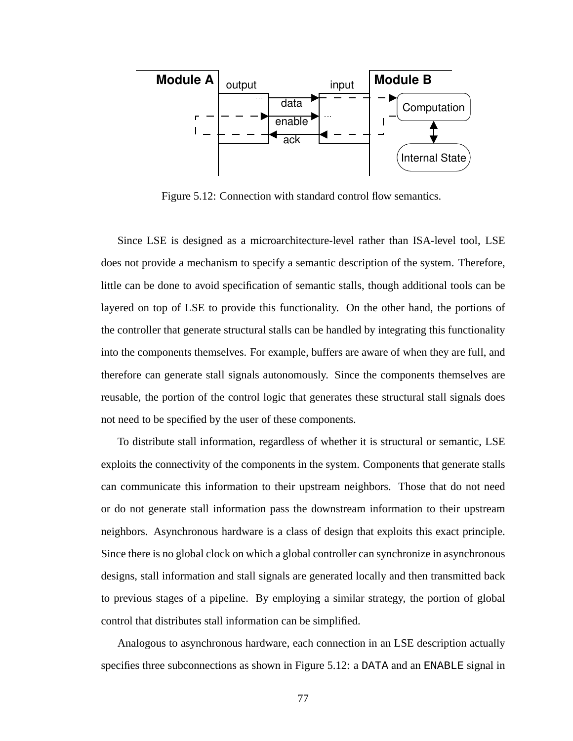Figure 5.12: Connection with standard control flow semantics.

Since LSE is designed as a microarchitecture-level rather than ISA-level tool, LSE does not provide a mechanism to specify a semantic description of the system. Therefore, little can be done to avoid specification of semantic stalls, though additional tools can be layered on top of LSE to provide this functionality. On the other hand, the portions of the controller that generate structural stalls can be handled by integrating this functionality into the components themselves. For example, buffers are aware of when they are full, and therefore can generate stall signals autonomously. Since the components themselves are reusable, the portion of the control logic that generates these structural stall signals does not need to be specified by the user of these components.

To distribute stall information, regardless of whether it is structural or semantic, LSE exploits the connectivity of the components in the system. Components that generate stalls can communicate this information to their upstream neighbors. Those that do not need or do not generate stall information pass the downstream information to their upstream neighbors. Asynchronous hardware is a class of design that exploits this exact principle. Since there is no global clock on which a global controller can synchronize in asynchronous designs, stall information and stall signals are generated locally and then transmitted back to previous stages of a pipeline. By employing a similar strategy, the portion of global control that distributes stall information can be simplified.

Analogous to asynchronous hardware, each connection in an LSE description actually specifies three subconnections as shown in Figure 5.12: a `DATA` and an `ENABLE` signal in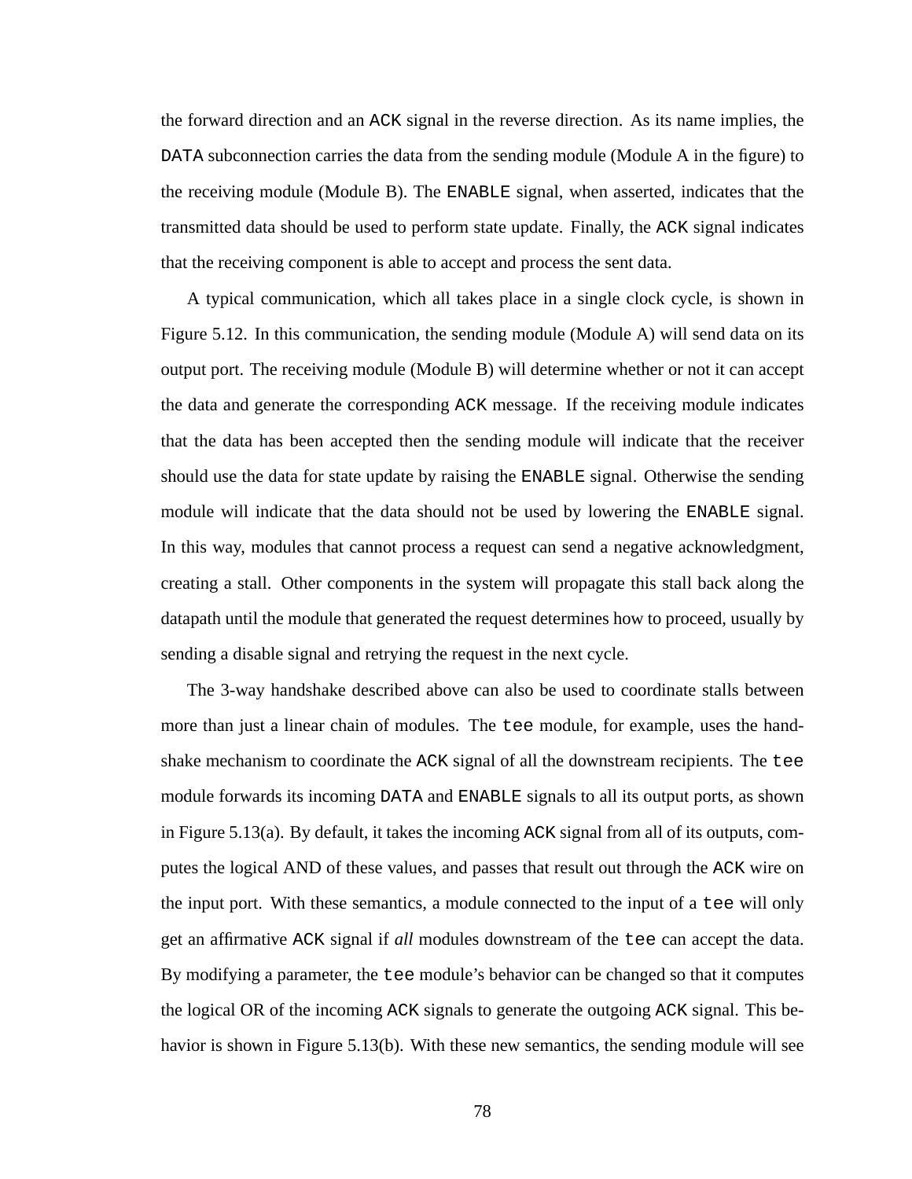the forward direction and an ACK signal in the reverse direction. As its name implies, the DATA subconnection carries the data from the sending module (Module A in the figure) to the receiving module (Module B). The ENABLE signal, when asserted, indicates that the transmitted data should be used to perform state update. Finally, the ACK signal indicates that the receiving component is able to accept and process the sent data.

A typical communication, which all takes place in a single clock cycle, is shown in Figure 5.12. In this communication, the sending module (Module A) will send data on its output port. The receiving module (Module B) will determine whether or not it can accept the data and generate the corresponding ACK message. If the receiving module indicates that the data has been accepted then the sending module will indicate that the receiver should use the data for state update by raising the ENABLE signal. Otherwise the sending module will indicate that the data should not be used by lowering the ENABLE signal. In this way, modules that cannot process a request can send a negative acknowledgment, creating a stall. Other components in the system will propagate this stall back along the datapath until the module that generated the request determines how to proceed, usually by sending a disable signal and retrying the request in the next cycle.

The 3-way handshake described above can also be used to coordinate stalls between more than just a linear chain of modules. The tee module, for example, uses the handshake mechanism to coordinate the ACK signal of all the downstream recipients. The tee module forwards its incoming DATA and ENABLE signals to all its output ports, as shown in Figure 5.13(a). By default, it takes the incoming ACK signal from all of its outputs, computes the logical AND of these values, and passes that result out through the ACK wire on the input port. With these semantics, a module connected to the input of a tee will only get an affirmative ACK signal if *all* modules downstream of the tee can accept the data. By modifying a parameter, the tee module's behavior can be changed so that it computes the logical OR of the incoming ACK signals to generate the outgoing ACK signal. This behavior is shown in Figure 5.13(b). With these new semantics, the sending module will see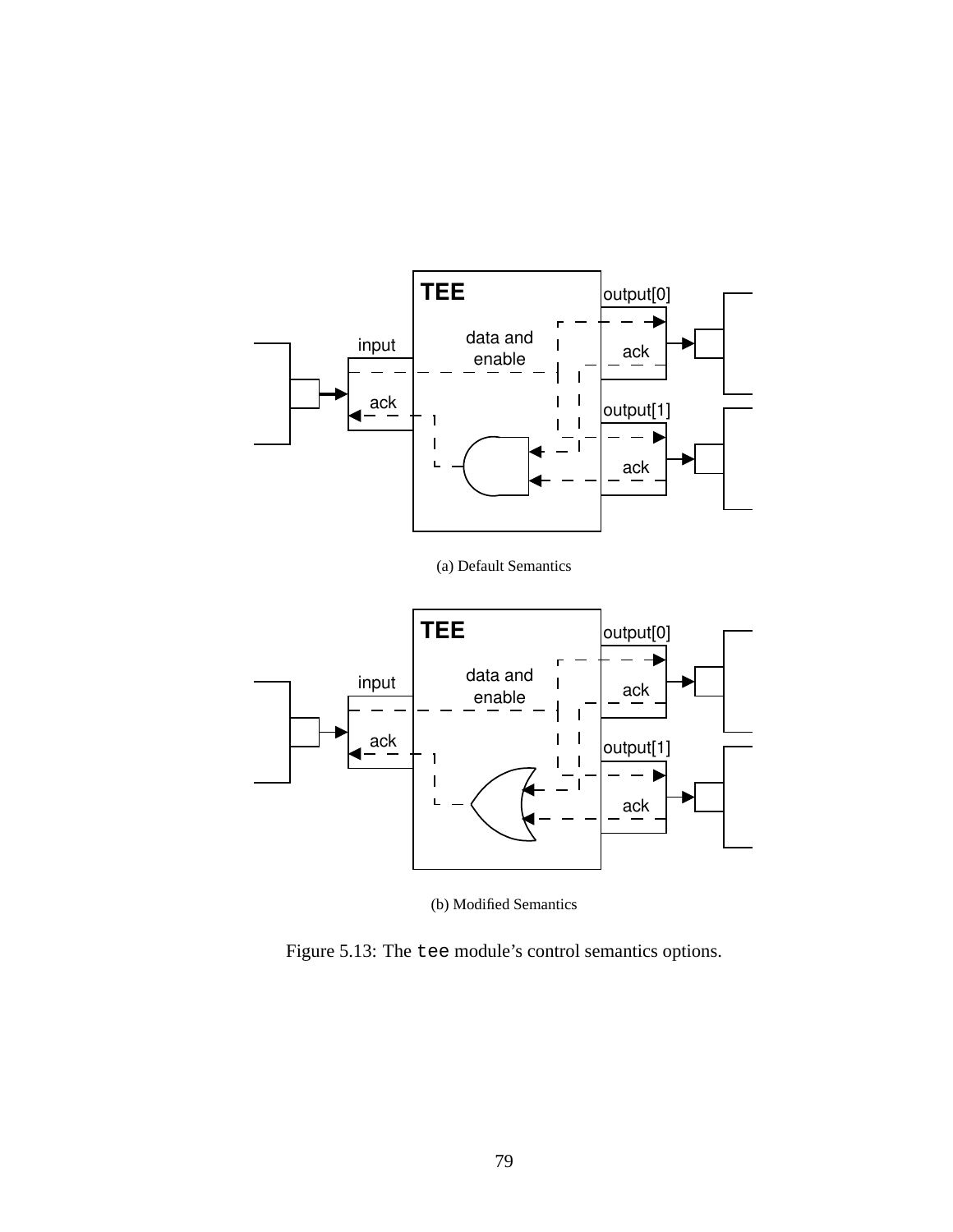(a) Default Semantics

(b) Modified Semantics

Figure 5.13: The `tee` module's control semantics options.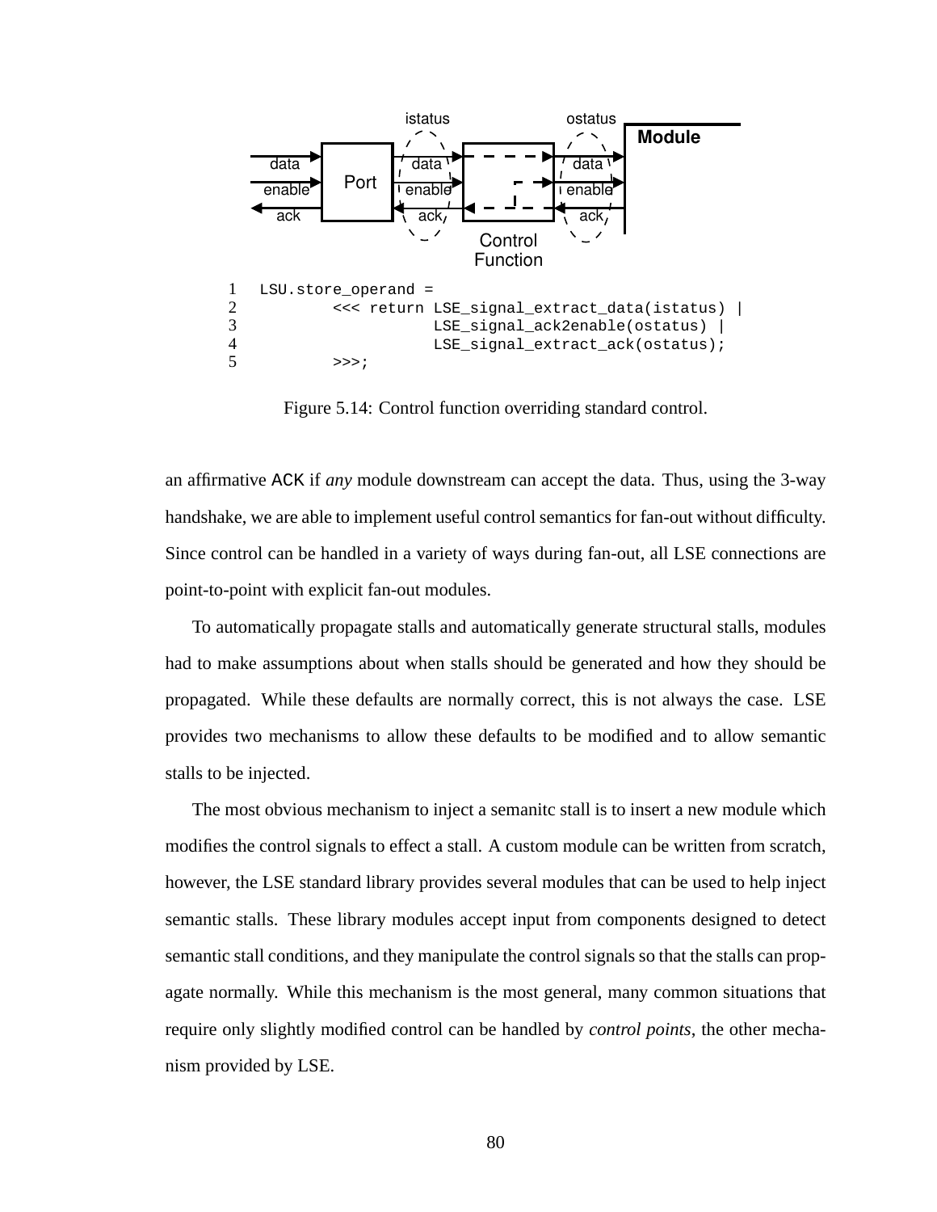```
1   LSU.store_operand =
2           <<< return LSE_signal_extract_data(istatus) |
3                      LSE_signal_ack2enable(ostatus) |
4                      LSE_signal_extract_ack(ostatus);
5           >>>;
```

Figure 5.14: Control function overriding standard control.

an affirmative ACK if *any* module downstream can accept the data. Thus, using the 3-way handshake, we are able to implement useful control semantics for fan-out without difficulty. Since control can be handled in a variety of ways during fan-out, all LSE connections are point-to-point with explicit fan-out modules.

To automatically propagate stalls and automatically generate structural stalls, modules had to make assumptions about when stalls should be generated and how they should be propagated. While these defaults are normally correct, this is not always the case. LSE provides two mechanisms to allow these defaults to be modified and to allow semantic stalls to be injected.

The most obvious mechanism to inject a semanitc stall is to insert a new module which modifies the control signals to effect a stall. A custom module can be written from scratch, however, the LSE standard library provides several modules that can be used to help inject semantic stalls. These library modules accept input from components designed to detect semantic stall conditions, and they manipulate the control signals so that the stalls can propagate normally. While this mechanism is the most general, many common situations that require only slightly modified control can be handled by *control points*, the other mechanism provided by LSE.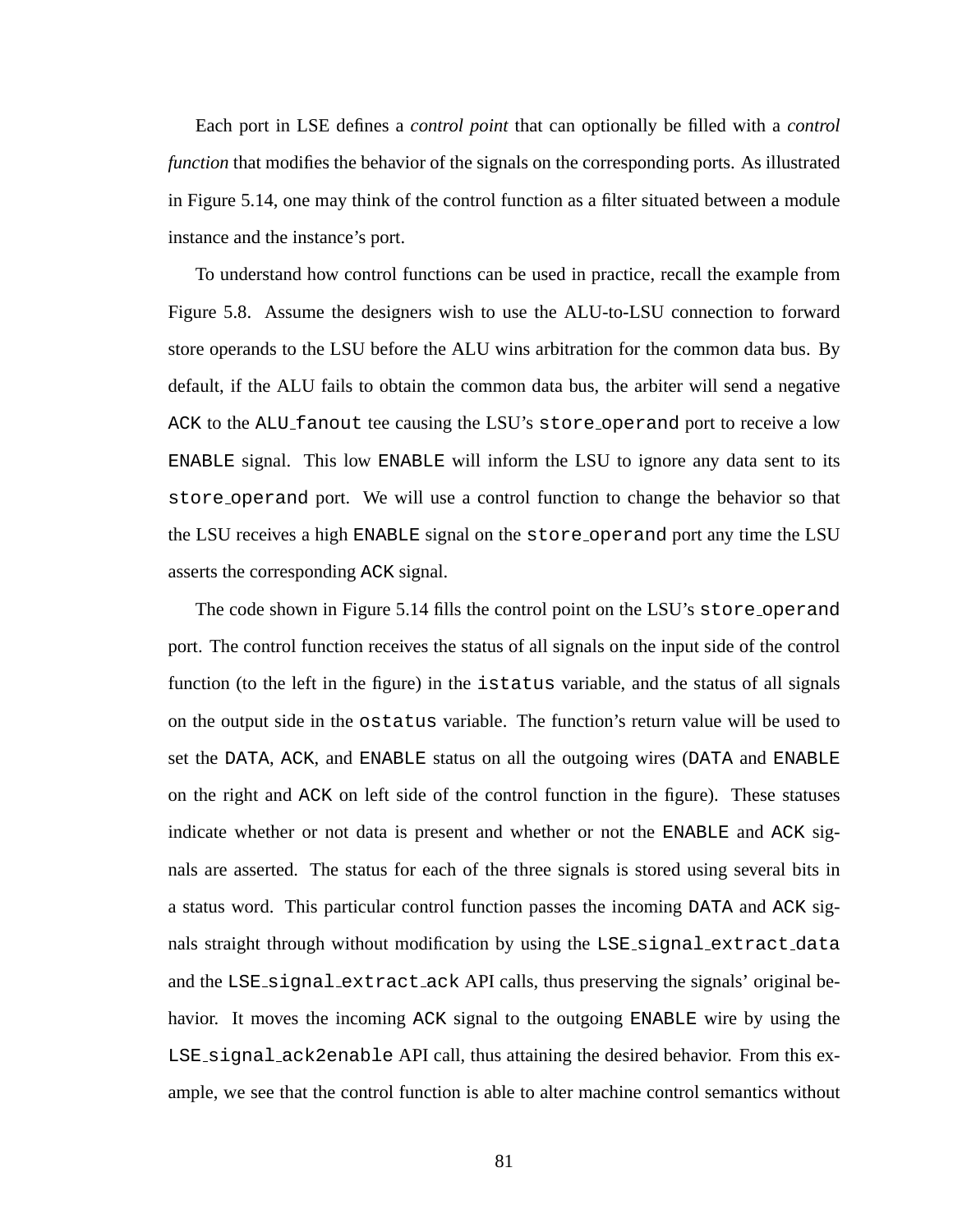Each port in LSE defines a *control point* that can optionally be filled with a *control function* that modifies the behavior of the signals on the corresponding ports. As illustrated in Figure 5.14, one may think of the control function as a filter situated between a module instance and the instance's port.

To understand how control functions can be used in practice, recall the example from Figure 5.8. Assume the designers wish to use the ALU-to-LSU connection to forward store operands to the LSU before the ALU wins arbitration for the common data bus. By default, if the ALU fails to obtain the common data bus, the arbiter will send a negative `ACK` to the `ALU_fanout` tee causing the LSU's `store_operand` port to receive a low `ENABLE` signal. This low `ENABLE` will inform the LSU to ignore any data sent to its `store_operand` port. We will use a control function to change the behavior so that the LSU receives a high `ENABLE` signal on the `store_operand` port any time the LSU asserts the corresponding `ACK` signal.

The code shown in Figure 5.14 fills the control point on the LSU's `store_operand` port. The control function receives the status of all signals on the input side of the control function (to the left in the figure) in the `istatus` variable, and the status of all signals on the output side in the `ostatus` variable. The function's return value will be used to set the `DATA`, `ACK`, and `ENABLE` status on all the outgoing wires (`DATA` and `ENABLE` on the right and `ACK` on left side of the control function in the figure). These statuses indicate whether or not data is present and whether or not the `ENABLE` and `ACK` signals are asserted. The status for each of the three signals is stored using several bits in a status word. This particular control function passes the incoming `DATA` and `ACK` signals straight through without modification by using the `LSE_signal_extract_data` and the `LSE_signal_extract_ack` API calls, thus preserving the signals' original behavior. It moves the incoming `ACK` signal to the outgoing `ENABLE` wire by using the `LSE_signal_ack2enable` API call, thus attaining the desired behavior. From this example, we see that the control function is able to alter machine control semantics without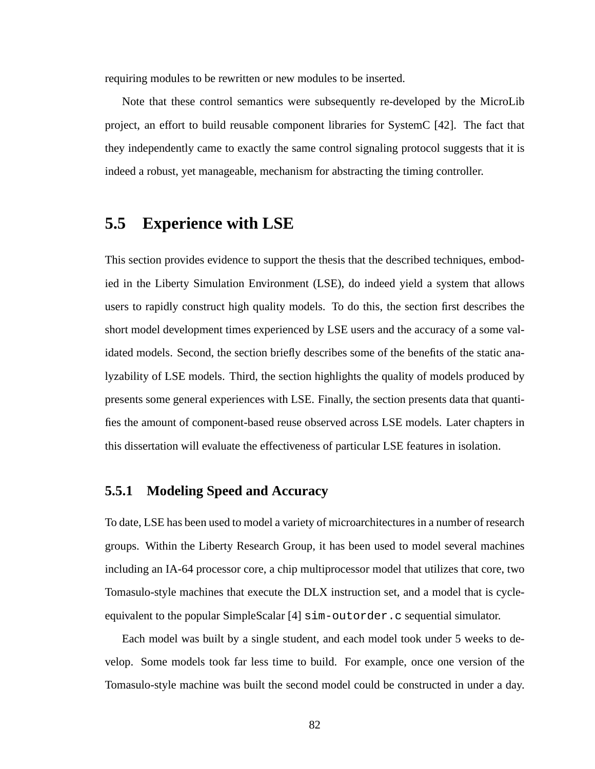requiring modules to be rewritten or new modules to be inserted.

Note that these control semantics were subsequently re-developed by the MicroLib project, an effort to build reusable component libraries for SystemC [42]. The fact that they independently came to exactly the same control signaling protocol suggests that it is indeed a robust, yet manageable, mechanism for abstracting the timing controller.

## 5.5 Experience with LSE

This section provides evidence to support the thesis that the described techniques, embodied in the Liberty Simulation Environment (LSE), do indeed yield a system that allows users to rapidly construct high quality models. To do this, the section first describes the short model development times experienced by LSE users and the accuracy of a some validated models. Second, the section briefly describes some of the benefits of the static analyzability of LSE models. Third, the section highlights the quality of models produced by presents some general experiences with LSE. Finally, the section presents data that quantifies the amount of component-based reuse observed across LSE models. Later chapters in this dissertation will evaluate the effectiveness of particular LSE features in isolation.

### 5.5.1 Modeling Speed and Accuracy

To date, LSE has been used to model a variety of microarchitectures in a number of research groups. Within the Liberty Research Group, it has been used to model several machines including an IA-64 processor core, a chip multiprocessor model that utilizes that core, two Tomasulo-style machines that execute the DLX instruction set, and a model that is cycle-equivalent to the popular SimpleScalar [4] `sim-outorder.c` sequential simulator.

Each model was built by a single student, and each model took under 5 weeks to develop. Some models took far less time to build. For example, once one version of the Tomasulo-style machine was built the second model could be constructed in under a day.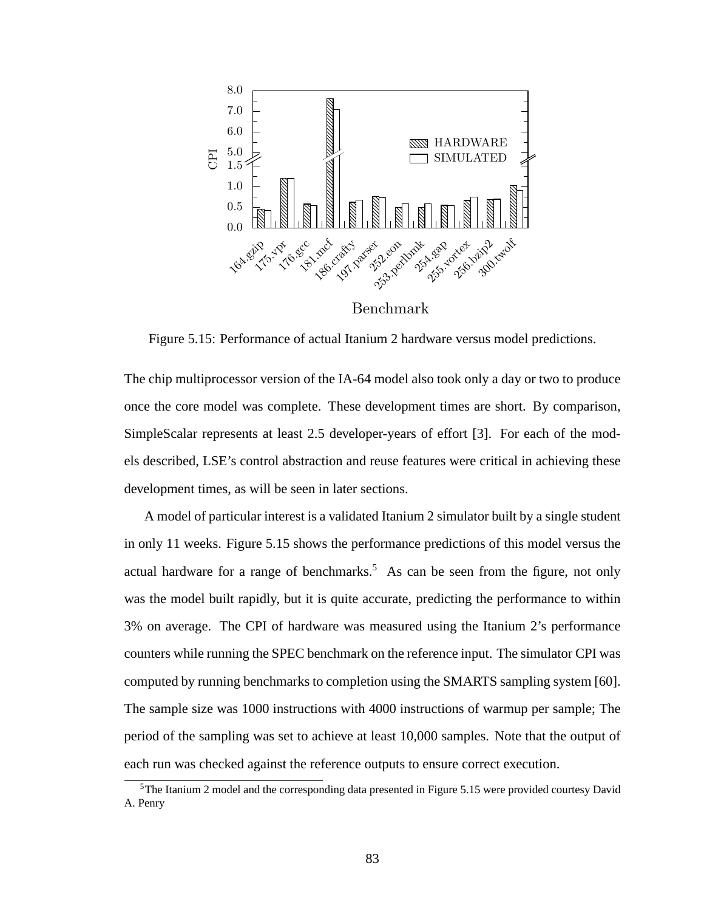Figure 5.15: Performance of actual Itanium 2 hardware versus model predictions.

The chip multiprocessor version of the IA-64 model also took only a day or two to produce once the core model was complete. These development times are short. By comparison, SimpleScalar represents at least 2.5 developer-years of effort [3]. For each of the models described, LSE's control abstraction and reuse features were critical in achieving these development times, as will be seen in later sections.

A model of particular interest is a validated Itanium 2 simulator built by a single student in only 11 weeks. Figure 5.15 shows the performance predictions of this model versus the actual hardware for a range of benchmarks.[5] As can be seen from the figure, not only was the model built rapidly, but it is quite accurate, predicting the performance to within 3% on average. The CPI of hardware was measured using the Itanium 2's performance counters while running the SPEC benchmark on the reference input. The simulator CPI was computed by running benchmarks to completion using the SMARTS sampling system [60]. The sample size was 1000 instructions with 4000 instructions of warmup per sample; The period of the sampling was set to achieve at least 10,000 samples. Note that the output of each run was checked against the reference outputs to ensure correct execution.

[5]The Itanium 2 model and the corresponding data presented in Figure 5.15 were provided courtesy David A. Penry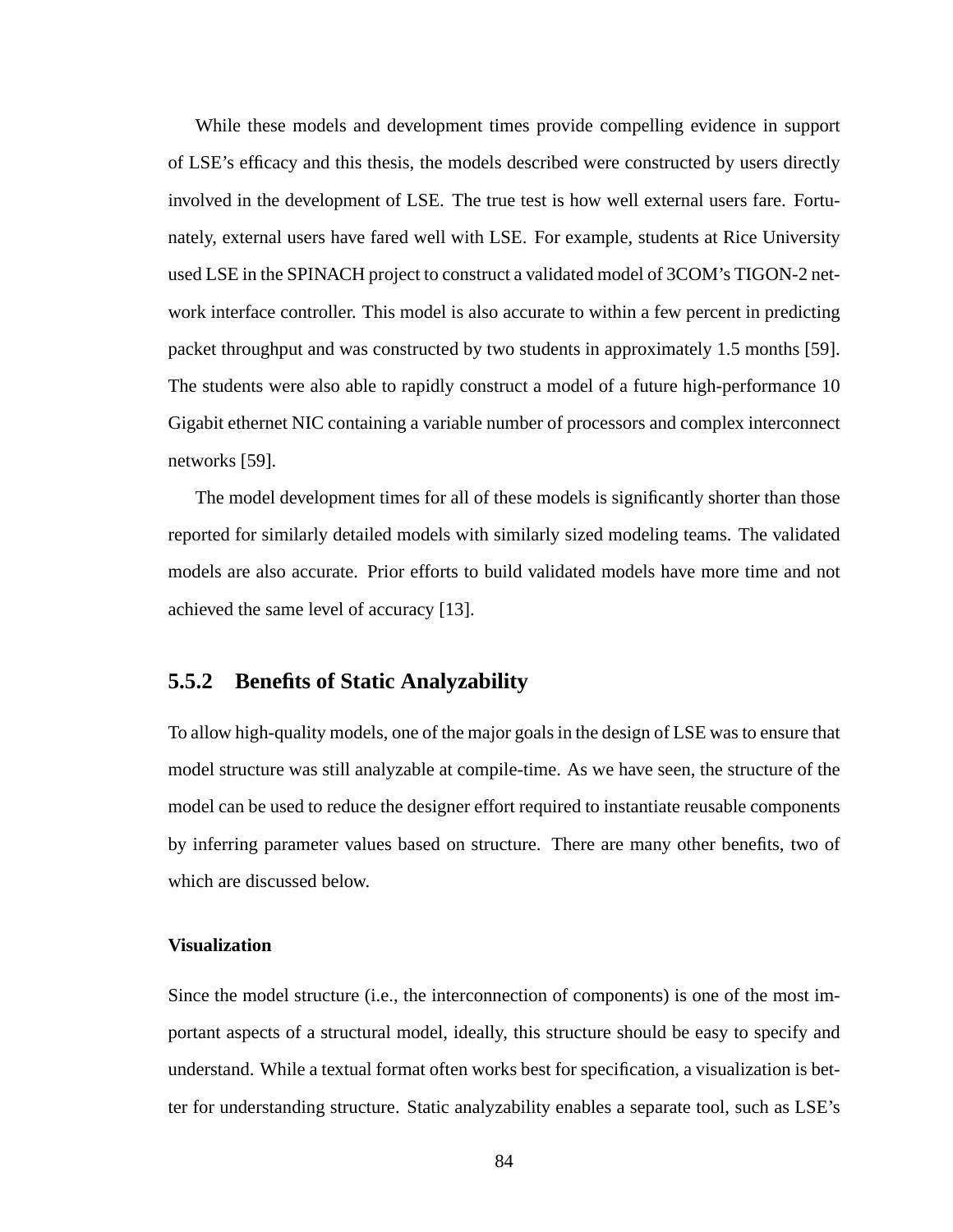While these models and development times provide compelling evidence in support of LSE's efficacy and this thesis, the models described were constructed by users directly involved in the development of LSE. The true test is how well external users fare. Fortunately, external users have fared well with LSE. For example, students at Rice University used LSE in the SPINACH project to construct a validated model of 3COM's TIGON-2 network interface controller. This model is also accurate to within a few percent in predicting packet throughput and was constructed by two students in approximately 1.5 months [59]. The students were also able to rapidly construct a model of a future high-performance 10 Gigabit ethernet NIC containing a variable number of processors and complex interconnect networks [59].

The model development times for all of these models is significantly shorter than those reported for similarly detailed models with similarly sized modeling teams. The validated models are also accurate. Prior efforts to build validated models have more time and not achieved the same level of accuracy [13].

### 5.5.2 Benefits of Static Analyzability

To allow high-quality models, one of the major goals in the design of LSE was to ensure that model structure was still analyzable at compile-time. As we have seen, the structure of the model can be used to reduce the designer effort required to instantiate reusable components by inferring parameter values based on structure. There are many other benefits, two of which are discussed below.

#### Visualization

Since the model structure (i.e., the interconnection of components) is one of the most important aspects of a structural model, ideally, this structure should be easy to specify and understand. While a textual format often works best for specification, a visualization is better for understanding structure. Static analyzability enables a separate tool, such as LSE's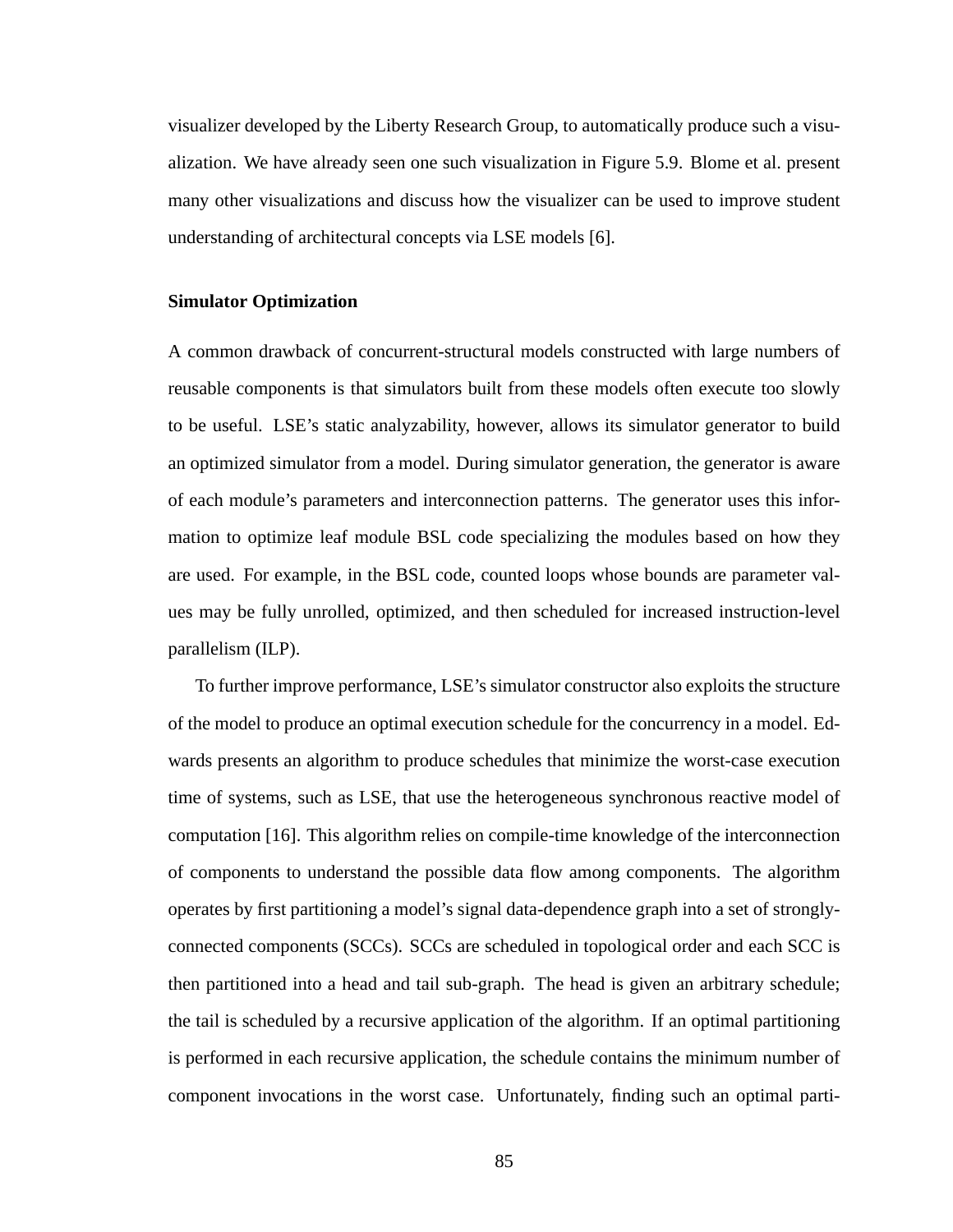visualizer developed by the Liberty Research Group, to automatically produce such a visualization. We have already seen one such visualization in Figure 5.9. Blome et al. present many other visualizations and discuss how the visualizer can be used to improve student understanding of architectural concepts via LSE models [6].

**Simulator Optimization**

A common drawback of concurrent-structural models constructed with large numbers of reusable components is that simulators built from these models often execute too slowly to be useful. LSE's static analyzability, however, allows its simulator generator to build an optimized simulator from a model. During simulator generation, the generator is aware of each module's parameters and interconnection patterns. The generator uses this information to optimize leaf module BSL code specializing the modules based on how they are used. For example, in the BSL code, counted loops whose bounds are parameter values may be fully unrolled, optimized, and then scheduled for increased instruction-level parallelism (ILP).

To further improve performance, LSE's simulator constructor also exploits the structure of the model to produce an optimal execution schedule for the concurrency in a model. Edwards presents an algorithm to produce schedules that minimize the worst-case execution time of systems, such as LSE, that use the heterogeneous synchronous reactive model of computation [16]. This algorithm relies on compile-time knowledge of the interconnection of components to understand the possible data flow among components. The algorithm operates by first partitioning a model's signal data-dependence graph into a set of strongly-connected components (SCCs). SCCs are scheduled in topological order and each SCC is then partitioned into a head and tail sub-graph. The head is given an arbitrary schedule; the tail is scheduled by a recursive application of the algorithm. If an optimal partitioning is performed in each recursive application, the schedule contains the minimum number of component invocations in the worst case. Unfortunately, finding such an optimal parti-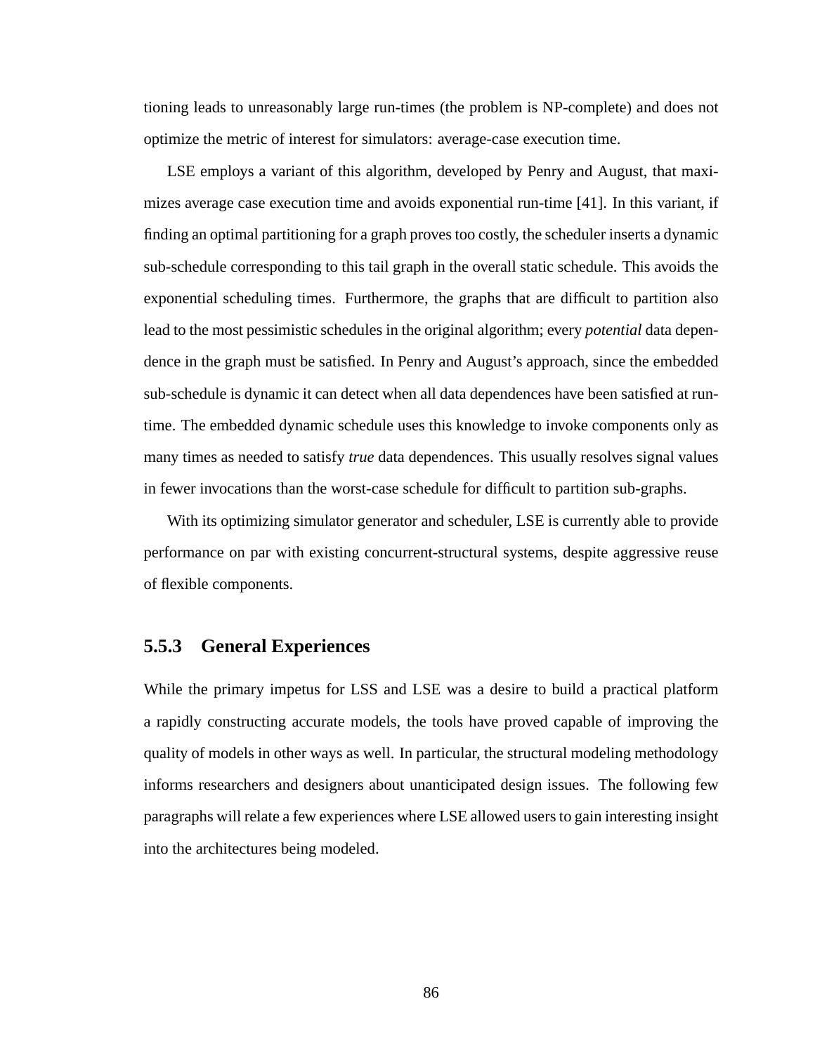tioning leads to unreasonably large run-times (the problem is NP-complete) and does not optimize the metric of interest for simulators: average-case execution time.

LSE employs a variant of this algorithm, developed by Penry and August, that maximizes average case execution time and avoids exponential run-time [41]. In this variant, if finding an optimal partitioning for a graph proves too costly, the scheduler inserts a dynamic sub-schedule corresponding to this tail graph in the overall static schedule. This avoids the exponential scheduling times. Furthermore, the graphs that are difficult to partition also lead to the most pessimistic schedules in the original algorithm; every *potential* data dependence in the graph must be satisfied. In Penry and August's approach, since the embedded sub-schedule is dynamic it can detect when all data dependences have been satisfied at run-time. The embedded dynamic schedule uses this knowledge to invoke components only as many times as needed to satisfy *true* data dependences. This usually resolves signal values in fewer invocations than the worst-case schedule for difficult to partition sub-graphs.

With its optimizing simulator generator and scheduler, LSE is currently able to provide performance on par with existing concurrent-structural systems, despite aggressive reuse of flexible components.

### 5.5.3 General Experiences

While the primary impetus for LSS and LSE was a desire to build a practical platform a rapidly constructing accurate models, the tools have proved capable of improving the quality of models in other ways as well. In particular, the structural modeling methodology informs researchers and designers about unanticipated design issues. The following few paragraphs will relate a few experiences where LSE allowed users to gain interesting insight into the architectures being modeled.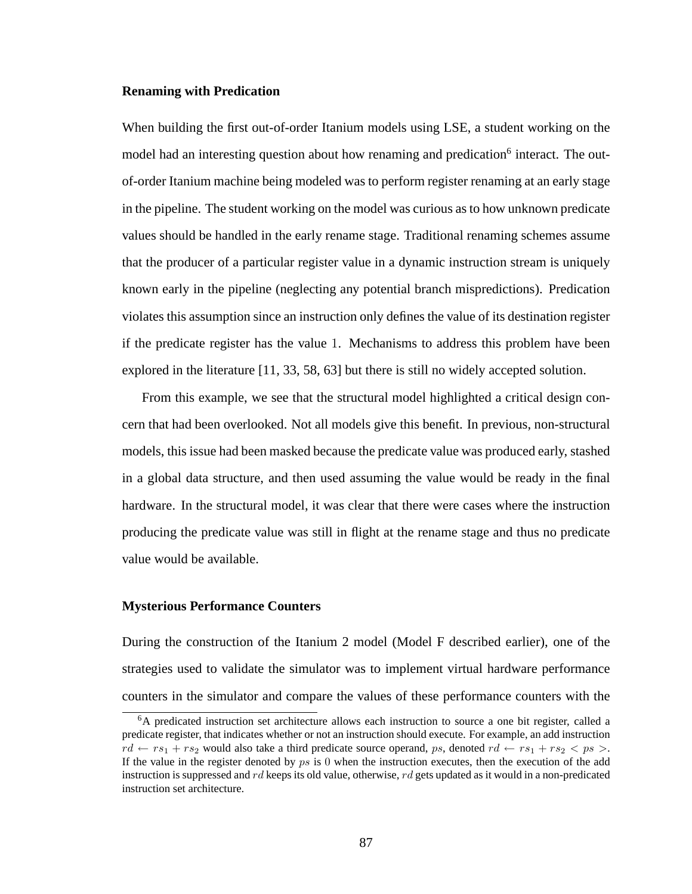### Renaming with Predication

When building the first out-of-order Itanium models using LSE, a student working on the model had an interesting question about how renaming and predication[6] interact. The out-of-order Itanium machine being modeled was to perform register renaming at an early stage in the pipeline. The student working on the model was curious as to how unknown predicate values should be handled in the early rename stage. Traditional renaming schemes assume that the producer of a particular register value in a dynamic instruction stream is uniquely known early in the pipeline (neglecting any potential branch mispredictions). Predication violates this assumption since an instruction only defines the value of its destination register if the predicate register has the value $1$. Mechanisms to address this problem have been explored in the literature [11, 33, 58, 63] but there is still no widely accepted solution.

From this example, we see that the structural model highlighted a critical design concern that had been overlooked. Not all models give this benefit. In previous, non-structural models, this issue had been masked because the predicate value was produced early, stashed in a global data structure, and then used assuming the value would be ready in the final hardware. In the structural model, it was clear that there were cases where the instruction producing the predicate value was still in flight at the rename stage and thus no predicate value would be available.

### Mysterious Performance Counters

During the construction of the Itanium 2 model (Model F described earlier), one of the strategies used to validate the simulator was to implement virtual hardware performance counters in the simulator and compare the values of these performance counters with the

---

[6] A predicated instruction set architecture allows each instruction to source a one bit register, called a predicate register, that indicates whether or not an instruction should execute. For example, an add instruction $rd \leftarrow rs_1 + rs_2$ would also take a third predicate source operand, $ps$, denoted $rd \leftarrow rs_1 + rs_2 < ps >$. If the value in the register denoted by $ps$ is $0$ when the instruction executes, then the execution of the add instruction is suppressed and $rd$ keeps its old value, otherwise, $rd$ gets updated as it would in a non-predicated instruction set architecture.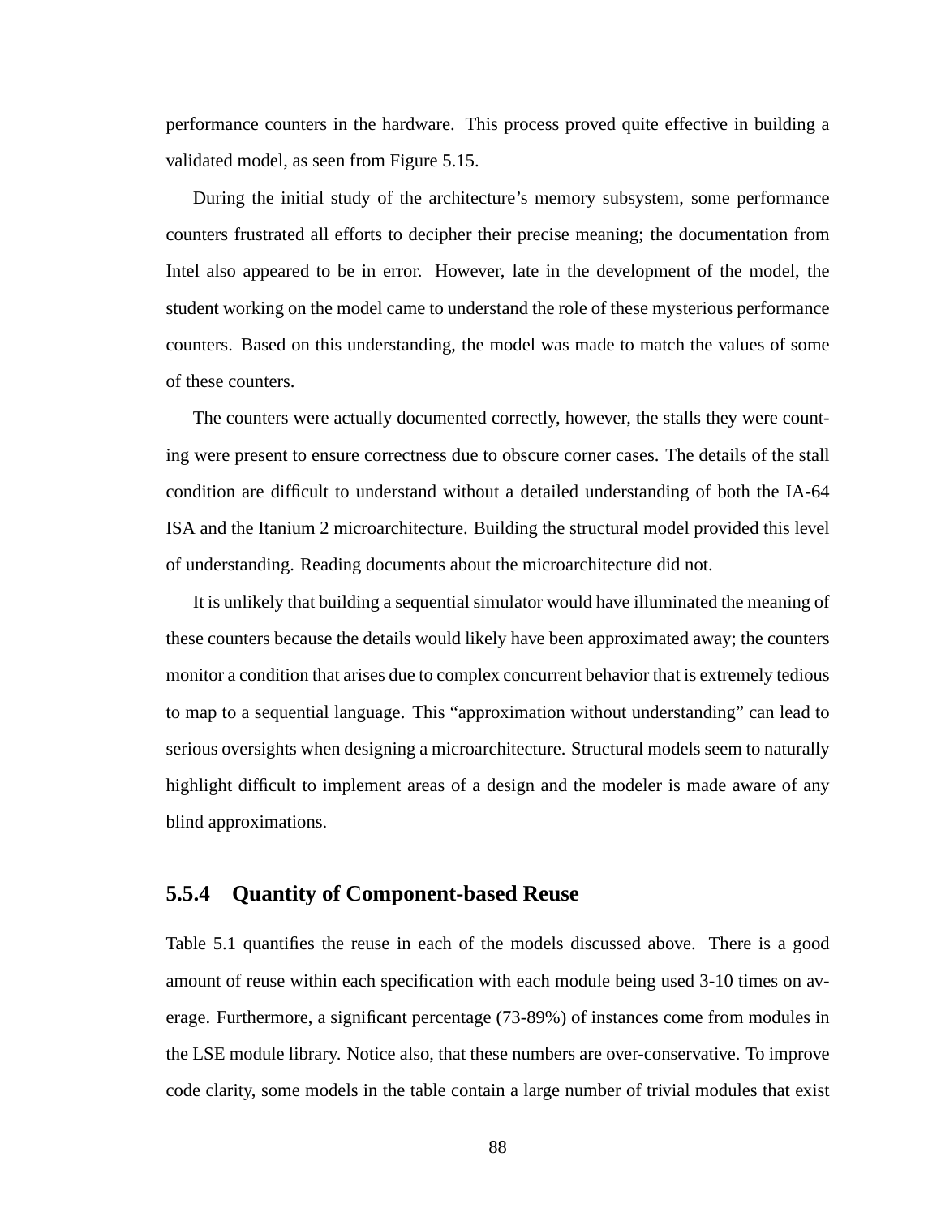performance counters in the hardware. This process proved quite effective in building a validated model, as seen from Figure 5.15.

During the initial study of the architecture's memory subsystem, some performance counters frustrated all efforts to decipher their precise meaning; the documentation from Intel also appeared to be in error. However, late in the development of the model, the student working on the model came to understand the role of these mysterious performance counters. Based on this understanding, the model was made to match the values of some of these counters.

The counters were actually documented correctly, however, the stalls they were counting were present to ensure correctness due to obscure corner cases. The details of the stall condition are difficult to understand without a detailed understanding of both the IA-64 ISA and the Itanium 2 microarchitecture. Building the structural model provided this level of understanding. Reading documents about the microarchitecture did not.

It is unlikely that building a sequential simulator would have illuminated the meaning of these counters because the details would likely have been approximated away; the counters monitor a condition that arises due to complex concurrent behavior that is extremely tedious to map to a sequential language. This "approximation without understanding" can lead to serious oversights when designing a microarchitecture. Structural models seem to naturally highlight difficult to implement areas of a design and the modeler is made aware of any blind approximations.

### 5.5.4 Quantity of Component-based Reuse

Table 5.1 quantifies the reuse in each of the models discussed above. There is a good amount of reuse within each specification with each module being used 3-10 times on average. Furthermore, a significant percentage (73-89%) of instances come from modules in the LSE module library. Notice also, that these numbers are over-conservative. To improve code clarity, some models in the table contain a large number of trivial modules that exist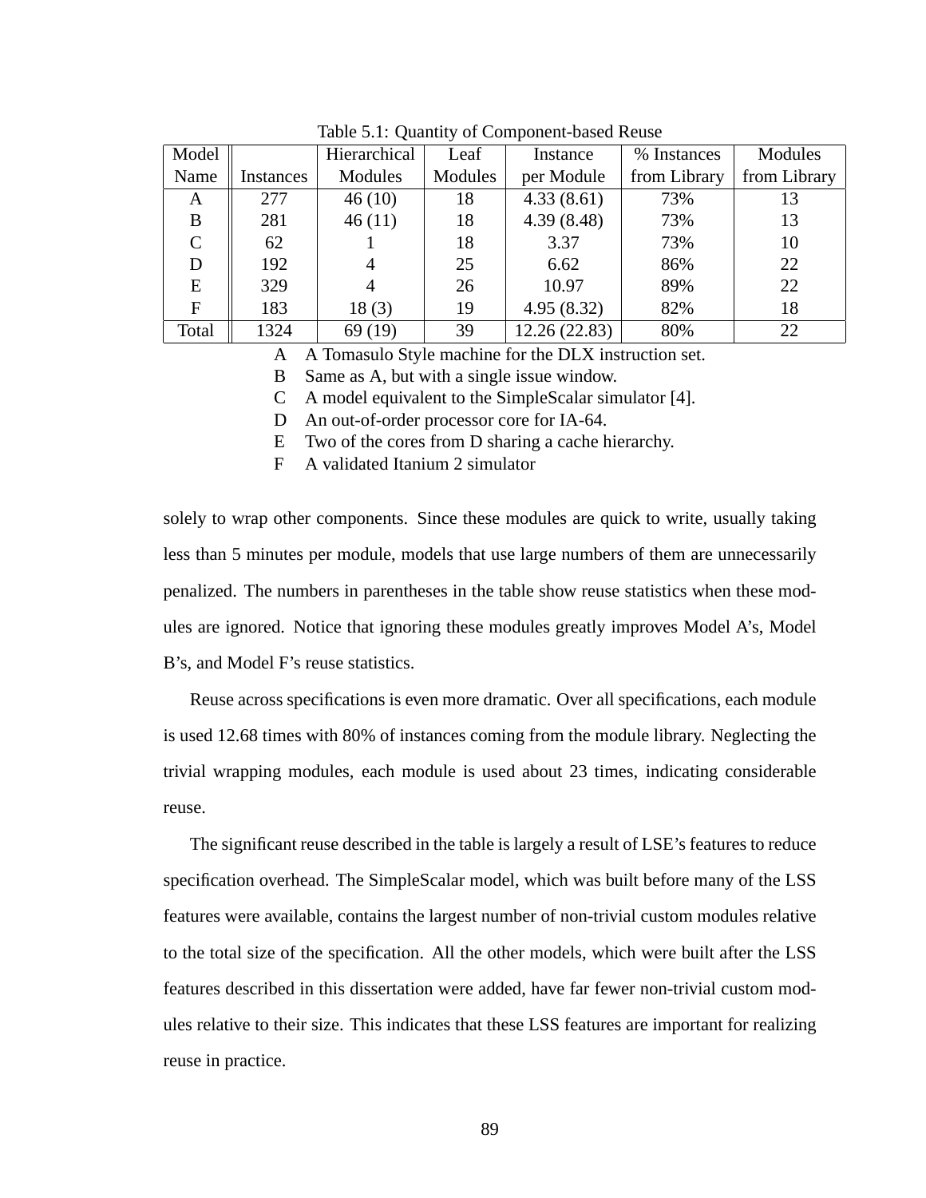Table 5.1: Quantity of Component-based Reuse

| Model Name | Instances | Hierarchical Modules | Leaf Modules | Instance per Module | % Instances from Library | Modules from Library |
|---|---|---|---|---|---|---|
| A | 277 | 46 (10) | 18 | 4.33 (8.61) | 73% | 13 |
| B | 281 | 46 (11) | 18 | 4.39 (8.48) | 73% | 13 |
| C | 62 | 1 | 18 | 3.37 | 73% | 10 |
| D | 192 | 4 | 25 | 6.62 | 86% | 22 |
| E | 329 | 4 | 26 | 10.97 | 89% | 22 |
| F | 183 | 18 (3) | 19 | 4.95 (8.32) | 82% | 18 |
| Total | 1324 | 69 (19) | 39 | 12.26 (22.83) | 80% | 22 |

A A Tomasulo Style machine for the DLX instruction set.
B Same as A, but with a single issue window.
C A model equivalent to the SimpleScalar simulator [4].
D An out-of-order processor core for IA-64.
E Two of the cores from D sharing a cache hierarchy.
F A validated Itanium 2 simulator

solely to wrap other components. Since these modules are quick to write, usually taking less than 5 minutes per module, models that use large numbers of them are unnecessarily penalized. The numbers in parentheses in the table show reuse statistics when these modules are ignored. Notice that ignoring these modules greatly improves Model A's, Model B's, and Model F's reuse statistics.

Reuse across specifications is even more dramatic. Over all specifications, each module is used 12.68 times with 80% of instances coming from the module library. Neglecting the trivial wrapping modules, each module is used about 23 times, indicating considerable reuse.

The significant reuse described in the table is largely a result of LSE's features to reduce specification overhead. The SimpleScalar model, which was built before many of the LSS features were available, contains the largest number of non-trivial custom modules relative to the total size of the specification. All the other models, which were built after the LSS features described in this dissertation were added, have far fewer non-trivial custom modules relative to their size. This indicates that these LSS features are important for realizing reuse in practice.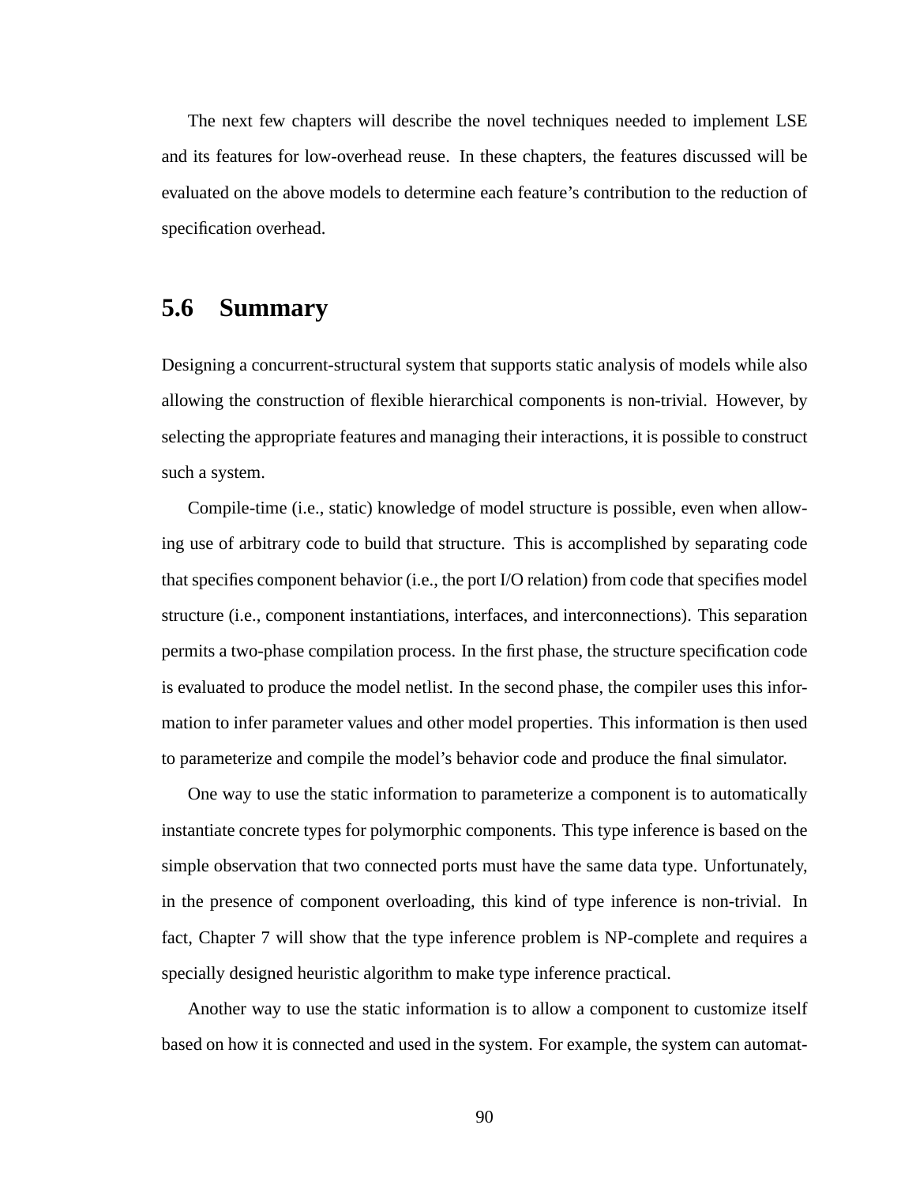The next few chapters will describe the novel techniques needed to implement LSE and its features for low-overhead reuse. In these chapters, the features discussed will be evaluated on the above models to determine each feature's contribution to the reduction of specification overhead.

## 5.6 Summary

Designing a concurrent-structural system that supports static analysis of models while also allowing the construction of flexible hierarchical components is non-trivial. However, by selecting the appropriate features and managing their interactions, it is possible to construct such a system.

Compile-time (i.e., static) knowledge of model structure is possible, even when allowing use of arbitrary code to build that structure. This is accomplished by separating code that specifies component behavior (i.e., the port I/O relation) from code that specifies model structure (i.e., component instantiations, interfaces, and interconnections). This separation permits a two-phase compilation process. In the first phase, the structure specification code is evaluated to produce the model netlist. In the second phase, the compiler uses this information to infer parameter values and other model properties. This information is then used to parameterize and compile the model's behavior code and produce the final simulator.

One way to use the static information to parameterize a component is to automatically instantiate concrete types for polymorphic components. This type inference is based on the simple observation that two connected ports must have the same data type. Unfortunately, in the presence of component overloading, this kind of type inference is non-trivial. In fact, Chapter 7 will show that the type inference problem is NP-complete and requires a specially designed heuristic algorithm to make type inference practical.

Another way to use the static information is to allow a component to customize itself based on how it is connected and used in the system. For example, the system can automat-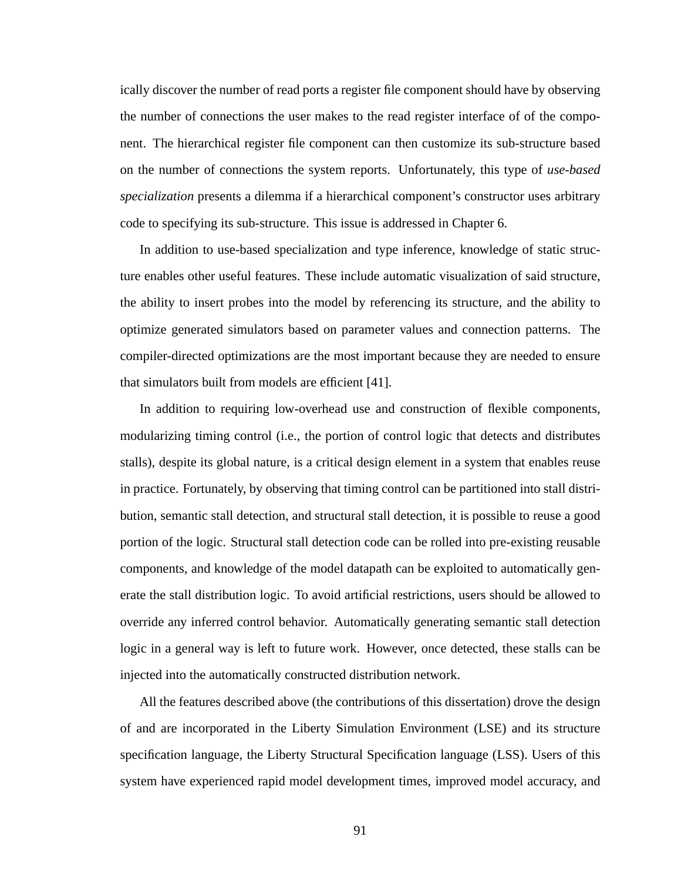ically discover the number of read ports a register file component should have by observing the number of connections the user makes to the read register interface of of the component. The hierarchical register file component can then customize its sub-structure based on the number of connections the system reports. Unfortunately, this type of *use-based specialization* presents a dilemma if a hierarchical component's constructor uses arbitrary code to specifying its sub-structure. This issue is addressed in Chapter 6.

In addition to use-based specialization and type inference, knowledge of static structure enables other useful features. These include automatic visualization of said structure, the ability to insert probes into the model by referencing its structure, and the ability to optimize generated simulators based on parameter values and connection patterns. The compiler-directed optimizations are the most important because they are needed to ensure that simulators built from models are efficient [41].

In addition to requiring low-overhead use and construction of flexible components, modularizing timing control (i.e., the portion of control logic that detects and distributes stalls), despite its global nature, is a critical design element in a system that enables reuse in practice. Fortunately, by observing that timing control can be partitioned into stall distribution, semantic stall detection, and structural stall detection, it is possible to reuse a good portion of the logic. Structural stall detection code can be rolled into pre-existing reusable components, and knowledge of the model datapath can be exploited to automatically generate the stall distribution logic. To avoid artificial restrictions, users should be allowed to override any inferred control behavior. Automatically generating semantic stall detection logic in a general way is left to future work. However, once detected, these stalls can be injected into the automatically constructed distribution network.

All the features described above (the contributions of this dissertation) drove the design of and are incorporated in the Liberty Simulation Environment (LSE) and its structure specification language, the Liberty Structural Specification language (LSS). Users of this system have experienced rapid model development times, improved model accuracy, and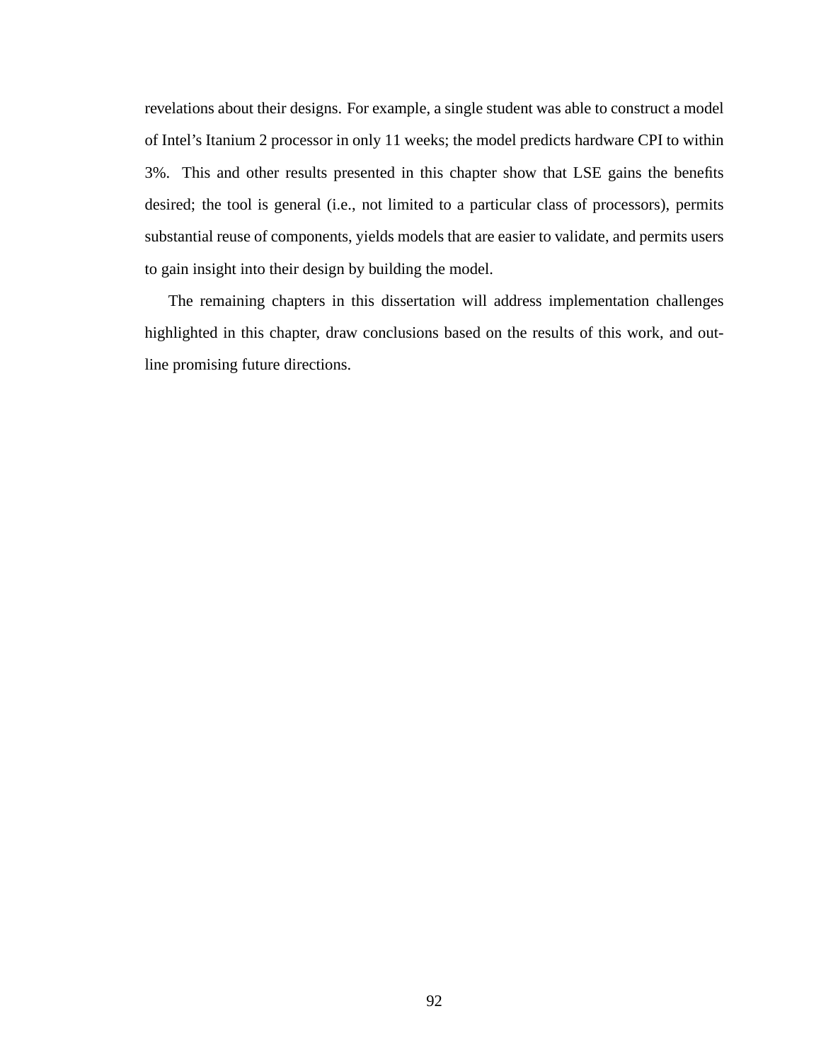revelations about their designs. For example, a single student was able to construct a model of Intel's Itanium 2 processor in only 11 weeks; the model predicts hardware CPI to within 3%. This and other results presented in this chapter show that LSE gains the benefits desired; the tool is general (i.e., not limited to a particular class of processors), permits substantial reuse of components, yields models that are easier to validate, and permits users to gain insight into their design by building the model.

The remaining chapters in this dissertation will address implementation challenges highlighted in this chapter, draw conclusions based on the results of this work, and outline promising future directions.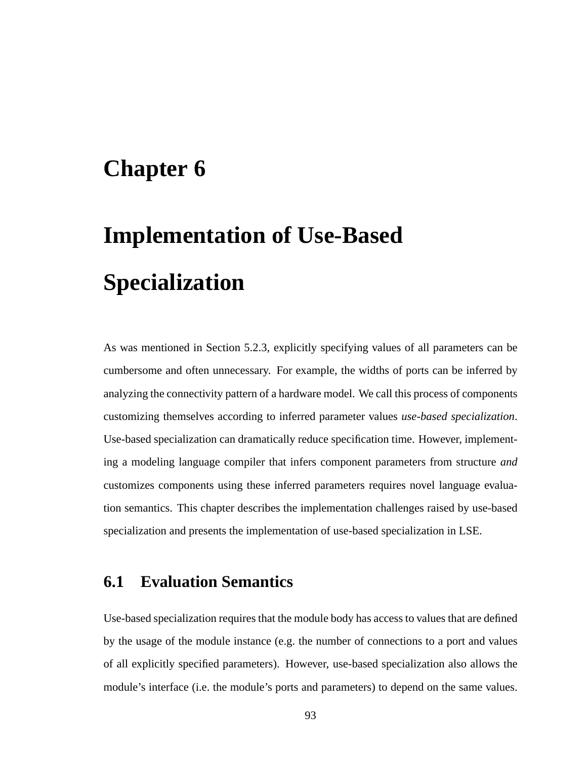# Chapter 6

# Implementation of Use-Based Specialization

As was mentioned in Section 5.2.3, explicitly specifying values of all parameters can be cumbersome and often unnecessary. For example, the widths of ports can be inferred by analyzing the connectivity pattern of a hardware model. We call this process of components customizing themselves according to inferred parameter values *use-based specialization*. Use-based specialization can dramatically reduce specification time. However, implementing a modeling language compiler that infers component parameters from structure *and* customizes components using these inferred parameters requires novel language evaluation semantics. This chapter describes the implementation challenges raised by use-based specialization and presents the implementation of use-based specialization in LSE.

## 6.1 Evaluation Semantics

Use-based specialization requires that the module body has access to values that are defined by the usage of the module instance (e.g. the number of connections to a port and values of all explicitly specified parameters). However, use-based specialization also allows the module's interface (i.e. the module's ports and parameters) to depend on the same values.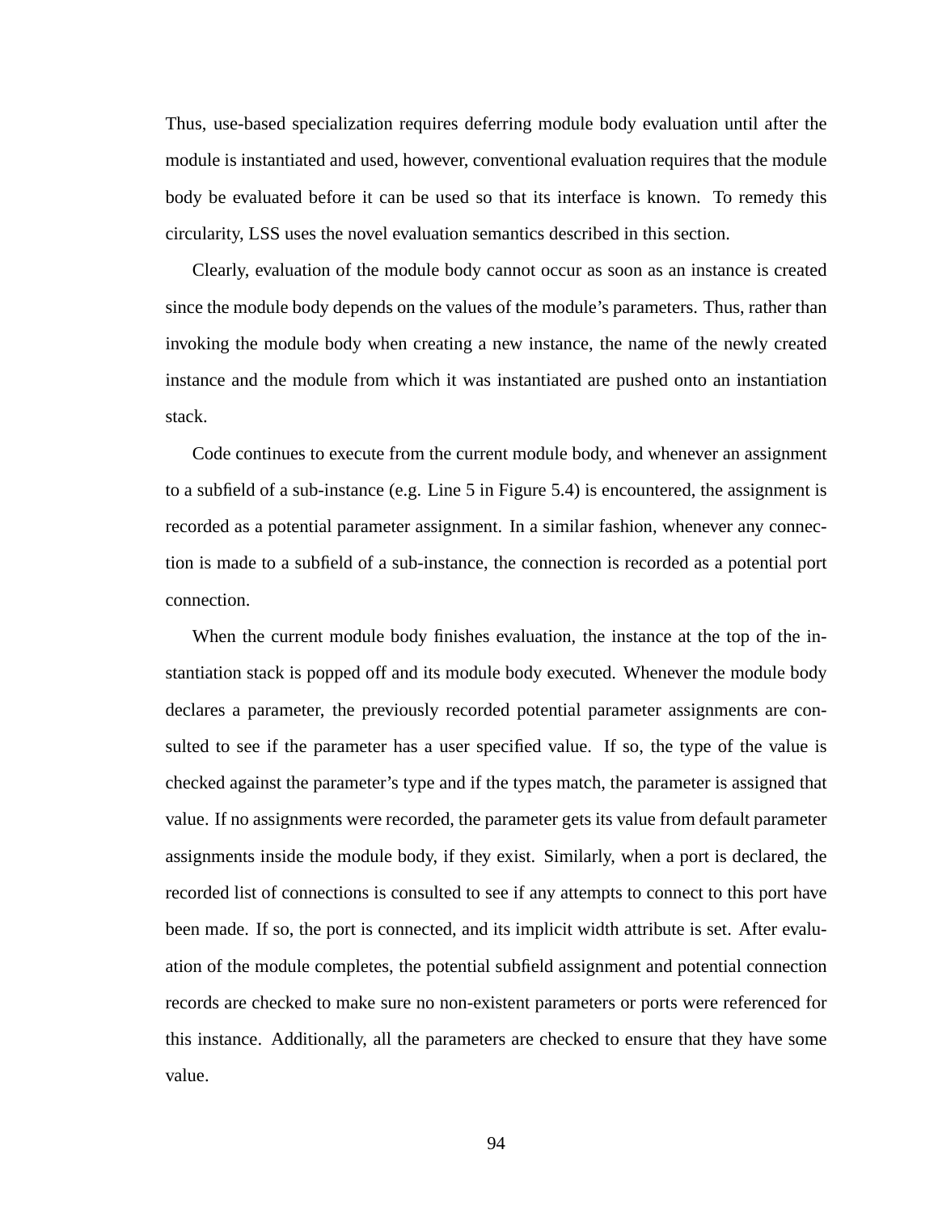Thus, use-based specialization requires deferring module body evaluation until after the module is instantiated and used, however, conventional evaluation requires that the module body be evaluated before it can be used so that its interface is known. To remedy this circularity, LSS uses the novel evaluation semantics described in this section.

Clearly, evaluation of the module body cannot occur as soon as an instance is created since the module body depends on the values of the module's parameters. Thus, rather than invoking the module body when creating a new instance, the name of the newly created instance and the module from which it was instantiated are pushed onto an instantiation stack.

Code continues to execute from the current module body, and whenever an assignment to a subfield of a sub-instance (e.g. Line 5 in Figure 5.4) is encountered, the assignment is recorded as a potential parameter assignment. In a similar fashion, whenever any connection is made to a subfield of a sub-instance, the connection is recorded as a potential port connection.

When the current module body finishes evaluation, the instance at the top of the instantiation stack is popped off and its module body executed. Whenever the module body declares a parameter, the previously recorded potential parameter assignments are consulted to see if the parameter has a user specified value. If so, the type of the value is checked against the parameter's type and if the types match, the parameter is assigned that value. If no assignments were recorded, the parameter gets its value from default parameter assignments inside the module body, if they exist. Similarly, when a port is declared, the recorded list of connections is consulted to see if any attempts to connect to this port have been made. If so, the port is connected, and its implicit width attribute is set. After evaluation of the module completes, the potential subfield assignment and potential connection records are checked to make sure no non-existent parameters or ports were referenced for this instance. Additionally, all the parameters are checked to ensure that they have some value.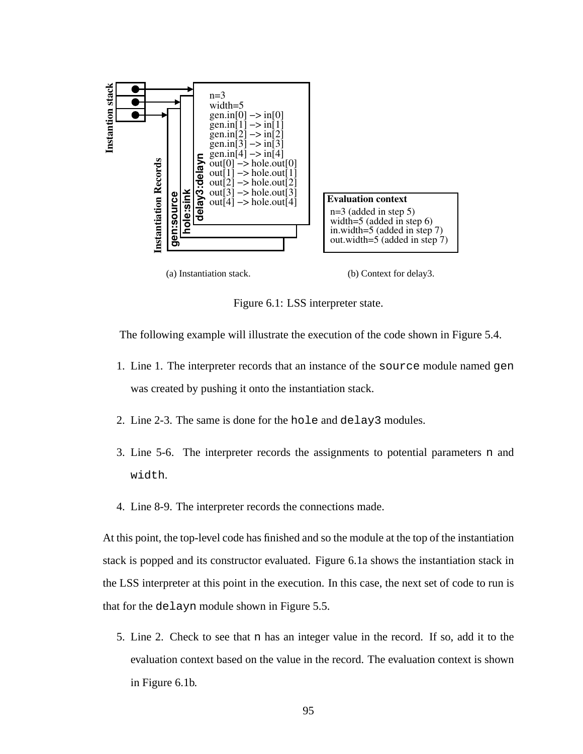Instantion stack

Instantiation Records

gen:source

hole:sink

delay3:delayn

n=3
width=5
gen.in[0] –> in[0]
gen.in[1] –> in[1]
gen.in[2] –> in[2]
gen.in[3] –> in[3]
gen.in[4] –> in[4]
out[0] –> hole.out[0]
out[1] –> hole.out[1]
out[2] –> hole.out[2]
out[3] –> hole.out[3]
out[4] –> hole.out[4]

**Evaluation context**

n=3 (added in step 5)
width=5 (added in step 6)
in.width=5 (added in step 7)
out.width=5 (added in step 7)

(a) Instantiation stack. (b) Context for delay3.

Figure 6.1: LSS interpreter state.

The following example will illustrate the execution of the code shown in Figure 5.4.

1. Line 1. The interpreter records that an instance of the `source` module named `gen` was created by pushing it onto the instantiation stack.

2. Line 2-3. The same is done for the `hole` and `delay3` modules.

3. Line 5-6. The interpreter records the assignments to potential parameters `n` and `width`.

4. Line 8-9. The interpreter records the connections made.

At this point, the top-level code has finished and so the module at the top of the instantiation stack is popped and its constructor evaluated. Figure 6.1a shows the instantiation stack in the LSS interpreter at this point in the execution. In this case, the next set of code to run is that for the `delayn` module shown in Figure 5.5.

5. Line 2. Check to see that `n` has an integer value in the record. If so, add it to the evaluation context based on the value in the record. The evaluation context is shown in Figure 6.1b.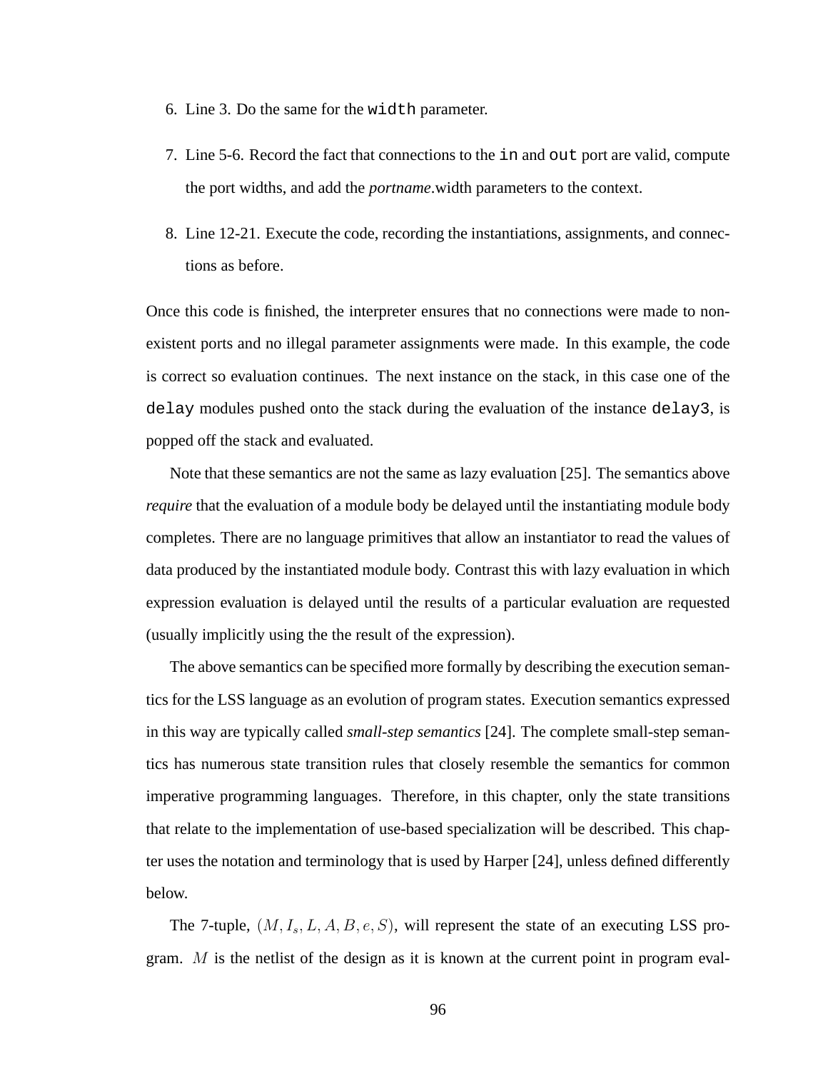6. Line 3. Do the same for the `width` parameter.

7. Line 5-6. Record the fact that connections to the `in` and `out` port are valid, compute the port widths, and add the *portname*.width parameters to the context.

8. Line 12-21. Execute the code, recording the instantiations, assignments, and connections as before.

Once this code is finished, the interpreter ensures that no connections were made to non-existent ports and no illegal parameter assignments were made. In this example, the code is correct so evaluation continues. The next instance on the stack, in this case one of the `delay` modules pushed onto the stack during the evaluation of the instance `delay3`, is popped off the stack and evaluated.

Note that these semantics are not the same as lazy evaluation [25]. The semantics above *require* that the evaluation of a module body be delayed until the instantiating module body completes. There are no language primitives that allow an instantiator to read the values of data produced by the instantiated module body. Contrast this with lazy evaluation in which expression evaluation is delayed until the results of a particular evaluation are requested (usually implicitly using the the result of the expression).

The above semantics can be specified more formally by describing the execution semantics for the LSS language as an evolution of program states. Execution semantics expressed in this way are typically called *small-step semantics* [24]. The complete small-step semantics has numerous state transition rules that closely resemble the semantics for common imperative programming languages. Therefore, in this chapter, only the state transitions that relate to the implementation of use-based specialization will be described. This chapter uses the notation and terminology that is used by Harper [24], unless defined differently below.

The 7-tuple, $(M, I_s, L, A, B, e, S)$, will represent the state of an executing LSS program. $M$ is the netlist of the design as it is known at the current point in program eval-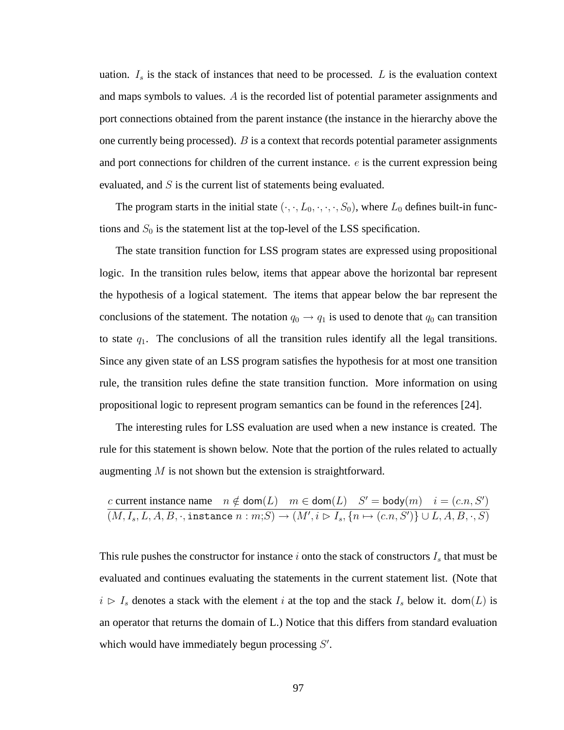uation. $I_s$ is the stack of instances that need to be processed. $L$ is the evaluation context and maps symbols to values. $A$ is the recorded list of potential parameter assignments and port connections obtained from the parent instance (the instance in the hierarchy above the one currently being processed). $B$ is a context that records potential parameter assignments and port connections for children of the current instance. $e$ is the current expression being evaluated, and $S$ is the current list of statements being evaluated.

The program starts in the initial state $(\cdot, \cdot, L_0, \cdot, \cdot, \cdot, S_0)$, where $L_0$ defines built-in functions and $S_0$ is the statement list at the top-level of the LSS specification.

The state transition function for LSS program states are expressed using propositional logic. In the transition rules below, items that appear above the horizontal bar represent the hypothesis of a logical statement. The items that appear below the bar represent the conclusions of the statement. The notation $q_0 \rightarrow q_1$ is used to denote that $q_0$ can transition to state $q_1$. The conclusions of all the transition rules identify all the legal transitions. Since any given state of an LSS program satisfies the hypothesis for at most one transition rule, the transition rules define the state transition function. More information on using propositional logic to represent program semantics can be found in the references [24].

The interesting rules for LSS evaluation are used when a new instance is created. The rule for this statement is shown below. Note that the portion of the rules related to actually augmenting $M$ is not shown but the extension is straightforward.

$$\frac{c \text{ current instance name} \quad n \notin \mathsf{dom}(L) \quad m \in \mathsf{dom}(L) \quad S' = \mathsf{body}(m) \quad i = (c.n, S')}{(M, I_s, L, A, B, \cdot, \texttt{instance } n : m;S) \rightarrow (M', i \triangleright I_s, \{n \mapsto (c.n, S')\} \cup L, A, B, \cdot, S)}$$

This rule pushes the constructor for instance $i$ onto the stack of constructors $I_s$ that must be evaluated and continues evaluating the statements in the current statement list. (Note that $i \triangleright I_s$ denotes a stack with the element $i$ at the top and the stack $I_s$ below it. $\mathsf{dom}(L)$ is an operator that returns the domain of L.) Notice that this differs from standard evaluation which would have immediately begun processing $S'$.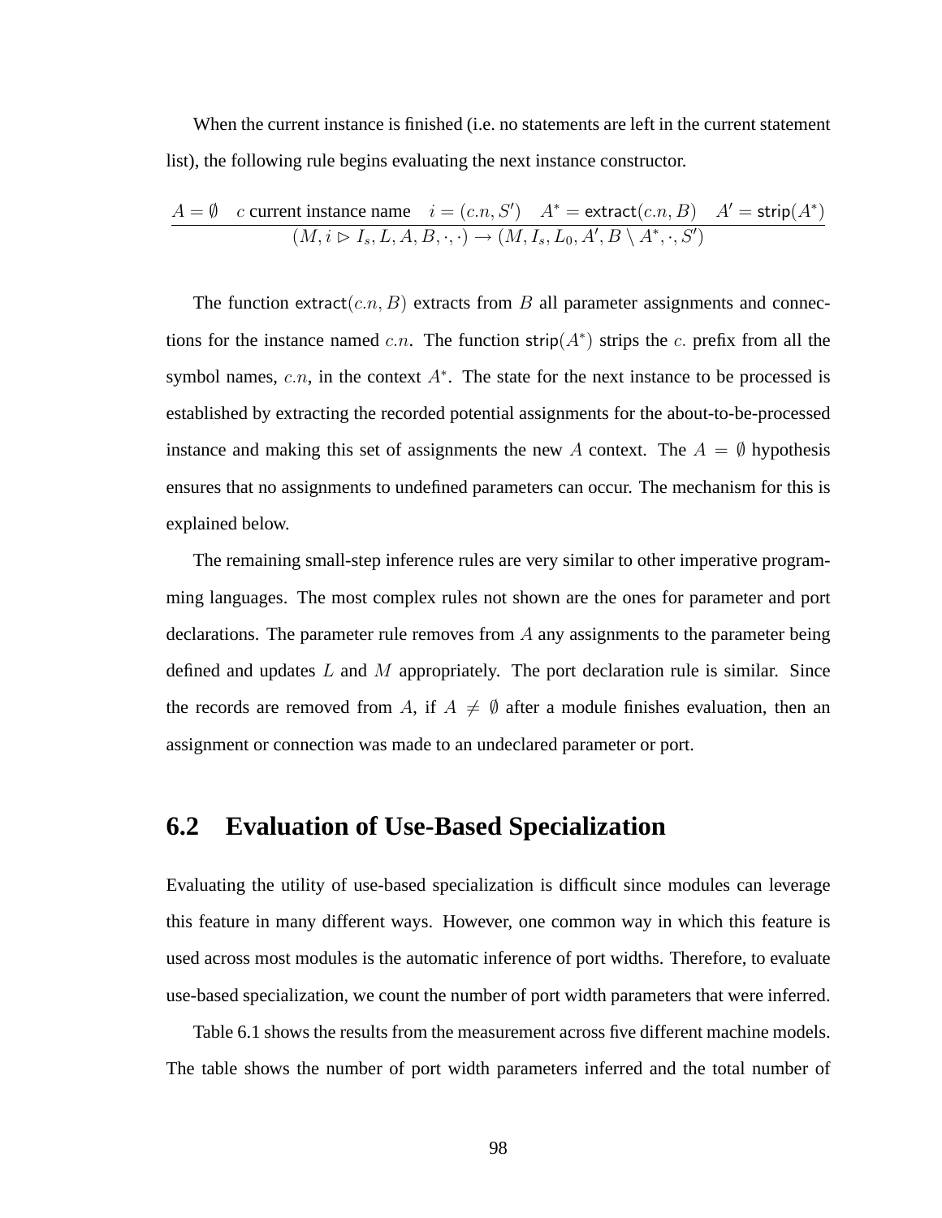When the current instance is finished (i.e. no statements are left in the current statement list), the following rule begins evaluating the next instance constructor.

$$\frac{A = \emptyset \quad c \text{ current instance name} \quad i = (c.n, S') \quad A^* = \mathsf{extract}(c.n, B) \quad A' = \mathsf{strip}(A^*)}{(M, i \triangleright I_s, L, A, B, \cdot, \cdot) \rightarrow (M, I_s, L_0, A', B \setminus A^*, \cdot, S')}$$

The function $\mathsf{extract}(c.n, B)$ extracts from $B$ all parameter assignments and connections for the instance named $c.n$. The function $\mathsf{strip}(A^*)$ strips the $c.$ prefix from all the symbol names, $c.n$, in the context $A^*$. The state for the next instance to be processed is established by extracting the recorded potential assignments for the about-to-be-processed instance and making this set of assignments the new $A$ context. The $A = \emptyset$ hypothesis ensures that no assignments to undefined parameters can occur. The mechanism for this is explained below.

The remaining small-step inference rules are very similar to other imperative programming languages. The most complex rules not shown are the ones for parameter and port declarations. The parameter rule removes from $A$ any assignments to the parameter being defined and updates $L$ and $M$ appropriately. The port declaration rule is similar. Since the records are removed from $A$, if $A \neq \emptyset$ after a module finishes evaluation, then an assignment or connection was made to an undeclared parameter or port.

## 6.2 Evaluation of Use-Based Specialization

Evaluating the utility of use-based specialization is difficult since modules can leverage this feature in many different ways. However, one common way in which this feature is used across most modules is the automatic inference of port widths. Therefore, to evaluate use-based specialization, we count the number of port width parameters that were inferred.

Table 6.1 shows the results from the measurement across five different machine models. The table shows the number of port width parameters inferred and the total number of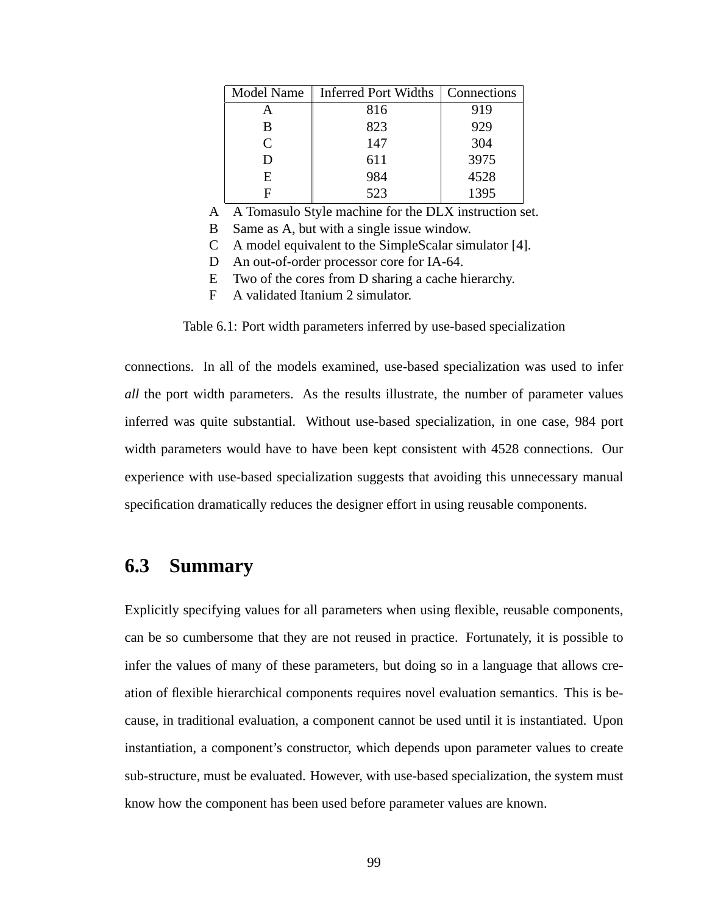| Model Name | Inferred Port Widths | Connections |
|---|---|---|
| A | 816 | 919 |
| B | 823 | 929 |
| C | 147 | 304 |
| D | 611 | 3975 |
| E | 984 | 4528 |
| F | 523 | 1395 |

A A Tomasulo Style machine for the DLX instruction set.
B Same as A, but with a single issue window.
C A model equivalent to the SimpleScalar simulator [4].
D An out-of-order processor core for IA-64.
E Two of the cores from D sharing a cache hierarchy.
F A validated Itanium 2 simulator.

Table 6.1: Port width parameters inferred by use-based specialization

connections. In all of the models examined, use-based specialization was used to infer *all* the port width parameters. As the results illustrate, the number of parameter values inferred was quite substantial. Without use-based specialization, in one case, 984 port width parameters would have to have been kept consistent with 4528 connections. Our experience with use-based specialization suggests that avoiding this unnecessary manual specification dramatically reduces the designer effort in using reusable components.

## 6.3 Summary

Explicitly specifying values for all parameters when using flexible, reusable components, can be so cumbersome that they are not reused in practice. Fortunately, it is possible to infer the values of many of these parameters, but doing so in a language that allows creation of flexible hierarchical components requires novel evaluation semantics. This is because, in traditional evaluation, a component cannot be used until it is instantiated. Upon instantiation, a component's constructor, which depends upon parameter values to create sub-structure, must be evaluated. However, with use-based specialization, the system must know how the component has been used before parameter values are known.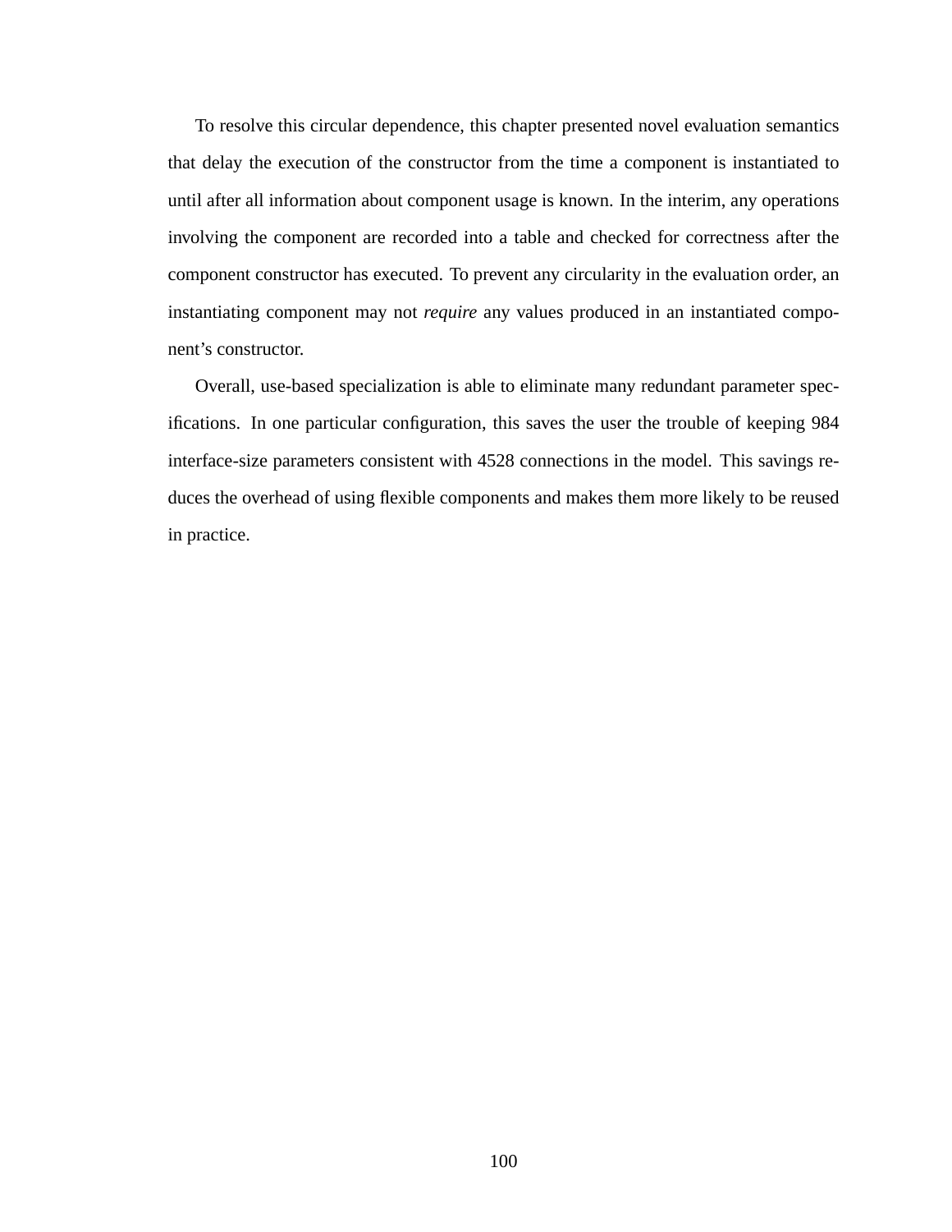To resolve this circular dependence, this chapter presented novel evaluation semantics that delay the execution of the constructor from the time a component is instantiated to until after all information about component usage is known. In the interim, any operations involving the component are recorded into a table and checked for correctness after the component constructor has executed. To prevent any circularity in the evaluation order, an instantiating component may not *require* any values produced in an instantiated component's constructor.

Overall, use-based specialization is able to eliminate many redundant parameter specifications. In one particular configuration, this saves the user the trouble of keeping 984 interface-size parameters consistent with 4528 connections in the model. This savings reduces the overhead of using flexible components and makes them more likely to be reused in practice.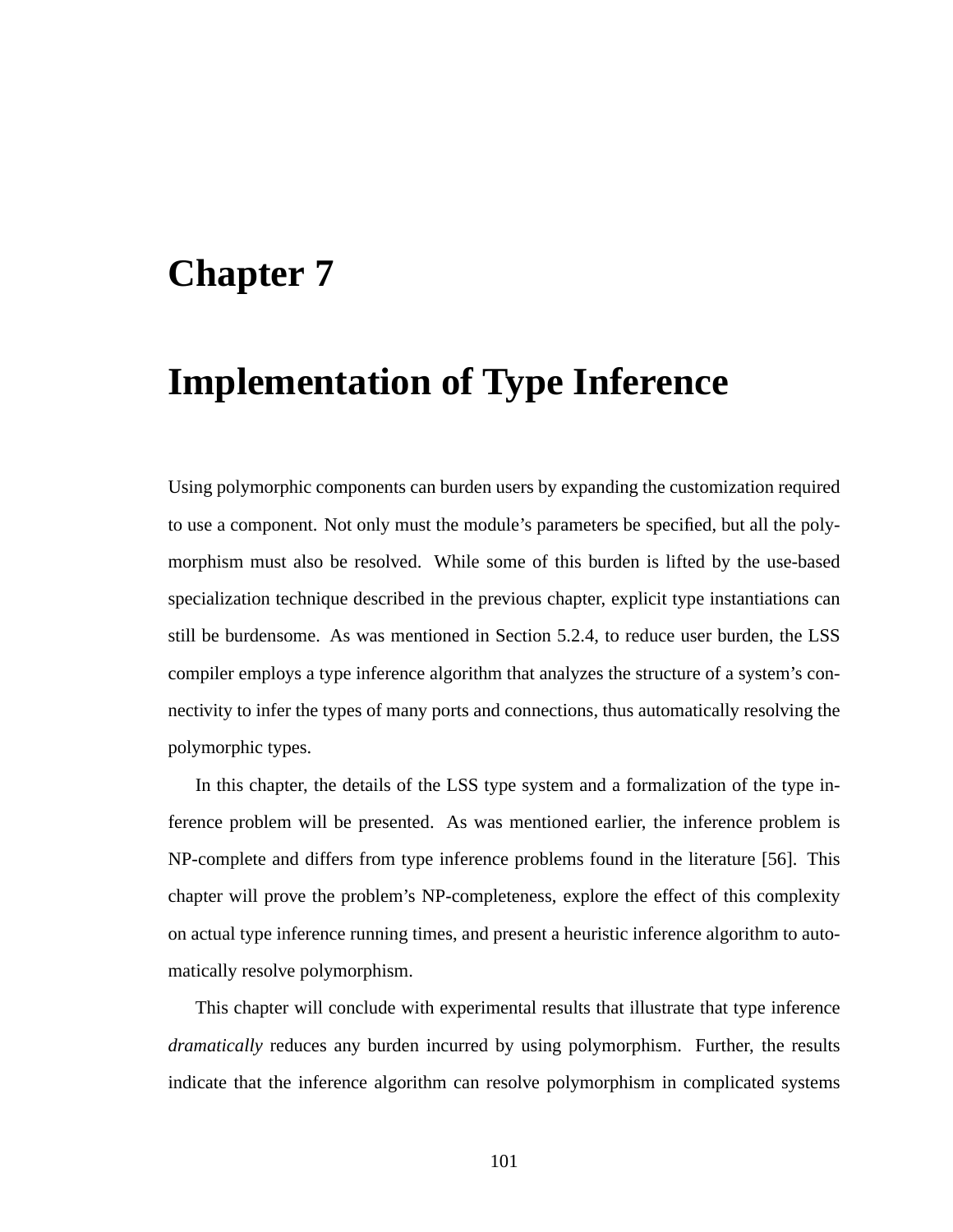# Chapter 7

# Implementation of Type Inference

Using polymorphic components can burden users by expanding the customization required to use a component. Not only must the module's parameters be specified, but all the polymorphism must also be resolved. While some of this burden is lifted by the use-based specialization technique described in the previous chapter, explicit type instantiations can still be burdensome. As was mentioned in Section 5.2.4, to reduce user burden, the LSS compiler employs a type inference algorithm that analyzes the structure of a system's connectivity to infer the types of many ports and connections, thus automatically resolving the polymorphic types.

In this chapter, the details of the LSS type system and a formalization of the type inference problem will be presented. As was mentioned earlier, the inference problem is NP-complete and differs from type inference problems found in the literature [56]. This chapter will prove the problem's NP-completeness, explore the effect of this complexity on actual type inference running times, and present a heuristic inference algorithm to automatically resolve polymorphism.

This chapter will conclude with experimental results that illustrate that type inference *dramatically* reduces any burden incurred by using polymorphism. Further, the results indicate that the inference algorithm can resolve polymorphism in complicated systems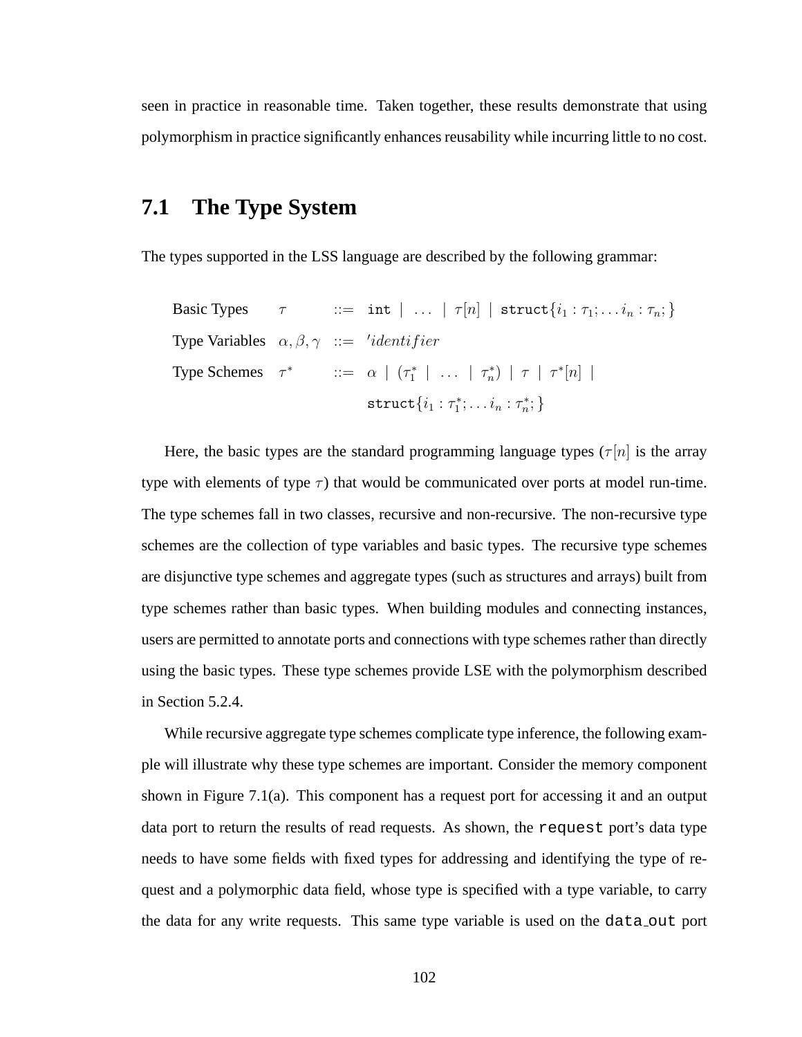seen in practice in reasonable time. Taken together, these results demonstrate that using polymorphism in practice significantly enhances reusability while incurring little to no cost.

## 7.1 The Type System

The types supported in the LSS language are described by the following grammar:

$$
\begin{array}{llll}
\text{Basic Types} & \tau & ::= & \texttt{int} \mid \ldots \mid \tau[n] \mid \texttt{struct}\{i_1 : \tau_1; \ldots i_n : \tau_n;\} \\
\text{Type Variables} & \alpha, \beta, \gamma & ::= & {}'identifier \\
\text{Type Schemes} & \tau^* & ::= & \alpha \mid (\tau_1^* \mid \ldots \mid \tau_n^*) \mid \tau \mid \tau^*[n] \mid \\
& & & \texttt{struct}\{i_1 : \tau_1^*; \ldots i_n : \tau_n^*;\}
\end{array}
$$

Here, the basic types are the standard programming language types ($\tau[n]$ is the array type with elements of type $\tau$) that would be communicated over ports at model run-time. The type schemes fall in two classes, recursive and non-recursive. The non-recursive type schemes are the collection of type variables and basic types. The recursive type schemes are disjunctive type schemes and aggregate types (such as structures and arrays) built from type schemes rather than basic types. When building modules and connecting instances, users are permitted to annotate ports and connections with type schemes rather than directly using the basic types. These type schemes provide LSE with the polymorphism described in Section 5.2.4.

While recursive aggregate type schemes complicate type inference, the following example will illustrate why these type schemes are important. Consider the memory component shown in Figure 7.1(a). This component has a request port for accessing it and an output data port to return the results of read requests. As shown, the `request` port's data type needs to have some fields with fixed types for addressing and identifying the type of request and a polymorphic data field, whose type is specified with a type variable, to carry the data for any write requests. This same type variable is used on the `data_out` port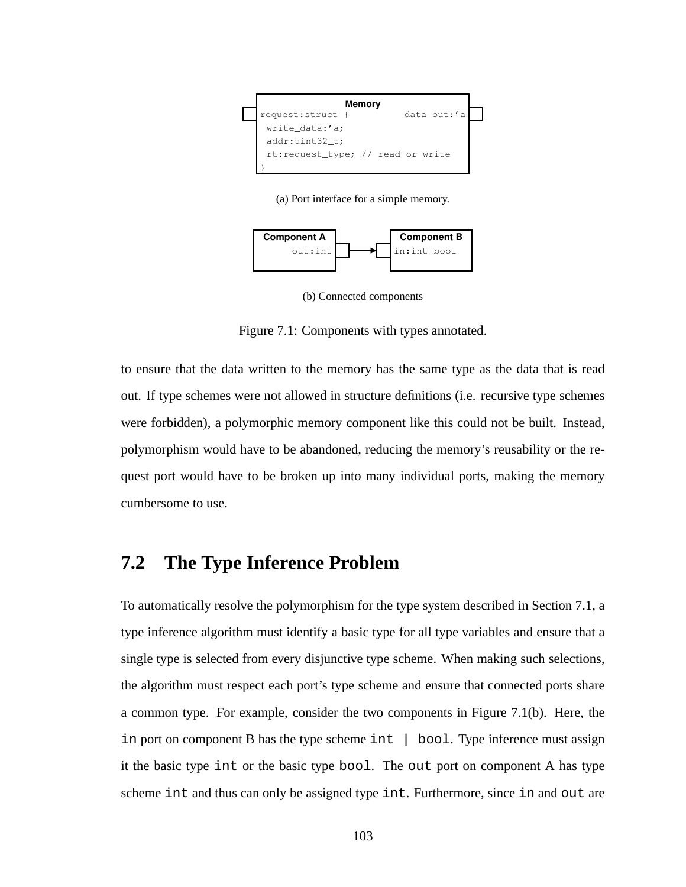```
Memory
request:struct {          data_out:'a
 write_data:'a;
 addr:uint32_t;
 rt:request_type; // read or write
}
```

(a) Port interface for a simple memory.

```
Component A              Component B
     out:int  -------->  in:int|bool
```

(b) Connected components

Figure 7.1: Components with types annotated.

to ensure that the data written to the memory has the same type as the data that is read out. If type schemes were not allowed in structure definitions (i.e. recursive type schemes were forbidden), a polymorphic memory component like this could not be built. Instead, polymorphism would have to be abandoned, reducing the memory's reusability or the request port would have to be broken up into many individual ports, making the memory cumbersome to use.

## 7.2 The Type Inference Problem

To automatically resolve the polymorphism for the type system described in Section 7.1, a type inference algorithm must identify a basic type for all type variables and ensure that a single type is selected from every disjunctive type scheme. When making such selections, the algorithm must respect each port's type scheme and ensure that connected ports share a common type. For example, consider the two components in Figure 7.1(b). Here, the `in` port on component B has the type scheme `int | bool`. Type inference must assign it the basic type `int` or the basic type `bool`. The `out` port on component A has type scheme `int` and thus can only be assigned type `int`. Furthermore, since `in` and `out` are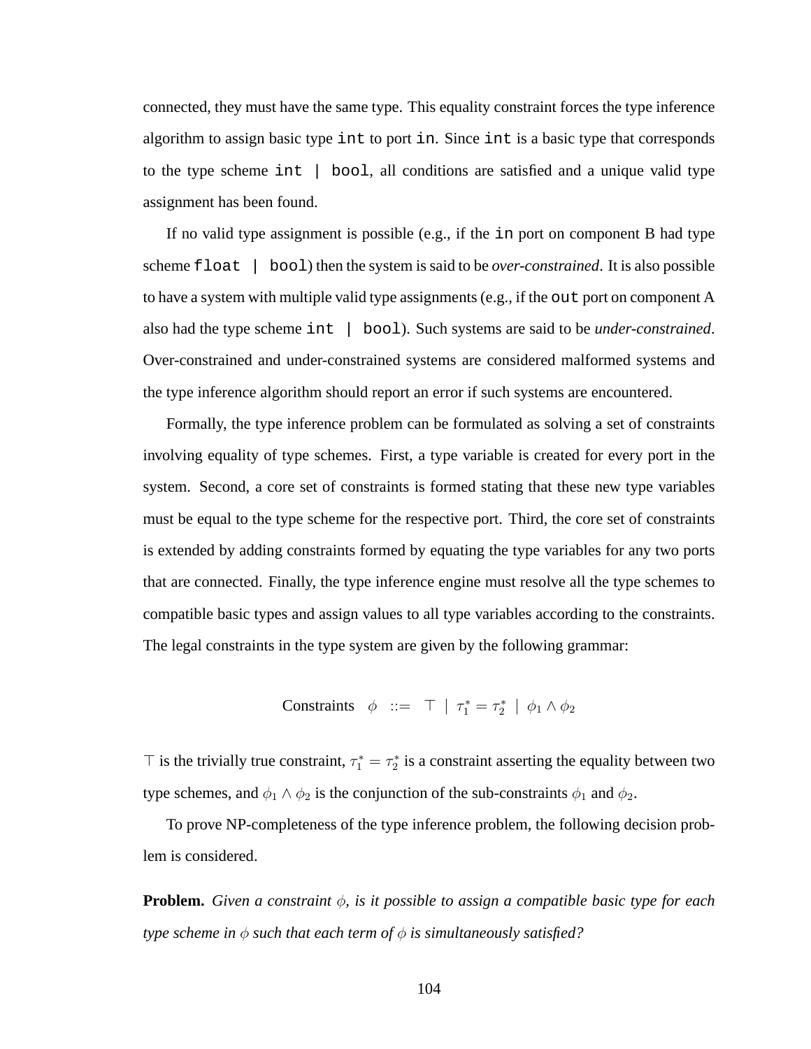connected, they must have the same type. This equality constraint forces the type inference algorithm to assign basic type `int` to port `in`. Since `int` is a basic type that corresponds to the type scheme `int | bool`, all conditions are satisfied and a unique valid type assignment has been found.

If no valid type assignment is possible (e.g., if the `in` port on component B had type scheme `float | bool`) then the system is said to be *over-constrained*. It is also possible to have a system with multiple valid type assignments (e.g., if the `out` port on component A also had the type scheme `int | bool`). Such systems are said to be *under-constrained*. Over-constrained and under-constrained systems are considered malformed systems and the type inference algorithm should report an error if such systems are encountered.

Formally, the type inference problem can be formulated as solving a set of constraints involving equality of type schemes. First, a type variable is created for every port in the system. Second, a core set of constraints is formed stating that these new type variables must be equal to the type scheme for the respective port. Third, the core set of constraints is extended by adding constraints formed by equating the type variables for any two ports that are connected. Finally, the type inference engine must resolve all the type schemes to compatible basic types and assign values to all type variables according to the constraints. The legal constraints in the type system are given by the following grammar:

$$\text{Constraints} \quad \phi \quad ::= \quad \top \ | \ \tau_1^* = \tau_2^* \ | \ \phi_1 \wedge \phi_2$$

$\top$ is the trivially true constraint, $\tau_1^* = \tau_2^*$ is a constraint asserting the equality between two type schemes, and $\phi_1 \wedge \phi_2$ is the conjunction of the sub-constraints $\phi_1$ and $\phi_2$.

To prove NP-completeness of the type inference problem, the following decision problem is considered.

**Problem.** *Given a constraint $\phi$, is it possible to assign a compatible basic type for each type scheme in $\phi$ such that each term of $\phi$ is simultaneously satisfied?*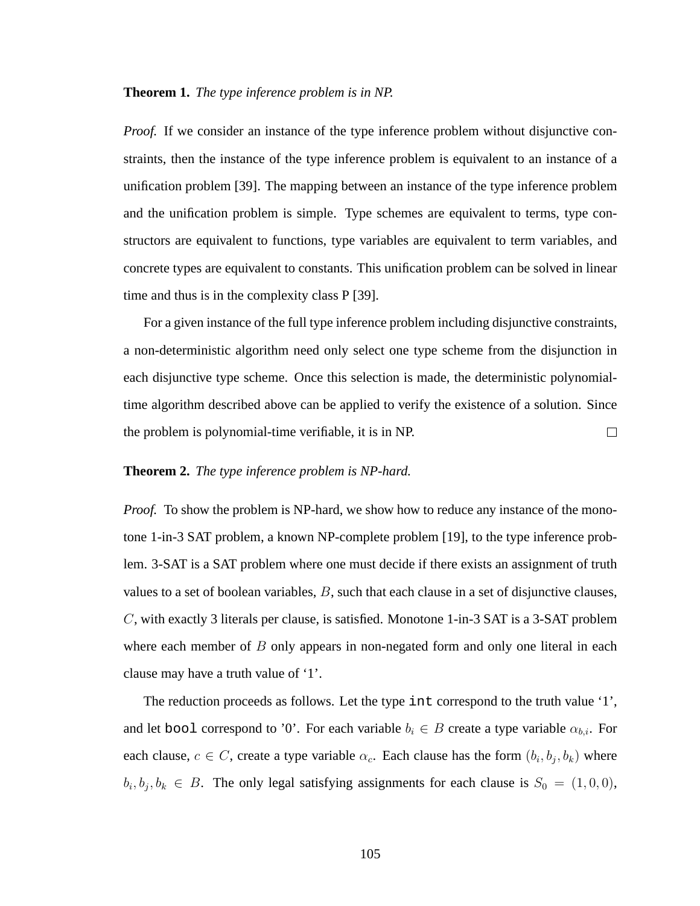**Theorem 1.** *The type inference problem is in NP.*

*Proof.* If we consider an instance of the type inference problem without disjunctive constraints, then the instance of the type inference problem is equivalent to an instance of a unification problem [39]. The mapping between an instance of the type inference problem and the unification problem is simple. Type schemes are equivalent to terms, type constructors are equivalent to functions, type variables are equivalent to term variables, and concrete types are equivalent to constants. This unification problem can be solved in linear time and thus is in the complexity class P [39].

For a given instance of the full type inference problem including disjunctive constraints, a non-deterministic algorithm need only select one type scheme from the disjunction in each disjunctive type scheme. Once this selection is made, the deterministic polynomial-time algorithm described above can be applied to verify the existence of a solution. Since the problem is polynomial-time verifiable, it is in NP. □

**Theorem 2.** *The type inference problem is NP-hard.*

*Proof.* To show the problem is NP-hard, we show how to reduce any instance of the monotone 1-in-3 SAT problem, a known NP-complete problem [19], to the type inference problem. 3-SAT is a SAT problem where one must decide if there exists an assignment of truth values to a set of boolean variables, $B$, such that each clause in a set of disjunctive clauses, $C$, with exactly 3 literals per clause, is satisfied. Monotone 1-in-3 SAT is a 3-SAT problem where each member of $B$ only appears in non-negated form and only one literal in each clause may have a truth value of '1'.

The reduction proceeds as follows. Let the type `int` correspond to the truth value '1', and let `bool` correspond to '0'. For each variable $b_i \in B$ create a type variable $\alpha_{b,i}$. For each clause, $c \in C$, create a type variable $\alpha_c$. Each clause has the form $(b_i, b_j, b_k)$ where $b_i, b_j, b_k \in B$. The only legal satisfying assignments for each clause is $S_0 = (1, 0, 0)$,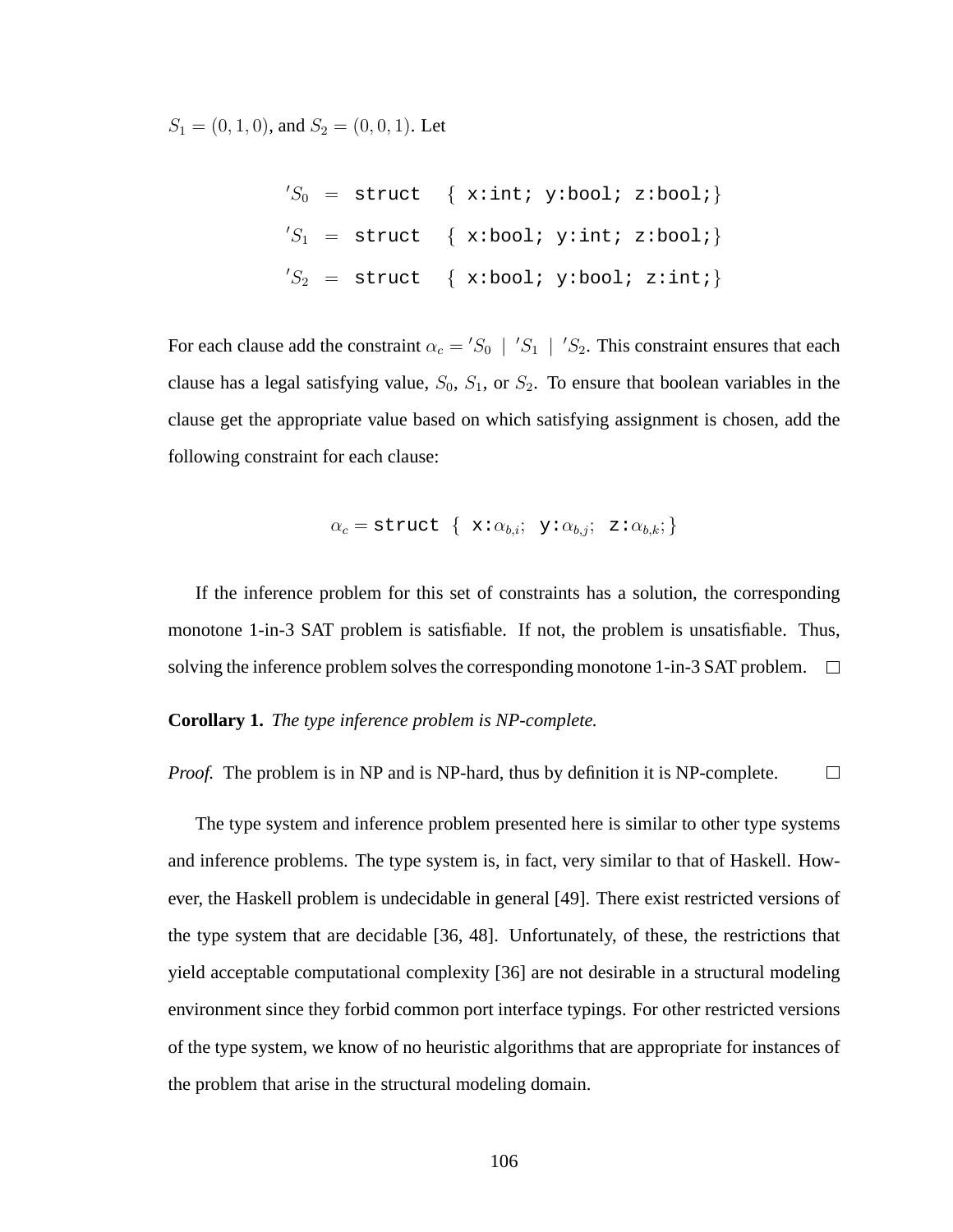$S_1 = (0, 1, 0)$, and $S_2 = (0, 0, 1)$. Let

$$
\begin{aligned}
{}'S_0 &= \texttt{struct} \;\; \{\ \texttt{x:int; y:bool; z:bool;}\} \\
{}'S_1 &= \texttt{struct} \;\; \{\ \texttt{x:bool; y:int; z:bool;}\} \\
{}'S_2 &= \texttt{struct} \;\; \{\ \texttt{x:bool; y:bool; z:int;}\}
\end{aligned}
$$

For each clause add the constraint $\alpha_c = {}'S_0 \mid {}'S_1 \mid {}'S_2$. This constraint ensures that each clause has a legal satisfying value, $S_0$, $S_1$, or $S_2$. To ensure that boolean variables in the clause get the appropriate value based on which satisfying assignment is chosen, add the following constraint for each clause:

$$\alpha_c = \texttt{struct}\ \{\ \texttt{x:}\alpha_{b,i};\ \ \texttt{y:}\alpha_{b,j};\ \ \texttt{z:}\alpha_{b,k};\}$$

If the inference problem for this set of constraints has a solution, the corresponding monotone 1-in-3 SAT problem is satisfiable. If not, the problem is unsatisfiable. Thus, solving the inference problem solves the corresponding monotone 1-in-3 SAT problem. □

**Corollary 1.** *The type inference problem is NP-complete.*

*Proof.* The problem is in NP and is NP-hard, thus by definition it is NP-complete. □

The type system and inference problem presented here is similar to other type systems and inference problems. The type system is, in fact, very similar to that of Haskell. However, the Haskell problem is undecidable in general [49]. There exist restricted versions of the type system that are decidable [36, 48]. Unfortunately, of these, the restrictions that yield acceptable computational complexity [36] are not desirable in a structural modeling environment since they forbid common port interface typings. For other restricted versions of the type system, we know of no heuristic algorithms that are appropriate for instances of the problem that arise in the structural modeling domain.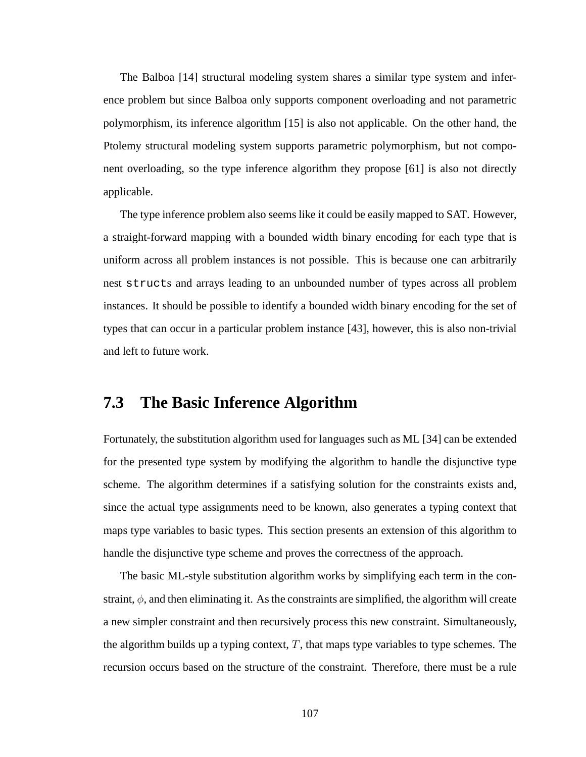The Balboa [14] structural modeling system shares a similar type system and inference problem but since Balboa only supports component overloading and not parametric polymorphism, its inference algorithm [15] is also not applicable. On the other hand, the Ptolemy structural modeling system supports parametric polymorphism, but not component overloading, so the type inference algorithm they propose [61] is also not directly applicable.

The type inference problem also seems like it could be easily mapped to SAT. However, a straight-forward mapping with a bounded width binary encoding for each type that is uniform across all problem instances is not possible. This is because one can arbitrarily nest `struct`s and arrays leading to an unbounded number of types across all problem instances. It should be possible to identify a bounded width binary encoding for the set of types that can occur in a particular problem instance [43], however, this is also non-trivial and left to future work.

## 7.3 The Basic Inference Algorithm

Fortunately, the substitution algorithm used for languages such as ML [34] can be extended for the presented type system by modifying the algorithm to handle the disjunctive type scheme. The algorithm determines if a satisfying solution for the constraints exists and, since the actual type assignments need to be known, also generates a typing context that maps type variables to basic types. This section presents an extension of this algorithm to handle the disjunctive type scheme and proves the correctness of the approach.

The basic ML-style substitution algorithm works by simplifying each term in the constraint, $\phi$, and then eliminating it. As the constraints are simplified, the algorithm will create a new simpler constraint and then recursively process this new constraint. Simultaneously, the algorithm builds up a typing context, $T$, that maps type variables to type schemes. The recursion occurs based on the structure of the constraint. Therefore, there must be a rule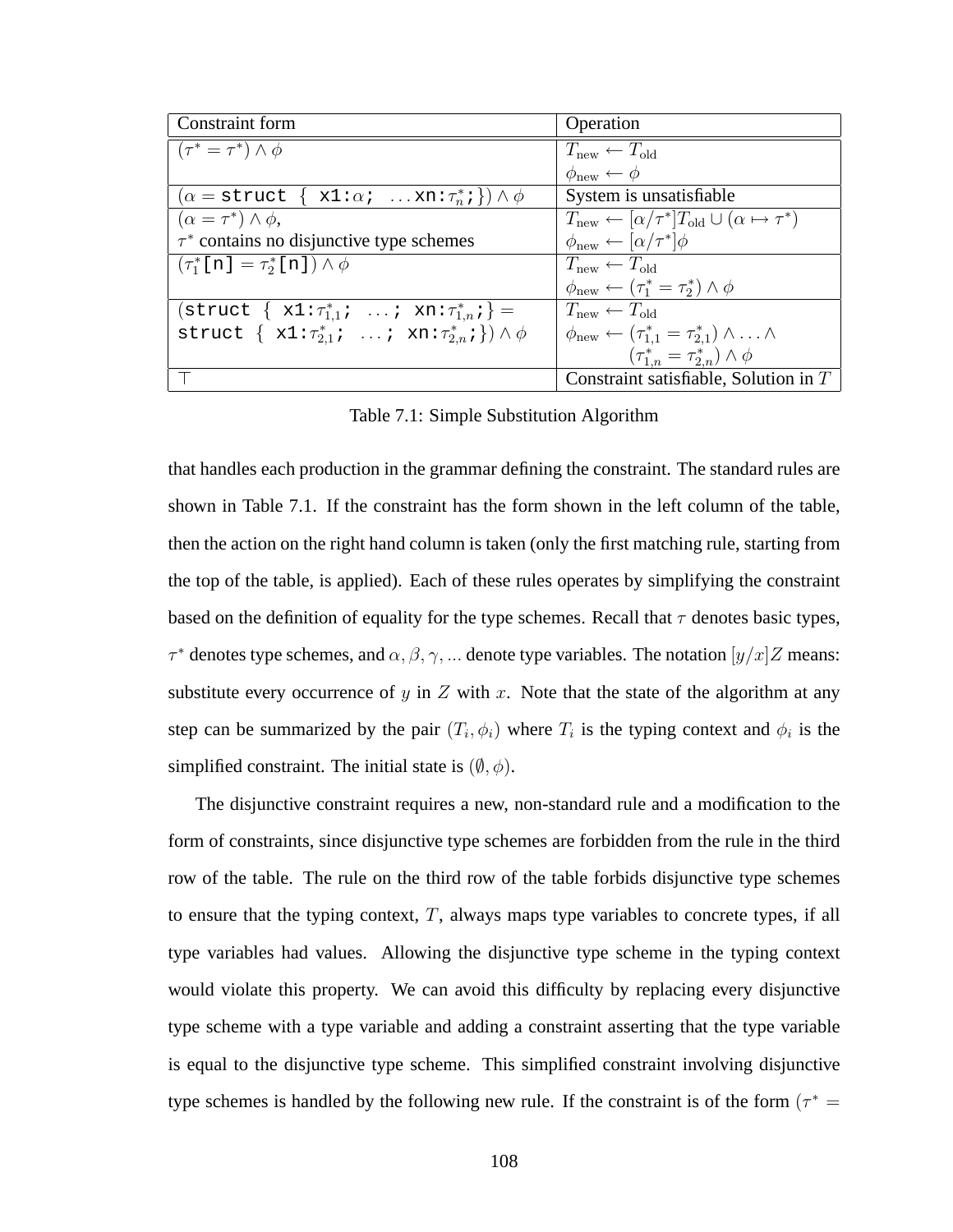| Constraint form | Operation |
|---|---|
| $(\tau^* = \tau^*) \wedge \phi$ | $T_{\text{new}} \leftarrow T_{\text{old}}$<br>$\phi_{\text{new}} \leftarrow \phi$ |
| $(\alpha = \texttt{struct \{ x1:}\alpha\texttt{; } \ldots \texttt{xn:}\tau_n^*\texttt{;\}}) \wedge \phi$ | System is unsatisfiable |
| $(\alpha = \tau^*) \wedge \phi$,<br>$\tau^*$ contains no disjunctive type schemes | $T_{\text{new}} \leftarrow [\alpha/\tau^*]T_{\text{old}} \cup (\alpha \mapsto \tau^*)$<br>$\phi_{\text{new}} \leftarrow [\alpha/\tau^*]\phi$ |
| $(\tau_1^*\texttt{[n]} = \tau_2^*\texttt{[n]}) \wedge \phi$ | $T_{\text{new}} \leftarrow T_{\text{old}}$<br>$\phi_{\text{new}} \leftarrow (\tau_1^* = \tau_2^*) \wedge \phi$ |
| $(\texttt{struct \{ x1:}\tau_{1,1}^*\texttt{; } \ldots \texttt{; xn:}\tau_{1,n}^*\texttt{;\}} =$<br>$\texttt{struct \{ x1:}\tau_{2,1}^*\texttt{; } \ldots \texttt{; xn:}\tau_{2,n}^*\texttt{;\}}) \wedge \phi$ | $T_{\text{new}} \leftarrow T_{\text{old}}$<br>$\phi_{\text{new}} \leftarrow (\tau_{1,1}^* = \tau_{2,1}^*) \wedge \ldots \wedge$<br>$(\tau_{1,n}^* = \tau_{2,n}^*) \wedge \phi$ |
| $\top$ | Constraint satisfiable, Solution in $T$ |

Table 7.1: Simple Substitution Algorithm

that handles each production in the grammar defining the constraint. The standard rules are shown in Table 7.1. If the constraint has the form shown in the left column of the table, then the action on the right hand column is taken (only the first matching rule, starting from the top of the table, is applied). Each of these rules operates by simplifying the constraint based on the definition of equality for the type schemes. Recall that $\tau$ denotes basic types, $\tau^*$ denotes type schemes, and $\alpha, \beta, \gamma, ...$ denote type variables. The notation $[y/x]Z$ means: substitute every occurrence of $y$ in $Z$ with $x$. Note that the state of the algorithm at any step can be summarized by the pair $(T_i, \phi_i)$ where $T_i$ is the typing context and $\phi_i$ is the simplified constraint. The initial state is $(\emptyset, \phi)$.

The disjunctive constraint requires a new, non-standard rule and a modification to the form of constraints, since disjunctive type schemes are forbidden from the rule in the third row of the table. The rule on the third row of the table forbids disjunctive type schemes to ensure that the typing context, $T$, always maps type variables to concrete types, if all type variables had values. Allowing the disjunctive type scheme in the typing context would violate this property. We can avoid this difficulty by replacing every disjunctive type scheme with a type variable and adding a constraint asserting that the type variable is equal to the disjunctive type scheme. This simplified constraint involving disjunctive type schemes is handled by the following new rule. If the constraint is of the form $(\tau^* =$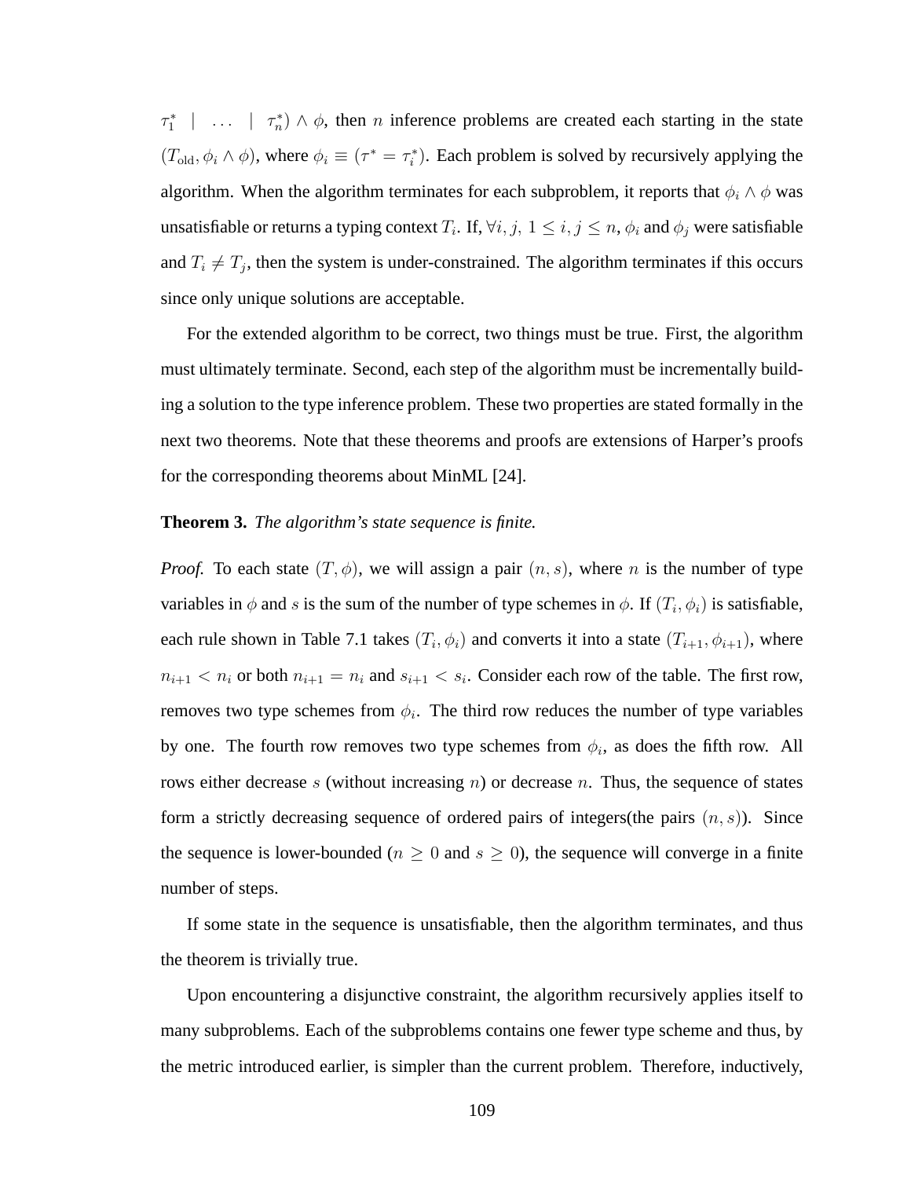$\tau_1^* \;\mid\; \ldots \;\mid\; \tau_n^*) \wedge \phi$, then $n$ inference problems are created each starting in the state $(T_{\text{old}}, \phi_i \wedge \phi)$, where $\phi_i \equiv (\tau^* = \tau_i^*)$. Each problem is solved by recursively applying the algorithm. When the algorithm terminates for each subproblem, it reports that $\phi_i \wedge \phi$ was unsatisfiable or returns a typing context $T_i$. If, $\forall i, j,\ 1 \leq i, j \leq n$, $\phi_i$ and $\phi_j$ were satisfiable and $T_i \neq T_j$, then the system is under-constrained. The algorithm terminates if this occurs since only unique solutions are acceptable.

For the extended algorithm to be correct, two things must be true. First, the algorithm must ultimately terminate. Second, each step of the algorithm must be incrementally building a solution to the type inference problem. These two properties are stated formally in the next two theorems. Note that these theorems and proofs are extensions of Harper's proofs for the corresponding theorems about MinML [24].

**Theorem 3.** *The algorithm's state sequence is finite.*

*Proof.* To each state $(T, \phi)$, we will assign a pair $(n, s)$, where $n$ is the number of type variables in $\phi$ and $s$ is the sum of the number of type schemes in $\phi$. If $(T_i, \phi_i)$ is satisfiable, each rule shown in Table 7.1 takes $(T_i, \phi_i)$ and converts it into a state $(T_{i+1}, \phi_{i+1})$, where $n_{i+1} < n_i$ or both $n_{i+1} = n_i$ and $s_{i+1} < s_i$. Consider each row of the table. The first row, removes two type schemes from $\phi_i$. The third row reduces the number of type variables by one. The fourth row removes two type schemes from $\phi_i$, as does the fifth row. All rows either decrease $s$ (without increasing $n$) or decrease $n$. Thus, the sequence of states form a strictly decreasing sequence of ordered pairs of integers(the pairs $(n, s)$). Since the sequence is lower-bounded ($n \geq 0$ and $s \geq 0$), the sequence will converge in a finite number of steps.

If some state in the sequence is unsatisfiable, then the algorithm terminates, and thus the theorem is trivially true.

Upon encountering a disjunctive constraint, the algorithm recursively applies itself to many subproblems. Each of the subproblems contains one fewer type scheme and thus, by the metric introduced earlier, is simpler than the current problem. Therefore, inductively,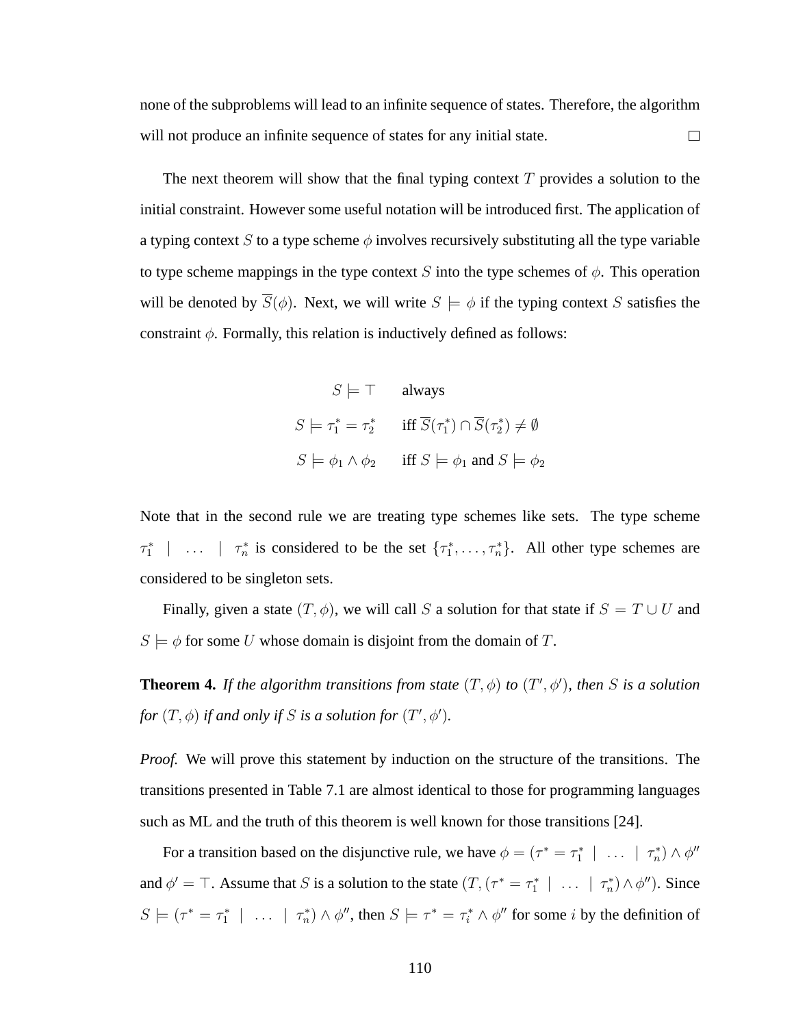none of the subproblems will lead to an infinite sequence of states. Therefore, the algorithm will not produce an infinite sequence of states for any initial state. □

The next theorem will show that the final typing context $T$ provides a solution to the initial constraint. However some useful notation will be introduced first. The application of a typing context $S$ to a type scheme $\phi$ involves recursively substituting all the type variable to type scheme mappings in the type context $S$ into the type schemes of $\phi$. This operation will be denoted by $\overline{S}(\phi)$. Next, we will write $S \models \phi$ if the typing context $S$ satisfies the constraint $\phi$. Formally, this relation is inductively defined as follows:

$$
\begin{array}{rl}
S \models \top & \text{always} \\
S \models \tau_1^* = \tau_2^* & \text{iff } \overline{S}(\tau_1^*) \cap \overline{S}(\tau_2^*) \neq \emptyset \\
S \models \phi_1 \wedge \phi_2 & \text{iff } S \models \phi_1 \text{ and } S \models \phi_2
\end{array}
$$

Note that in the second rule we are treating type schemes like sets. The type scheme $\tau_1^* \mid \ldots \mid \tau_n^*$ is considered to be the set $\{\tau_1^*, \ldots, \tau_n^*\}$. All other type schemes are considered to be singleton sets.

Finally, given a state $(T, \phi)$, we will call $S$ a solution for that state if $S = T \cup U$ and $S \models \phi$ for some $U$ whose domain is disjoint from the domain of $T$.

**Theorem 4.** *If the algorithm transitions from state $(T, \phi)$ to $(T', \phi')$, then $S$ is a solution for $(T, \phi)$ if and only if $S$ is a solution for $(T', \phi')$.*

*Proof.* We will prove this statement by induction on the structure of the transitions. The transitions presented in Table 7.1 are almost identical to those for programming languages such as ML and the truth of this theorem is well known for those transitions [24].

For a transition based on the disjunctive rule, we have $\phi = (\tau^* = \tau_1^* \mid \ldots \mid \tau_n^*) \wedge \phi''$ and $\phi' = \top$. Assume that $S$ is a solution to the state $(T, (\tau^* = \tau_1^* \mid \ldots \mid \tau_n^*) \wedge \phi'')$. Since $S \models (\tau^* = \tau_1^* \mid \ldots \mid \tau_n^*) \wedge \phi''$, then $S \models \tau^* = \tau_i^* \wedge \phi''$ for some $i$ by the definition of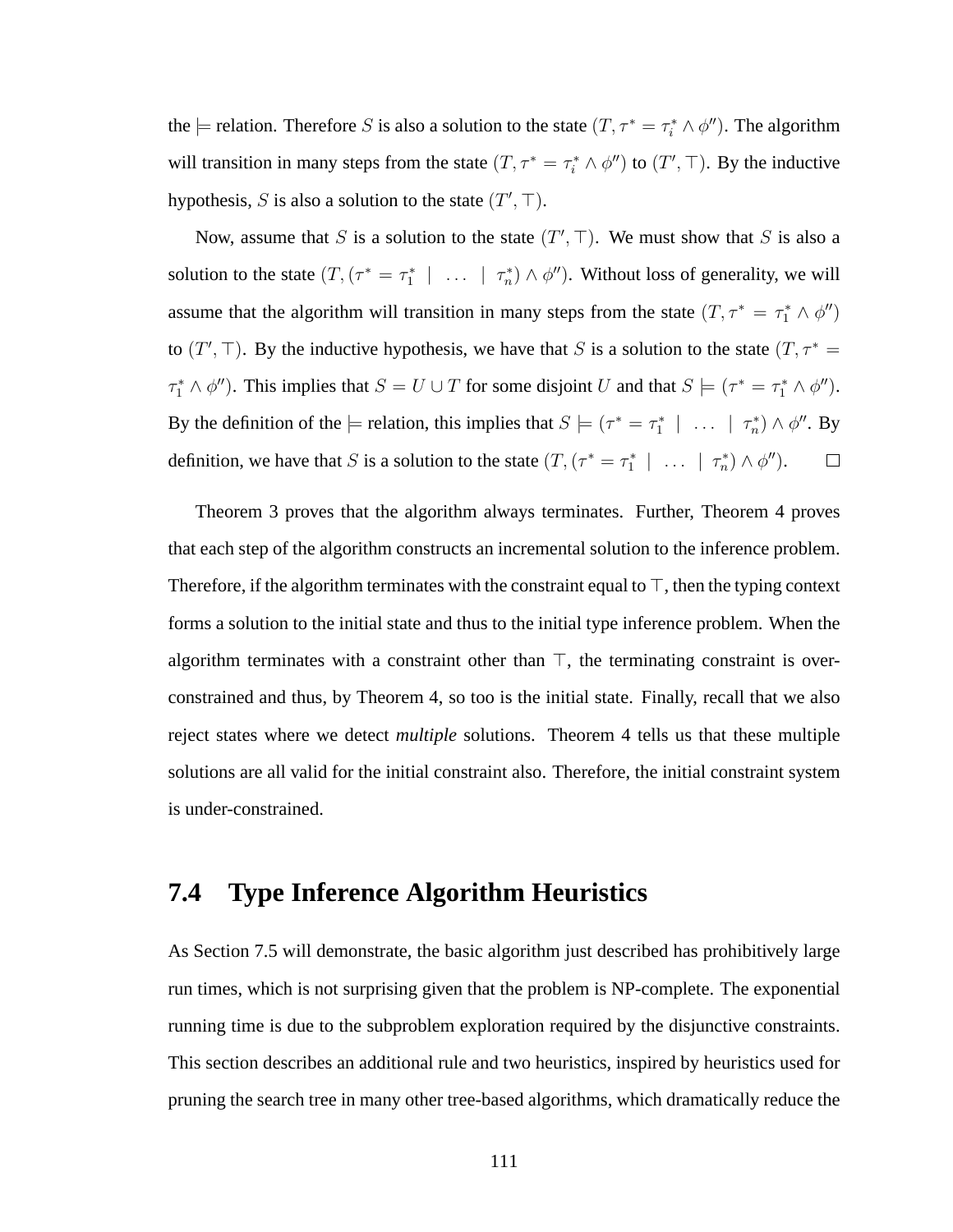the $\models$ relation. Therefore $S$ is also a solution to the state $(T, \tau^* = \tau_i^* \wedge \phi'')$. The algorithm will transition in many steps from the state $(T, \tau^* = \tau_i^* \wedge \phi'')$ to $(T', \top)$. By the inductive hypothesis, $S$ is also a solution to the state $(T', \top)$.

Now, assume that $S$ is a solution to the state $(T', \top)$. We must show that $S$ is also a solution to the state $(T, (\tau^* = \tau_1^* \mid \ldots \mid \tau_n^*) \wedge \phi'')$. Without loss of generality, we will assume that the algorithm will transition in many steps from the state $(T, \tau^* = \tau_1^* \wedge \phi'')$ to $(T', \top)$. By the inductive hypothesis, we have that $S$ is a solution to the state $(T, \tau^* = \tau_1^* \wedge \phi'')$. This implies that $S = U \cup T$ for some disjoint $U$ and that $S \models (\tau^* = \tau_1^* \wedge \phi'')$. By the definition of the $\models$ relation, this implies that $S \models (\tau^* = \tau_1^* \mid \ldots \mid \tau_n^*) \wedge \phi''$. By definition, we have that $S$ is a solution to the state $(T, (\tau^* = \tau_1^* \mid \ldots \mid \tau_n^*) \wedge \phi'')$. $\square$

Theorem 3 proves that the algorithm always terminates. Further, Theorem 4 proves that each step of the algorithm constructs an incremental solution to the inference problem. Therefore, if the algorithm terminates with the constraint equal to $\top$, then the typing context forms a solution to the initial state and thus to the initial type inference problem. When the algorithm terminates with a constraint other than $\top$, the terminating constraint is over-constrained and thus, by Theorem 4, so too is the initial state. Finally, recall that we also reject states where we detect *multiple* solutions. Theorem 4 tells us that these multiple solutions are all valid for the initial constraint also. Therefore, the initial constraint system is under-constrained.

## 7.4 Type Inference Algorithm Heuristics

As Section 7.5 will demonstrate, the basic algorithm just described has prohibitively large run times, which is not surprising given that the problem is NP-complete. The exponential running time is due to the subproblem exploration required by the disjunctive constraints. This section describes an additional rule and two heuristics, inspired by heuristics used for pruning the search tree in many other tree-based algorithms, which dramatically reduce the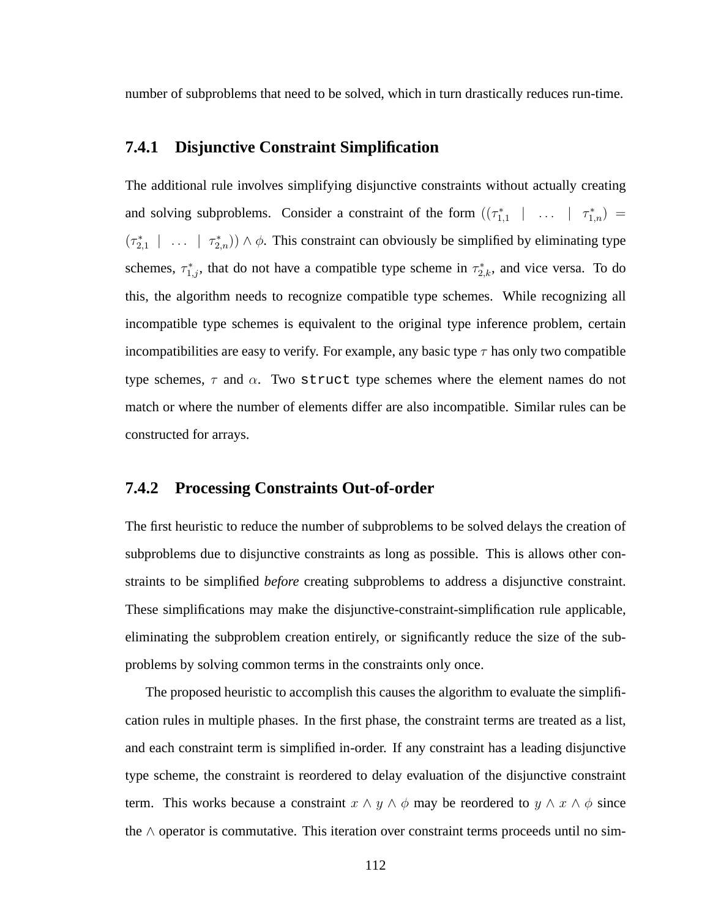number of subproblems that need to be solved, which in turn drastically reduces run-time.

### 7.4.1 Disjunctive Constraint Simplification

The additional rule involves simplifying disjunctive constraints without actually creating and solving subproblems. Consider a constraint of the form $((\tau^*_{1,1} \mid \ldots \mid \tau^*_{1,n}) = (\tau^*_{2,1} \mid \ldots \mid \tau^*_{2,n})) \wedge \phi$. This constraint can obviously be simplified by eliminating type schemes, $\tau^*_{1,j}$, that do not have a compatible type scheme in $\tau^*_{2,k}$, and vice versa. To do this, the algorithm needs to recognize compatible type schemes. While recognizing all incompatible type schemes is equivalent to the original type inference problem, certain incompatibilities are easy to verify. For example, any basic type $\tau$ has only two compatible type schemes, $\tau$ and $\alpha$. Two `struct` type schemes where the element names do not match or where the number of elements differ are also incompatible. Similar rules can be constructed for arrays.

### 7.4.2 Processing Constraints Out-of-order

The first heuristic to reduce the number of subproblems to be solved delays the creation of subproblems due to disjunctive constraints as long as possible. This is allows other constraints to be simplified *before* creating subproblems to address a disjunctive constraint. These simplifications may make the disjunctive-constraint-simplification rule applicable, eliminating the subproblem creation entirely, or significantly reduce the size of the subproblems by solving common terms in the constraints only once.

The proposed heuristic to accomplish this causes the algorithm to evaluate the simplification rules in multiple phases. In the first phase, the constraint terms are treated as a list, and each constraint term is simplified in-order. If any constraint has a leading disjunctive type scheme, the constraint is reordered to delay evaluation of the disjunctive constraint term. This works because a constraint $x \wedge y \wedge \phi$ may be reordered to $y \wedge x \wedge \phi$ since the $\wedge$ operator is commutative. This iteration over constraint terms proceeds until no sim-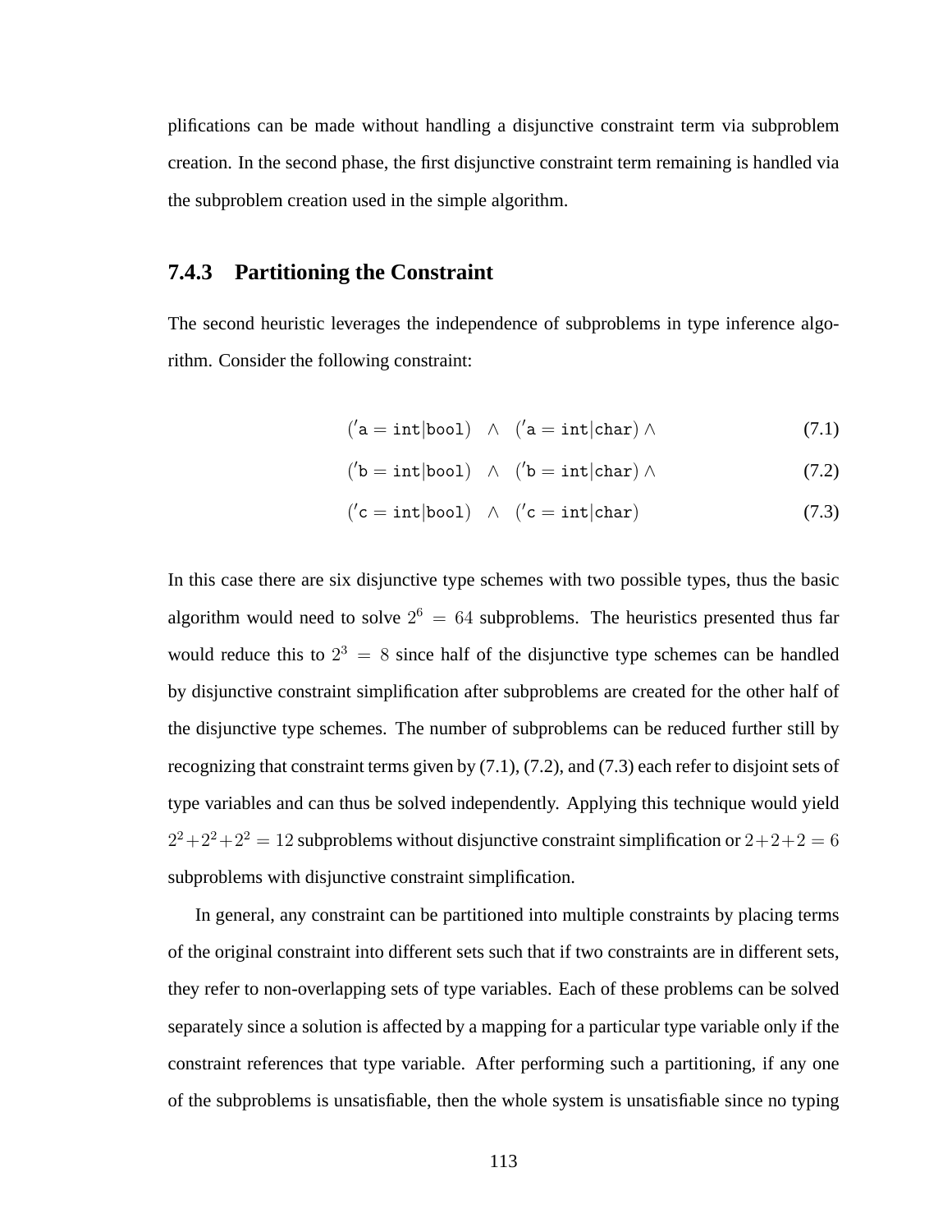plifications can be made without handling a disjunctive constraint term via subproblem creation. In the second phase, the first disjunctive constraint term remaining is handled via the subproblem creation used in the simple algorithm.

### 7.4.3 Partitioning the Constraint

The second heuristic leverages the independence of subproblems in type inference algorithm. Consider the following constraint:

$$('\mathtt{a} = \mathtt{int}|\mathtt{bool}) \quad \wedge \quad ('\mathtt{a} = \mathtt{int}|\mathtt{char}) \wedge \tag{7.1}$$

$$('\mathtt{b} = \mathtt{int}|\mathtt{bool}) \quad \wedge \quad ('\mathtt{b} = \mathtt{int}|\mathtt{char}) \wedge \tag{7.2}$$

$$('\mathtt{c} = \mathtt{int}|\mathtt{bool}) \quad \wedge \quad ('\mathtt{c} = \mathtt{int}|\mathtt{char}) \tag{7.3}$$

In this case there are six disjunctive type schemes with two possible types, thus the basic algorithm would need to solve $2^6 = 64$ subproblems. The heuristics presented thus far would reduce this to $2^3 = 8$ since half of the disjunctive type schemes can be handled by disjunctive constraint simplification after subproblems are created for the other half of the disjunctive type schemes. The number of subproblems can be reduced further still by recognizing that constraint terms given by (7.1), (7.2), and (7.3) each refer to disjoint sets of type variables and can thus be solved independently. Applying this technique would yield $2^2+2^2+2^2 = 12$ subproblems without disjunctive constraint simplification or $2+2+2 = 6$ subproblems with disjunctive constraint simplification.

In general, any constraint can be partitioned into multiple constraints by placing terms of the original constraint into different sets such that if two constraints are in different sets, they refer to non-overlapping sets of type variables. Each of these problems can be solved separately since a solution is affected by a mapping for a particular type variable only if the constraint references that type variable. After performing such a partitioning, if any one of the subproblems is unsatisfiable, then the whole system is unsatisfiable since no typing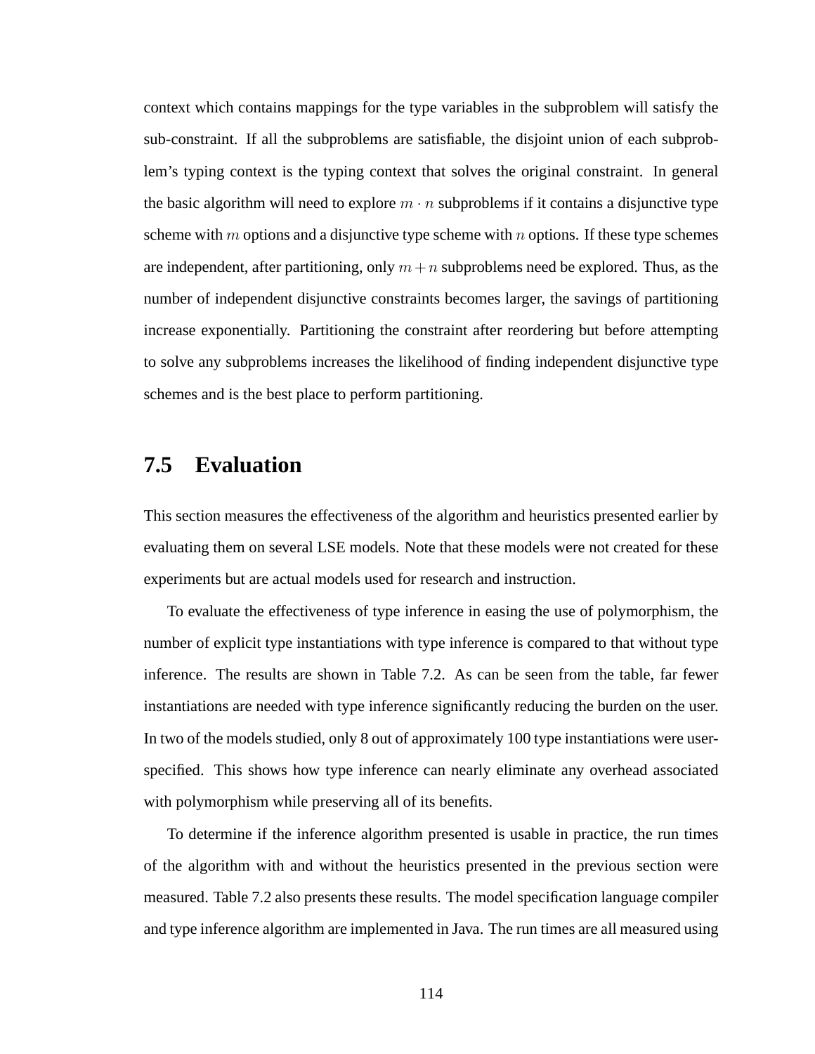context which contains mappings for the type variables in the subproblem will satisfy the sub-constraint. If all the subproblems are satisfiable, the disjoint union of each subproblem's typing context is the typing context that solves the original constraint. In general the basic algorithm will need to explore $m \cdot n$ subproblems if it contains a disjunctive type scheme with $m$ options and a disjunctive type scheme with $n$ options. If these type schemes are independent, after partitioning, only $m + n$ subproblems need be explored. Thus, as the number of independent disjunctive constraints becomes larger, the savings of partitioning increase exponentially. Partitioning the constraint after reordering but before attempting to solve any subproblems increases the likelihood of finding independent disjunctive type schemes and is the best place to perform partitioning.

## 7.5 Evaluation

This section measures the effectiveness of the algorithm and heuristics presented earlier by evaluating them on several LSE models. Note that these models were not created for these experiments but are actual models used for research and instruction.

To evaluate the effectiveness of type inference in easing the use of polymorphism, the number of explicit type instantiations with type inference is compared to that without type inference. The results are shown in Table 7.2. As can be seen from the table, far fewer instantiations are needed with type inference significantly reducing the burden on the user. In two of the models studied, only 8 out of approximately 100 type instantiations were user-specified. This shows how type inference can nearly eliminate any overhead associated with polymorphism while preserving all of its benefits.

To determine if the inference algorithm presented is usable in practice, the run times of the algorithm with and without the heuristics presented in the previous section were measured. Table 7.2 also presents these results. The model specification language compiler and type inference algorithm are implemented in Java. The run times are all measured using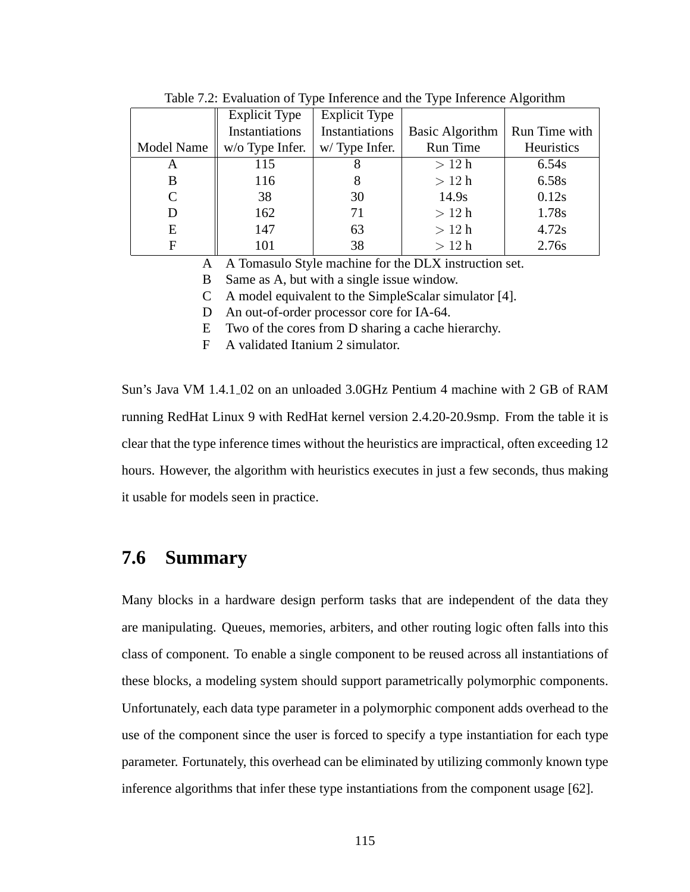Table 7.2: Evaluation of Type Inference and the Type Inference Algorithm

| Model Name | Explicit Type Instantiations w/o Type Infer. | Explicit Type Instantiations w/ Type Infer. | Basic Algorithm Run Time | Run Time with Heuristics |
|---|---|---|---|---|
| A | 115 | 8 | $> 12$ h | 6.54s |
| B | 116 | 8 | $> 12$ h | 6.58s |
| C | 38 | 30 | 14.9s | 0.12s |
| D | 162 | 71 | $> 12$ h | 1.78s |
| E | 147 | 63 | $> 12$ h | 4.72s |
| F | 101 | 38 | $> 12$ h | 2.76s |

A A Tomasulo Style machine for the DLX instruction set.
B Same as A, but with a single issue window.
C A model equivalent to the SimpleScalar simulator [4].
D An out-of-order processor core for IA-64.
E Two of the cores from D sharing a cache hierarchy.
F A validated Itanium 2 simulator.

Sun's Java VM 1.4.1_02 on an unloaded 3.0GHz Pentium 4 machine with 2 GB of RAM running RedHat Linux 9 with RedHat kernel version 2.4.20-20.9smp. From the table it is clear that the type inference times without the heuristics are impractical, often exceeding 12 hours. However, the algorithm with heuristics executes in just a few seconds, thus making it usable for models seen in practice.

## 7.6 Summary

Many blocks in a hardware design perform tasks that are independent of the data they are manipulating. Queues, memories, arbiters, and other routing logic often falls into this class of component. To enable a single component to be reused across all instantiations of these blocks, a modeling system should support parametrically polymorphic components. Unfortunately, each data type parameter in a polymorphic component adds overhead to the use of the component since the user is forced to specify a type instantiation for each type parameter. Fortunately, this overhead can be eliminated by utilizing commonly known type inference algorithms that infer these type instantiations from the component usage [62].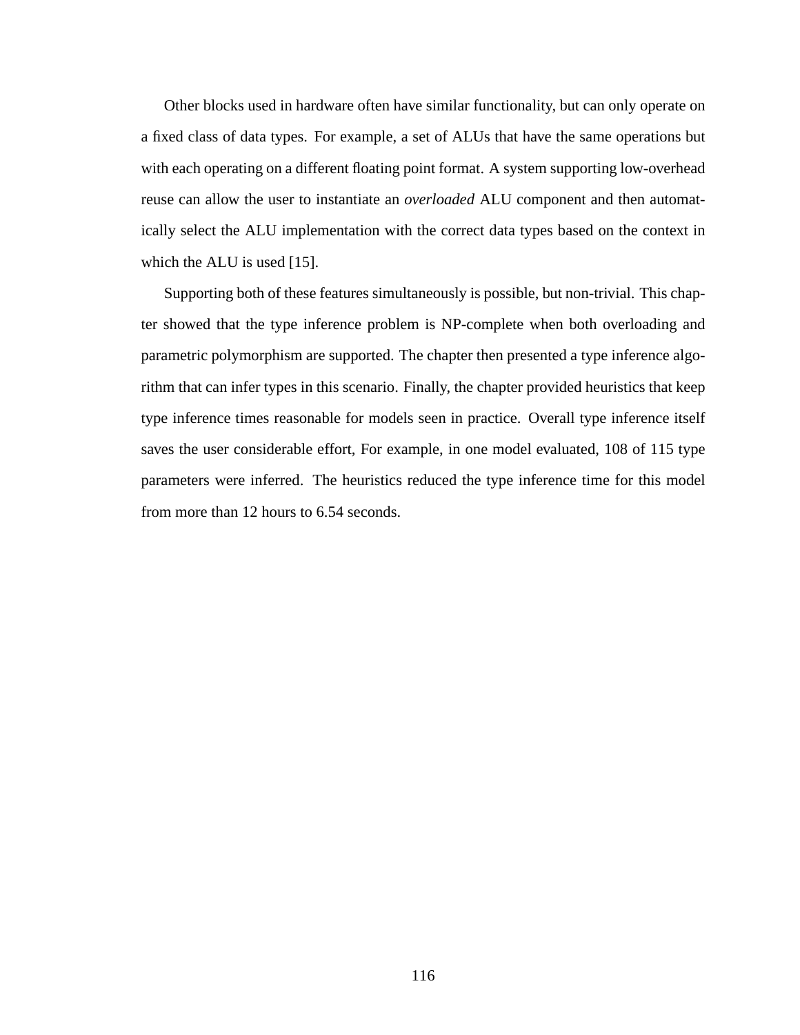Other blocks used in hardware often have similar functionality, but can only operate on a fixed class of data types. For example, a set of ALUs that have the same operations but with each operating on a different floating point format. A system supporting low-overhead reuse can allow the user to instantiate an *overloaded* ALU component and then automatically select the ALU implementation with the correct data types based on the context in which the ALU is used [15].

Supporting both of these features simultaneously is possible, but non-trivial. This chapter showed that the type inference problem is NP-complete when both overloading and parametric polymorphism are supported. The chapter then presented a type inference algorithm that can infer types in this scenario. Finally, the chapter provided heuristics that keep type inference times reasonable for models seen in practice. Overall type inference itself saves the user considerable effort, For example, in one model evaluated, 108 of 115 type parameters were inferred. The heuristics reduced the type inference time for this model from more than 12 hours to 6.54 seconds.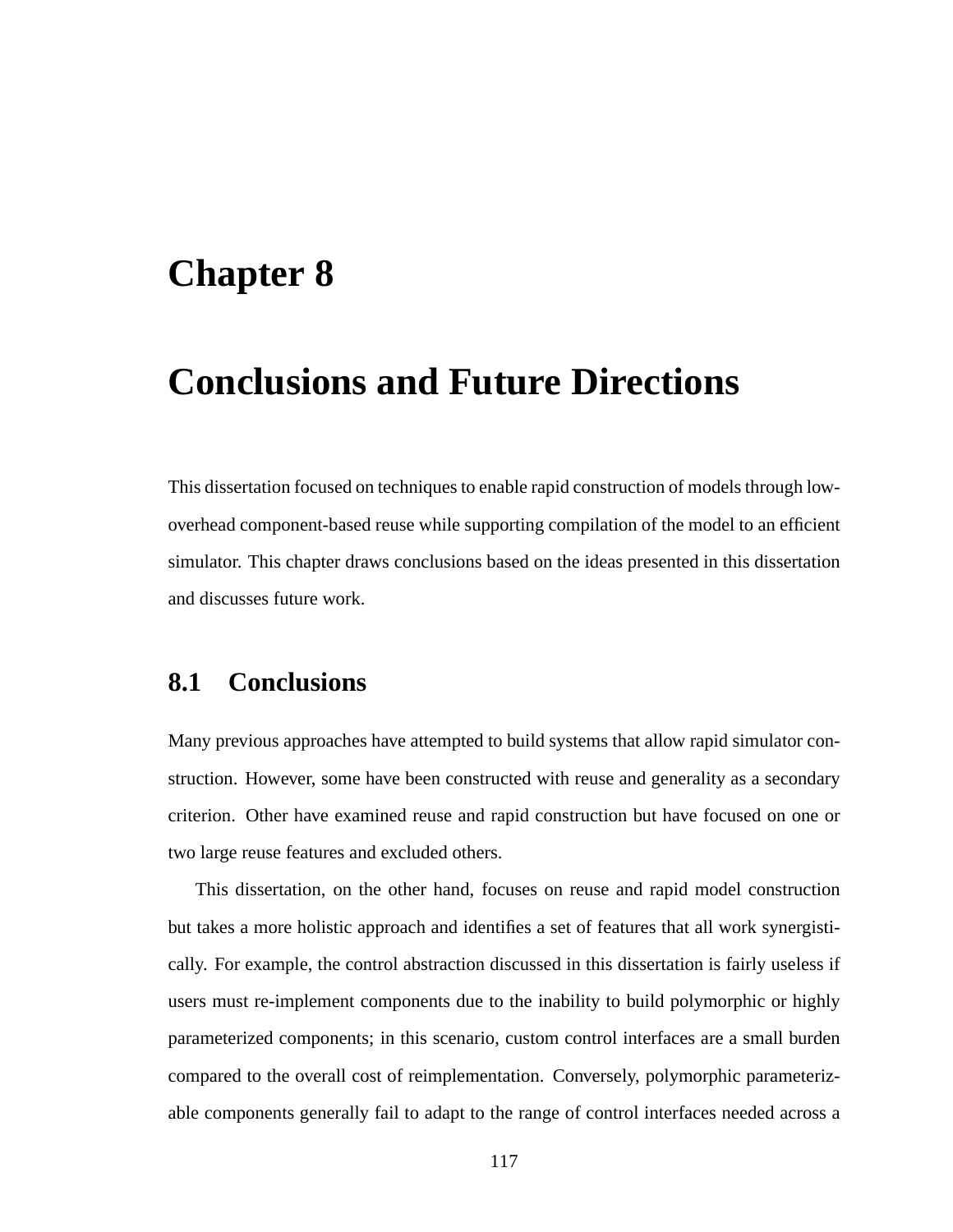# Chapter 8

# Conclusions and Future Directions

This dissertation focused on techniques to enable rapid construction of models through low-overhead component-based reuse while supporting compilation of the model to an efficient simulator. This chapter draws conclusions based on the ideas presented in this dissertation and discusses future work.

## 8.1 Conclusions

Many previous approaches have attempted to build systems that allow rapid simulator construction. However, some have been constructed with reuse and generality as a secondary criterion. Other have examined reuse and rapid construction but have focused on one or two large reuse features and excluded others.

This dissertation, on the other hand, focuses on reuse and rapid model construction but takes a more holistic approach and identifies a set of features that all work synergistically. For example, the control abstraction discussed in this dissertation is fairly useless if users must re-implement components due to the inability to build polymorphic or highly parameterized components; in this scenario, custom control interfaces are a small burden compared to the overall cost of reimplementation. Conversely, polymorphic parameterizable components generally fail to adapt to the range of control interfaces needed across a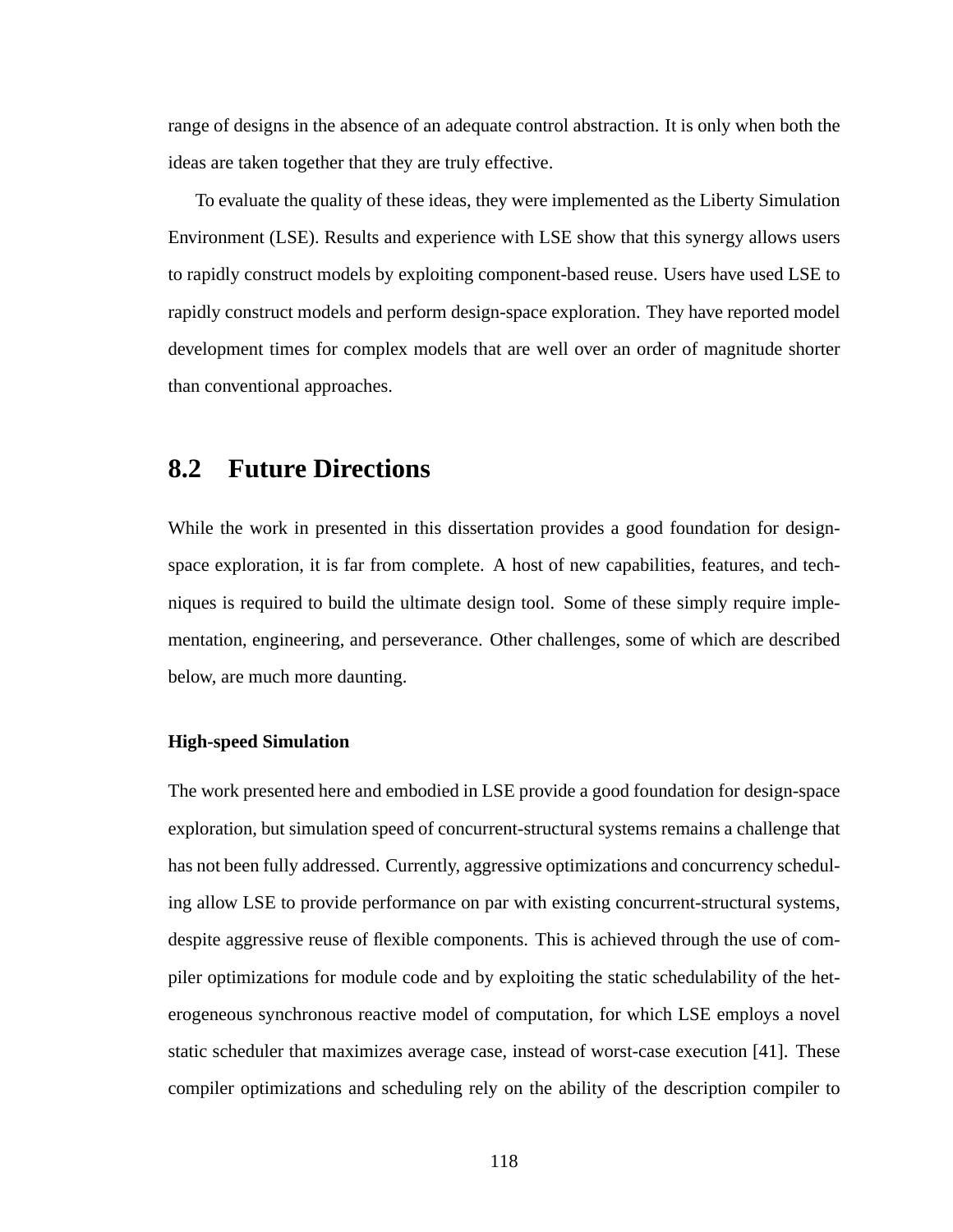range of designs in the absence of an adequate control abstraction. It is only when both the ideas are taken together that they are truly effective.

To evaluate the quality of these ideas, they were implemented as the Liberty Simulation Environment (LSE). Results and experience with LSE show that this synergy allows users to rapidly construct models by exploiting component-based reuse. Users have used LSE to rapidly construct models and perform design-space exploration. They have reported model development times for complex models that are well over an order of magnitude shorter than conventional approaches.

## 8.2 Future Directions

While the work in presented in this dissertation provides a good foundation for design-space exploration, it is far from complete. A host of new capabilities, features, and techniques is required to build the ultimate design tool. Some of these simply require implementation, engineering, and perseverance. Other challenges, some of which are described below, are much more daunting.

#### High-speed Simulation

The work presented here and embodied in LSE provide a good foundation for design-space exploration, but simulation speed of concurrent-structural systems remains a challenge that has not been fully addressed. Currently, aggressive optimizations and concurrency scheduling allow LSE to provide performance on par with existing concurrent-structural systems, despite aggressive reuse of flexible components. This is achieved through the use of compiler optimizations for module code and by exploiting the static schedulability of the heterogeneous synchronous reactive model of computation, for which LSE employs a novel static scheduler that maximizes average case, instead of worst-case execution [41]. These compiler optimizations and scheduling rely on the ability of the description compiler to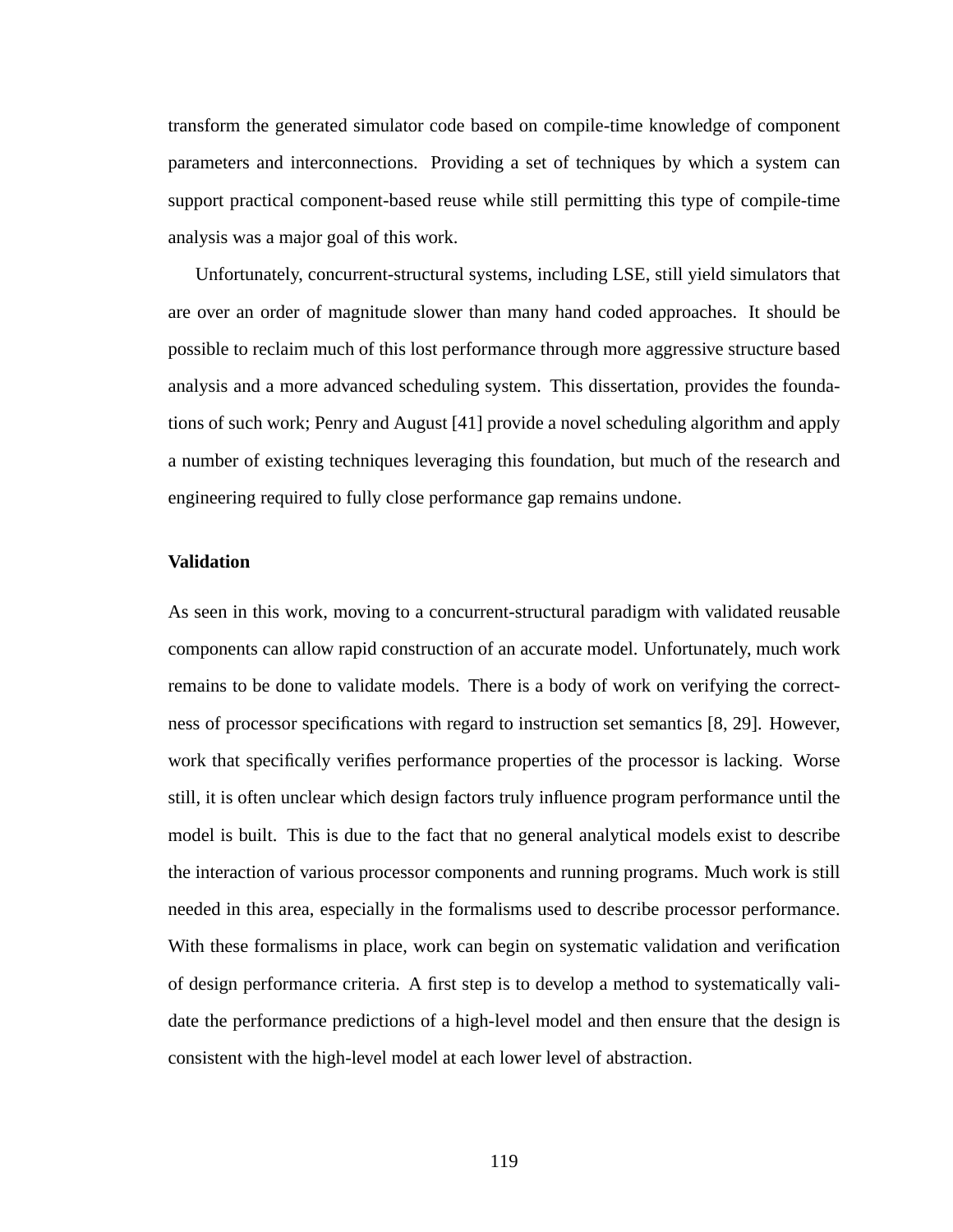transform the generated simulator code based on compile-time knowledge of component parameters and interconnections. Providing a set of techniques by which a system can support practical component-based reuse while still permitting this type of compile-time analysis was a major goal of this work.

Unfortunately, concurrent-structural systems, including LSE, still yield simulators that are over an order of magnitude slower than many hand coded approaches. It should be possible to reclaim much of this lost performance through more aggressive structure based analysis and a more advanced scheduling system. This dissertation, provides the foundations of such work; Penry and August [41] provide a novel scheduling algorithm and apply a number of existing techniques leveraging this foundation, but much of the research and engineering required to fully close performance gap remains undone.

**Validation**

As seen in this work, moving to a concurrent-structural paradigm with validated reusable components can allow rapid construction of an accurate model. Unfortunately, much work remains to be done to validate models. There is a body of work on verifying the correctness of processor specifications with regard to instruction set semantics [8, 29]. However, work that specifically verifies performance properties of the processor is lacking. Worse still, it is often unclear which design factors truly influence program performance until the model is built. This is due to the fact that no general analytical models exist to describe the interaction of various processor components and running programs. Much work is still needed in this area, especially in the formalisms used to describe processor performance. With these formalisms in place, work can begin on systematic validation and verification of design performance criteria. A first step is to develop a method to systematically validate the performance predictions of a high-level model and then ensure that the design is consistent with the high-level model at each lower level of abstraction.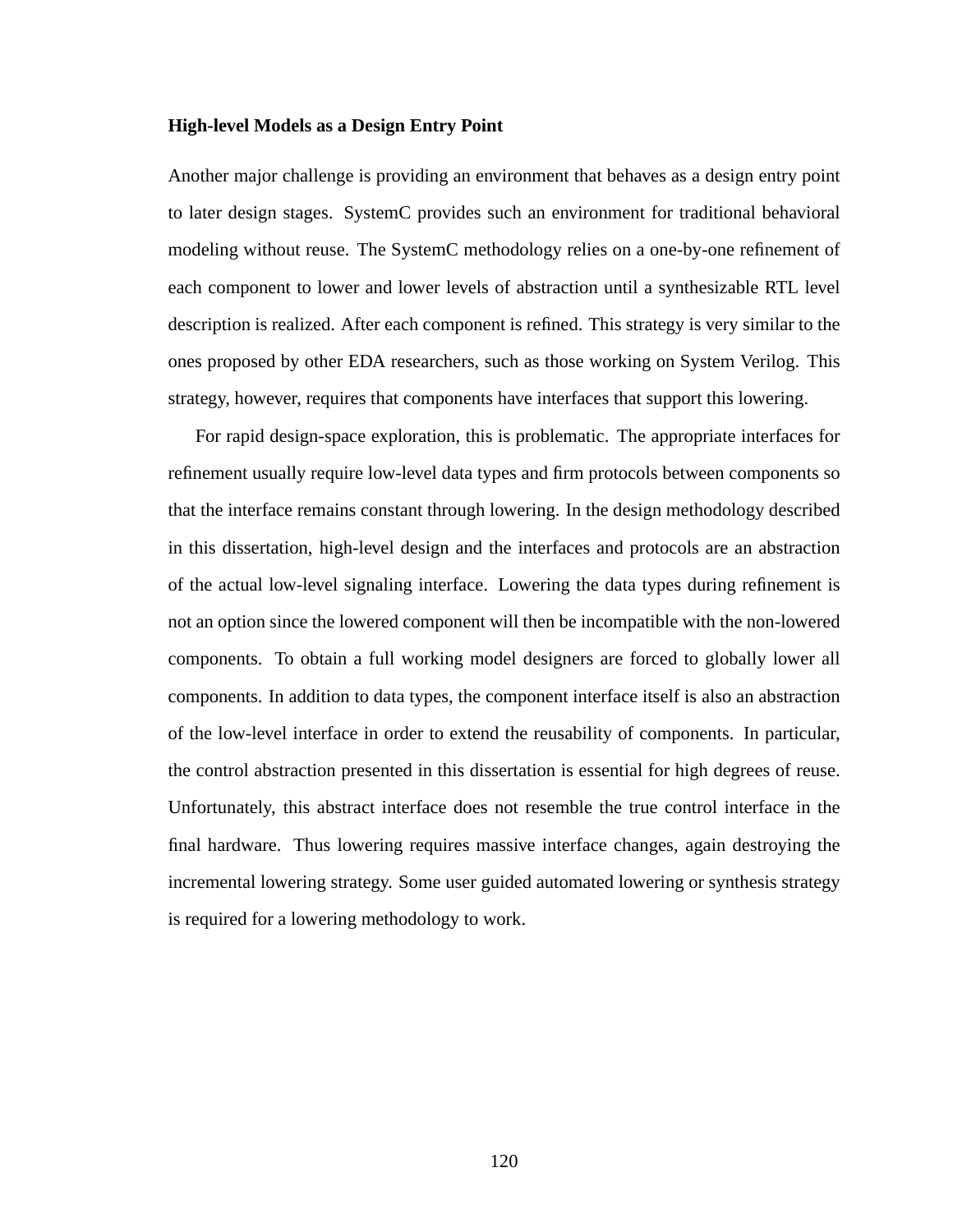### High-level Models as a Design Entry Point

Another major challenge is providing an environment that behaves as a design entry point to later design stages. SystemC provides such an environment for traditional behavioral modeling without reuse. The SystemC methodology relies on a one-by-one refinement of each component to lower and lower levels of abstraction until a synthesizable RTL level description is realized. After each component is refined. This strategy is very similar to the ones proposed by other EDA researchers, such as those working on System Verilog. This strategy, however, requires that components have interfaces that support this lowering.

For rapid design-space exploration, this is problematic. The appropriate interfaces for refinement usually require low-level data types and firm protocols between components so that the interface remains constant through lowering. In the design methodology described in this dissertation, high-level design and the interfaces and protocols are an abstraction of the actual low-level signaling interface. Lowering the data types during refinement is not an option since the lowered component will then be incompatible with the non-lowered components. To obtain a full working model designers are forced to globally lower all components. In addition to data types, the component interface itself is also an abstraction of the low-level interface in order to extend the reusability of components. In particular, the control abstraction presented in this dissertation is essential for high degrees of reuse. Unfortunately, this abstract interface does not resemble the true control interface in the final hardware. Thus lowering requires massive interface changes, again destroying the incremental lowering strategy. Some user guided automated lowering or synthesis strategy is required for a lowering methodology to work.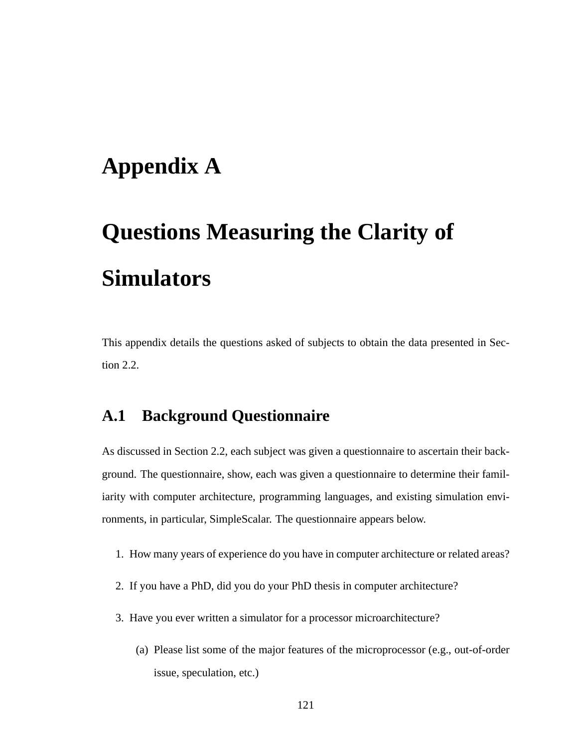# Appendix A

# Questions Measuring the Clarity of Simulators

This appendix details the questions asked of subjects to obtain the data presented in Section 2.2.

## A.1 Background Questionnaire

As discussed in Section 2.2, each subject was given a questionnaire to ascertain their background. The questionnaire, show, each was given a questionnaire to determine their familiarity with computer architecture, programming languages, and existing simulation environments, in particular, SimpleScalar. The questionnaire appears below.

1. How many years of experience do you have in computer architecture or related areas?
2. If you have a PhD, did you do your PhD thesis in computer architecture?
3. Have you ever written a simulator for a processor microarchitecture?
   (a) Please list some of the major features of the microprocessor (e.g., out-of-order issue, speculation, etc.)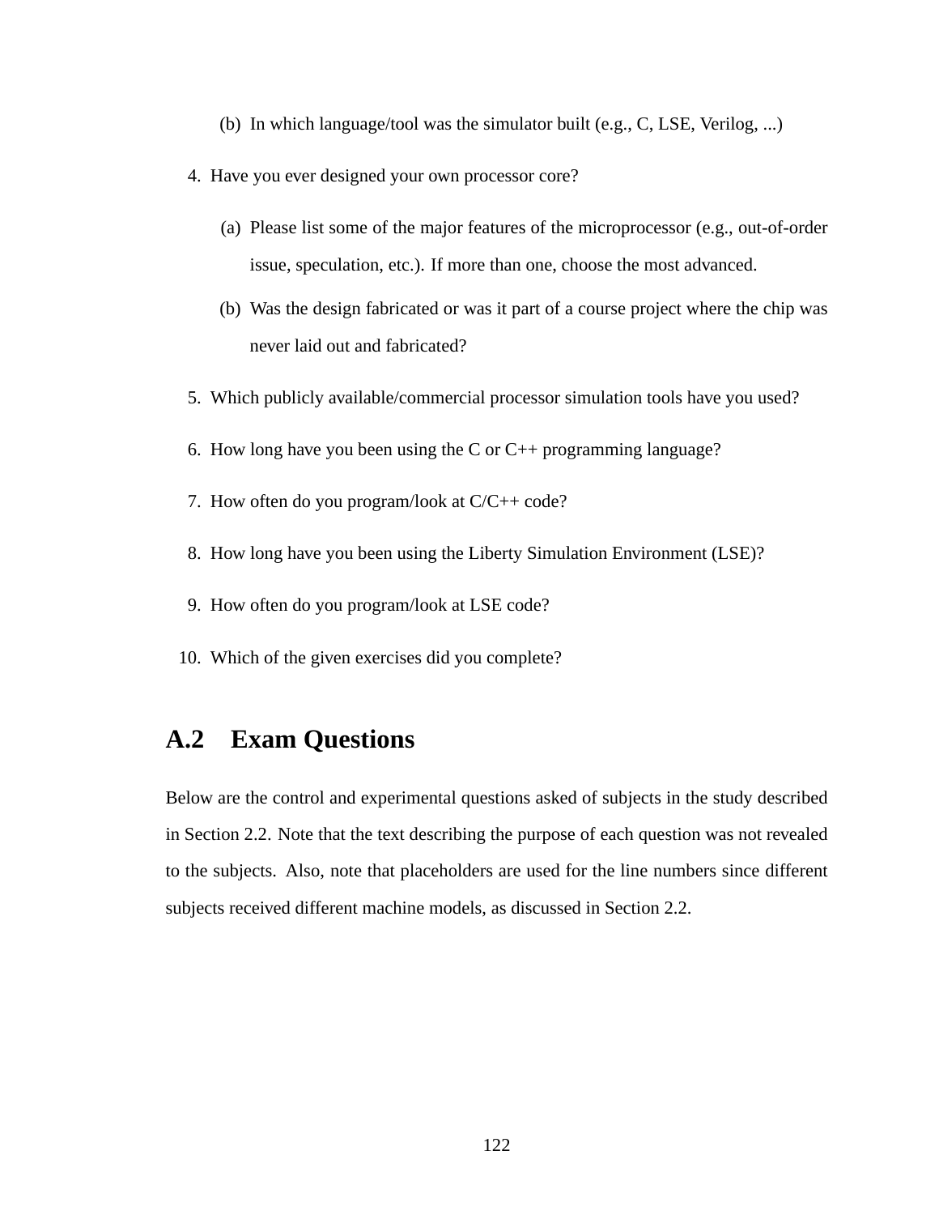(b) In which language/tool was the simulator built (e.g., C, LSE, Verilog, ...)

4. Have you ever designed your own processor core?

   (a) Please list some of the major features of the microprocessor (e.g., out-of-order issue, speculation, etc.). If more than one, choose the most advanced.

   (b) Was the design fabricated or was it part of a course project where the chip was never laid out and fabricated?

5. Which publicly available/commercial processor simulation tools have you used?

6. How long have you been using the C or C++ programming language?

7. How often do you program/look at C/C++ code?

8. How long have you been using the Liberty Simulation Environment (LSE)?

9. How often do you program/look at LSE code?

10. Which of the given exercises did you complete?

## A.2 Exam Questions

Below are the control and experimental questions asked of subjects in the study described in Section 2.2. Note that the text describing the purpose of each question was not revealed to the subjects. Also, note that placeholders are used for the line numbers since different subjects received different machine models, as discussed in Section 2.2.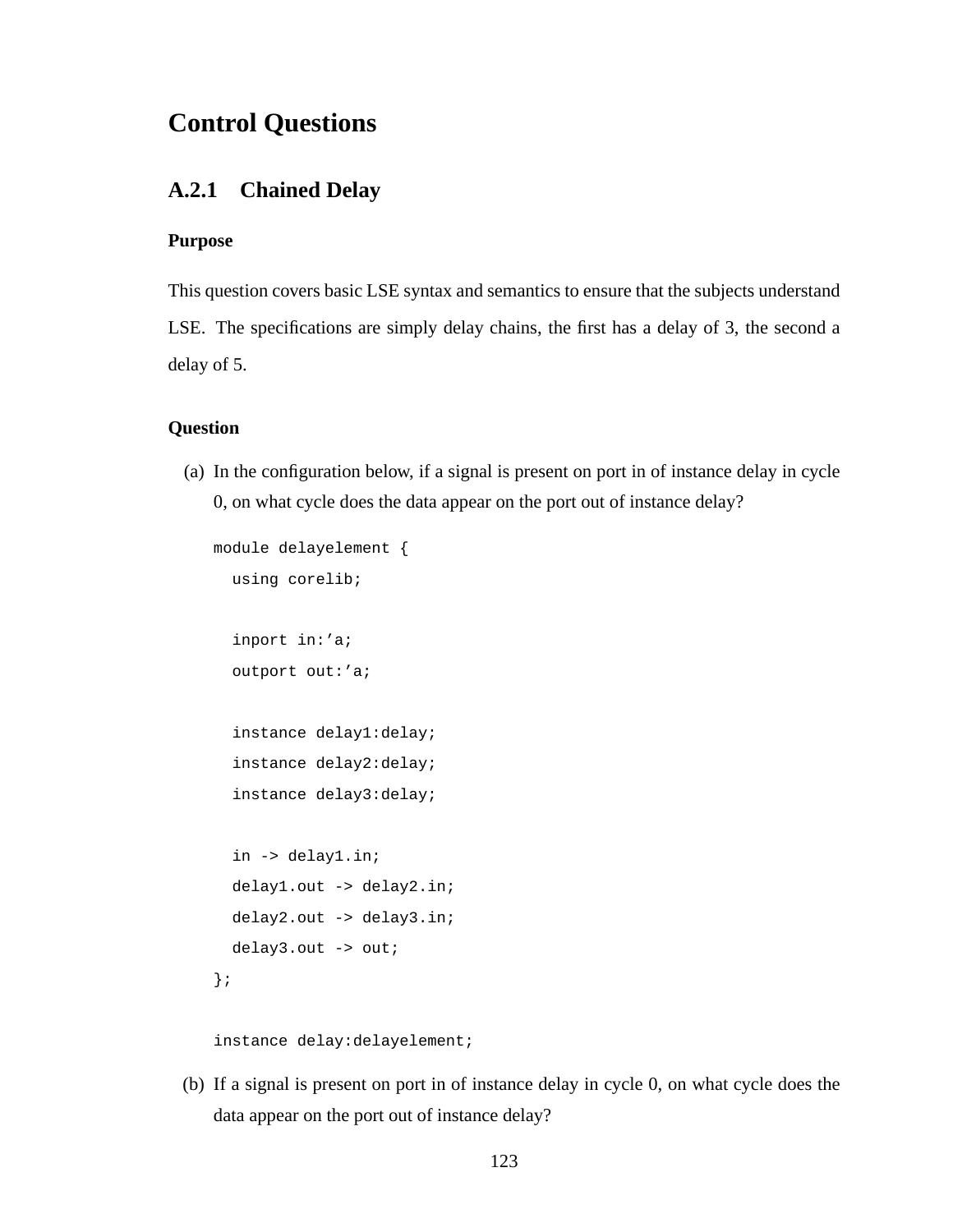# Control Questions

## A.2.1 Chained Delay

### Purpose

This question covers basic LSE syntax and semantics to ensure that the subjects understand LSE. The specifications are simply delay chains, the first has a delay of 3, the second a delay of 5.

### Question

(a) In the configuration below, if a signal is present on port in of instance delay in cycle 0, on what cycle does the data appear on the port out of instance delay?

```
module delayelement {
  using corelib;

  inport in:’a;
  outport out:’a;

  instance delay1:delay;
  instance delay2:delay;
  instance delay3:delay;

  in -> delay1.in;
  delay1.out -> delay2.in;
  delay2.out -> delay3.in;
  delay3.out -> out;
};

instance delay:delayelement;
```

(b) If a signal is present on port in of instance delay in cycle 0, on what cycle does the data appear on the port out of instance delay?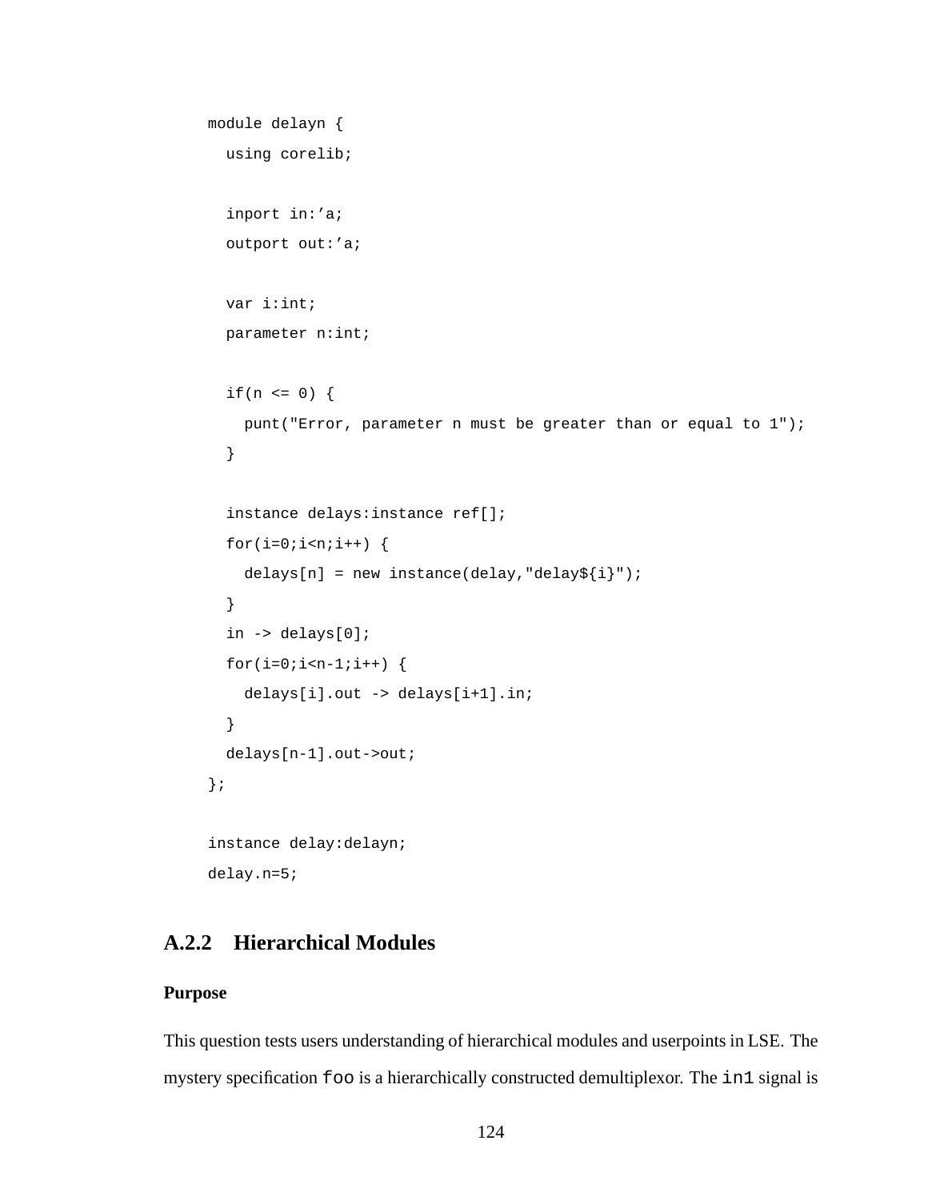```
module delayn {
  using corelib;

  inport in:'a;
  outport out:'a;

  var i:int;
  parameter n:int;

  if(n <= 0) {
    punt("Error, parameter n must be greater than or equal to 1");
  }

  instance delays:instance ref[];
  for(i=0;i<n;i++) {
    delays[n] = new instance(delay,"delay${i}");
  }
  in -> delays[0];
  for(i=0;i<n-1;i++) {
    delays[i].out -> delays[i+1].in;
  }
  delays[n-1].out->out;
};

instance delay:delayn;
delay.n=5;
```

### A.2.2 Hierarchical Modules

#### Purpose

This question tests users understanding of hierarchical modules and userpoints in LSE. The mystery specification `foo` is a hierarchically constructed demultiplexor. The `in1` signal is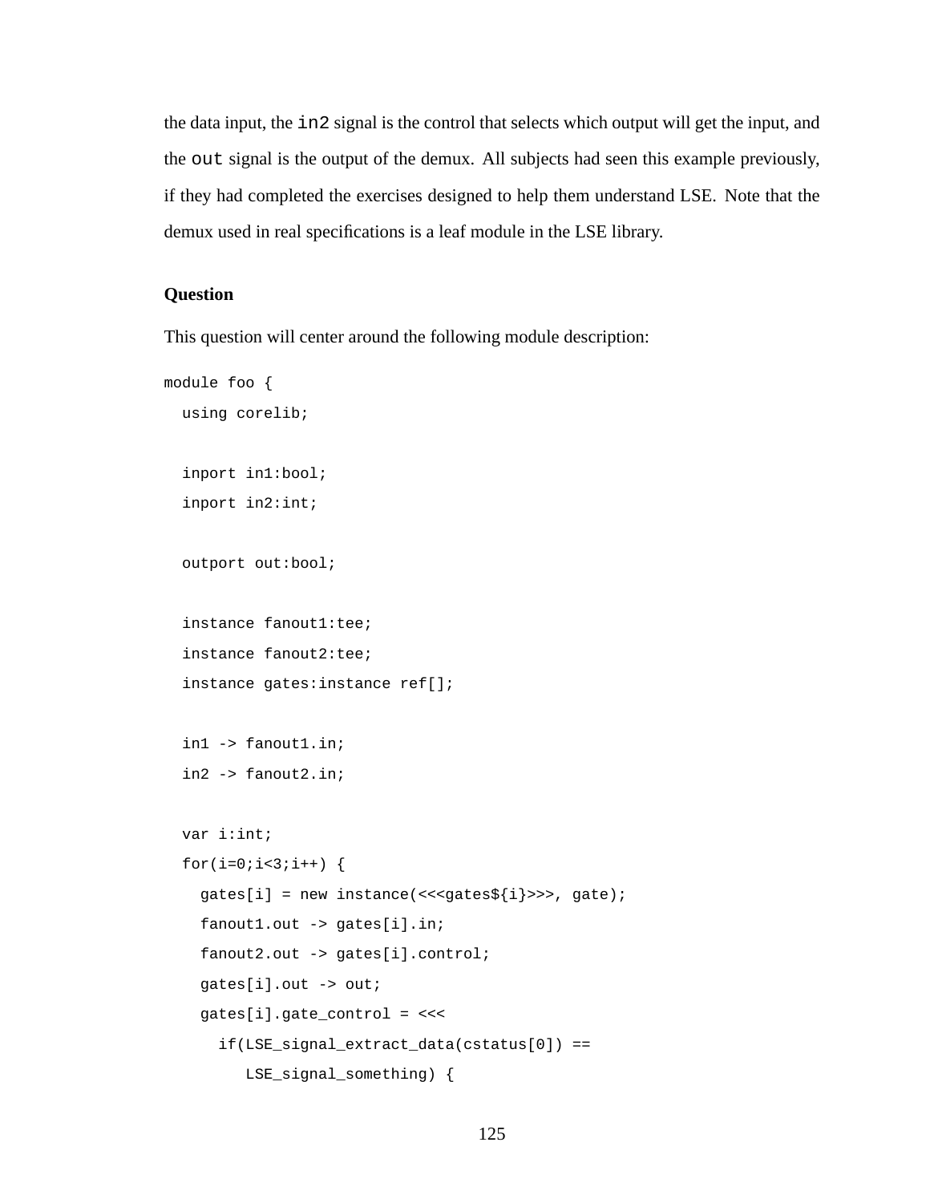the data input, the `in2` signal is the control that selects which output will get the input, and the `out` signal is the output of the demux. All subjects had seen this example previously, if they had completed the exercises designed to help them understand LSE. Note that the demux used in real specifications is a leaf module in the LSE library.

**Question**

This question will center around the following module description:

```
module foo {
  using corelib;

  inport in1:bool;
  inport in2:int;

  outport out:bool;

  instance fanout1:tee;
  instance fanout2:tee;
  instance gates:instance ref[];

  in1 -> fanout1.in;
  in2 -> fanout2.in;

  var i:int;
  for(i=0;i<3;i++) {
    gates[i] = new instance(<<<gates${i}>>>, gate);
    fanout1.out -> gates[i].in;
    fanout2.out -> gates[i].control;
    gates[i].out -> out;
    gates[i].gate_control = <<<
      if(LSE_signal_extract_data(cstatus[0]) ==
         LSE_signal_something) {
```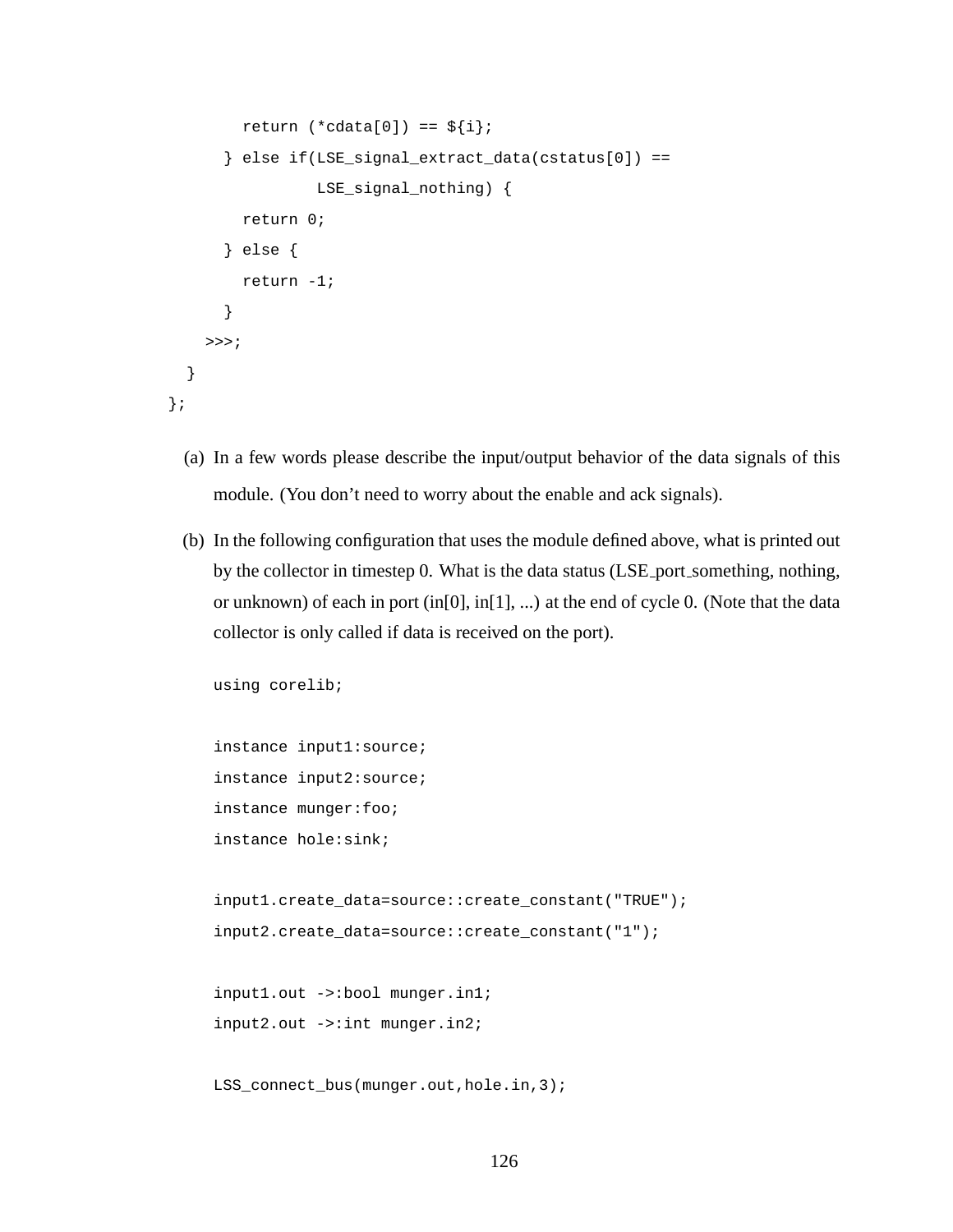```
        return (*cdata[0]) == ${i};
      } else if(LSE_signal_extract_data(cstatus[0]) ==
                LSE_signal_nothing) {
        return 0;
      } else {
        return -1;
      }
    >>>;
  }
};
```

(a) In a few words please describe the input/output behavior of the data signals of this module. (You don't need to worry about the enable and ack signals).

(b) In the following configuration that uses the module defined above, what is printed out by the collector in timestep 0. What is the data status (LSE_port_something, nothing, or unknown) of each in port (in[0], in[1], ...) at the end of cycle 0. (Note that the data collector is only called if data is received on the port).

```
using corelib;

instance input1:source;
instance input2:source;
instance munger:foo;
instance hole:sink;

input1.create_data=source::create_constant("TRUE");
input2.create_data=source::create_constant("1");

input1.out ->:bool munger.in1;
input2.out ->:int munger.in2;

LSS_connect_bus(munger.out,hole.in,3);
```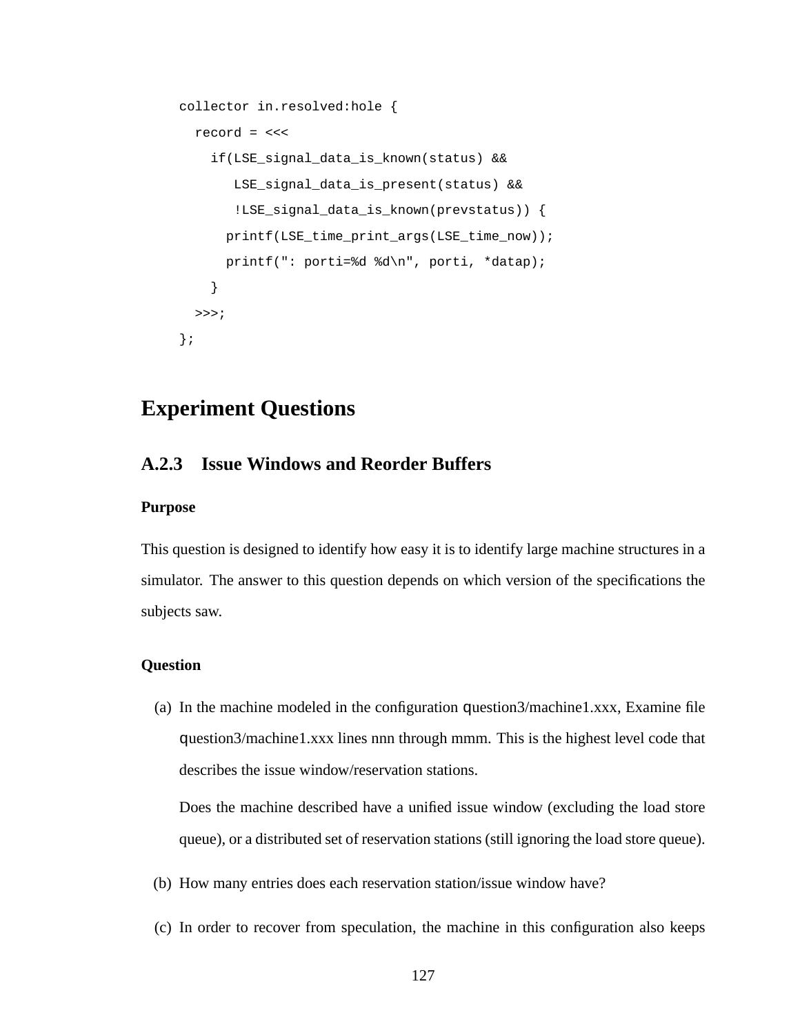```
collector in.resolved:hole {
  record = <<<
    if(LSE_signal_data_is_known(status) &&
       LSE_signal_data_is_present(status) &&
       !LSE_signal_data_is_known(prevstatus)) {
      printf(LSE_time_print_args(LSE_time_now));
      printf(": porti=%d %d\n", porti, *datap);
    }
  >>>;
};
```

## Experiment Questions

### A.2.3 Issue Windows and Reorder Buffers

#### Purpose

This question is designed to identify how easy it is to identify large machine structures in a simulator. The answer to this question depends on which version of the specifications the subjects saw.

#### Question

(a) In the machine modeled in the configuration question3/machine1.xxx, Examine file question3/machine1.xxx lines nnn through mmm. This is the highest level code that describes the issue window/reservation stations.

   Does the machine described have a unified issue window (excluding the load store queue), or a distributed set of reservation stations (still ignoring the load store queue).

(b) How many entries does each reservation station/issue window have?

(c) In order to recover from speculation, the machine in this configuration also keeps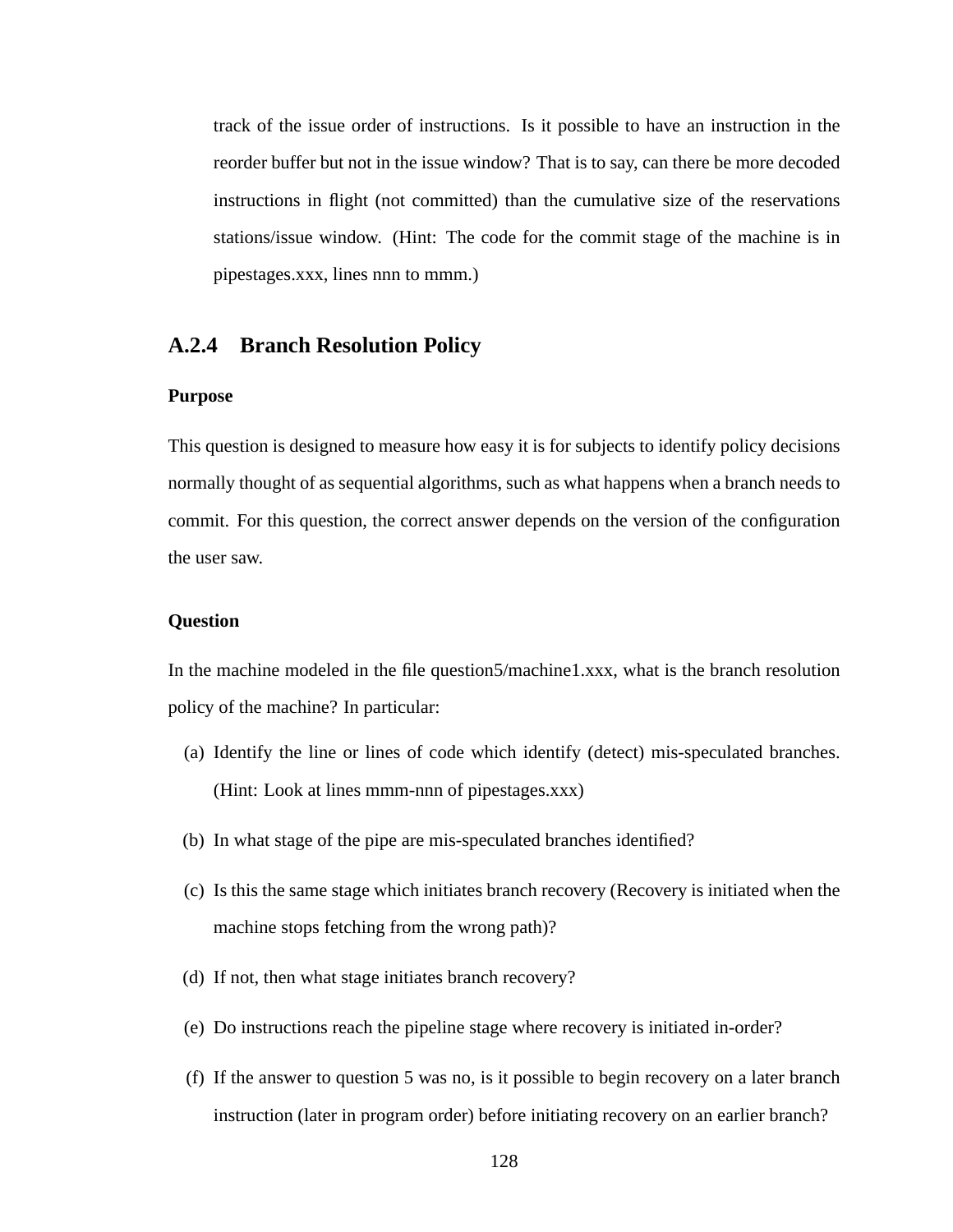track of the issue order of instructions. Is it possible to have an instruction in the reorder buffer but not in the issue window? That is to say, can there be more decoded instructions in flight (not committed) than the cumulative size of the reservations stations/issue window. (Hint: The code for the commit stage of the machine is in pipestages.xxx, lines nnn to mmm.)

### A.2.4 Branch Resolution Policy

#### Purpose

This question is designed to measure how easy it is for subjects to identify policy decisions normally thought of as sequential algorithms, such as what happens when a branch needs to commit. For this question, the correct answer depends on the version of the configuration the user saw.

#### Question

In the machine modeled in the file question5/machine1.xxx, what is the branch resolution policy of the machine? In particular:

(a) Identify the line or lines of code which identify (detect) mis-speculated branches. (Hint: Look at lines mmm-nnn of pipestages.xxx)

(b) In what stage of the pipe are mis-speculated branches identified?

(c) Is this the same stage which initiates branch recovery (Recovery is initiated when the machine stops fetching from the wrong path)?

(d) If not, then what stage initiates branch recovery?

(e) Do instructions reach the pipeline stage where recovery is initiated in-order?

(f) If the answer to question 5 was no, is it possible to begin recovery on a later branch instruction (later in program order) before initiating recovery on an earlier branch?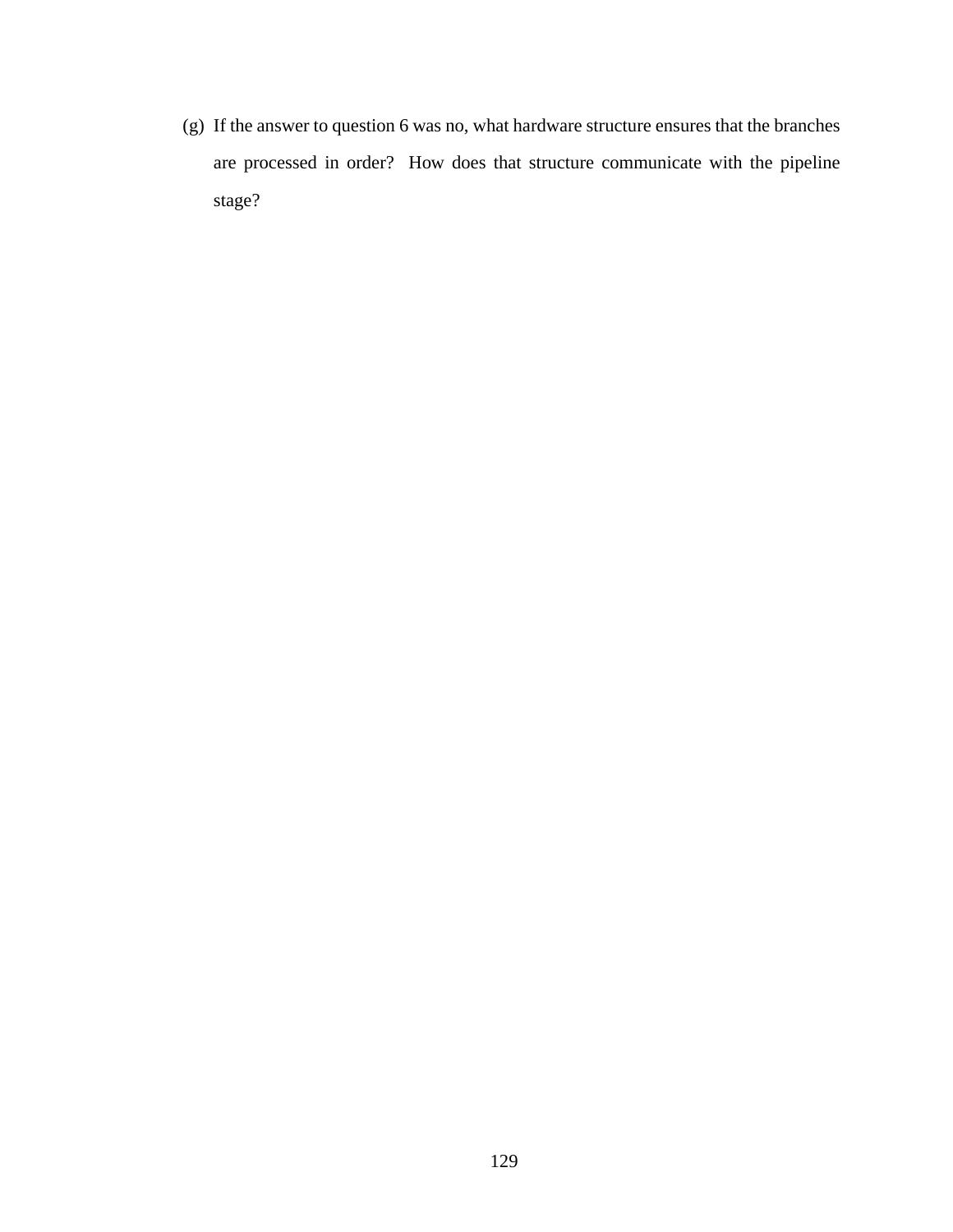(g) If the answer to question 6 was no, what hardware structure ensures that the branches are processed in order? How does that structure communicate with the pipeline stage?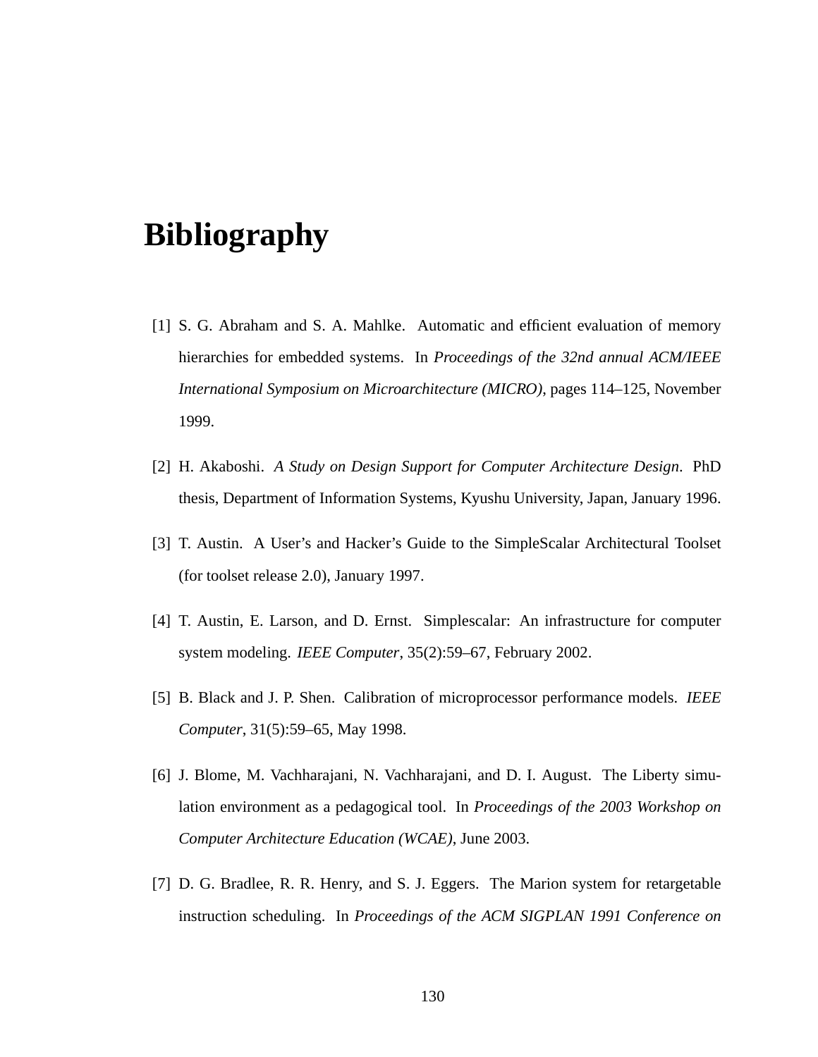# Bibliography

[1] S. G. Abraham and S. A. Mahlke. Automatic and efficient evaluation of memory hierarchies for embedded systems. In *Proceedings of the 32nd annual ACM/IEEE International Symposium on Microarchitecture (MICRO)*, pages 114–125, November 1999.

[2] H. Akaboshi. *A Study on Design Support for Computer Architecture Design*. PhD thesis, Department of Information Systems, Kyushu University, Japan, January 1996.

[3] T. Austin. A User's and Hacker's Guide to the SimpleScalar Architectural Toolset (for toolset release 2.0), January 1997.

[4] T. Austin, E. Larson, and D. Ernst. Simplescalar: An infrastructure for computer system modeling. *IEEE Computer*, 35(2):59–67, February 2002.

[5] B. Black and J. P. Shen. Calibration of microprocessor performance models. *IEEE Computer*, 31(5):59–65, May 1998.

[6] J. Blome, M. Vachharajani, N. Vachharajani, and D. I. August. The Liberty simulation environment as a pedagogical tool. In *Proceedings of the 2003 Workshop on Computer Architecture Education (WCAE)*, June 2003.

[7] D. G. Bradlee, R. R. Henry, and S. J. Eggers. The Marion system for retargetable instruction scheduling. In *Proceedings of the ACM SIGPLAN 1991 Conference on*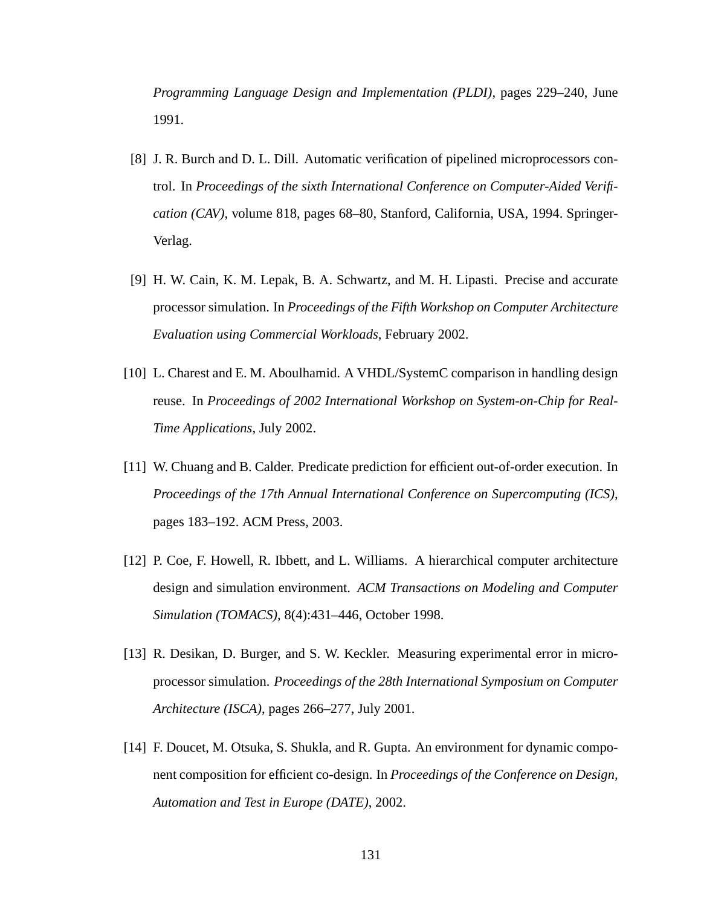*Programming Language Design and Implementation (PLDI)*, pages 229–240, June 1991.

[8] J. R. Burch and D. L. Dill. Automatic verification of pipelined microprocessors control. In *Proceedings of the sixth International Conference on Computer-Aided Verification (CAV)*, volume 818, pages 68–80, Stanford, California, USA, 1994. Springer-Verlag.

[9] H. W. Cain, K. M. Lepak, B. A. Schwartz, and M. H. Lipasti. Precise and accurate processor simulation. In *Proceedings of the Fifth Workshop on Computer Architecture Evaluation using Commercial Workloads*, February 2002.

[10] L. Charest and E. M. Aboulhamid. A VHDL/SystemC comparison in handling design reuse. In *Proceedings of 2002 International Workshop on System-on-Chip for Real-Time Applications*, July 2002.

[11] W. Chuang and B. Calder. Predicate prediction for efficient out-of-order execution. In *Proceedings of the 17th Annual International Conference on Supercomputing (ICS)*, pages 183–192. ACM Press, 2003.

[12] P. Coe, F. Howell, R. Ibbett, and L. Williams. A hierarchical computer architecture design and simulation environment. *ACM Transactions on Modeling and Computer Simulation (TOMACS)*, 8(4):431–446, October 1998.

[13] R. Desikan, D. Burger, and S. W. Keckler. Measuring experimental error in microprocessor simulation. *Proceedings of the 28th International Symposium on Computer Architecture (ISCA)*, pages 266–277, July 2001.

[14] F. Doucet, M. Otsuka, S. Shukla, and R. Gupta. An environment for dynamic component composition for efficient co-design. In *Proceedings of the Conference on Design, Automation and Test in Europe (DATE)*, 2002.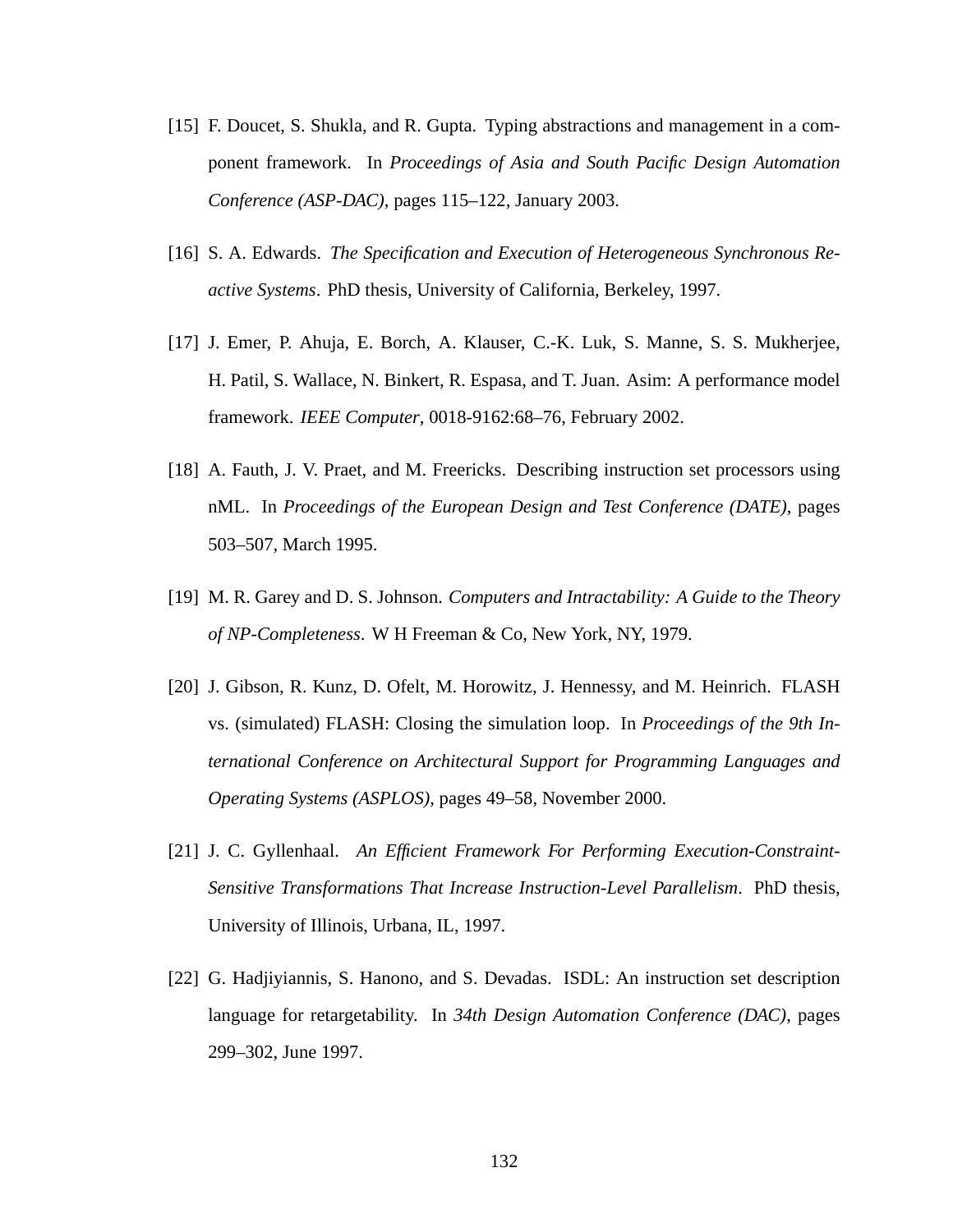[15] F. Doucet, S. Shukla, and R. Gupta. Typing abstractions and management in a component framework. In *Proceedings of Asia and South Pacific Design Automation Conference (ASP-DAC)*, pages 115–122, January 2003.

[16] S. A. Edwards. *The Specification and Execution of Heterogeneous Synchronous Reactive Systems*. PhD thesis, University of California, Berkeley, 1997.

[17] J. Emer, P. Ahuja, E. Borch, A. Klauser, C.-K. Luk, S. Manne, S. S. Mukherjee, H. Patil, S. Wallace, N. Binkert, R. Espasa, and T. Juan. Asim: A performance model framework. *IEEE Computer*, 0018-9162:68–76, February 2002.

[18] A. Fauth, J. V. Praet, and M. Freericks. Describing instruction set processors using nML. In *Proceedings of the European Design and Test Conference (DATE)*, pages 503–507, March 1995.

[19] M. R. Garey and D. S. Johnson. *Computers and Intractability: A Guide to the Theory of NP-Completeness*. W H Freeman & Co, New York, NY, 1979.

[20] J. Gibson, R. Kunz, D. Ofelt, M. Horowitz, J. Hennessy, and M. Heinrich. FLASH vs. (simulated) FLASH: Closing the simulation loop. In *Proceedings of the 9th International Conference on Architectural Support for Programming Languages and Operating Systems (ASPLOS)*, pages 49–58, November 2000.

[21] J. C. Gyllenhaal. *An Efficient Framework For Performing Execution-Constraint-Sensitive Transformations That Increase Instruction-Level Parallelism*. PhD thesis, University of Illinois, Urbana, IL, 1997.

[22] G. Hadjiyiannis, S. Hanono, and S. Devadas. ISDL: An instruction set description language for retargetability. In *34th Design Automation Conference (DAC)*, pages 299–302, June 1997.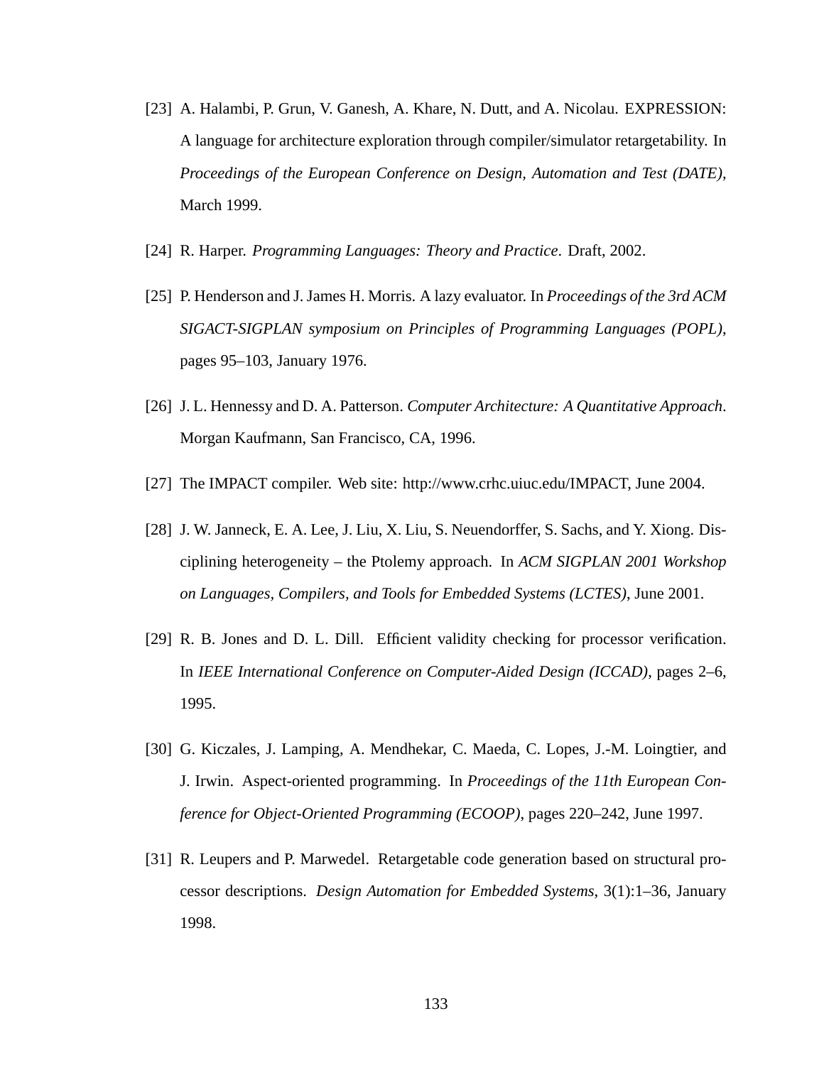[23] A. Halambi, P. Grun, V. Ganesh, A. Khare, N. Dutt, and A. Nicolau. EXPRESSION: A language for architecture exploration through compiler/simulator retargetability. In *Proceedings of the European Conference on Design, Automation and Test (DATE)*, March 1999.

[24] R. Harper. *Programming Languages: Theory and Practice*. Draft, 2002.

[25] P. Henderson and J. James H. Morris. A lazy evaluator. In *Proceedings of the 3rd ACM SIGACT-SIGPLAN symposium on Principles of Programming Languages (POPL)*, pages 95–103, January 1976.

[26] J. L. Hennessy and D. A. Patterson. *Computer Architecture: A Quantitative Approach*. Morgan Kaufmann, San Francisco, CA, 1996.

[27] The IMPACT compiler. Web site: http://www.crhc.uiuc.edu/IMPACT, June 2004.

[28] J. W. Janneck, E. A. Lee, J. Liu, X. Liu, S. Neuendorffer, S. Sachs, and Y. Xiong. Disciplining heterogeneity – the Ptolemy approach. In *ACM SIGPLAN 2001 Workshop on Languages, Compilers, and Tools for Embedded Systems (LCTES)*, June 2001.

[29] R. B. Jones and D. L. Dill. Efficient validity checking for processor verification. In *IEEE International Conference on Computer-Aided Design (ICCAD)*, pages 2–6, 1995.

[30] G. Kiczales, J. Lamping, A. Mendhekar, C. Maeda, C. Lopes, J.-M. Loingtier, and J. Irwin. Aspect-oriented programming. In *Proceedings of the 11th European Conference for Object-Oriented Programming (ECOOP)*, pages 220–242, June 1997.

[31] R. Leupers and P. Marwedel. Retargetable code generation based on structural processor descriptions. *Design Automation for Embedded Systems*, 3(1):1–36, January 1998.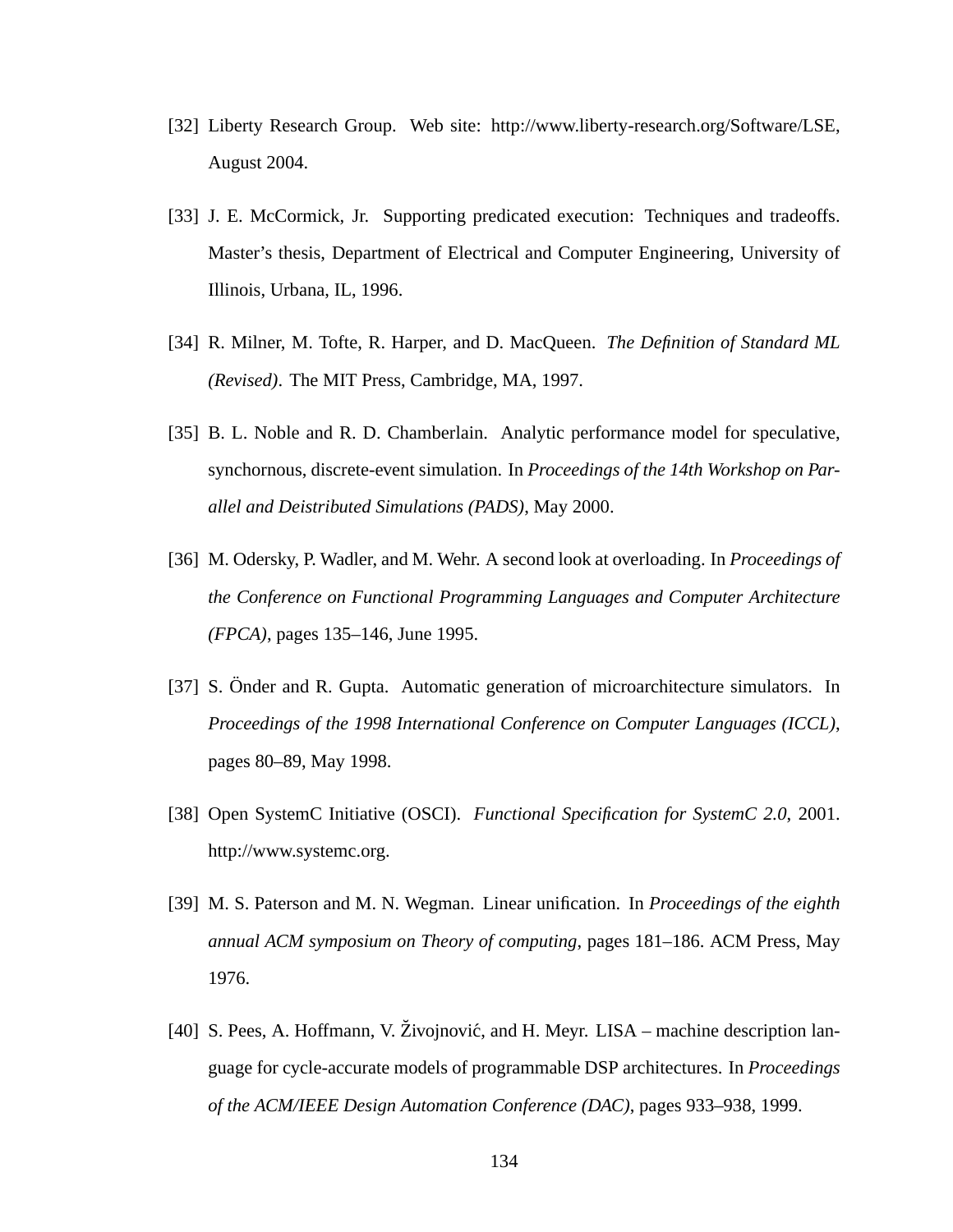[32] Liberty Research Group. Web site: http://www.liberty-research.org/Software/LSE, August 2004.

[33] J. E. McCormick, Jr. Supporting predicated execution: Techniques and tradeoffs. Master's thesis, Department of Electrical and Computer Engineering, University of Illinois, Urbana, IL, 1996.

[34] R. Milner, M. Tofte, R. Harper, and D. MacQueen. *The Definition of Standard ML (Revised)*. The MIT Press, Cambridge, MA, 1997.

[35] B. L. Noble and R. D. Chamberlain. Analytic performance model for speculative, synchornous, discrete-event simulation. In *Proceedings of the 14th Workshop on Parallel and Deistributed Simulations (PADS)*, May 2000.

[36] M. Odersky, P. Wadler, and M. Wehr. A second look at overloading. In *Proceedings of the Conference on Functional Programming Languages and Computer Architecture (FPCA)*, pages 135–146, June 1995.

[37] S. Önder and R. Gupta. Automatic generation of microarchitecture simulators. In *Proceedings of the 1998 International Conference on Computer Languages (ICCL)*, pages 80–89, May 1998.

[38] Open SystemC Initiative (OSCI). *Functional Specification for SystemC 2.0*, 2001. http://www.systemc.org.

[39] M. S. Paterson and M. N. Wegman. Linear unification. In *Proceedings of the eighth annual ACM symposium on Theory of computing*, pages 181–186. ACM Press, May 1976.

[40] S. Pees, A. Hoffmann, V. Živojnović, and H. Meyr. LISA – machine description language for cycle-accurate models of programmable DSP architectures. In *Proceedings of the ACM/IEEE Design Automation Conference (DAC)*, pages 933–938, 1999.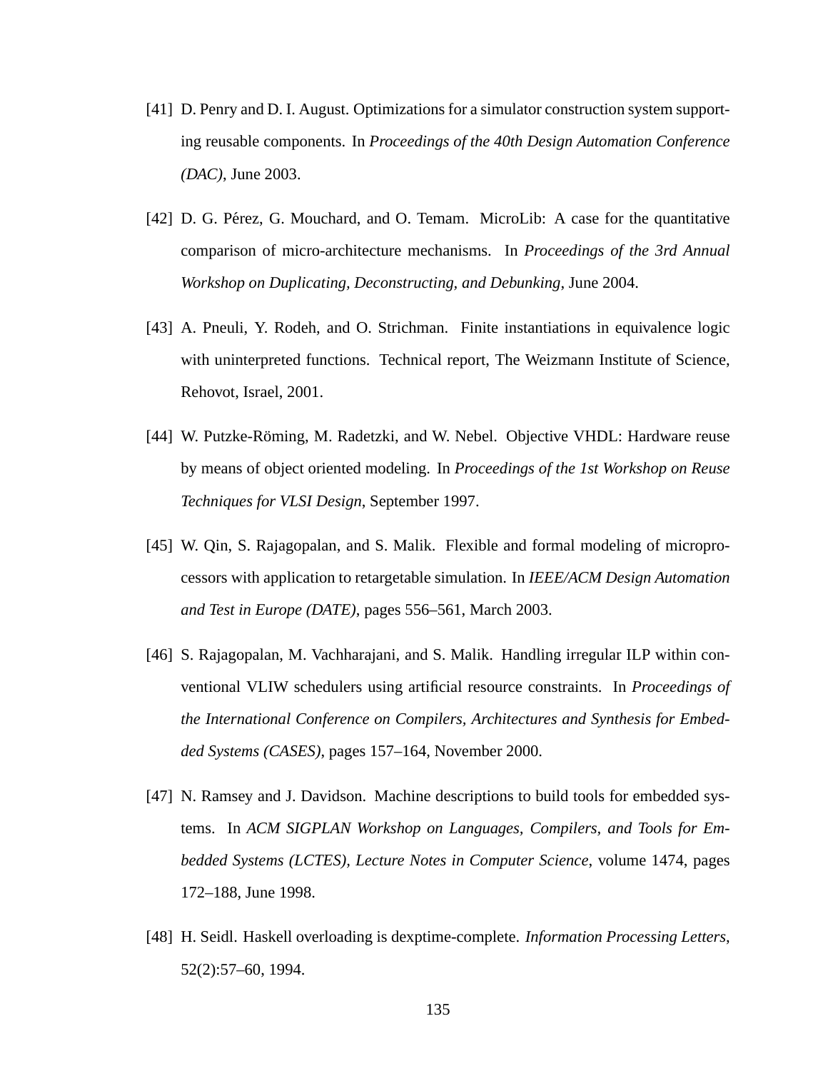[41] D. Penry and D. I. August. Optimizations for a simulator construction system supporting reusable components. In *Proceedings of the 40th Design Automation Conference (DAC)*, June 2003.

[42] D. G. Pérez, G. Mouchard, and O. Temam. MicroLib: A case for the quantitative comparison of micro-architecture mechanisms. In *Proceedings of the 3rd Annual Workshop on Duplicating, Deconstructing, and Debunking*, June 2004.

[43] A. Pneuli, Y. Rodeh, and O. Strichman. Finite instantiations in equivalence logic with uninterpreted functions. Technical report, The Weizmann Institute of Science, Rehovot, Israel, 2001.

[44] W. Putzke-Röming, M. Radetzki, and W. Nebel. Objective VHDL: Hardware reuse by means of object oriented modeling. In *Proceedings of the 1st Workshop on Reuse Techniques for VLSI Design*, September 1997.

[45] W. Qin, S. Rajagopalan, and S. Malik. Flexible and formal modeling of microprocessors with application to retargetable simulation. In *IEEE/ACM Design Automation and Test in Europe (DATE)*, pages 556–561, March 2003.

[46] S. Rajagopalan, M. Vachharajani, and S. Malik. Handling irregular ILP within conventional VLIW schedulers using artificial resource constraints. In *Proceedings of the International Conference on Compilers, Architectures and Synthesis for Embedded Systems (CASES)*, pages 157–164, November 2000.

[47] N. Ramsey and J. Davidson. Machine descriptions to build tools for embedded systems. In *ACM SIGPLAN Workshop on Languages, Compilers, and Tools for Embedded Systems (LCTES), Lecture Notes in Computer Science*, volume 1474, pages 172–188, June 1998.

[48] H. Seidl. Haskell overloading is dexptime-complete. *Information Processing Letters*, 52(2):57–60, 1994.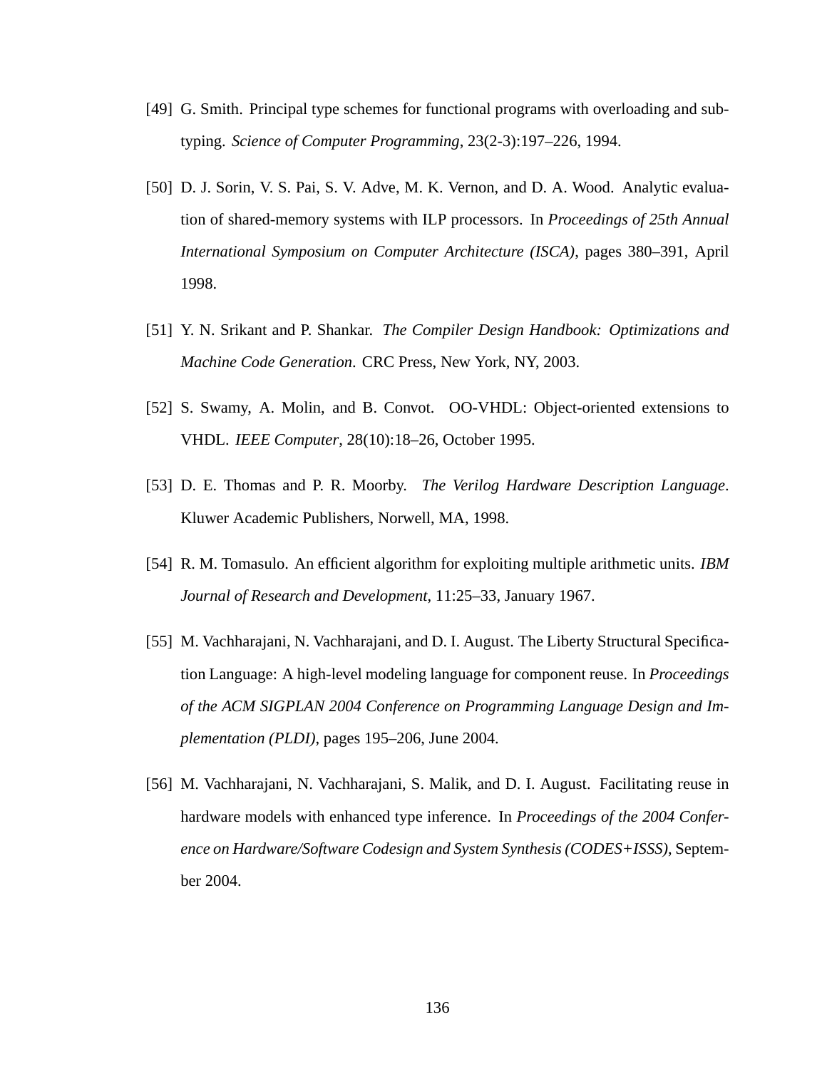[49] G. Smith. Principal type schemes for functional programs with overloading and subtyping. *Science of Computer Programming*, 23(2-3):197–226, 1994.

[50] D. J. Sorin, V. S. Pai, S. V. Adve, M. K. Vernon, and D. A. Wood. Analytic evaluation of shared-memory systems with ILP processors. In *Proceedings of 25th Annual International Symposium on Computer Architecture (ISCA)*, pages 380–391, April 1998.

[51] Y. N. Srikant and P. Shankar. *The Compiler Design Handbook: Optimizations and Machine Code Generation*. CRC Press, New York, NY, 2003.

[52] S. Swamy, A. Molin, and B. Convot. OO-VHDL: Object-oriented extensions to VHDL. *IEEE Computer*, 28(10):18–26, October 1995.

[53] D. E. Thomas and P. R. Moorby. *The Verilog Hardware Description Language*. Kluwer Academic Publishers, Norwell, MA, 1998.

[54] R. M. Tomasulo. An efficient algorithm for exploiting multiple arithmetic units. *IBM Journal of Research and Development*, 11:25–33, January 1967.

[55] M. Vachharajani, N. Vachharajani, and D. I. August. The Liberty Structural Specification Language: A high-level modeling language for component reuse. In *Proceedings of the ACM SIGPLAN 2004 Conference on Programming Language Design and Implementation (PLDI)*, pages 195–206, June 2004.

[56] M. Vachharajani, N. Vachharajani, S. Malik, and D. I. August. Facilitating reuse in hardware models with enhanced type inference. In *Proceedings of the 2004 Conference on Hardware/Software Codesign and System Synthesis (CODES+ISSS)*, September 2004.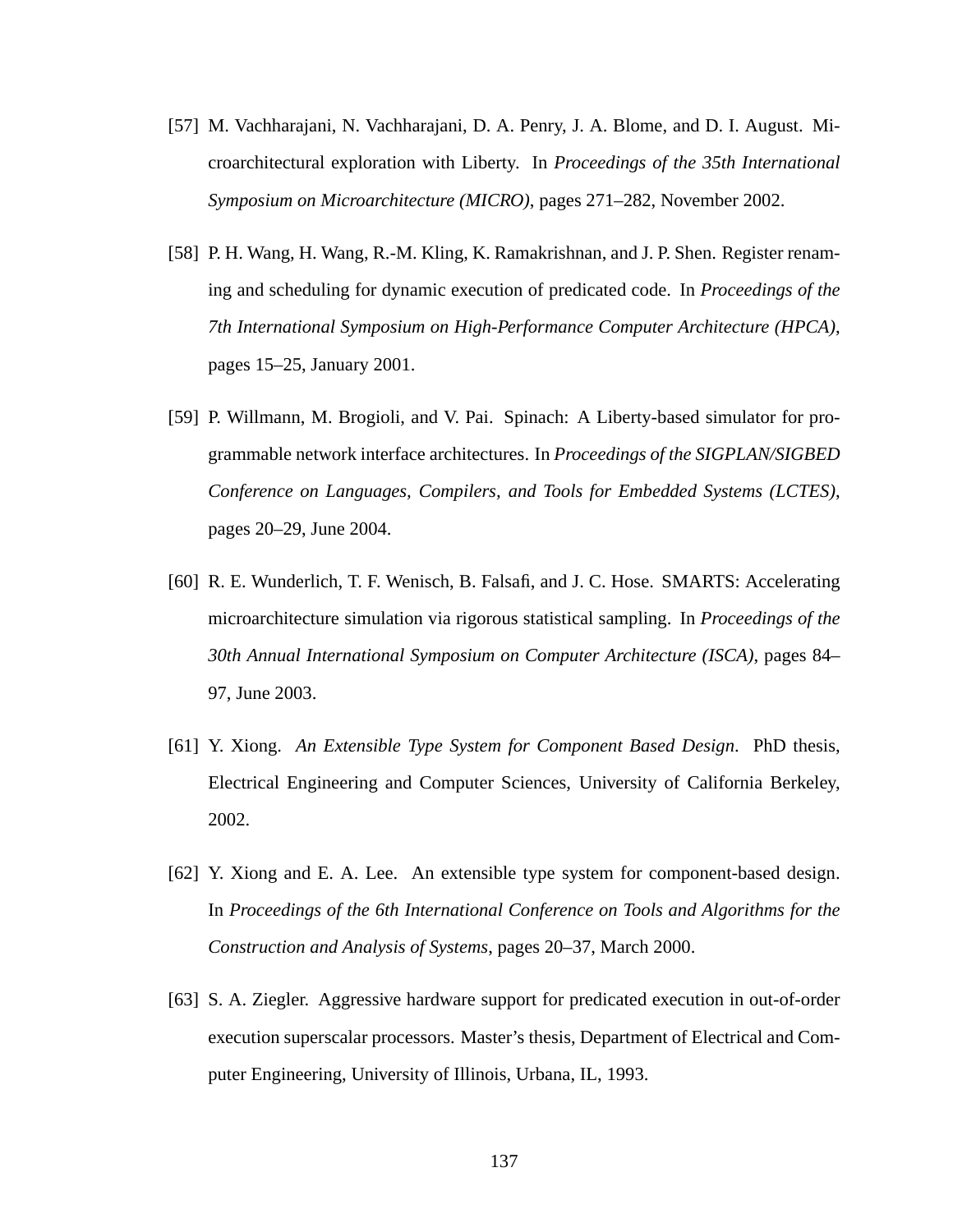[57] M. Vachharajani, N. Vachharajani, D. A. Penry, J. A. Blome, and D. I. August. Microarchitectural exploration with Liberty. In *Proceedings of the 35th International Symposium on Microarchitecture (MICRO)*, pages 271–282, November 2002.

[58] P. H. Wang, H. Wang, R.-M. Kling, K. Ramakrishnan, and J. P. Shen. Register renaming and scheduling for dynamic execution of predicated code. In *Proceedings of the 7th International Symposium on High-Performance Computer Architecture (HPCA)*, pages 15–25, January 2001.

[59] P. Willmann, M. Brogioli, and V. Pai. Spinach: A Liberty-based simulator for programmable network interface architectures. In *Proceedings of the SIGPLAN/SIGBED Conference on Languages, Compilers, and Tools for Embedded Systems (LCTES)*, pages 20–29, June 2004.

[60] R. E. Wunderlich, T. F. Wenisch, B. Falsafi, and J. C. Hose. SMARTS: Accelerating microarchitecture simulation via rigorous statistical sampling. In *Proceedings of the 30th Annual International Symposium on Computer Architecture (ISCA)*, pages 84–97, June 2003.

[61] Y. Xiong. *An Extensible Type System for Component Based Design*. PhD thesis, Electrical Engineering and Computer Sciences, University of California Berkeley, 2002.

[62] Y. Xiong and E. A. Lee. An extensible type system for component-based design. In *Proceedings of the 6th International Conference on Tools and Algorithms for the Construction and Analysis of Systems*, pages 20–37, March 2000.

[63] S. A. Ziegler. Aggressive hardware support for predicated execution in out-of-order execution superscalar processors. Master's thesis, Department of Electrical and Computer Engineering, University of Illinois, Urbana, IL, 1993.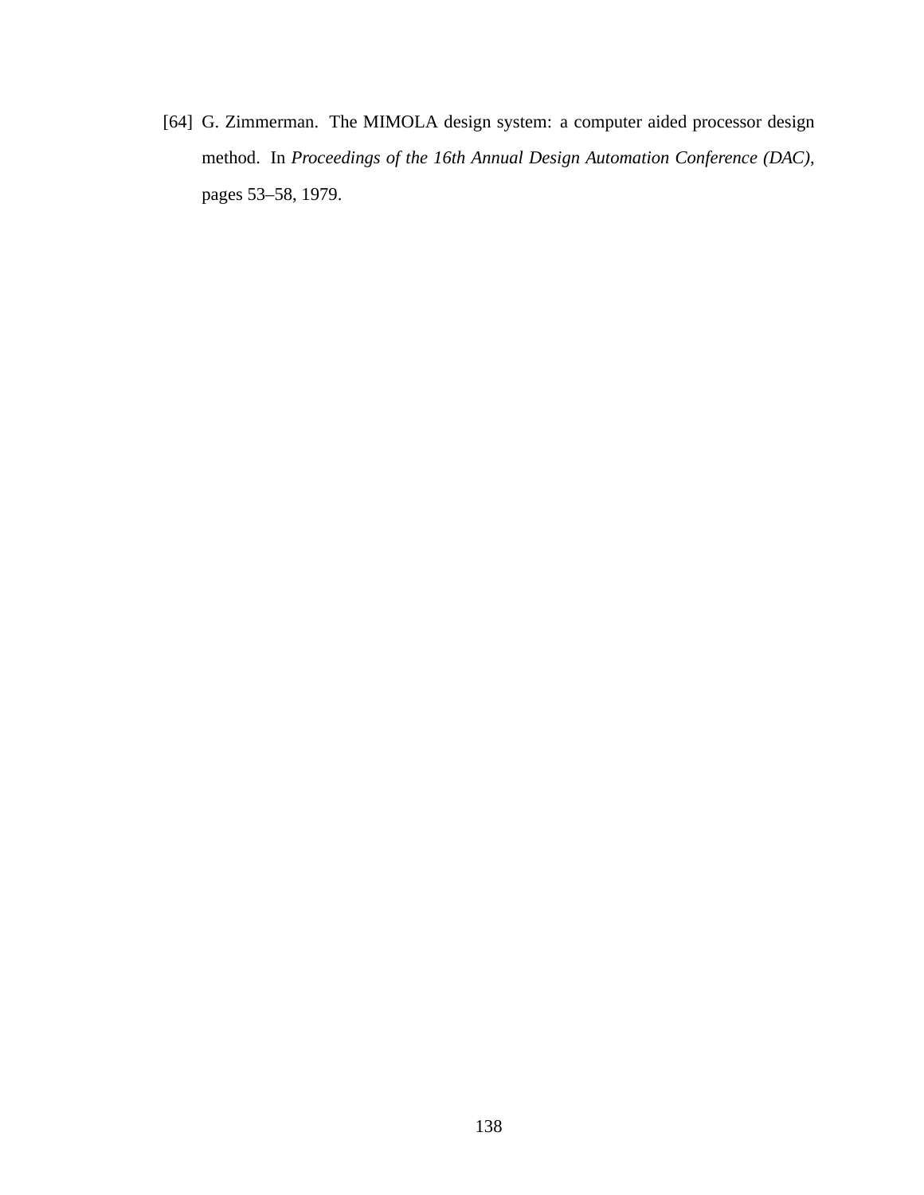[64] G. Zimmerman. The MIMOLA design system: a computer aided processor design method. In *Proceedings of the 16th Annual Design Automation Conference (DAC)*, pages 53–58, 1979.